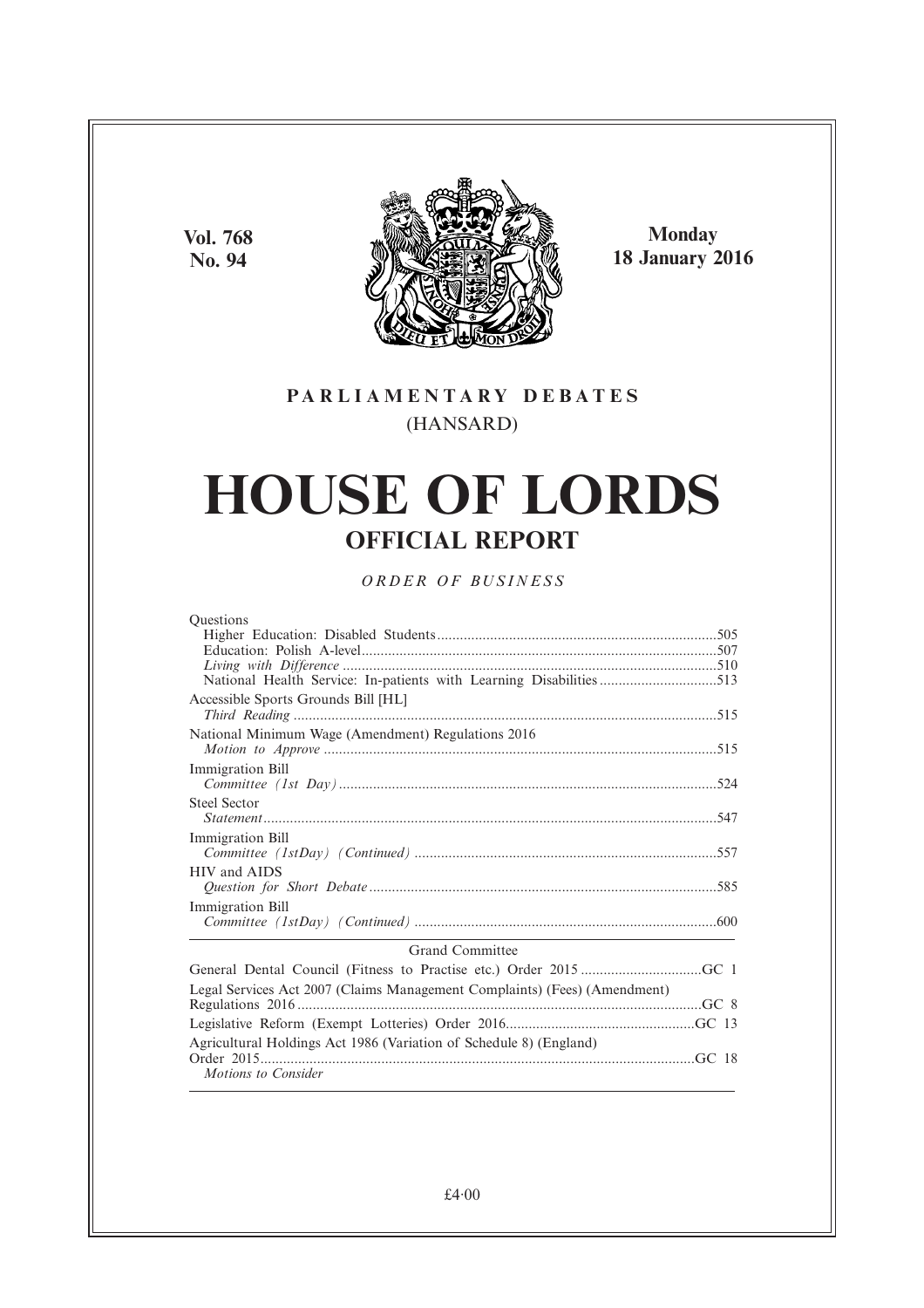**Vol. 768**
**No. 94**

**Monday**
**18 January 2016**

**PARLIAMENTARY DEBATES**
(HANSARD)

# HOUSE OF LORDS

## OFFICIAL REPORT

*ORDER OF BUSINESS*

Questions
Higher Education: Disabled Students.........................................................................505
Education: Polish A-level.............................................................................................507
*Living with Difference* ..................................................................................................510
National Health Service: In-patients with Learning Disabilities...............................513

Accessible Sports Grounds Bill [HL]
*Third Reading* ...............................................................................................................515

National Minimum Wage (Amendment) Regulations 2016
*Motion to Approve* .......................................................................................................515

Immigration Bill
*Committee (1st Day)*...................................................................................................524

Steel Sector
*Statement*.......................................................................................................................547

Immigration Bill
*Committee (1stDay) (Continued)* ...............................................................................557

HIV and AIDS
*Question for Short Debate*...........................................................................................585

Immigration Bill
*Committee (1stDay) (Continued)* ...............................................................................600

Grand Committee

General Dental Council (Fitness to Practise etc.) Order 2015 ................................GC 1

Legal Services Act 2007 (Claims Management Complaints) (Fees) (Amendment) Regulations 2016..........................................................................................................GC 8

Legislative Reform (Exempt Lotteries) Order 2016.................................................GC 13

Agricultural Holdings Act 1986 (Variation of Schedule 8) (England) Order 2015.................................................................................................................GC 18
*Motions to Consider*

£4·00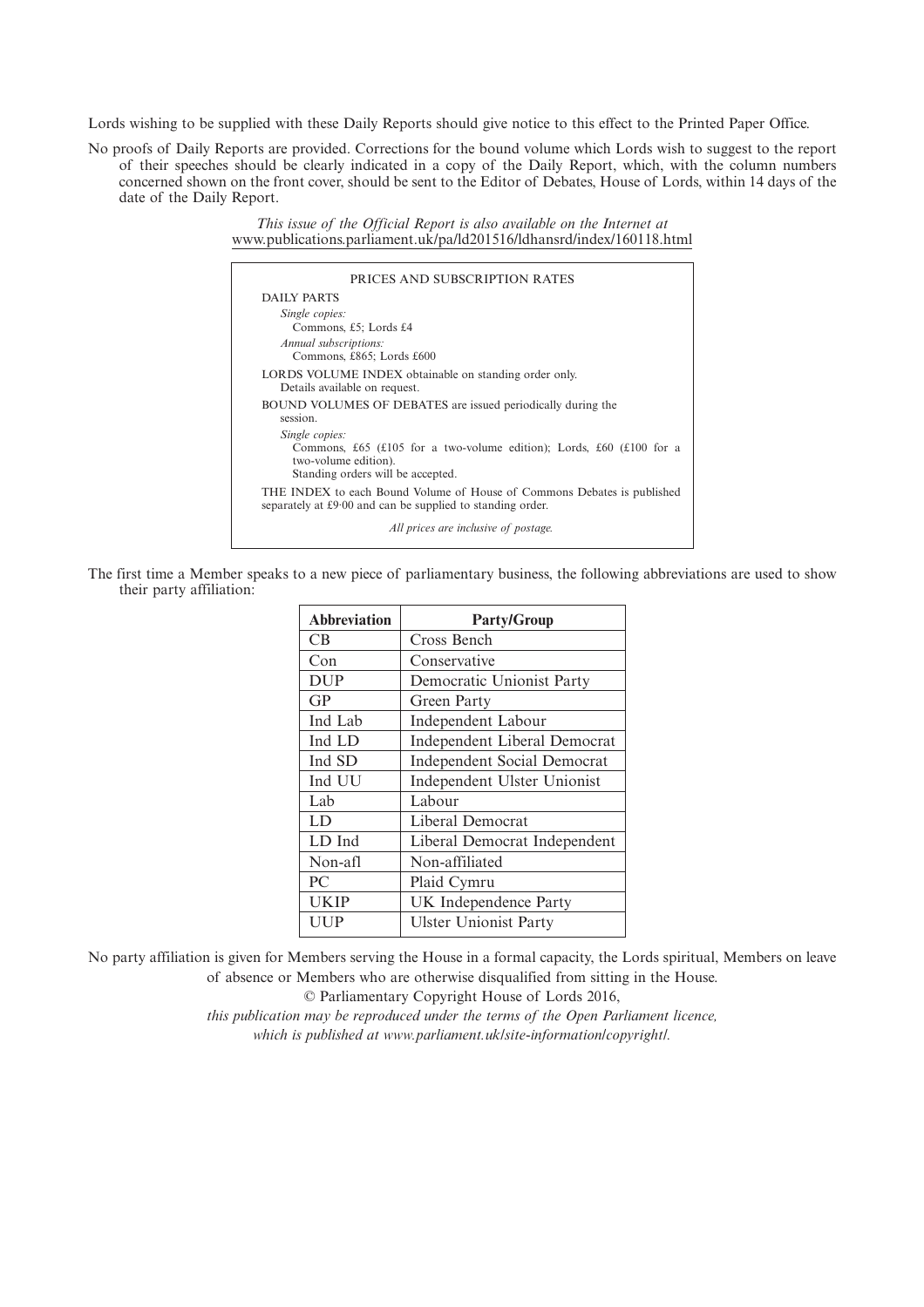Lords wishing to be supplied with these Daily Reports should give notice to this effect to the Printed Paper Office.

No proofs of Daily Reports are provided. Corrections for the bound volume which Lords wish to suggest to the report of their speeches should be clearly indicated in a copy of the Daily Report, which, with the column numbers concerned shown on the front cover, should be sent to the Editor of Debates, House of Lords, within 14 days of the date of the Daily Report.

*This issue of the Official Report is also available on the Internet at*
www.publications.parliament.uk/pa/ld201516/ldhansrd/index/160118.html

PRICES AND SUBSCRIPTION RATES

DAILY PARTS

*Single copies:*
Commons, £5; Lords £4

*Annual subscriptions:*
Commons, £865; Lords £600

LORDS VOLUME INDEX obtainable on standing order only.
Details available on request.

BOUND VOLUMES OF DEBATES are issued periodically during the session.

*Single copies:*
Commons, £65 (£105 for a two-volume edition); Lords, £60 (£100 for a two-volume edition).
Standing orders will be accepted.

THE INDEX to each Bound Volume of House of Commons Debates is published separately at £9·00 and can be supplied to standing order.

*All prices are inclusive of postage.*

The first time a Member speaks to a new piece of parliamentary business, the following abbreviations are used to show their party affiliation:

| Abbreviation | Party/Group |
|---|---|
| CB | Cross Bench |
| Con | Conservative |
| DUP | Democratic Unionist Party |
| GP | Green Party |
| Ind Lab | Independent Labour |
| Ind LD | Independent Liberal Democrat |
| Ind SD | Independent Social Democrat |
| Ind UU | Independent Ulster Unionist |
| Lab | Labour |
| LD | Liberal Democrat |
| LD Ind | Liberal Democrat Independent |
| Non-afl | Non-affiliated |
| PC | Plaid Cymru |
| UKIP | UK Independence Party |
| UUP | Ulster Unionist Party |

No party affiliation is given for Members serving the House in a formal capacity, the Lords spiritual, Members on leave of absence or Members who are otherwise disqualified from sitting in the House.

© Parliamentary Copyright House of Lords 2016,

*this publication may be reproduced under the terms of the Open Parliament licence, which is published at www.parliament.uk/site-information/copyright/.*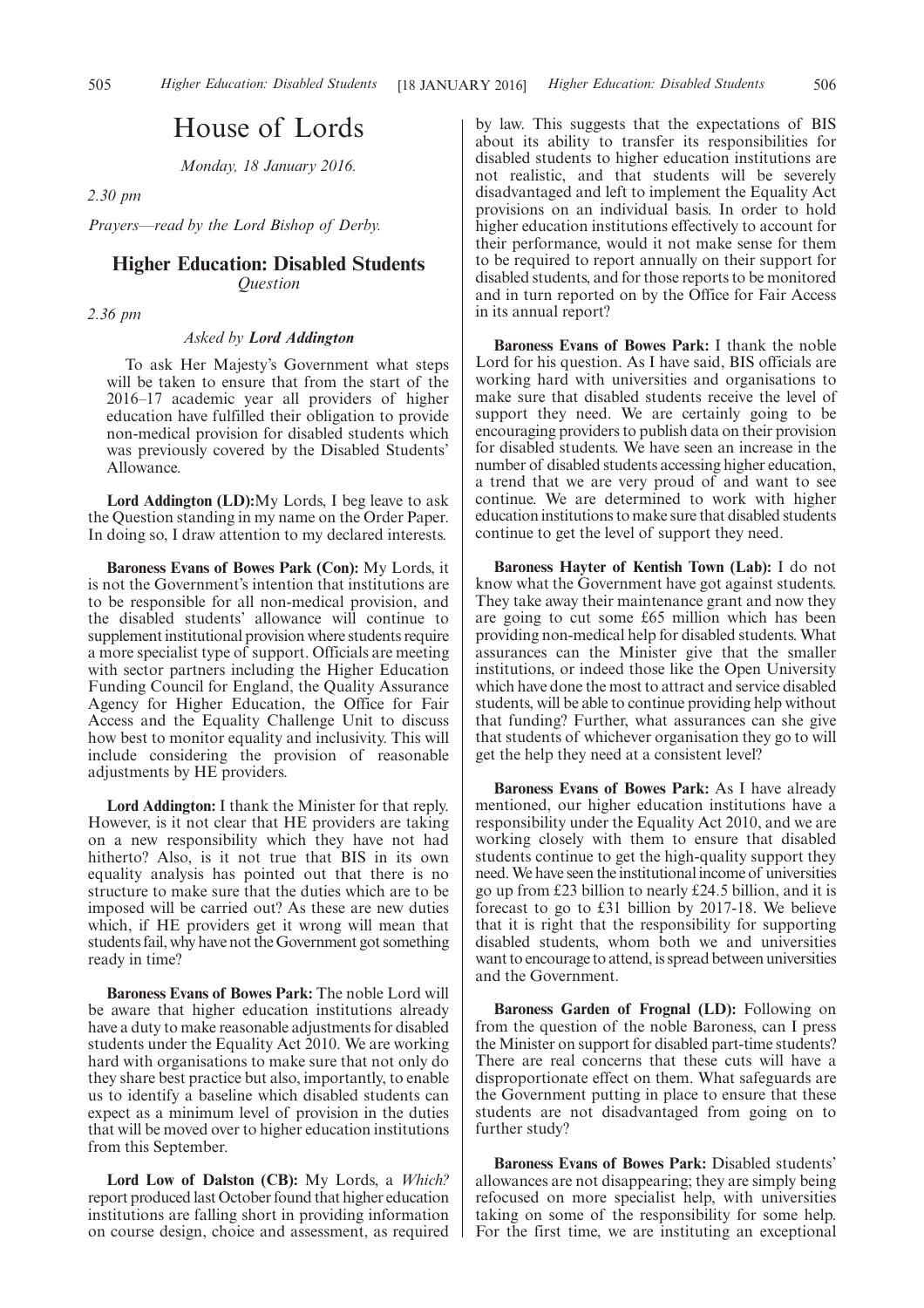# House of Lords

*Monday, 18 January 2016.*

*2.30 pm*

*Prayers—read by the Lord Bishop of Derby.*

## Higher Education: Disabled Students

*Question*

*2.36 pm*

*Asked by **Lord Addington***

To ask Her Majesty's Government what steps will be taken to ensure that from the start of the 2016–17 academic year all providers of higher education have fulfilled their obligation to provide non-medical provision for disabled students which was previously covered by the Disabled Students' Allowance.

**Lord Addington (LD):** My Lords, I beg leave to ask the Question standing in my name on the Order Paper. In doing so, I draw attention to my declared interests.

**Baroness Evans of Bowes Park (Con):** My Lords, it is not the Government's intention that institutions are to be responsible for all non-medical provision, and the disabled students' allowance will continue to supplement institutional provision where students require a more specialist type of support. Officials are meeting with sector partners including the Higher Education Funding Council for England, the Quality Assurance Agency for Higher Education, the Office for Fair Access and the Equality Challenge Unit to discuss how best to monitor equality and inclusivity. This will include considering the provision of reasonable adjustments by HE providers.

**Lord Addington:** I thank the Minister for that reply. However, is it not clear that HE providers are taking on a new responsibility which they have not had hitherto? Also, is it not true that BIS in its own equality analysis has pointed out that there is no structure to make sure that the duties which are to be imposed will be carried out? As these are new duties which, if HE providers get it wrong will mean that students fail, why have not the Government got something ready in time?

**Baroness Evans of Bowes Park:** The noble Lord will be aware that higher education institutions already have a duty to make reasonable adjustments for disabled students under the Equality Act 2010. We are working hard with organisations to make sure that not only do they share best practice but also, importantly, to enable us to identify a baseline which disabled students can expect as a minimum level of provision in the duties that will be moved over to higher education institutions from this September.

**Lord Low of Dalston (CB):** My Lords, a *Which?* report produced last October found that higher education institutions are falling short in providing information on course design, choice and assessment, as required by law. This suggests that the expectations of BIS about its ability to transfer its responsibilities for disabled students to higher education institutions are not realistic, and that students will be severely disadvantaged and left to implement the Equality Act provisions on an individual basis. In order to hold higher education institutions effectively to account for their performance, would it not make sense for them to be required to report annually on their support for disabled students, and for those reports to be monitored and in turn reported on by the Office for Fair Access in its annual report?

**Baroness Evans of Bowes Park:** I thank the noble Lord for his question. As I have said, BIS officials are working hard with universities and organisations to make sure that disabled students receive the level of support they need. We are certainly going to be encouraging providers to publish data on their provision for disabled students. We have seen an increase in the number of disabled students accessing higher education, a trend that we are very proud of and want to see continue. We are determined to work with higher education institutions to make sure that disabled students continue to get the level of support they need.

**Baroness Hayter of Kentish Town (Lab):** I do not know what the Government have got against students. They take away their maintenance grant and now they are going to cut some £65 million which has been providing non-medical help for disabled students. What assurances can the Minister give that the smaller institutions, or indeed those like the Open University which have done the most to attract and service disabled students, will be able to continue providing help without that funding? Further, what assurances can she give that students of whichever organisation they go to will get the help they need at a consistent level?

**Baroness Evans of Bowes Park:** As I have already mentioned, our higher education institutions have a responsibility under the Equality Act 2010, and we are working closely with them to ensure that disabled students continue to get the high-quality support they need. We have seen the institutional income of universities go up from £23 billion to nearly £24.5 billion, and it is forecast to go to £31 billion by 2017-18. We believe that it is right that the responsibility for supporting disabled students, whom both we and universities want to encourage to attend, is spread between universities and the Government.

**Baroness Garden of Frognal (LD):** Following on from the question of the noble Baroness, can I press the Minister on support for disabled part-time students? There are real concerns that these cuts will have a disproportionate effect on them. What safeguards are the Government putting in place to ensure that these students are not disadvantaged from going on to further study?

**Baroness Evans of Bowes Park:** Disabled students' allowances are not disappearing; they are simply being refocused on more specialist help, with universities taking on some of the responsibility for some help. For the first time, we are instituting an exceptional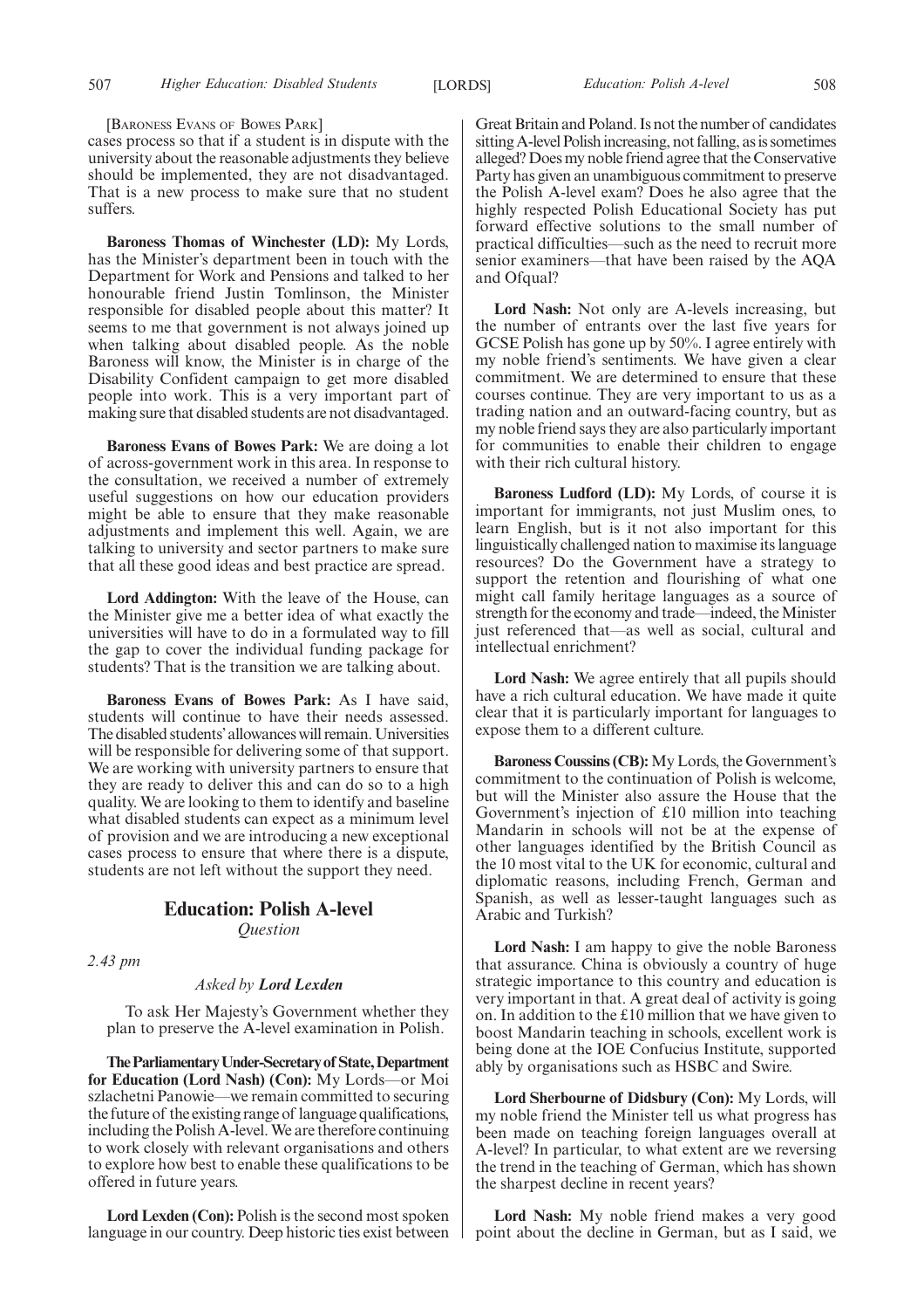[Baroness Evans of Bowes Park]

cases process so that if a student is in dispute with the university about the reasonable adjustments they believe should be implemented, they are not disadvantaged. That is a new process to make sure that no student suffers.

**Baroness Thomas of Winchester (LD):** My Lords, has the Minister's department been in touch with the Department for Work and Pensions and talked to her honourable friend Justin Tomlinson, the Minister responsible for disabled people about this matter? It seems to me that government is not always joined up when talking about disabled people. As the noble Baroness will know, the Minister is in charge of the Disability Confident campaign to get more disabled people into work. This is a very important part of making sure that disabled students are not disadvantaged.

**Baroness Evans of Bowes Park:** We are doing a lot of across-government work in this area. In response to the consultation, we received a number of extremely useful suggestions on how our education providers might be able to ensure that they make reasonable adjustments and implement this well. Again, we are talking to university and sector partners to make sure that all these good ideas and best practice are spread.

**Lord Addington:** With the leave of the House, can the Minister give me a better idea of what exactly the universities will have to do in a formulated way to fill the gap to cover the individual funding package for students? That is the transition we are talking about.

**Baroness Evans of Bowes Park:** As I have said, students will continue to have their needs assessed. The disabled students' allowances will remain. Universities will be responsible for delivering some of that support. We are working with university partners to ensure that they are ready to deliver this and can do so to a high quality. We are looking to them to identify and baseline what disabled students can expect as a minimum level of provision and we are introducing a new exceptional cases process to ensure that where there is a dispute, students are not left without the support they need.

## Education: Polish A-level

*Question*

*2.43 pm*

*Asked by **Lord Lexden***

To ask Her Majesty's Government whether they plan to preserve the A-level examination in Polish.

**The Parliamentary Under-Secretary of State, Department for Education (Lord Nash) (Con):** My Lords—or Moi szlachetni Panowie—we remain committed to securing the future of the existing range of language qualifications, including the Polish A-level. We are therefore continuing to work closely with relevant organisations and others to explore how best to enable these qualifications to be offered in future years.

**Lord Lexden (Con):** Polish is the second most spoken language in our country. Deep historic ties exist between Great Britain and Poland. Is not the number of candidates sitting A-level Polish increasing, not falling, as is sometimes alleged? Does my noble friend agree that the Conservative Party has given an unambiguous commitment to preserve the Polish A-level exam? Does he also agree that the highly respected Polish Educational Society has put forward effective solutions to the small number of practical difficulties—such as the need to recruit more senior examiners—that have been raised by the AQA and Ofqual?

**Lord Nash:** Not only are A-levels increasing, but the number of entrants over the last five years for GCSE Polish has gone up by 50%. I agree entirely with my noble friend's sentiments. We have given a clear commitment. We are determined to ensure that these courses continue. They are very important to us as a trading nation and an outward-facing country, but as my noble friend says they are also particularly important for communities to enable their children to engage with their rich cultural history.

**Baroness Ludford (LD):** My Lords, of course it is important for immigrants, not just Muslim ones, to learn English, but is it not also important for this linguistically challenged nation to maximise its language resources? Do the Government have a strategy to support the retention and flourishing of what one might call family heritage languages as a source of strength for the economy and trade—indeed, the Minister just referenced that—as well as social, cultural and intellectual enrichment?

**Lord Nash:** We agree entirely that all pupils should have a rich cultural education. We have made it quite clear that it is particularly important for languages to expose them to a different culture.

**Baroness Coussins (CB):** My Lords, the Government's commitment to the continuation of Polish is welcome, but will the Minister also assure the House that the Government's injection of £10 million into teaching Mandarin in schools will not be at the expense of other languages identified by the British Council as the 10 most vital to the UK for economic, cultural and diplomatic reasons, including French, German and Spanish, as well as lesser-taught languages such as Arabic and Turkish?

**Lord Nash:** I am happy to give the noble Baroness that assurance. China is obviously a country of huge strategic importance to this country and education is very important in that. A great deal of activity is going on. In addition to the £10 million that we have given to boost Mandarin teaching in schools, excellent work is being done at the IOE Confucius Institute, supported ably by organisations such as HSBC and Swire.

**Lord Sherbourne of Didsbury (Con):** My Lords, will my noble friend the Minister tell us what progress has been made on teaching foreign languages overall at A-level? In particular, to what extent are we reversing the trend in the teaching of German, which has shown the sharpest decline in recent years?

**Lord Nash:** My noble friend makes a very good point about the decline in German, but as I said, we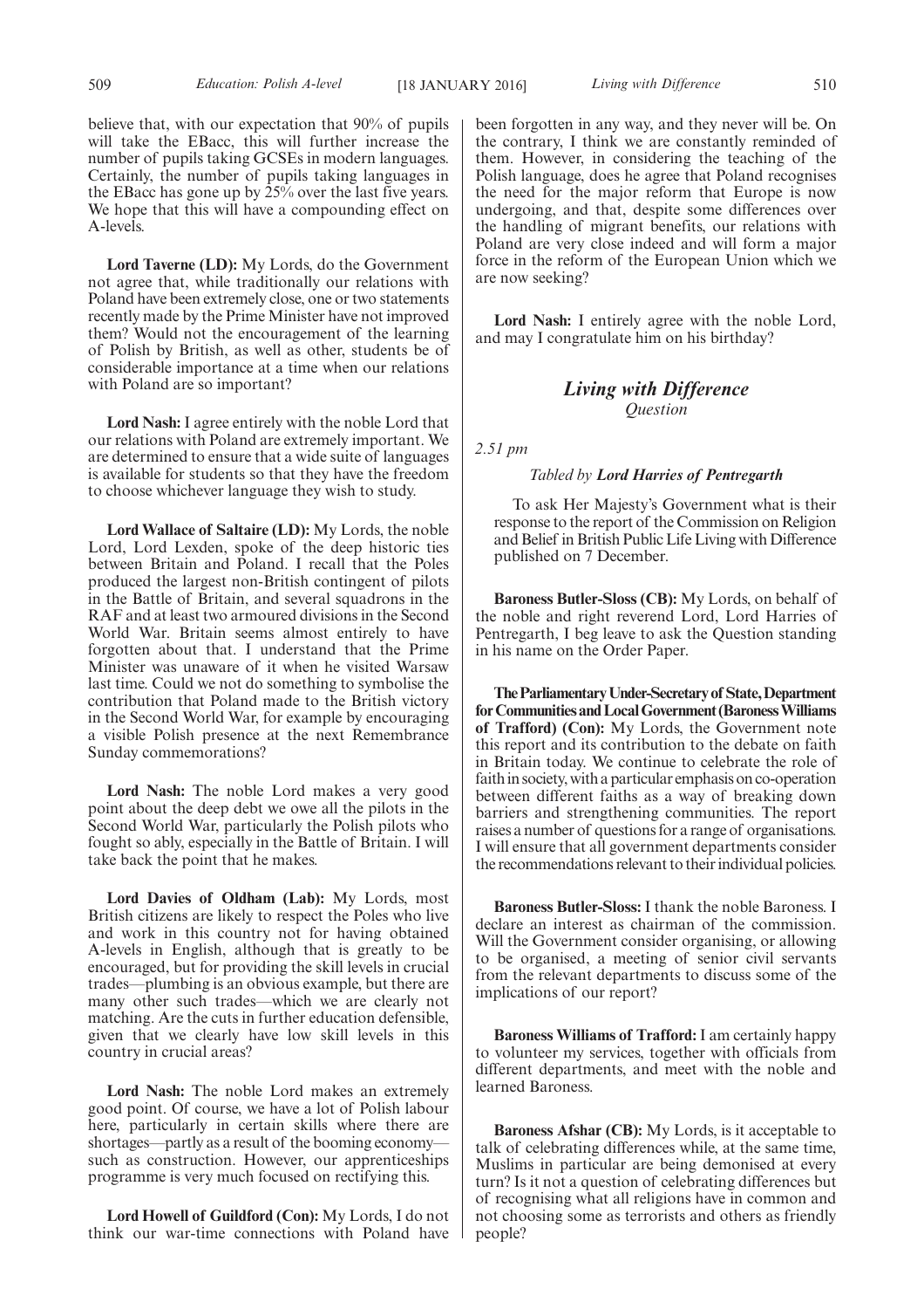believe that, with our expectation that 90% of pupils will take the EBacc, this will further increase the number of pupils taking GCSEs in modern languages. Certainly, the number of pupils taking languages in the EBacc has gone up by 25% over the last five years. We hope that this will have a compounding effect on A-levels.

**Lord Taverne (LD):** My Lords, do the Government not agree that, while traditionally our relations with Poland have been extremely close, one or two statements recently made by the Prime Minister have not improved them? Would not the encouragement of the learning of Polish by British, as well as other, students be of considerable importance at a time when our relations with Poland are so important?

**Lord Nash:** I agree entirely with the noble Lord that our relations with Poland are extremely important. We are determined to ensure that a wide suite of languages is available for students so that they have the freedom to choose whichever language they wish to study.

**Lord Wallace of Saltaire (LD):** My Lords, the noble Lord, Lord Lexden, spoke of the deep historic ties between Britain and Poland. I recall that the Poles produced the largest non-British contingent of pilots in the Battle of Britain, and several squadrons in the RAF and at least two armoured divisions in the Second World War. Britain seems almost entirely to have forgotten about that. I understand that the Prime Minister was unaware of it when he visited Warsaw last time. Could we not do something to symbolise the contribution that Poland made to the British victory in the Second World War, for example by encouraging a visible Polish presence at the next Remembrance Sunday commemorations?

**Lord Nash:** The noble Lord makes a very good point about the deep debt we owe all the pilots in the Second World War, particularly the Polish pilots who fought so ably, especially in the Battle of Britain. I will take back the point that he makes.

**Lord Davies of Oldham (Lab):** My Lords, most British citizens are likely to respect the Poles who live and work in this country not for having obtained A-levels in English, although that is greatly to be encouraged, but for providing the skill levels in crucial trades—plumbing is an obvious example, but there are many other such trades—which we are clearly not matching. Are the cuts in further education defensible, given that we clearly have low skill levels in this country in crucial areas?

**Lord Nash:** The noble Lord makes an extremely good point. Of course, we have a lot of Polish labour here, particularly in certain skills where there are shortages—partly as a result of the booming economy—such as construction. However, our apprenticeships programme is very much focused on rectifying this.

**Lord Howell of Guildford (Con):** My Lords, I do not think our war-time connections with Poland have been forgotten in any way, and they never will be. On the contrary, I think we are constantly reminded of them. However, in considering the teaching of the Polish language, does he agree that Poland recognises the need for the major reform that Europe is now undergoing, and that, despite some differences over the handling of migrant benefits, our relations with Poland are very close indeed and will form a major force in the reform of the European Union which we are now seeking?

**Lord Nash:** I entirely agree with the noble Lord, and may I congratulate him on his birthday?

## *Living with Difference*
*Question*

*2.51 pm*

*Tabled by* ***Lord Harries of Pentregarth***

To ask Her Majesty's Government what is their response to the report of the Commission on Religion and Belief in British Public Life Living with Difference published on 7 December.

**Baroness Butler-Sloss (CB):** My Lords, on behalf of the noble and right reverend Lord, Lord Harries of Pentregarth, I beg leave to ask the Question standing in his name on the Order Paper.

**The Parliamentary Under-Secretary of State, Department for Communities and Local Government (Baroness Williams of Trafford) (Con):** My Lords, the Government note this report and its contribution to the debate on faith in Britain today. We continue to celebrate the role of faith in society, with a particular emphasis on co-operation between different faiths as a way of breaking down barriers and strengthening communities. The report raises a number of questions for a range of organisations. I will ensure that all government departments consider the recommendations relevant to their individual policies.

**Baroness Butler-Sloss:** I thank the noble Baroness. I declare an interest as chairman of the commission. Will the Government consider organising, or allowing to be organised, a meeting of senior civil servants from the relevant departments to discuss some of the implications of our report?

**Baroness Williams of Trafford:** I am certainly happy to volunteer my services, together with officials from different departments, and meet with the noble and learned Baroness.

**Baroness Afshar (CB):** My Lords, is it acceptable to talk of celebrating differences while, at the same time, Muslims in particular are being demonised at every turn? Is it not a question of celebrating differences but of recognising what all religions have in common and not choosing some as terrorists and others as friendly people?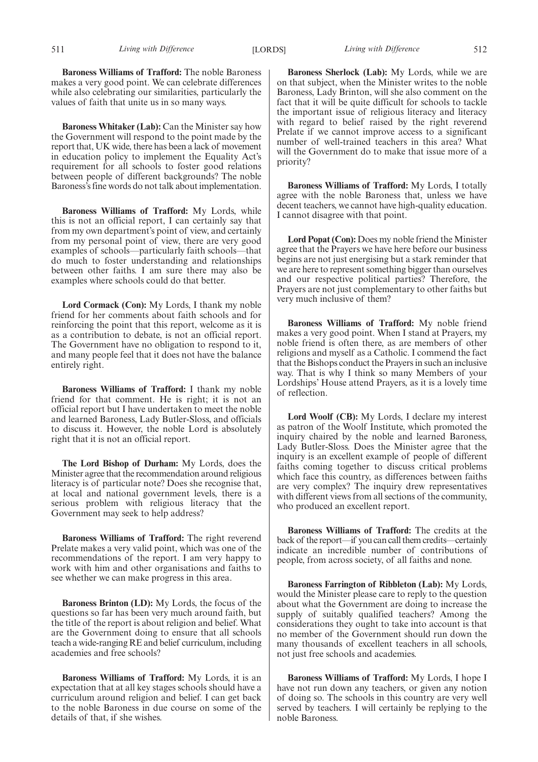**Baroness Williams of Trafford:** The noble Baroness makes a very good point. We can celebrate differences while also celebrating our similarities, particularly the values of faith that unite us in so many ways.

**Baroness Whitaker (Lab):** Can the Minister say how the Government will respond to the point made by the report that, UK wide, there has been a lack of movement in education policy to implement the Equality Act's requirement for all schools to foster good relations between people of different backgrounds? The noble Baroness's fine words do not talk about implementation.

**Baroness Williams of Trafford:** My Lords, while this is not an official report, I can certainly say that from my own department's point of view, and certainly from my personal point of view, there are very good examples of schools—particularly faith schools—that do much to foster understanding and relationships between other faiths. I am sure there may also be examples where schools could do that better.

**Lord Cormack (Con):** My Lords, I thank my noble friend for her comments about faith schools and for reinforcing the point that this report, welcome as it is as a contribution to debate, is not an official report. The Government have no obligation to respond to it, and many people feel that it does not have the balance entirely right.

**Baroness Williams of Trafford:** I thank my noble friend for that comment. He is right; it is not an official report but I have undertaken to meet the noble and learned Baroness, Lady Butler-Sloss, and officials to discuss it. However, the noble Lord is absolutely right that it is not an official report.

**The Lord Bishop of Durham:** My Lords, does the Minister agree that the recommendation around religious literacy is of particular note? Does she recognise that, at local and national government levels, there is a serious problem with religious literacy that the Government may seek to help address?

**Baroness Williams of Trafford:** The right reverend Prelate makes a very valid point, which was one of the recommendations of the report. I am very happy to work with him and other organisations and faiths to see whether we can make progress in this area.

**Baroness Brinton (LD):** My Lords, the focus of the questions so far has been very much around faith, but the title of the report is about religion and belief. What are the Government doing to ensure that all schools teach a wide-ranging RE and belief curriculum, including academies and free schools?

**Baroness Williams of Trafford:** My Lords, it is an expectation that at all key stages schools should have a curriculum around religion and belief. I can get back to the noble Baroness in due course on some of the details of that, if she wishes.

**Baroness Sherlock (Lab):** My Lords, while we are on that subject, when the Minister writes to the noble Baroness, Lady Brinton, will she also comment on the fact that it will be quite difficult for schools to tackle the important issue of religious literacy and literacy with regard to belief raised by the right reverend Prelate if we cannot improve access to a significant number of well-trained teachers in this area? What will the Government do to make that issue more of a priority?

**Baroness Williams of Trafford:** My Lords, I totally agree with the noble Baroness that, unless we have decent teachers, we cannot have high-quality education. I cannot disagree with that point.

**Lord Popat (Con):** Does my noble friend the Minister agree that the Prayers we have here before our business begins are not just energising but a stark reminder that we are here to represent something bigger than ourselves and our respective political parties? Therefore, the Prayers are not just complementary to other faiths but very much inclusive of them?

**Baroness Williams of Trafford:** My noble friend makes a very good point. When I stand at Prayers, my noble friend is often there, as are members of other religions and myself as a Catholic. I commend the fact that the Bishops conduct the Prayers in such an inclusive way. That is why I think so many Members of your Lordships' House attend Prayers, as it is a lovely time of reflection.

**Lord Woolf (CB):** My Lords, I declare my interest as patron of the Woolf Institute, which promoted the inquiry chaired by the noble and learned Baroness, Lady Butler-Sloss. Does the Minister agree that the inquiry is an excellent example of people of different faiths coming together to discuss critical problems which face this country, as differences between faiths are very complex? The inquiry drew representatives with different views from all sections of the community, who produced an excellent report.

**Baroness Williams of Trafford:** The credits at the back of the report—if you can call them credits—certainly indicate an incredible number of contributions of people, from across society, of all faiths and none.

**Baroness Farrington of Ribbleton (Lab):** My Lords, would the Minister please care to reply to the question about what the Government are doing to increase the supply of suitably qualified teachers? Among the considerations they ought to take into account is that no member of the Government should run down the many thousands of excellent teachers in all schools, not just free schools and academies.

**Baroness Williams of Trafford:** My Lords, I hope I have not run down any teachers, or given any notion of doing so. The schools in this country are very well served by teachers. I will certainly be replying to the noble Baroness.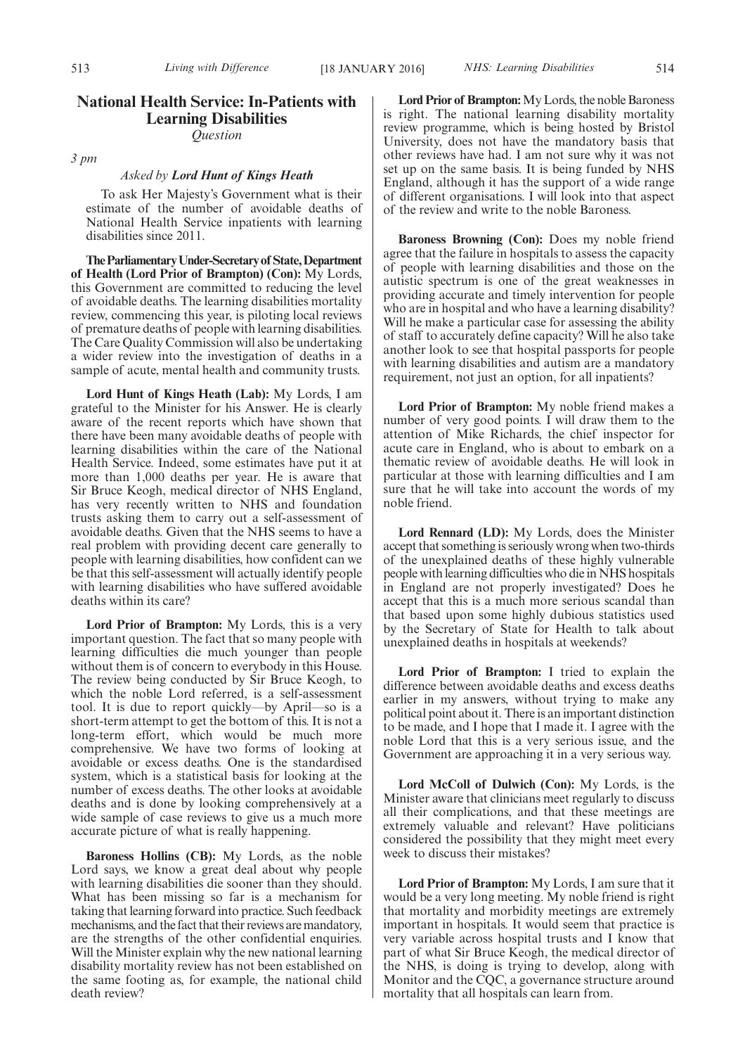# National Health Service: In-Patients with Learning Disabilities

*Question*

*3 pm*

*Asked by* ***Lord Hunt of Kings Heath***

To ask Her Majesty's Government what is their estimate of the number of avoidable deaths of National Health Service inpatients with learning disabilities since 2011.

**The Parliamentary Under-Secretary of State, Department of Health (Lord Prior of Brampton) (Con):** My Lords, this Government are committed to reducing the level of avoidable deaths. The learning disabilities mortality review, commencing this year, is piloting local reviews of premature deaths of people with learning disabilities. The Care Quality Commission will also be undertaking a wider review into the investigation of deaths in a sample of acute, mental health and community trusts.

**Lord Hunt of Kings Heath (Lab):** My Lords, I am grateful to the Minister for his Answer. He is clearly aware of the recent reports which have shown that there have been many avoidable deaths of people with learning disabilities within the care of the National Health Service. Indeed, some estimates have put it at more than 1,000 deaths per year. He is aware that Sir Bruce Keogh, medical director of NHS England, has very recently written to NHS and foundation trusts asking them to carry out a self-assessment of avoidable deaths. Given that the NHS seems to have a real problem with providing decent care generally to people with learning disabilities, how confident can we be that this self-assessment will actually identify people with learning disabilities who have suffered avoidable deaths within its care?

**Lord Prior of Brampton:** My Lords, this is a very important question. The fact that so many people with learning difficulties die much younger than people without them is of concern to everybody in this House. The review being conducted by Sir Bruce Keogh, to which the noble Lord referred, is a self-assessment tool. It is due to report quickly—by April—so is a short-term attempt to get the bottom of this. It is not a long-term effort, which would be much more comprehensive. We have two forms of looking at avoidable or excess deaths. One is the standardised system, which is a statistical basis for looking at the number of excess deaths. The other looks at avoidable deaths and is done by looking comprehensively at a wide sample of case reviews to give us a much more accurate picture of what is really happening.

**Baroness Hollins (CB):** My Lords, as the noble Lord says, we know a great deal about why people with learning disabilities die sooner than they should. What has been missing so far is a mechanism for taking that learning forward into practice. Such feedback mechanisms, and the fact that their reviews are mandatory, are the strengths of the other confidential enquiries. Will the Minister explain why the new national learning disability mortality review has not been established on the same footing as, for example, the national child death review?

**Lord Prior of Brampton:** My Lords, the noble Baroness is right. The national learning disability mortality review programme, which is being hosted by Bristol University, does not have the mandatory basis that other reviews have had. I am not sure why it was not set up on the same basis. It is being funded by NHS England, although it has the support of a wide range of different organisations. I will look into that aspect of the review and write to the noble Baroness.

**Baroness Browning (Con):** Does my noble friend agree that the failure in hospitals to assess the capacity of people with learning disabilities and those on the autistic spectrum is one of the great weaknesses in providing accurate and timely intervention for people who are in hospital and who have a learning disability? Will he make a particular case for assessing the ability of staff to accurately define capacity? Will he also take another look to see that hospital passports for people with learning disabilities and autism are a mandatory requirement, not just an option, for all inpatients?

**Lord Prior of Brampton:** My noble friend makes a number of very good points. I will draw them to the attention of Mike Richards, the chief inspector for acute care in England, who is about to embark on a thematic review of avoidable deaths. He will look in particular at those with learning difficulties and I am sure that he will take into account the words of my noble friend.

**Lord Rennard (LD):** My Lords, does the Minister accept that something is seriously wrong when two-thirds of the unexplained deaths of these highly vulnerable people with learning difficulties who die in NHS hospitals in England are not properly investigated? Does he accept that this is a much more serious scandal than that based upon some highly dubious statistics used by the Secretary of State for Health to talk about unexplained deaths in hospitals at weekends?

**Lord Prior of Brampton:** I tried to explain the difference between avoidable deaths and excess deaths earlier in my answers, without trying to make any political point about it. There is an important distinction to be made, and I hope that I made it. I agree with the noble Lord that this is a very serious issue, and the Government are approaching it in a very serious way.

**Lord McColl of Dulwich (Con):** My Lords, is the Minister aware that clinicians meet regularly to discuss all their complications, and that these meetings are extremely valuable and relevant? Have politicians considered the possibility that they might meet every week to discuss their mistakes?

**Lord Prior of Brampton:** My Lords, I am sure that it would be a very long meeting. My noble friend is right that mortality and morbidity meetings are extremely important in hospitals. It would seem that practice is very variable across hospital trusts and I know that part of what Sir Bruce Keogh, the medical director of the NHS, is doing is trying to develop, along with Monitor and the CQC, a governance structure around mortality that all hospitals can learn from.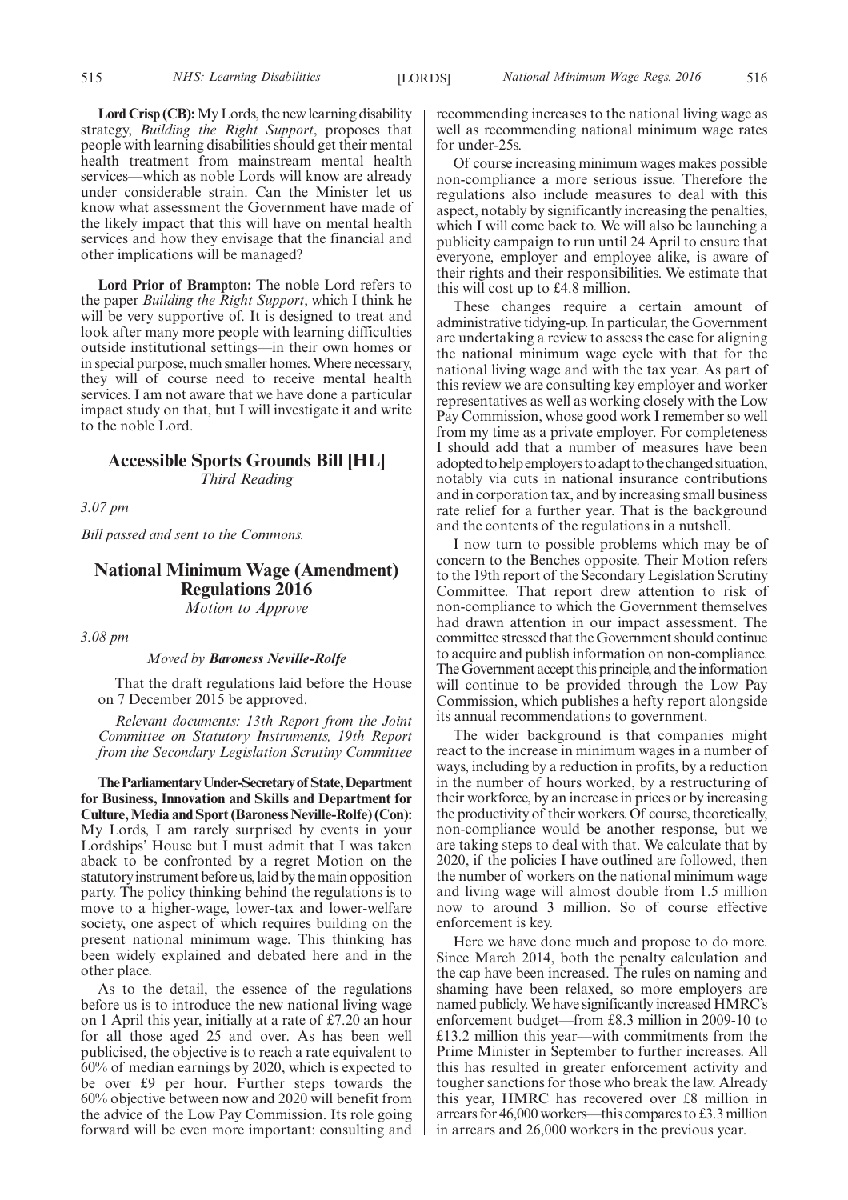**Lord Crisp (CB):** My Lords, the new learning disability strategy, *Building the Right Support*, proposes that people with learning disabilities should get their mental health treatment from mainstream mental health services—which as noble Lords will know are already under considerable strain. Can the Minister let us know what assessment the Government have made of the likely impact that this will have on mental health services and how they envisage that the financial and other implications will be managed?

**Lord Prior of Brampton:** The noble Lord refers to the paper *Building the Right Support*, which I think he will be very supportive of. It is designed to treat and look after many more people with learning difficulties outside institutional settings—in their own homes or in special purpose, much smaller homes. Where necessary, they will of course need to receive mental health services. I am not aware that we have done a particular impact study on that, but I will investigate it and write to the noble Lord.

## Accessible Sports Grounds Bill [HL]

*Third Reading*

*3.07 pm*

*Bill passed and sent to the Commons.*

## National Minimum Wage (Amendment) Regulations 2016

*Motion to Approve*

*3.08 pm*

*Moved by* ***Baroness Neville-Rolfe***

That the draft regulations laid before the House on 7 December 2015 be approved.

*Relevant documents: 13th Report from the Joint Committee on Statutory Instruments, 19th Report from the Secondary Legislation Scrutiny Committee*

**The Parliamentary Under-Secretary of State, Department for Business, Innovation and Skills and Department for Culture, Media and Sport (Baroness Neville-Rolfe) (Con):** My Lords, I am rarely surprised by events in your Lordships' House but I must admit that I was taken aback to be confronted by a regret Motion on the statutory instrument before us, laid by the main opposition party. The policy thinking behind the regulations is to move to a higher-wage, lower-tax and lower-welfare society, one aspect of which requires building on the present national minimum wage. This thinking has been widely explained and debated here and in the other place.

As to the detail, the essence of the regulations before us is to introduce the new national living wage on 1 April this year, initially at a rate of £7.20 an hour for all those aged 25 and over. As has been well publicised, the objective is to reach a rate equivalent to 60% of median earnings by 2020, which is expected to be over £9 per hour. Further steps towards the 60% objective between now and 2020 will benefit from the advice of the Low Pay Commission. Its role going forward will be even more important: consulting and recommending increases to the national living wage as well as recommending national minimum wage rates for under-25s.

Of course increasing minimum wages makes possible non-compliance a more serious issue. Therefore the regulations also include measures to deal with this aspect, notably by significantly increasing the penalties, which I will come back to. We will also be launching a publicity campaign to run until 24 April to ensure that everyone, employer and employee alike, is aware of their rights and their responsibilities. We estimate that this will cost up to £4.8 million.

These changes require a certain amount of administrative tidying-up. In particular, the Government are undertaking a review to assess the case for aligning the national minimum wage cycle with that for the national living wage and with the tax year. As part of this review we are consulting key employer and worker representatives as well as working closely with the Low Pay Commission, whose good work I remember so well from my time as a private employer. For completeness I should add that a number of measures have been adopted to help employers to adapt to the changed situation, notably via cuts in national insurance contributions and in corporation tax, and by increasing small business rate relief for a further year. That is the background and the contents of the regulations in a nutshell.

I now turn to possible problems which may be of concern to the Benches opposite. Their Motion refers to the 19th report of the Secondary Legislation Scrutiny Committee. That report drew attention to risk of non-compliance to which the Government themselves had drawn attention in our impact assessment. The committee stressed that the Government should continue to acquire and publish information on non-compliance. The Government accept this principle, and the information will continue to be provided through the Low Pay Commission, which publishes a hefty report alongside its annual recommendations to government.

The wider background is that companies might react to the increase in minimum wages in a number of ways, including by a reduction in profits, by a reduction in the number of hours worked, by a restructuring of their workforce, by an increase in prices or by increasing the productivity of their workers. Of course, theoretically, non-compliance would be another response, but we are taking steps to deal with that. We calculate that by 2020, if the policies I have outlined are followed, then the number of workers on the national minimum wage and living wage will almost double from 1.5 million now to around 3 million. So of course effective enforcement is key.

Here we have done much and propose to do more. Since March 2014, both the penalty calculation and the cap have been increased. The rules on naming and shaming have been relaxed, so more employers are named publicly. We have significantly increased HMRC's enforcement budget—from £8.3 million in 2009-10 to £13.2 million this year—with commitments from the Prime Minister in September to further increases. All this has resulted in greater enforcement activity and tougher sanctions for those who break the law. Already this year, HMRC has recovered over £8 million in arrears for 46,000 workers—this compares to £3.3 million in arrears and 26,000 workers in the previous year.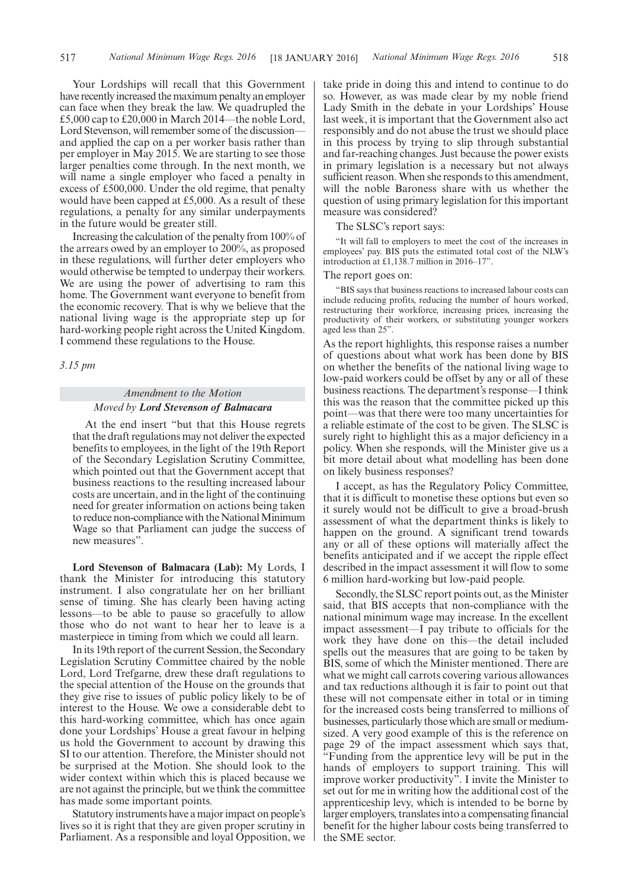Your Lordships will recall that this Government have recently increased the maximum penalty an employer can face when they break the law. We quadrupled the £5,000 cap to £20,000 in March 2014—the noble Lord, Lord Stevenson, will remember some of the discussion—and applied the cap on a per worker basis rather than per employer in May 2015. We are starting to see those larger penalties come through. In the next month, we will name a single employer who faced a penalty in excess of £500,000. Under the old regime, that penalty would have been capped at £5,000. As a result of these regulations, a penalty for any similar underpayments in the future would be greater still.

Increasing the calculation of the penalty from 100% of the arrears owed by an employer to 200%, as proposed in these regulations, will further deter employers who would otherwise be tempted to underpay their workers. We are using the power of advertising to ram this home. The Government want everyone to benefit from the economic recovery. That is why we believe that the national living wage is the appropriate step up for hard-working people right across the United Kingdom. I commend these regulations to the House.

*3.15 pm*

*Amendment to the Motion*

*Moved by* ***Lord Stevenson of Balmacara***

At the end insert "but that this House regrets that the draft regulations may not deliver the expected benefits to employees, in the light of the 19th Report of the Secondary Legislation Scrutiny Committee, which pointed out that the Government accept that business reactions to the resulting increased labour costs are uncertain, and in the light of the continuing need for greater information on actions being taken to reduce non-compliance with the National Minimum Wage so that Parliament can judge the success of new measures".

**Lord Stevenson of Balmacara (Lab):** My Lords, I thank the Minister for introducing this statutory instrument. I also congratulate her on her brilliant sense of timing. She has clearly been having acting lessons—to be able to pause so gracefully to allow those who do not want to hear her to leave is a masterpiece in timing from which we could all learn.

In its 19th report of the current Session, the Secondary Legislation Scrutiny Committee chaired by the noble Lord, Lord Trefgarne, drew these draft regulations to the special attention of the House on the grounds that they give rise to issues of public policy likely to be of interest to the House. We owe a considerable debt to this hard-working committee, which has once again done your Lordships' House a great favour in helping us hold the Government to account by drawing this SI to our attention. Therefore, the Minister should not be surprised at the Motion. She should look to the wider context within which this is placed because we are not against the principle, but we think the committee has made some important points.

Statutory instruments have a major impact on people's lives so it is right that they are given proper scrutiny in Parliament. As a responsible and loyal Opposition, we take pride in doing this and intend to continue to do so. However, as was made clear by my noble friend Lady Smith in the debate in your Lordships' House last week, it is important that the Government also act responsibly and do not abuse the trust we should place in this process by trying to slip through substantial and far-reaching changes. Just because the power exists in primary legislation is a necessary but not always sufficient reason. When she responds to this amendment, will the noble Baroness share with us whether the question of using primary legislation for this important measure was considered?

The SLSC's report says:

"It will fall to employers to meet the cost of the increases in employees' pay. BIS puts the estimated total cost of the NLW's introduction at £1,138.7 million in 2016–17".

The report goes on:

"BIS says that business reactions to increased labour costs can include reducing profits, reducing the number of hours worked, restructuring their workforce, increasing prices, increasing the productivity of their workers, or substituting younger workers aged less than 25".

As the report highlights, this response raises a number of questions about what work has been done by BIS on whether the benefits of the national living wage to low-paid workers could be offset by any or all of these business reactions. The department's response—I think this was the reason that the committee picked up this point—was that there were too many uncertainties for a reliable estimate of the cost to be given. The SLSC is surely right to highlight this as a major deficiency in a policy. When she responds, will the Minister give us a bit more detail about what modelling has been done on likely business responses?

I accept, as has the Regulatory Policy Committee, that it is difficult to monetise these options but even so it surely would not be difficult to give a broad-brush assessment of what the department thinks is likely to happen on the ground. A significant trend towards any or all of these options will materially affect the benefits anticipated and if we accept the ripple effect described in the impact assessment it will flow to some 6 million hard-working but low-paid people.

Secondly, the SLSC report points out, as the Minister said, that BIS accepts that non-compliance with the national minimum wage may increase. In the excellent impact assessment—I pay tribute to officials for the work they have done on this—the detail included spells out the measures that are going to be taken by BIS, some of which the Minister mentioned. There are what we might call carrots covering various allowances and tax reductions although it is fair to point out that these will not compensate either in total or in timing for the increased costs being transferred to millions of businesses, particularly those which are small or medium-sized. A very good example of this is the reference on page 29 of the impact assessment which says that, "Funding from the apprentice levy will be put in the hands of employers to support training. This will improve worker productivity". I invite the Minister to set out for me in writing how the additional cost of the apprenticeship levy, which is intended to be borne by larger employers, translates into a compensating financial benefit for the higher labour costs being transferred to the SME sector.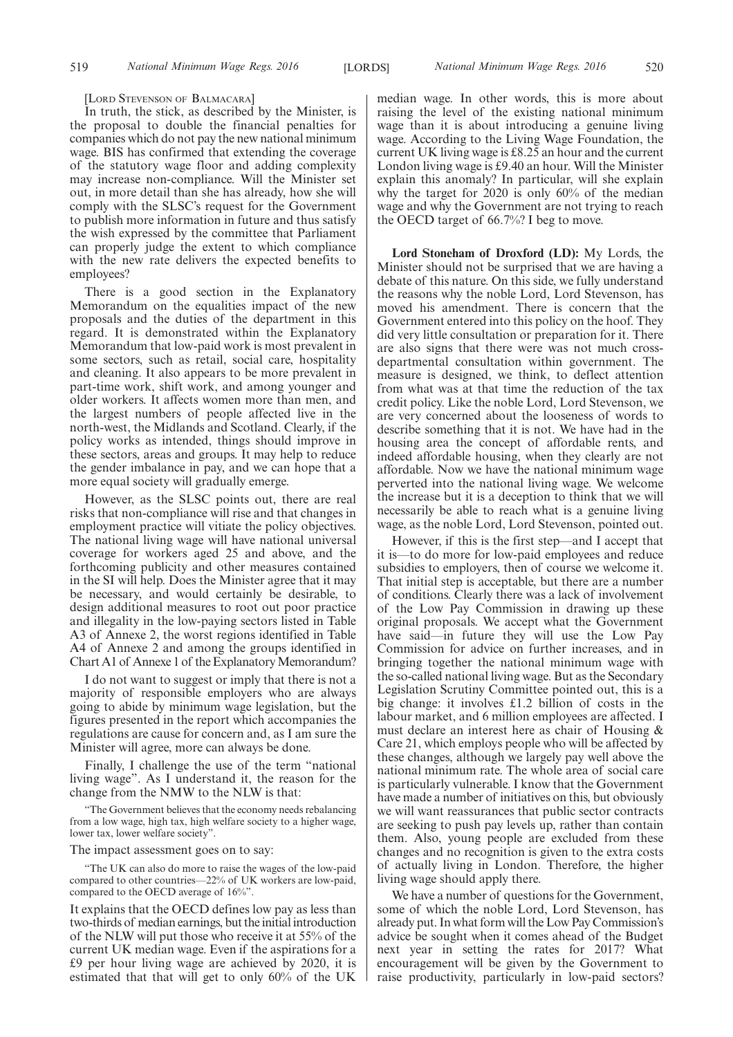[LORD STEVENSON OF BALMACARA]

In truth, the stick, as described by the Minister, is the proposal to double the financial penalties for companies which do not pay the new national minimum wage. BIS has confirmed that extending the coverage of the statutory wage floor and adding complexity may increase non-compliance. Will the Minister set out, in more detail than she has already, how she will comply with the SLSC's request for the Government to publish more information in future and thus satisfy the wish expressed by the committee that Parliament can properly judge the extent to which compliance with the new rate delivers the expected benefits to employees?

There is a good section in the Explanatory Memorandum on the equalities impact of the new proposals and the duties of the department in this regard. It is demonstrated within the Explanatory Memorandum that low-paid work is most prevalent in some sectors, such as retail, social care, hospitality and cleaning. It also appears to be more prevalent in part-time work, shift work, and among younger and older workers. It affects women more than men, and the largest numbers of people affected live in the north-west, the Midlands and Scotland. Clearly, if the policy works as intended, things should improve in these sectors, areas and groups. It may help to reduce the gender imbalance in pay, and we can hope that a more equal society will gradually emerge.

However, as the SLSC points out, there are real risks that non-compliance will rise and that changes in employment practice will vitiate the policy objectives. The national living wage will have national universal coverage for workers aged 25 and above, and the forthcoming publicity and other measures contained in the SI will help. Does the Minister agree that it may be necessary, and would certainly be desirable, to design additional measures to root out poor practice and illegality in the low-paying sectors listed in Table A3 of Annexe 2, the worst regions identified in Table A4 of Annexe 2 and among the groups identified in Chart A1 of Annexe 1 of the Explanatory Memorandum?

I do not want to suggest or imply that there is not a majority of responsible employers who are always going to abide by minimum wage legislation, but the figures presented in the report which accompanies the regulations are cause for concern and, as I am sure the Minister will agree, more can always be done.

Finally, I challenge the use of the term "national living wage". As I understand it, the reason for the change from the NMW to the NLW is that:

"The Government believes that the economy needs rebalancing from a low wage, high tax, high welfare society to a higher wage, lower tax, lower welfare society".

The impact assessment goes on to say:

"The UK can also do more to raise the wages of the low-paid compared to other countries—22% of UK workers are low-paid, compared to the OECD average of 16%".

It explains that the OECD defines low pay as less than two-thirds of median earnings, but the initial introduction of the NLW will put those who receive it at 55% of the current UK median wage. Even if the aspirations for a £9 per hour living wage are achieved by 2020, it is estimated that that will get to only 60% of the UK median wage. In other words, this is more about raising the level of the existing national minimum wage than it is about introducing a genuine living wage. According to the Living Wage Foundation, the current UK living wage is £8.25 an hour and the current London living wage is £9.40 an hour. Will the Minister explain this anomaly? In particular, will she explain why the target for 2020 is only 60% of the median wage and why the Government are not trying to reach the OECD target of 66.7%? I beg to move.

**Lord Stoneham of Droxford (LD):** My Lords, the Minister should not be surprised that we are having a debate of this nature. On this side, we fully understand the reasons why the noble Lord, Lord Stevenson, has moved his amendment. There is concern that the Government entered into this policy on the hoof. They did very little consultation or preparation for it. There are also signs that there were was not much cross-departmental consultation within government. The measure is designed, we think, to deflect attention from what was at that time the reduction of the tax credit policy. Like the noble Lord, Lord Stevenson, we are very concerned about the looseness of words to describe something that it is not. We have had in the housing area the concept of affordable rents, and indeed affordable housing, when they clearly are not affordable. Now we have the national minimum wage perverted into the national living wage. We welcome the increase but it is a deception to think that we will necessarily be able to reach what is a genuine living wage, as the noble Lord, Lord Stevenson, pointed out.

However, if this is the first step—and I accept that it is—to do more for low-paid employees and reduce subsidies to employers, then of course we welcome it. That initial step is acceptable, but there are a number of conditions. Clearly there was a lack of involvement of the Low Pay Commission in drawing up these original proposals. We accept what the Government have said—in future they will use the Low Pay Commission for advice on further increases, and in bringing together the national minimum wage with the so-called national living wage. But as the Secondary Legislation Scrutiny Committee pointed out, this is a big change: it involves £1.2 billion of costs in the labour market, and 6 million employees are affected. I must declare an interest here as chair of Housing & Care 21, which employs people who will be affected by these changes, although we largely pay well above the national minimum rate. The whole area of social care is particularly vulnerable. I know that the Government have made a number of initiatives on this, but obviously we will want reassurances that public sector contracts are seeking to push pay levels up, rather than contain them. Also, young people are excluded from these changes and no recognition is given to the extra costs of actually living in London. Therefore, the higher living wage should apply there.

We have a number of questions for the Government, some of which the noble Lord, Lord Stevenson, has already put. In what form will the Low Pay Commission's advice be sought when it comes ahead of the Budget next year in setting the rates for 2017? What encouragement will be given by the Government to raise productivity, particularly in low-paid sectors?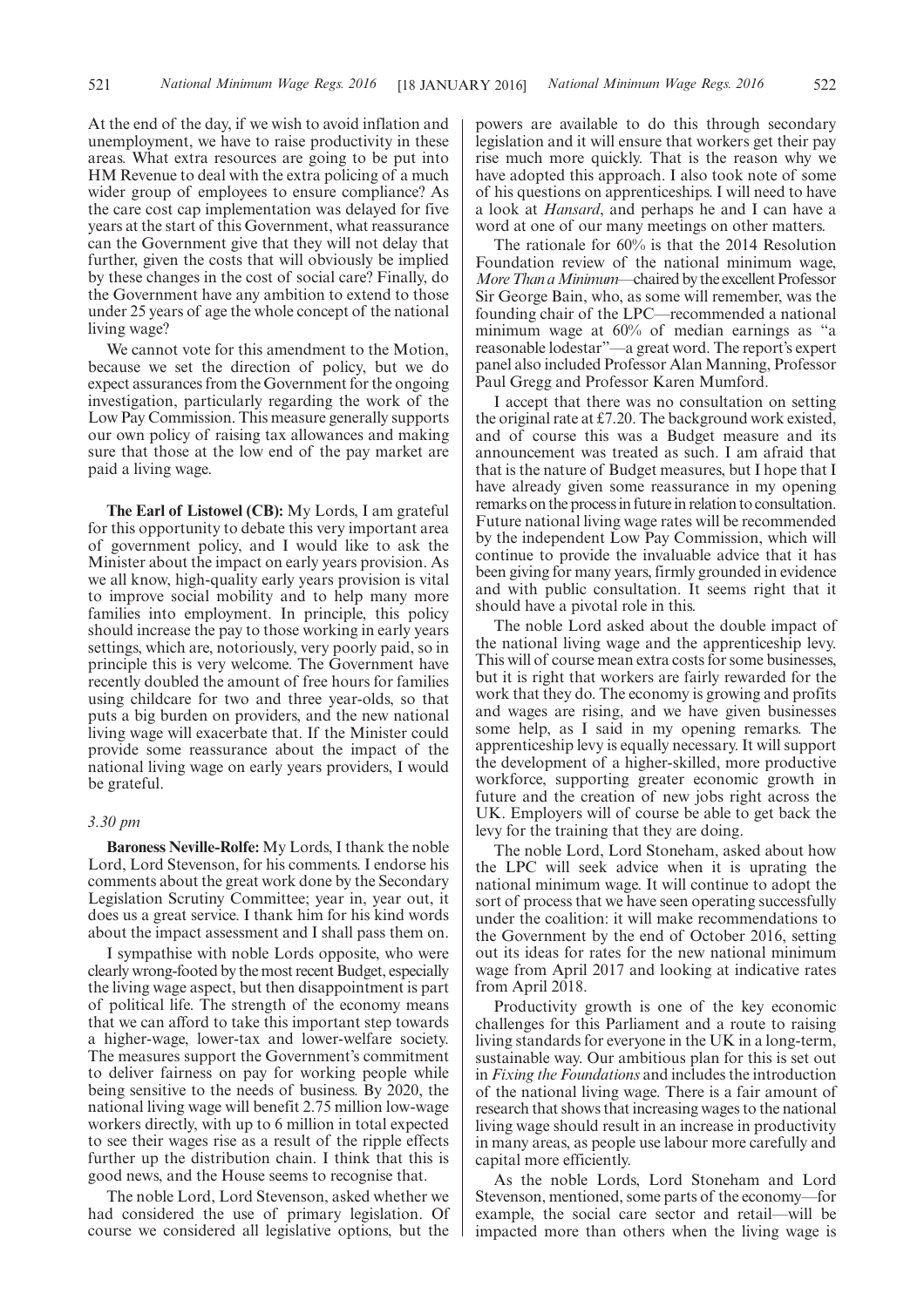At the end of the day, if we wish to avoid inflation and unemployment, we have to raise productivity in these areas. What extra resources are going to be put into HM Revenue to deal with the extra policing of a much wider group of employees to ensure compliance? As the care cost cap implementation was delayed for five years at the start of this Government, what reassurance can the Government give that they will not delay that further, given the costs that will obviously be implied by these changes in the cost of social care? Finally, do the Government have any ambition to extend to those under 25 years of age the whole concept of the national living wage?

We cannot vote for this amendment to the Motion, because we set the direction of policy, but we do expect assurances from the Government for the ongoing investigation, particularly regarding the work of the Low Pay Commission. This measure generally supports our own policy of raising tax allowances and making sure that those at the low end of the pay market are paid a living wage.

**The Earl of Listowel (CB):** My Lords, I am grateful for this opportunity to debate this very important area of government policy, and I would like to ask the Minister about the impact on early years provision. As we all know, high-quality early years provision is vital to improve social mobility and to help many more families into employment. In principle, this policy should increase the pay to those working in early years settings, which are, notoriously, very poorly paid, so in principle this is very welcome. The Government have recently doubled the amount of free hours for families using childcare for two and three year-olds, so that puts a big burden on providers, and the new national living wage will exacerbate that. If the Minister could provide some reassurance about the impact of the national living wage on early years providers, I would be grateful.

*3.30 pm*

**Baroness Neville-Rolfe:** My Lords, I thank the noble Lord, Lord Stevenson, for his comments. I endorse his comments about the great work done by the Secondary Legislation Scrutiny Committee; year in, year out, it does us a great service. I thank him for his kind words about the impact assessment and I shall pass them on.

I sympathise with noble Lords opposite, who were clearly wrong-footed by the most recent Budget, especially the living wage aspect, but then disappointment is part of political life. The strength of the economy means that we can afford to take this important step towards a higher-wage, lower-tax and lower-welfare society. The measures support the Government's commitment to deliver fairness on pay for working people while being sensitive to the needs of business. By 2020, the national living wage will benefit 2.75 million low-wage workers directly, with up to 6 million in total expected to see their wages rise as a result of the ripple effects further up the distribution chain. I think that this is good news, and the House seems to recognise that.

The noble Lord, Lord Stevenson, asked whether we had considered the use of primary legislation. Of course we considered all legislative options, but the powers are available to do this through secondary legislation and it will ensure that workers get their pay rise much more quickly. That is the reason why we have adopted this approach. I also took note of some of his questions on apprenticeships. I will need to have a look at *Hansard*, and perhaps he and I can have a word at one of our many meetings on other matters.

The rationale for 60% is that the 2014 Resolution Foundation review of the national minimum wage, *More Than a Minimum*—chaired by the excellent Professor Sir George Bain, who, as some will remember, was the founding chair of the LPC—recommended a national minimum wage at 60% of median earnings as "a reasonable lodestar"—a great word. The report's expert panel also included Professor Alan Manning, Professor Paul Gregg and Professor Karen Mumford.

I accept that there was no consultation on setting the original rate at £7.20. The background work existed, and of course this was a Budget measure and its announcement was treated as such. I am afraid that that is the nature of Budget measures, but I hope that I have already given some reassurance in my opening remarks on the process in future in relation to consultation. Future national living wage rates will be recommended by the independent Low Pay Commission, which will continue to provide the invaluable advice that it has been giving for many years, firmly grounded in evidence and with public consultation. It seems right that it should have a pivotal role in this.

The noble Lord asked about the double impact of the national living wage and the apprenticeship levy. This will of course mean extra costs for some businesses, but it is right that workers are fairly rewarded for the work that they do. The economy is growing and profits and wages are rising, and we have given businesses some help, as I said in my opening remarks. The apprenticeship levy is equally necessary. It will support the development of a higher-skilled, more productive workforce, supporting greater economic growth in future and the creation of new jobs right across the UK. Employers will of course be able to get back the levy for the training that they are doing.

The noble Lord, Lord Stoneham, asked about how the LPC will seek advice when it is uprating the national minimum wage. It will continue to adopt the sort of process that we have seen operating successfully under the coalition: it will make recommendations to the Government by the end of October 2016, setting out its ideas for rates for the new national minimum wage from April 2017 and looking at indicative rates from April 2018.

Productivity growth is one of the key economic challenges for this Parliament and a route to raising living standards for everyone in the UK in a long-term, sustainable way. Our ambitious plan for this is set out in *Fixing the Foundations* and includes the introduction of the national living wage. There is a fair amount of research that shows that increasing wages to the national living wage should result in an increase in productivity in many areas, as people use labour more carefully and capital more efficiently.

As the noble Lords, Lord Stoneham and Lord Stevenson, mentioned, some parts of the economy—for example, the social care sector and retail—will be impacted more than others when the living wage is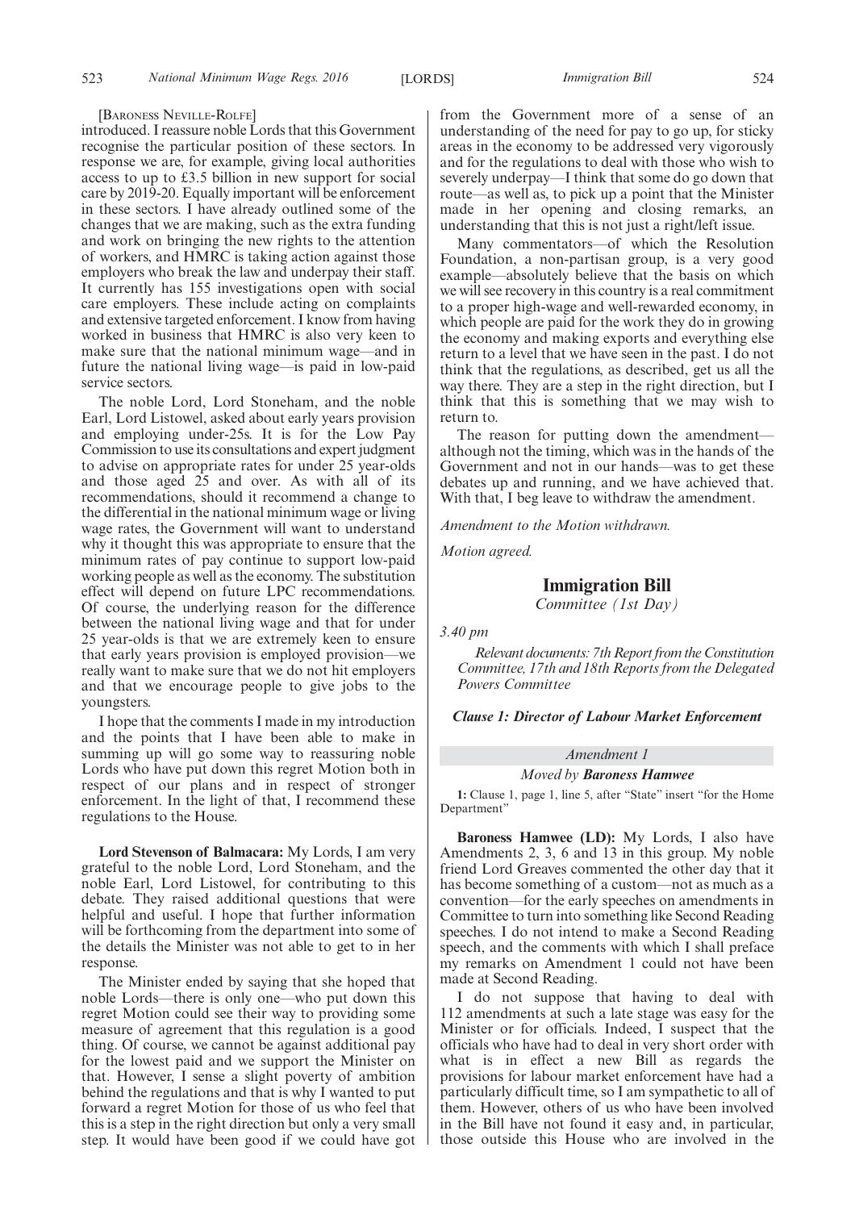[Baroness Neville-Rolfe]

introduced. I reassure noble Lords that this Government recognise the particular position of these sectors. In response we are, for example, giving local authorities access to up to £3.5 billion in new support for social care by 2019-20. Equally important will be enforcement in these sectors. I have already outlined some of the changes that we are making, such as the extra funding and work on bringing the new rights to the attention of workers, and HMRC is taking action against those employers who break the law and underpay their staff. It currently has 155 investigations open with social care employers. These include acting on complaints and extensive targeted enforcement. I know from having worked in business that HMRC is also very keen to make sure that the national minimum wage—and in future the national living wage—is paid in low-paid service sectors.

The noble Lord, Lord Stoneham, and the noble Earl, Lord Listowel, asked about early years provision and employing under-25s. It is for the Low Pay Commission to use its consultations and expert judgment to advise on appropriate rates for under 25 year-olds and those aged 25 and over. As with all of its recommendations, should it recommend a change to the differential in the national minimum wage or living wage rates, the Government will want to understand why it thought this was appropriate to ensure that the minimum rates of pay continue to support low-paid working people as well as the economy. The substitution effect will depend on future LPC recommendations. Of course, the underlying reason for the difference between the national living wage and that for under 25 year-olds is that we are extremely keen to ensure that early years provision is employed provision—we really want to make sure that we do not hit employers and that we encourage people to give jobs to the youngsters.

I hope that the comments I made in my introduction and the points that I have been able to make in summing up will go some way to reassuring noble Lords who have put down this regret Motion both in respect of our plans and in respect of stronger enforcement. In the light of that, I recommend these regulations to the House.

**Lord Stevenson of Balmacara:** My Lords, I am very grateful to the noble Lord, Lord Stoneham, and the noble Earl, Lord Listowel, for contributing to this debate. They raised additional questions that were helpful and useful. I hope that further information will be forthcoming from the department into some of the details the Minister was not able to get to in her response.

The Minister ended by saying that she hoped that noble Lords—there is only one—who put down this regret Motion could see their way to providing some measure of agreement that this regulation is a good thing. Of course, we cannot be against additional pay for the lowest paid and we support the Minister on that. However, I sense a slight poverty of ambition behind the regulations and that is why I wanted to put forward a regret Motion for those of us who feel that this is a step in the right direction but only a very small step. It would have been good if we could have got from the Government more of a sense of an understanding of the need for pay to go up, for sticky areas in the economy to be addressed very vigorously and for the regulations to deal with those who wish to severely underpay—I think that some do go down that route—as well as, to pick up a point that the Minister made in her opening and closing remarks, an understanding that this is not just a right/left issue.

Many commentators—of which the Resolution Foundation, a non-partisan group, is a very good example—absolutely believe that the basis on which we will see recovery in this country is a real commitment to a proper high-wage and well-rewarded economy, in which people are paid for the work they do in growing the economy and making exports and everything else return to a level that we have seen in the past. I do not think that the regulations, as described, get us all the way there. They are a step in the right direction, but I think that this is something that we may wish to return to.

The reason for putting down the amendment—although not the timing, which was in the hands of the Government and not in our hands—was to get these debates up and running, and we have achieved that. With that, I beg leave to withdraw the amendment.

*Amendment to the Motion withdrawn.*

*Motion agreed.*

## Immigration Bill

*Committee (1st Day)*

*3.40 pm*

*Relevant documents: 7th Report from the Constitution Committee, 17th and 18th Reports from the Delegated Powers Committee*

***Clause 1: Director of Labour Market Enforcement***

*Amendment 1*

*Moved by **Baroness Hamwee***

**1:** Clause 1, page 1, line 5, after "State" insert "for the Home Department"

**Baroness Hamwee (LD):** My Lords, I also have Amendments 2, 3, 6 and 13 in this group. My noble friend Lord Greaves commented the other day that it has become something of a custom—not as much as a convention—for the early speeches on amendments in Committee to turn into something like Second Reading speeches. I do not intend to make a Second Reading speech, and the comments with which I shall preface my remarks on Amendment 1 could not have been made at Second Reading.

I do not suppose that having to deal with 112 amendments at such a late stage was easy for the Minister or for officials. Indeed, I suspect that the officials who have had to deal in very short order with what is in effect a new Bill as regards the provisions for labour market enforcement have had a particularly difficult time, so I am sympathetic to all of them. However, others of us who have been involved in the Bill have not found it easy and, in particular, those outside this House who are involved in the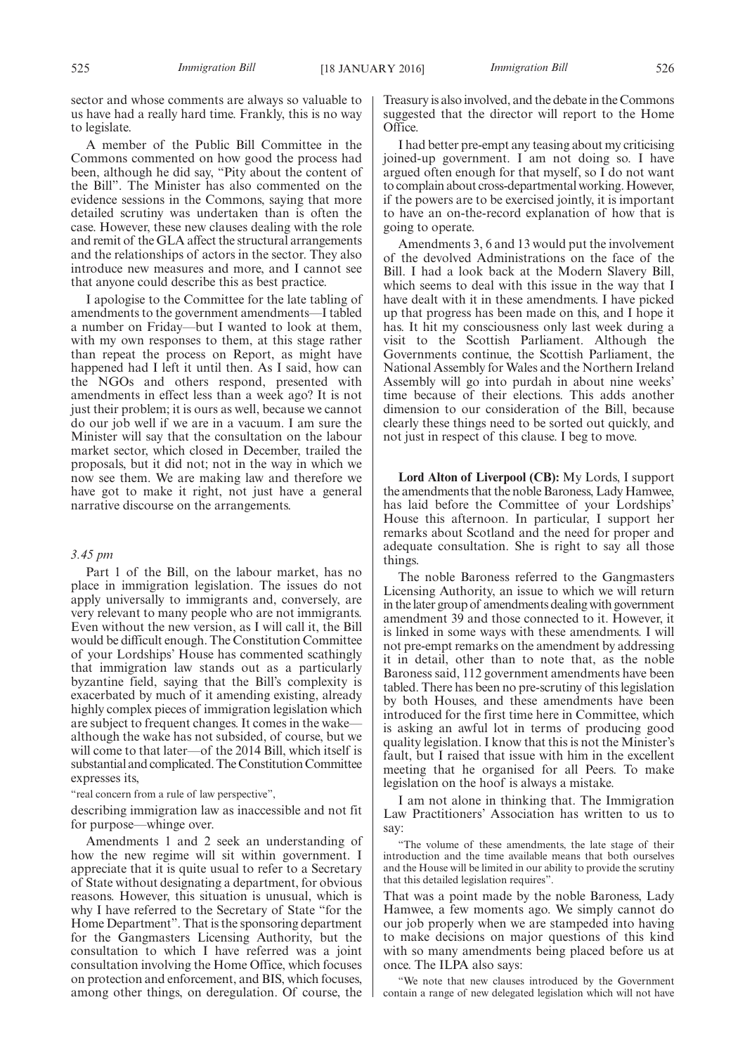sector and whose comments are always so valuable to us have had a really hard time. Frankly, this is no way to legislate.

A member of the Public Bill Committee in the Commons commented on how good the process had been, although he did say, "Pity about the content of the Bill". The Minister has also commented on the evidence sessions in the Commons, saying that more detailed scrutiny was undertaken than is often the case. However, these new clauses dealing with the role and remit of the GLA affect the structural arrangements and the relationships of actors in the sector. They also introduce new measures and more, and I cannot see that anyone could describe this as best practice.

I apologise to the Committee for the late tabling of amendments to the government amendments—I tabled a number on Friday—but I wanted to look at them, with my own responses to them, at this stage rather than repeat the process on Report, as might have happened had I left it until then. As I said, how can the NGOs and others respond, presented with amendments in effect less than a week ago? It is not just their problem; it is ours as well, because we cannot do our job well if we are in a vacuum. I am sure the Minister will say that the consultation on the labour market sector, which closed in December, trailed the proposals, but it did not; not in the way in which we now see them. We are making law and therefore we have got to make it right, not just have a general narrative discourse on the arrangements.

*3.45 pm*

Part 1 of the Bill, on the labour market, has no place in immigration legislation. The issues do not apply universally to immigrants and, conversely, are very relevant to many people who are not immigrants. Even without the new version, as I will call it, the Bill would be difficult enough. The Constitution Committee of your Lordships' House has commented scathingly that immigration law stands out as a particularly byzantine field, saying that the Bill's complexity is exacerbated by much of it amending existing, already highly complex pieces of immigration legislation which are subject to frequent changes. It comes in the wake—although the wake has not subsided, of course, but we will come to that later—of the 2014 Bill, which itself is substantial and complicated. The Constitution Committee expresses its,

"real concern from a rule of law perspective",

describing immigration law as inaccessible and not fit for purpose—whinge over.

Amendments 1 and 2 seek an understanding of how the new regime will sit within government. I appreciate that it is quite usual to refer to a Secretary of State without designating a department, for obvious reasons. However, this situation is unusual, which is why I have referred to the Secretary of State "for the Home Department". That is the sponsoring department for the Gangmasters Licensing Authority, but the consultation to which I have referred was a joint consultation involving the Home Office, which focuses on protection and enforcement, and BIS, which focuses, among other things, on deregulation. Of course, the Treasury is also involved, and the debate in the Commons suggested that the director will report to the Home Office.

I had better pre-empt any teasing about my criticising joined-up government. I am not doing so. I have argued often enough for that myself, so I do not want to complain about cross-departmental working. However, if the powers are to be exercised jointly, it is important to have an on-the-record explanation of how that is going to operate.

Amendments 3, 6 and 13 would put the involvement of the devolved Administrations on the face of the Bill. I had a look back at the Modern Slavery Bill, which seems to deal with this issue in the way that I have dealt with it in these amendments. I have picked up that progress has been made on this, and I hope it has. It hit my consciousness only last week during a visit to the Scottish Parliament. Although the Governments continue, the Scottish Parliament, the National Assembly for Wales and the Northern Ireland Assembly will go into purdah in about nine weeks' time because of their elections. This adds another dimension to our consideration of the Bill, because clearly these things need to be sorted out quickly, and not just in respect of this clause. I beg to move.

**Lord Alton of Liverpool (CB):** My Lords, I support the amendments that the noble Baroness, Lady Hamwee, has laid before the Committee of your Lordships' House this afternoon. In particular, I support her remarks about Scotland and the need for proper and adequate consultation. She is right to say all those things.

The noble Baroness referred to the Gangmasters Licensing Authority, an issue to which we will return in the later group of amendments dealing with government amendment 39 and those connected to it. However, it is linked in some ways with these amendments. I will not pre-empt remarks on the amendment by addressing it in detail, other than to note that, as the noble Baroness said, 112 government amendments have been tabled. There has been no pre-scrutiny of this legislation by both Houses, and these amendments have been introduced for the first time here in Committee, which is asking an awful lot in terms of producing good quality legislation. I know that this is not the Minister's fault, but I raised that issue with him in the excellent meeting that he organised for all Peers. To make legislation on the hoof is always a mistake.

I am not alone in thinking that. The Immigration Law Practitioners' Association has written to us to say:

"The volume of these amendments, the late stage of their introduction and the time available means that both ourselves and the House will be limited in our ability to provide the scrutiny that this detailed legislation requires".

That was a point made by the noble Baroness, Lady Hamwee, a few moments ago. We simply cannot do our job properly when we are stampeded into having to make decisions on major questions of this kind with so many amendments being placed before us at once. The ILPA also says:

"We note that new clauses introduced by the Government contain a range of new delegated legislation which will not have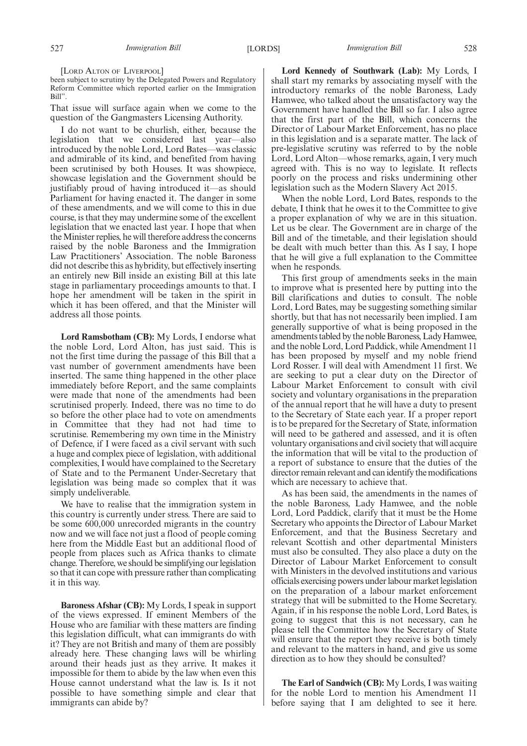[LORD ALTON OF LIVERPOOL]

been subject to scrutiny by the Delegated Powers and Regulatory Reform Committee which reported earlier on the Immigration Bill".

That issue will surface again when we come to the question of the Gangmasters Licensing Authority.

I do not want to be churlish, either, because the legislation that we considered last year—also introduced by the noble Lord, Lord Bates—was classic and admirable of its kind, and benefited from having been scrutinised by both Houses. It was showpiece, showcase legislation and the Government should be justifiably proud of having introduced it—as should Parliament for having enacted it. The danger in some of these amendments, and we will come to this in due course, is that they may undermine some of the excellent legislation that we enacted last year. I hope that when the Minister replies, he will therefore address the concerns raised by the noble Baroness and the Immigration Law Practitioners' Association. The noble Baroness did not describe this as hybridity, but effectively inserting an entirely new Bill inside an existing Bill at this late stage in parliamentary proceedings amounts to that. I hope her amendment will be taken in the spirit in which it has been offered, and that the Minister will address all those points.

**Lord Ramsbotham (CB):** My Lords, I endorse what the noble Lord, Lord Alton, has just said. This is not the first time during the passage of this Bill that a vast number of government amendments have been inserted. The same thing happened in the other place immediately before Report, and the same complaints were made that none of the amendments had been scrutinised properly. Indeed, there was no time to do so before the other place had to vote on amendments in Committee that they had not had time to scrutinise. Remembering my own time in the Ministry of Defence, if I were faced as a civil servant with such a huge and complex piece of legislation, with additional complexities, I would have complained to the Secretary of State and to the Permanent Under-Secretary that legislation was being made so complex that it was simply undeliverable.

We have to realise that the immigration system in this country is currently under stress. There are said to be some 600,000 unrecorded migrants in the country now and we will face not just a flood of people coming here from the Middle East but an additional flood of people from places such as Africa thanks to climate change. Therefore, we should be simplifying our legislation so that it can cope with pressure rather than complicating it in this way.

**Baroness Afshar (CB):** My Lords, I speak in support of the views expressed. If eminent Members of the House who are familiar with these matters are finding this legislation difficult, what can immigrants do with it? They are not British and many of them are possibly already here. These changing laws will be whirling around their heads just as they arrive. It makes it impossible for them to abide by the law when even this House cannot understand what the law is. Is it not possible to have something simple and clear that immigrants can abide by?

**Lord Kennedy of Southwark (Lab):** My Lords, I shall start my remarks by associating myself with the introductory remarks of the noble Baroness, Lady Hamwee, who talked about the unsatisfactory way the Government have handled the Bill so far. I also agree that the first part of the Bill, which concerns the Director of Labour Market Enforcement, has no place in this legislation and is a separate matter. The lack of pre-legislative scrutiny was referred to by the noble Lord, Lord Alton—whose remarks, again, I very much agreed with. This is no way to legislate. It reflects poorly on the process and risks undermining other legislation such as the Modern Slavery Act 2015.

When the noble Lord, Lord Bates, responds to the debate, I think that he owes it to the Committee to give a proper explanation of why we are in this situation. Let us be clear. The Government are in charge of the Bill and of the timetable, and their legislation should be dealt with much better than this. As I say, I hope that he will give a full explanation to the Committee when he responds.

This first group of amendments seeks in the main to improve what is presented here by putting into the Bill clarifications and duties to consult. The noble Lord, Lord Bates, may be suggesting something similar shortly, but that has not necessarily been implied. I am generally supportive of what is being proposed in the amendments tabled by the noble Baroness, Lady Hamwee, and the noble Lord, Lord Paddick, while Amendment 11 has been proposed by myself and my noble friend Lord Rosser. I will deal with Amendment 11 first. We are seeking to put a clear duty on the Director of Labour Market Enforcement to consult with civil society and voluntary organisations in the preparation of the annual report that he will have a duty to present to the Secretary of State each year. If a proper report is to be prepared for the Secretary of State, information will need to be gathered and assessed, and it is often voluntary organisations and civil society that will acquire the information that will be vital to the production of a report of substance to ensure that the duties of the director remain relevant and can identify the modifications which are necessary to achieve that.

As has been said, the amendments in the names of the noble Baroness, Lady Hamwee, and the noble Lord, Lord Paddick, clarify that it must be the Home Secretary who appoints the Director of Labour Market Enforcement, and that the Business Secretary and relevant Scottish and other departmental Ministers must also be consulted. They also place a duty on the Director of Labour Market Enforcement to consult with Ministers in the devolved institutions and various officials exercising powers under labour market legislation on the preparation of a labour market enforcement strategy that will be submitted to the Home Secretary. Again, if in his response the noble Lord, Lord Bates, is going to suggest that this is not necessary, can he please tell the Committee how the Secretary of State will ensure that the report they receive is both timely and relevant to the matters in hand, and give us some direction as to how they should be consulted?

**The Earl of Sandwich (CB):** My Lords, I was waiting for the noble Lord to mention his Amendment 11 before saying that I am delighted to see it here.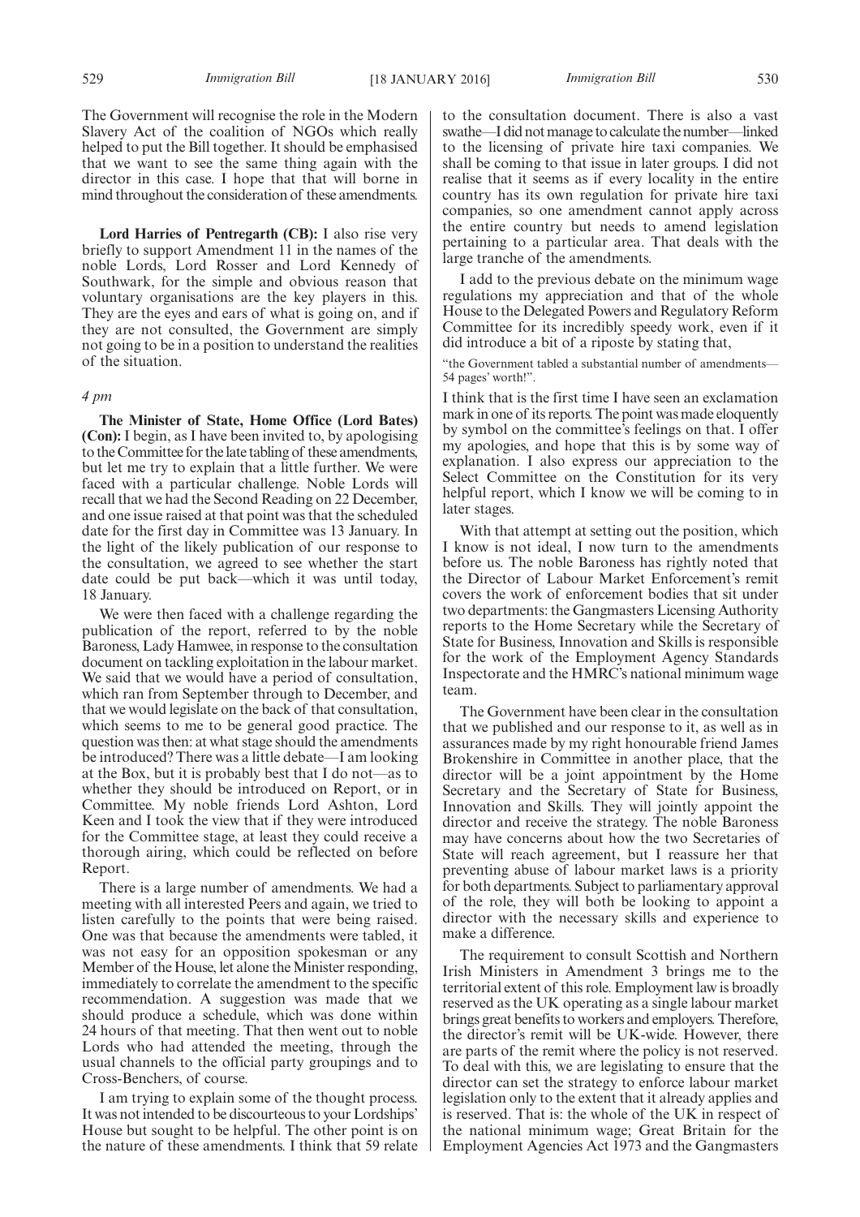The Government will recognise the role in the Modern Slavery Act of the coalition of NGOs which really helped to put the Bill together. It should be emphasised that we want to see the same thing again with the director in this case. I hope that that will borne in mind throughout the consideration of these amendments.

**Lord Harries of Pentregarth (CB):** I also rise very briefly to support Amendment 11 in the names of the noble Lords, Lord Rosser and Lord Kennedy of Southwark, for the simple and obvious reason that voluntary organisations are the key players in this. They are the eyes and ears of what is going on, and if they are not consulted, the Government are simply not going to be in a position to understand the realities of the situation.

*4 pm*

**The Minister of State, Home Office (Lord Bates) (Con):** I begin, as I have been invited to, by apologising to the Committee for the late tabling of these amendments, but let me try to explain that a little further. We were faced with a particular challenge. Noble Lords will recall that we had the Second Reading on 22 December, and one issue raised at that point was that the scheduled date for the first day in Committee was 13 January. In the light of the likely publication of our response to the consultation, we agreed to see whether the start date could be put back—which it was until today, 18 January.

We were then faced with a challenge regarding the publication of the report, referred to by the noble Baroness, Lady Hamwee, in response to the consultation document on tackling exploitation in the labour market. We said that we would have a period of consultation, which ran from September through to December, and that we would legislate on the back of that consultation, which seems to me to be general good practice. The question was then: at what stage should the amendments be introduced? There was a little debate—I am looking at the Box, but it is probably best that I do not—as to whether they should be introduced on Report, or in Committee. My noble friends Lord Ashton, Lord Keen and I took the view that if they were introduced for the Committee stage, at least they could receive a thorough airing, which could be reflected on before Report.

There is a large number of amendments. We had a meeting with all interested Peers and again, we tried to listen carefully to the points that were being raised. One was that because the amendments were tabled, it was not easy for an opposition spokesman or any Member of the House, let alone the Minister responding, immediately to correlate the amendment to the specific recommendation. A suggestion was made that we should produce a schedule, which was done within 24 hours of that meeting. That then went out to noble Lords who had attended the meeting, through the usual channels to the official party groupings and to Cross-Benchers, of course.

I am trying to explain some of the thought process. It was not intended to be discourteous to your Lordships' House but sought to be helpful. The other point is on the nature of these amendments. I think that 59 relate to the consultation document. There is also a vast swathe—I did not manage to calculate the number—linked to the licensing of private hire taxi companies. We shall be coming to that issue in later groups. I did not realise that it seems as if every locality in the entire country has its own regulation for private hire taxi companies, so one amendment cannot apply across the entire country but needs to amend legislation pertaining to a particular area. That deals with the large tranche of the amendments.

I add to the previous debate on the minimum wage regulations my appreciation and that of the whole House to the Delegated Powers and Regulatory Reform Committee for its incredibly speedy work, even if it did introduce a bit of a riposte by stating that,

"the Government tabled a substantial number of amendments—54 pages' worth!".

I think that is the first time I have seen an exclamation mark in one of its reports. The point was made eloquently by symbol on the committee's feelings on that. I offer my apologies, and hope that this is by some way of explanation. I also express our appreciation to the Select Committee on the Constitution for its very helpful report, which I know we will be coming to in later stages.

With that attempt at setting out the position, which I know is not ideal, I now turn to the amendments before us. The noble Baroness has rightly noted that the Director of Labour Market Enforcement's remit covers the work of enforcement bodies that sit under two departments: the Gangmasters Licensing Authority reports to the Home Secretary while the Secretary of State for Business, Innovation and Skills is responsible for the work of the Employment Agency Standards Inspectorate and the HMRC's national minimum wage team.

The Government have been clear in the consultation that we published and our response to it, as well as in assurances made by my right honourable friend James Brokenshire in Committee in another place, that the director will be a joint appointment by the Home Secretary and the Secretary of State for Business, Innovation and Skills. They will jointly appoint the director and receive the strategy. The noble Baroness may have concerns about how the two Secretaries of State will reach agreement, but I reassure her that preventing abuse of labour market laws is a priority for both departments. Subject to parliamentary approval of the role, they will both be looking to appoint a director with the necessary skills and experience to make a difference.

The requirement to consult Scottish and Northern Irish Ministers in Amendment 3 brings me to the territorial extent of this role. Employment law is broadly reserved as the UK operating as a single labour market brings great benefits to workers and employers. Therefore, the director's remit will be UK-wide. However, there are parts of the remit where the policy is not reserved. To deal with this, we are legislating to ensure that the director can set the strategy to enforce labour market legislation only to the extent that it already applies and is reserved. That is: the whole of the UK in respect of the national minimum wage; Great Britain for the Employment Agencies Act 1973 and the Gangmasters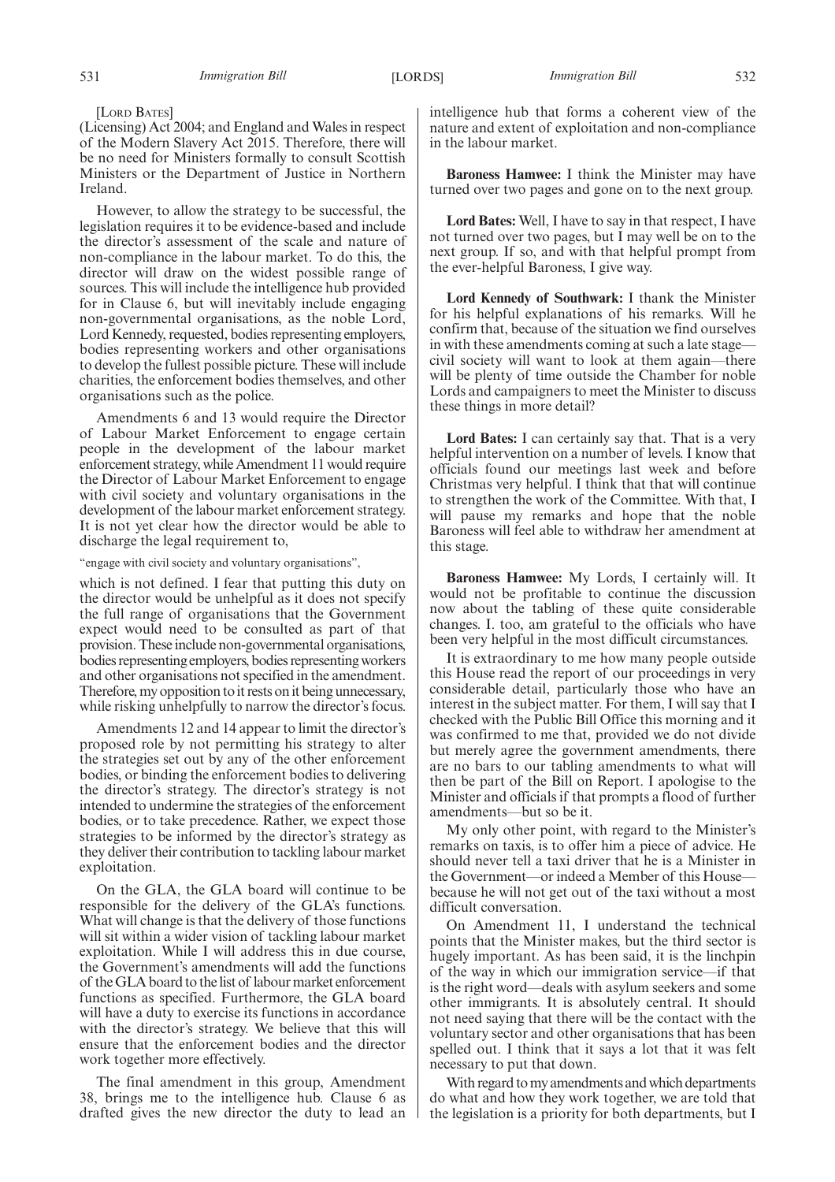[LORD BATES]

(Licensing) Act 2004; and England and Wales in respect of the Modern Slavery Act 2015. Therefore, there will be no need for Ministers formally to consult Scottish Ministers or the Department of Justice in Northern Ireland.

However, to allow the strategy to be successful, the legislation requires it to be evidence-based and include the director's assessment of the scale and nature of non-compliance in the labour market. To do this, the director will draw on the widest possible range of sources. This will include the intelligence hub provided for in Clause 6, but will inevitably include engaging non-governmental organisations, as the noble Lord, Lord Kennedy, requested, bodies representing employers, bodies representing workers and other organisations to develop the fullest possible picture. These will include charities, the enforcement bodies themselves, and other organisations such as the police.

Amendments 6 and 13 would require the Director of Labour Market Enforcement to engage certain people in the development of the labour market enforcement strategy, while Amendment 11 would require the Director of Labour Market Enforcement to engage with civil society and voluntary organisations in the development of the labour market enforcement strategy. It is not yet clear how the director would be able to discharge the legal requirement to,

"engage with civil society and voluntary organisations",

which is not defined. I fear that putting this duty on the director would be unhelpful as it does not specify the full range of organisations that the Government expect would need to be consulted as part of that provision. These include non-governmental organisations, bodies representing employers, bodies representing workers and other organisations not specified in the amendment. Therefore, my opposition to it rests on it being unnecessary, while risking unhelpfully to narrow the director's focus.

Amendments 12 and 14 appear to limit the director's proposed role by not permitting his strategy to alter the strategies set out by any of the other enforcement bodies, or binding the enforcement bodies to delivering the director's strategy. The director's strategy is not intended to undermine the strategies of the enforcement bodies, or to take precedence. Rather, we expect those strategies to be informed by the director's strategy as they deliver their contribution to tackling labour market exploitation.

On the GLA, the GLA board will continue to be responsible for the delivery of the GLA's functions. What will change is that the delivery of those functions will sit within a wider vision of tackling labour market exploitation. While I will address this in due course, the Government's amendments will add the functions of the GLA board to the list of labour market enforcement functions as specified. Furthermore, the GLA board will have a duty to exercise its functions in accordance with the director's strategy. We believe that this will ensure that the enforcement bodies and the director work together more effectively.

The final amendment in this group, Amendment 38, brings me to the intelligence hub. Clause 6 as drafted gives the new director the duty to lead an intelligence hub that forms a coherent view of the nature and extent of exploitation and non-compliance in the labour market.

**Baroness Hamwee:** I think the Minister may have turned over two pages and gone on to the next group.

**Lord Bates:** Well, I have to say in that respect, I have not turned over two pages, but I may well be on to the next group. If so, and with that helpful prompt from the ever-helpful Baroness, I give way.

**Lord Kennedy of Southwark:** I thank the Minister for his helpful explanations of his remarks. Will he confirm that, because of the situation we find ourselves in with these amendments coming at such a late stage—civil society will want to look at them again—there will be plenty of time outside the Chamber for noble Lords and campaigners to meet the Minister to discuss these things in more detail?

**Lord Bates:** I can certainly say that. That is a very helpful intervention on a number of levels. I know that officials found our meetings last week and before Christmas very helpful. I think that that will continue to strengthen the work of the Committee. With that, I will pause my remarks and hope that the noble Baroness will feel able to withdraw her amendment at this stage.

**Baroness Hamwee:** My Lords, I certainly will. It would not be profitable to continue the discussion now about the tabling of these quite considerable changes. I. too, am grateful to the officials who have been very helpful in the most difficult circumstances.

It is extraordinary to me how many people outside this House read the report of our proceedings in very considerable detail, particularly those who have an interest in the subject matter. For them, I will say that I checked with the Public Bill Office this morning and it was confirmed to me that, provided we do not divide but merely agree the government amendments, there are no bars to our tabling amendments to what will then be part of the Bill on Report. I apologise to the Minister and officials if that prompts a flood of further amendments—but so be it.

My only other point, with regard to the Minister's remarks on taxis, is to offer him a piece of advice. He should never tell a taxi driver that he is a Minister in the Government—or indeed a Member of this House—because he will not get out of the taxi without a most difficult conversation.

On Amendment 11, I understand the technical points that the Minister makes, but the third sector is hugely important. As has been said, it is the linchpin of the way in which our immigration service—if that is the right word—deals with asylum seekers and some other immigrants. It is absolutely central. It should not need saying that there will be the contact with the voluntary sector and other organisations that has been spelled out. I think that it says a lot that it was felt necessary to put that down.

With regard to my amendments and which departments do what and how they work together, we are told that the legislation is a priority for both departments, but I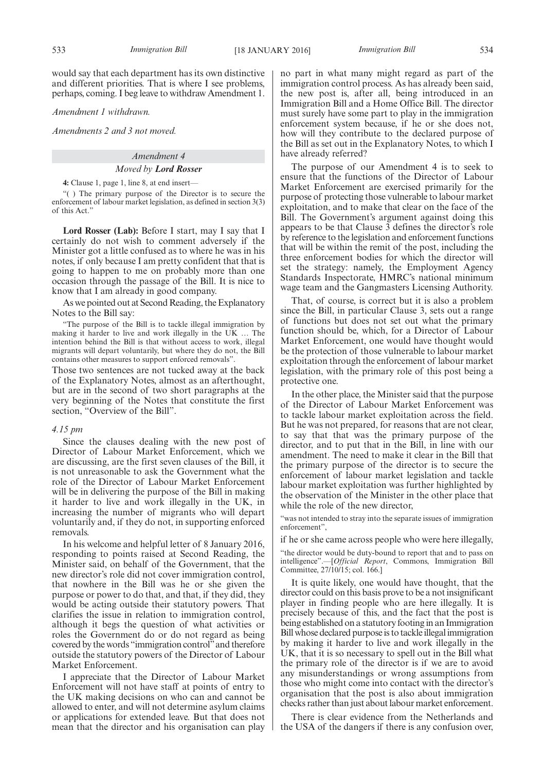would say that each department has its own distinctive and different priorities. That is where I see problems, perhaps, coming. I beg leave to withdraw Amendment 1.

*Amendment 1 withdrawn.*

*Amendments 2 and 3 not moved.*

## *Amendment 4*

### *Moved by* ***Lord Rosser***

**4:** Clause 1, page 1, line 8, at end insert—

"( ) The primary purpose of the Director is to secure the enforcement of labour market legislation, as defined in section 3(3) of this Act."

**Lord Rosser (Lab):** Before I start, may I say that I certainly do not wish to comment adversely if the Minister got a little confused as to where he was in his notes, if only because I am pretty confident that that is going to happen to me on probably more than one occasion through the passage of the Bill. It is nice to know that I am already in good company.

As we pointed out at Second Reading, the Explanatory Notes to the Bill say:

"The purpose of the Bill is to tackle illegal immigration by making it harder to live and work illegally in the UK … The intention behind the Bill is that without access to work, illegal migrants will depart voluntarily, but where they do not, the Bill contains other measures to support enforced removals".

Those two sentences are not tucked away at the back of the Explanatory Notes, almost as an afterthought, but are in the second of two short paragraphs at the very beginning of the Notes that constitute the first section, "Overview of the Bill".

*4.15 pm*

Since the clauses dealing with the new post of Director of Labour Market Enforcement, which we are discussing, are the first seven clauses of the Bill, it is not unreasonable to ask the Government what the role of the Director of Labour Market Enforcement will be in delivering the purpose of the Bill in making it harder to live and work illegally in the UK, in increasing the number of migrants who will depart voluntarily and, if they do not, in supporting enforced removals.

In his welcome and helpful letter of 8 January 2016, responding to points raised at Second Reading, the Minister said, on behalf of the Government, that the new director's role did not cover immigration control, that nowhere in the Bill was he or she given the purpose or power to do that, and that, if they did, they would be acting outside their statutory powers. That clarifies the issue in relation to immigration control, although it begs the question of what activities or roles the Government do or do not regard as being covered by the words "immigration control" and therefore outside the statutory powers of the Director of Labour Market Enforcement.

I appreciate that the Director of Labour Market Enforcement will not have staff at points of entry to the UK making decisions on who can and cannot be allowed to enter, and will not determine asylum claims or applications for extended leave. But that does not mean that the director and his organisation can play no part in what many might regard as part of the immigration control process. As has already been said, the new post is, after all, being introduced in an Immigration Bill and a Home Office Bill. The director must surely have some part to play in the immigration enforcement system because, if he or she does not, how will they contribute to the declared purpose of the Bill as set out in the Explanatory Notes, to which I have already referred?

The purpose of our Amendment 4 is to seek to ensure that the functions of the Director of Labour Market Enforcement are exercised primarily for the purpose of protecting those vulnerable to labour market exploitation, and to make that clear on the face of the Bill. The Government's argument against doing this appears to be that Clause 3 defines the director's role by reference to the legislation and enforcement functions that will be within the remit of the post, including the three enforcement bodies for which the director will set the strategy: namely, the Employment Agency Standards Inspectorate, HMRC's national minimum wage team and the Gangmasters Licensing Authority.

That, of course, is correct but it is also a problem since the Bill, in particular Clause 3, sets out a range of functions but does not set out what the primary function should be, which, for a Director of Labour Market Enforcement, one would have thought would be the protection of those vulnerable to labour market exploitation through the enforcement of labour market legislation, with the primary role of this post being a protective one.

In the other place, the Minister said that the purpose of the Director of Labour Market Enforcement was to tackle labour market exploitation across the field. But he was not prepared, for reasons that are not clear, to say that that was the primary purpose of the director, and to put that in the Bill, in line with our amendment. The need to make it clear in the Bill that the primary purpose of the director is to secure the enforcement of labour market legislation and tackle labour market exploitation was further highlighted by the observation of the Minister in the other place that while the role of the new director,

"was not intended to stray into the separate issues of immigration enforcement",

if he or she came across people who were here illegally,

"the director would be duty-bound to report that and to pass on intelligence".—[*Official Report*, Commons, Immigration Bill Committee, 27/10/15; col. 166.]

It is quite likely, one would have thought, that the director could on this basis prove to be a not insignificant player in finding people who are here illegally. It is precisely because of this, and the fact that the post is being established on a statutory footing in an Immigration Bill whose declared purpose is to tackle illegal immigration by making it harder to live and work illegally in the UK, that it is so necessary to spell out in the Bill what the primary role of the director is if we are to avoid any misunderstandings or wrong assumptions from those who might come into contact with the director's organisation that the post is also about immigration checks rather than just about labour market enforcement.

There is clear evidence from the Netherlands and the USA of the dangers if there is any confusion over,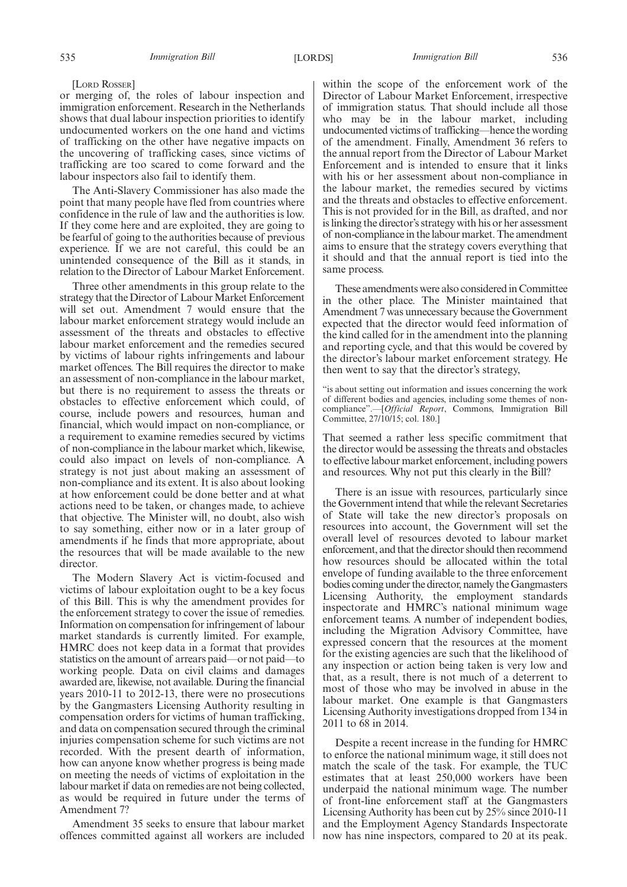[LORD ROSSER]

or merging of, the roles of labour inspection and immigration enforcement. Research in the Netherlands shows that dual labour inspection priorities to identify undocumented workers on the one hand and victims of trafficking on the other have negative impacts on the uncovering of trafficking cases, since victims of trafficking are too scared to come forward and the labour inspectors also fail to identify them.

The Anti-Slavery Commissioner has also made the point that many people have fled from countries where confidence in the rule of law and the authorities is low. If they come here and are exploited, they are going to be fearful of going to the authorities because of previous experience. If we are not careful, this could be an unintended consequence of the Bill as it stands, in relation to the Director of Labour Market Enforcement.

Three other amendments in this group relate to the strategy that the Director of Labour Market Enforcement will set out. Amendment 7 would ensure that the labour market enforcement strategy would include an assessment of the threats and obstacles to effective labour market enforcement and the remedies secured by victims of labour rights infringements and labour market offences. The Bill requires the director to make an assessment of non-compliance in the labour market, but there is no requirement to assess the threats or obstacles to effective enforcement which could, of course, include powers and resources, human and financial, which would impact on non-compliance, or a requirement to examine remedies secured by victims of non-compliance in the labour market which, likewise, could also impact on levels of non-compliance. A strategy is not just about making an assessment of non-compliance and its extent. It is also about looking at how enforcement could be done better and at what actions need to be taken, or changes made, to achieve that objective. The Minister will, no doubt, also wish to say something, either now or in a later group of amendments if he finds that more appropriate, about the resources that will be made available to the new director.

The Modern Slavery Act is victim-focused and victims of labour exploitation ought to be a key focus of this Bill. This is why the amendment provides for the enforcement strategy to cover the issue of remedies. Information on compensation for infringement of labour market standards is currently limited. For example, HMRC does not keep data in a format that provides statistics on the amount of arrears paid—or not paid—to working people. Data on civil claims and damages awarded are, likewise, not available. During the financial years 2010-11 to 2012-13, there were no prosecutions by the Gangmasters Licensing Authority resulting in compensation orders for victims of human trafficking, and data on compensation secured through the criminal injuries compensation scheme for such victims are not recorded. With the present dearth of information, how can anyone know whether progress is being made on meeting the needs of victims of exploitation in the labour market if data on remedies are not being collected, as would be required in future under the terms of Amendment 7?

Amendment 35 seeks to ensure that labour market offences committed against all workers are included within the scope of the enforcement work of the Director of Labour Market Enforcement, irrespective of immigration status. That should include all those who may be in the labour market, including undocumented victims of trafficking—hence the wording of the amendment. Finally, Amendment 36 refers to the annual report from the Director of Labour Market Enforcement and is intended to ensure that it links with his or her assessment about non-compliance in the labour market, the remedies secured by victims and the threats and obstacles to effective enforcement. This is not provided for in the Bill, as drafted, and nor is linking the director's strategy with his or her assessment of non-compliance in the labour market. The amendment aims to ensure that the strategy covers everything that it should and that the annual report is tied into the same process.

These amendments were also considered in Committee in the other place. The Minister maintained that Amendment 7 was unnecessary because the Government expected that the director would feed information of the kind called for in the amendment into the planning and reporting cycle, and that this would be covered by the director's labour market enforcement strategy. He then went to say that the director's strategy,

"is about setting out information and issues concerning the work of different bodies and agencies, including some themes of non-compliance".—[*Official Report*, Commons, Immigration Bill Committee, 27/10/15; col. 180.]

That seemed a rather less specific commitment that the director would be assessing the threats and obstacles to effective labour market enforcement, including powers and resources. Why not put this clearly in the Bill?

There is an issue with resources, particularly since the Government intend that while the relevant Secretaries of State will take the new director's proposals on resources into account, the Government will set the overall level of resources devoted to labour market enforcement, and that the director should then recommend how resources should be allocated within the total envelope of funding available to the three enforcement bodies coming under the director, namely the Gangmasters Licensing Authority, the employment standards inspectorate and HMRC's national minimum wage enforcement teams. A number of independent bodies, including the Migration Advisory Committee, have expressed concern that the resources at the moment for the existing agencies are such that the likelihood of any inspection or action being taken is very low and that, as a result, there is not much of a deterrent to most of those who may be involved in abuse in the labour market. One example is that Gangmasters Licensing Authority investigations dropped from 134 in 2011 to 68 in 2014.

Despite a recent increase in the funding for HMRC to enforce the national minimum wage, it still does not match the scale of the task. For example, the TUC estimates that at least 250,000 workers have been underpaid the national minimum wage. The number of front-line enforcement staff at the Gangmasters Licensing Authority has been cut by 25% since 2010-11 and the Employment Agency Standards Inspectorate now has nine inspectors, compared to 20 at its peak.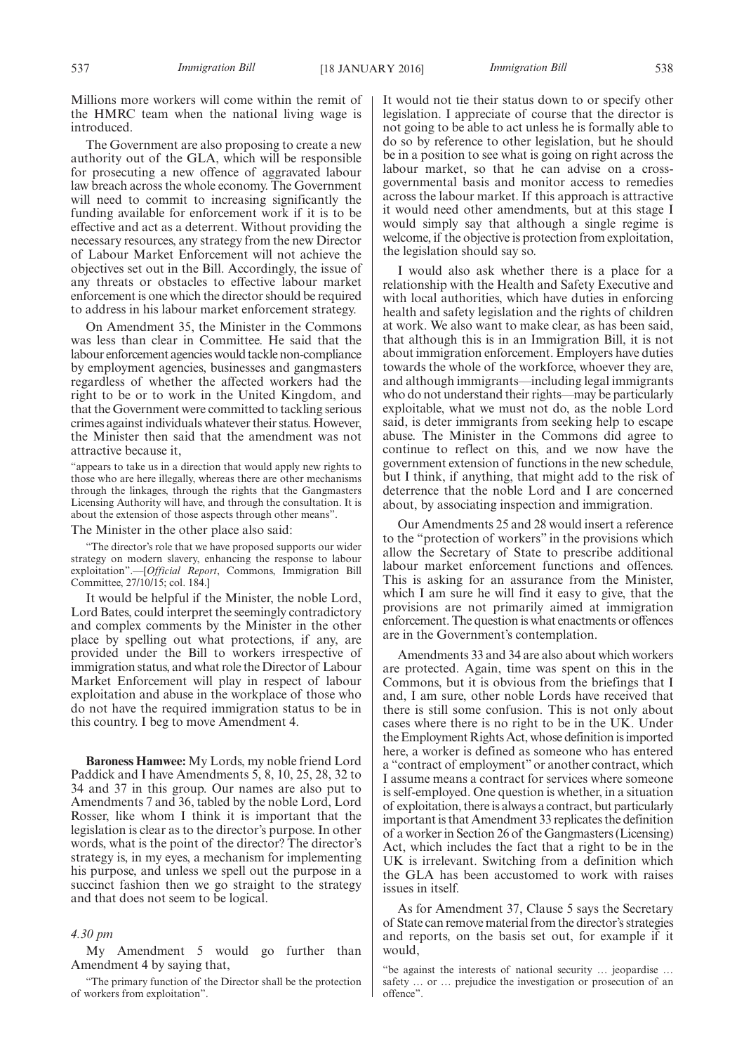Millions more workers will come within the remit of the HMRC team when the national living wage is introduced.

The Government are also proposing to create a new authority out of the GLA, which will be responsible for prosecuting a new offence of aggravated labour law breach across the whole economy. The Government will need to commit to increasing significantly the funding available for enforcement work if it is to be effective and act as a deterrent. Without providing the necessary resources, any strategy from the new Director of Labour Market Enforcement will not achieve the objectives set out in the Bill. Accordingly, the issue of any threats or obstacles to effective labour market enforcement is one which the director should be required to address in his labour market enforcement strategy.

On Amendment 35, the Minister in the Commons was less than clear in Committee. He said that the labour enforcement agencies would tackle non-compliance by employment agencies, businesses and gangmasters regardless of whether the affected workers had the right to be or to work in the United Kingdom, and that the Government were committed to tackling serious crimes against individuals whatever their status. However, the Minister then said that the amendment was not attractive because it,

"appears to take us in a direction that would apply new rights to those who are here illegally, whereas there are other mechanisms through the linkages, through the rights that the Gangmasters Licensing Authority will have, and through the consultation. It is about the extension of those aspects through other means".

The Minister in the other place also said:

"The director's role that we have proposed supports our wider strategy on modern slavery, enhancing the response to labour exploitation".—[*Official Report*, Commons, Immigration Bill Committee, 27/10/15; col. 184.]

It would be helpful if the Minister, the noble Lord, Lord Bates, could interpret the seemingly contradictory and complex comments by the Minister in the other place by spelling out what protections, if any, are provided under the Bill to workers irrespective of immigration status, and what role the Director of Labour Market Enforcement will play in respect of labour exploitation and abuse in the workplace of those who do not have the required immigration status to be in this country. I beg to move Amendment 4.

**Baroness Hamwee:** My Lords, my noble friend Lord Paddick and I have Amendments 5, 8, 10, 25, 28, 32 to 34 and 37 in this group. Our names are also put to Amendments 7 and 36, tabled by the noble Lord, Lord Rosser, like whom I think it is important that the legislation is clear as to the director's purpose. In other words, what is the point of the director? The director's strategy is, in my eyes, a mechanism for implementing his purpose, and unless we spell out the purpose in a succinct fashion then we go straight to the strategy and that does not seem to be logical.

*4.30 pm*

My Amendment 5 would go further than Amendment 4 by saying that,

"The primary function of the Director shall be the protection of workers from exploitation".

It would not tie their status down to or specify other legislation. I appreciate of course that the director is not going to be able to act unless he is formally able to do so by reference to other legislation, but he should be in a position to see what is going on right across the labour market, so that he can advise on a cross-governmental basis and monitor access to remedies across the labour market. If this approach is attractive it would need other amendments, but at this stage I would simply say that although a single regime is welcome, if the objective is protection from exploitation, the legislation should say so.

I would also ask whether there is a place for a relationship with the Health and Safety Executive and with local authorities, which have duties in enforcing health and safety legislation and the rights of children at work. We also want to make clear, as has been said, that although this is in an Immigration Bill, it is not about immigration enforcement. Employers have duties towards the whole of the workforce, whoever they are, and although immigrants—including legal immigrants who do not understand their rights—may be particularly exploitable, what we must not do, as the noble Lord said, is deter immigrants from seeking help to escape abuse. The Minister in the Commons did agree to continue to reflect on this, and we now have the government extension of functions in the new schedule, but I think, if anything, that might add to the risk of deterrence that the noble Lord and I are concerned about, by associating inspection and immigration.

Our Amendments 25 and 28 would insert a reference to the "protection of workers" in the provisions which allow the Secretary of State to prescribe additional labour market enforcement functions and offences. This is asking for an assurance from the Minister, which I am sure he will find it easy to give, that the provisions are not primarily aimed at immigration enforcement. The question is what enactments or offences are in the Government's contemplation.

Amendments 33 and 34 are also about which workers are protected. Again, time was spent on this in the Commons, but it is obvious from the briefings that I and, I am sure, other noble Lords have received that there is still some confusion. This is not only about cases where there is no right to be in the UK. Under the Employment Rights Act, whose definition is imported here, a worker is defined as someone who has entered a "contract of employment" or another contract, which I assume means a contract for services where someone is self-employed. One question is whether, in a situation of exploitation, there is always a contract, but particularly important is that Amendment 33 replicates the definition of a worker in Section 26 of the Gangmasters (Licensing) Act, which includes the fact that a right to be in the UK is irrelevant. Switching from a definition which the GLA has been accustomed to work with raises issues in itself.

As for Amendment 37, Clause 5 says the Secretary of State can remove material from the director's strategies and reports, on the basis set out, for example if it would,

"be against the interests of national security … jeopardise … safety … or … prejudice the investigation or prosecution of an offence".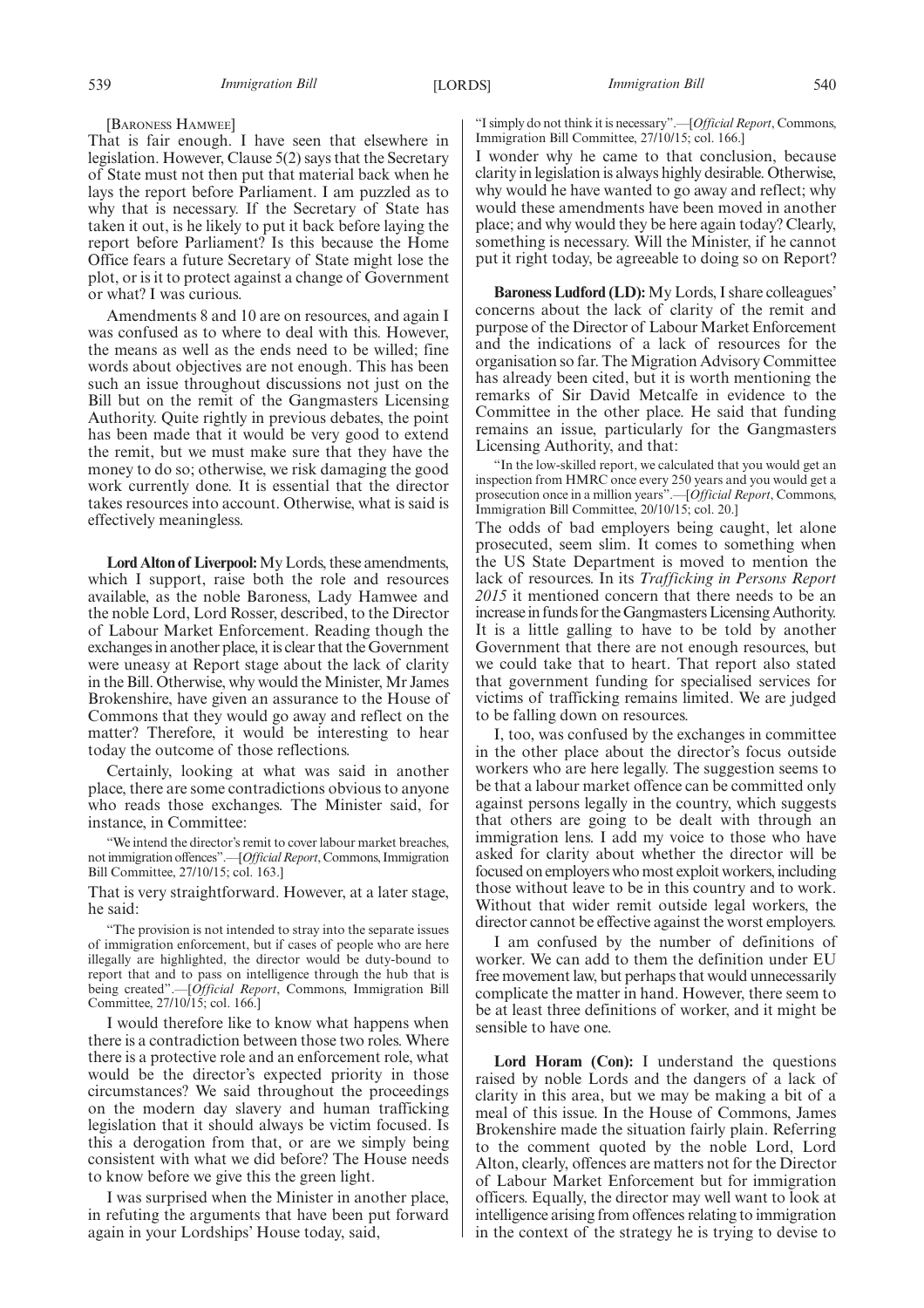[Baroness Hamwee]

That is fair enough. I have seen that elsewhere in legislation. However, Clause 5(2) says that the Secretary of State must not then put that material back when he lays the report before Parliament. I am puzzled as to why that is necessary. If the Secretary of State has taken it out, is he likely to put it back before laying the report before Parliament? Is this because the Home Office fears a future Secretary of State might lose the plot, or is it to protect against a change of Government or what? I was curious.

Amendments 8 and 10 are on resources, and again I was confused as to where to deal with this. However, the means as well as the ends need to be willed; fine words about objectives are not enough. This has been such an issue throughout discussions not just on the Bill but on the remit of the Gangmasters Licensing Authority. Quite rightly in previous debates, the point has been made that it would be very good to extend the remit, but we must make sure that they have the money to do so; otherwise, we risk damaging the good work currently done. It is essential that the director takes resources into account. Otherwise, what is said is effectively meaningless.

**Lord Alton of Liverpool:** My Lords, these amendments, which I support, raise both the role and resources available, as the noble Baroness, Lady Hamwee and the noble Lord, Lord Rosser, described, to the Director of Labour Market Enforcement. Reading though the exchanges in another place, it is clear that the Government were uneasy at Report stage about the lack of clarity in the Bill. Otherwise, why would the Minister, Mr James Brokenshire, have given an assurance to the House of Commons that they would go away and reflect on the matter? Therefore, it would be interesting to hear today the outcome of those reflections.

Certainly, looking at what was said in another place, there are some contradictions obvious to anyone who reads those exchanges. The Minister said, for instance, in Committee:

> "We intend the director's remit to cover labour market breaches, not immigration offences".—[*Official Report*, Commons, Immigration Bill Committee, 27/10/15; col. 163.]

That is very straightforward. However, at a later stage, he said:

> "The provision is not intended to stray into the separate issues of immigration enforcement, but if cases of people who are here illegally are highlighted, the director would be duty-bound to report that and to pass on intelligence through the hub that is being created".—[*Official Report*, Commons, Immigration Bill Committee, 27/10/15; col. 166.]

I would therefore like to know what happens when there is a contradiction between those two roles. Where there is a protective role and an enforcement role, what would be the director's expected priority in those circumstances? We said throughout the proceedings on the modern day slavery and human trafficking legislation that it should always be victim focused. Is this a derogation from that, or are we simply being consistent with what we did before? The House needs to know before we give this the green light.

I was surprised when the Minister in another place, in refuting the arguments that have been put forward again in your Lordships' House today, said,

> "I simply do not think it is necessary".—[*Official Report*, Commons, Immigration Bill Committee, 27/10/15; col. 166.]

I wonder why he came to that conclusion, because clarity in legislation is always highly desirable. Otherwise, why would he have wanted to go away and reflect; why would these amendments have been moved in another place; and why would they be here again today? Clearly, something is necessary. Will the Minister, if he cannot put it right today, be agreeable to doing so on Report?

**Baroness Ludford (LD):** My Lords, I share colleagues' concerns about the lack of clarity of the remit and purpose of the Director of Labour Market Enforcement and the indications of a lack of resources for the organisation so far. The Migration Advisory Committee has already been cited, but it is worth mentioning the remarks of Sir David Metcalfe in evidence to the Committee in the other place. He said that funding remains an issue, particularly for the Gangmasters Licensing Authority, and that:

> "In the low-skilled report, we calculated that you would get an inspection from HMRC once every 250 years and you would get a prosecution once in a million years".—[*Official Report*, Commons, Immigration Bill Committee, 20/10/15; col. 20.]

The odds of bad employers being caught, let alone prosecuted, seem slim. It comes to something when the US State Department is moved to mention the lack of resources. In its *Trafficking in Persons Report 2015* it mentioned concern that there needs to be an increase in funds for the Gangmasters Licensing Authority. It is a little galling to have to be told by another Government that there are not enough resources, but we could take that to heart. That report also stated that government funding for specialised services for victims of trafficking remains limited. We are judged to be falling down on resources.

I, too, was confused by the exchanges in committee in the other place about the director's focus outside workers who are here legally. The suggestion seems to be that a labour market offence can be committed only against persons legally in the country, which suggests that others are going to be dealt with through an immigration lens. I add my voice to those who have asked for clarity about whether the director will be focused on employers who most exploit workers, including those without leave to be in this country and to work. Without that wider remit outside legal workers, the director cannot be effective against the worst employers.

I am confused by the number of definitions of worker. We can add to them the definition under EU free movement law, but perhaps that would unnecessarily complicate the matter in hand. However, there seem to be at least three definitions of worker, and it might be sensible to have one.

**Lord Horam (Con):** I understand the questions raised by noble Lords and the dangers of a lack of clarity in this area, but we may be making a bit of a meal of this issue. In the House of Commons, James Brokenshire made the situation fairly plain. Referring to the comment quoted by the noble Lord, Lord Alton, clearly, offences are matters not for the Director of Labour Market Enforcement but for immigration officers. Equally, the director may well want to look at intelligence arising from offences relating to immigration in the context of the strategy he is trying to devise to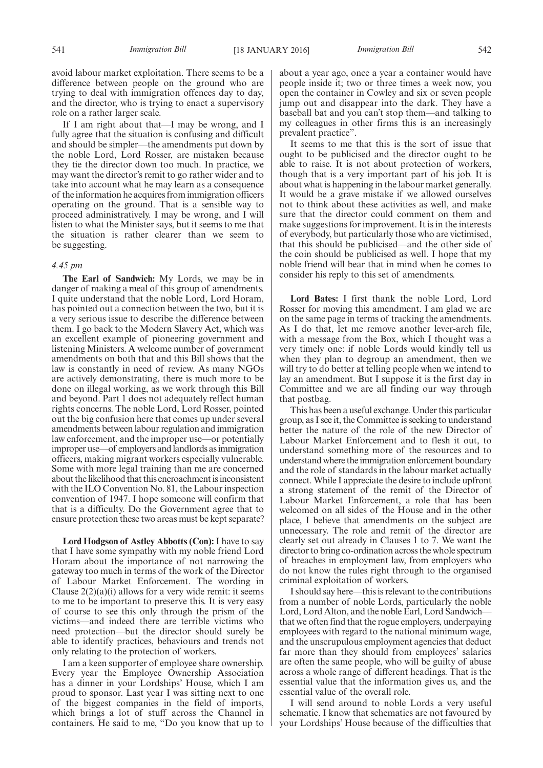avoid labour market exploitation. There seems to be a difference between people on the ground who are trying to deal with immigration offences day to day, and the director, who is trying to enact a supervisory role on a rather larger scale.

If I am right about that—I may be wrong, and I fully agree that the situation is confusing and difficult and should be simpler—the amendments put down by the noble Lord, Lord Rosser, are mistaken because they tie the director down too much. In practice, we may want the director's remit to go rather wider and to take into account what he may learn as a consequence of the information he acquires from immigration officers operating on the ground. That is a sensible way to proceed administratively. I may be wrong, and I will listen to what the Minister says, but it seems to me that the situation is rather clearer than we seem to be suggesting.

*4.45 pm*

**The Earl of Sandwich:** My Lords, we may be in danger of making a meal of this group of amendments. I quite understand that the noble Lord, Lord Horam, has pointed out a connection between the two, but it is a very serious issue to describe the difference between them. I go back to the Modern Slavery Act, which was an excellent example of pioneering government and listening Ministers. A welcome number of government amendments on both that and this Bill shows that the law is constantly in need of review. As many NGOs are actively demonstrating, there is much more to be done on illegal working, as we work through this Bill and beyond. Part 1 does not adequately reflect human rights concerns. The noble Lord, Lord Rosser, pointed out the big confusion here that comes up under several amendments between labour regulation and immigration law enforcement, and the improper use—or potentially improper use—of employers and landlords as immigration officers, making migrant workers especially vulnerable. Some with more legal training than me are concerned about the likelihood that this encroachment is inconsistent with the ILO Convention No. 81, the Labour inspection convention of 1947. I hope someone will confirm that that is a difficulty. Do the Government agree that to ensure protection these two areas must be kept separate?

**Lord Hodgson of Astley Abbotts (Con):** I have to say that I have some sympathy with my noble friend Lord Horam about the importance of not narrowing the gateway too much in terms of the work of the Director of Labour Market Enforcement. The wording in Clause 2(2)(a)(i) allows for a very wide remit: it seems to me to be important to preserve this. It is very easy of course to see this only through the prism of the victims—and indeed there are terrible victims who need protection—but the director should surely be able to identify practices, behaviours and trends not only relating to the protection of workers.

I am a keen supporter of employee share ownership. Every year the Employee Ownership Association has a dinner in your Lordships' House, which I am proud to sponsor. Last year I was sitting next to one of the biggest companies in the field of imports, which brings a lot of stuff across the Channel in containers. He said to me, "Do you know that up to about a year ago, once a year a container would have people inside it; two or three times a week now, you open the container in Cowley and six or seven people jump out and disappear into the dark. They have a baseball bat and you can't stop them—and talking to my colleagues in other firms this is an increasingly prevalent practice".

It seems to me that this is the sort of issue that ought to be publicised and the director ought to be able to raise. It is not about protection of workers, though that is a very important part of his job. It is about what is happening in the labour market generally. It would be a grave mistake if we allowed ourselves not to think about these activities as well, and make sure that the director could comment on them and make suggestions for improvement. It is in the interests of everybody, but particularly those who are victimised, that this should be publicised—and the other side of the coin should be publicised as well. I hope that my noble friend will bear that in mind when he comes to consider his reply to this set of amendments.

**Lord Bates:** I first thank the noble Lord, Lord Rosser for moving this amendment. I am glad we are on the same page in terms of tracking the amendments. As I do that, let me remove another lever-arch file, with a message from the Box, which I thought was a very timely one: if noble Lords would kindly tell us when they plan to degroup an amendment, then we will try to do better at telling people when we intend to lay an amendment. But I suppose it is the first day in Committee and we are all finding our way through that postbag.

This has been a useful exchange. Under this particular group, as I see it, the Committee is seeking to understand better the nature of the role of the new Director of Labour Market Enforcement and to flesh it out, to understand something more of the resources and to understand where the immigration enforcement boundary and the role of standards in the labour market actually connect. While I appreciate the desire to include upfront a strong statement of the remit of the Director of Labour Market Enforcement, a role that has been welcomed on all sides of the House and in the other place, I believe that amendments on the subject are unnecessary. The role and remit of the director are clearly set out already in Clauses 1 to 7. We want the director to bring co-ordination across the whole spectrum of breaches in employment law, from employers who do not know the rules right through to the organised criminal exploitation of workers.

I should say here—this is relevant to the contributions from a number of noble Lords, particularly the noble Lord, Lord Alton, and the noble Earl, Lord Sandwich—that we often find that the rogue employers, underpaying employees with regard to the national minimum wage, and the unscrupulous employment agencies that deduct far more than they should from employees' salaries are often the same people, who will be guilty of abuse across a whole range of different headings. That is the essential value that the information gives us, and the essential value of the overall role.

I will send around to noble Lords a very useful schematic. I know that schematics are not favoured by your Lordships' House because of the difficulties that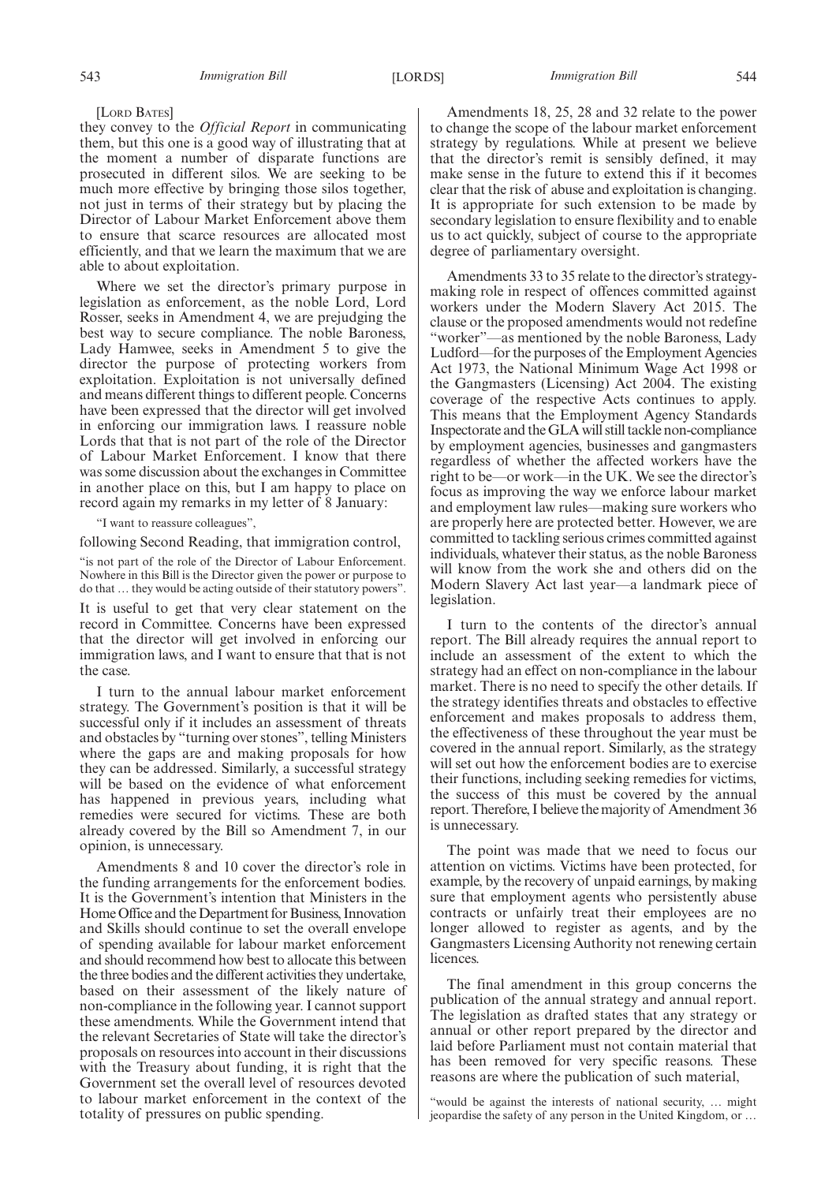[Lord Bates]

they convey to the *Official Report* in communicating them, but this one is a good way of illustrating that at the moment a number of disparate functions are prosecuted in different silos. We are seeking to be much more effective by bringing those silos together, not just in terms of their strategy but by placing the Director of Labour Market Enforcement above them to ensure that scarce resources are allocated most efficiently, and that we learn the maximum that we are able to about exploitation.

Where we set the director's primary purpose in legislation as enforcement, as the noble Lord, Lord Rosser, seeks in Amendment 4, we are prejudging the best way to secure compliance. The noble Baroness, Lady Hamwee, seeks in Amendment 5 to give the director the purpose of protecting workers from exploitation. Exploitation is not universally defined and means different things to different people. Concerns have been expressed that the director will get involved in enforcing our immigration laws. I reassure noble Lords that that is not part of the role of the Director of Labour Market Enforcement. I know that there was some discussion about the exchanges in Committee in another place on this, but I am happy to place on record again my remarks in my letter of 8 January:

"I want to reassure colleagues",

following Second Reading, that immigration control,

"is not part of the role of the Director of Labour Enforcement. Nowhere in this Bill is the Director given the power or purpose to do that … they would be acting outside of their statutory powers".

It is useful to get that very clear statement on the record in Committee. Concerns have been expressed that the director will get involved in enforcing our immigration laws, and I want to ensure that that is not the case.

I turn to the annual labour market enforcement strategy. The Government's position is that it will be successful only if it includes an assessment of threats and obstacles by "turning over stones", telling Ministers where the gaps are and making proposals for how they can be addressed. Similarly, a successful strategy will be based on the evidence of what enforcement has happened in previous years, including what remedies were secured for victims. These are both already covered by the Bill so Amendment 7, in our opinion, is unnecessary.

Amendments 8 and 10 cover the director's role in the funding arrangements for the enforcement bodies. It is the Government's intention that Ministers in the Home Office and the Department for Business, Innovation and Skills should continue to set the overall envelope of spending available for labour market enforcement and should recommend how best to allocate this between the three bodies and the different activities they undertake, based on their assessment of the likely nature of non-compliance in the following year. I cannot support these amendments. While the Government intend that the relevant Secretaries of State will take the director's proposals on resources into account in their discussions with the Treasury about funding, it is right that the Government set the overall level of resources devoted to labour market enforcement in the context of the totality of pressures on public spending.

Amendments 18, 25, 28 and 32 relate to the power to change the scope of the labour market enforcement strategy by regulations. While at present we believe that the director's remit is sensibly defined, it may make sense in the future to extend this if it becomes clear that the risk of abuse and exploitation is changing. It is appropriate for such extension to be made by secondary legislation to ensure flexibility and to enable us to act quickly, subject of course to the appropriate degree of parliamentary oversight.

Amendments 33 to 35 relate to the director's strategy-making role in respect of offences committed against workers under the Modern Slavery Act 2015. The clause or the proposed amendments would not redefine "worker"—as mentioned by the noble Baroness, Lady Ludford—for the purposes of the Employment Agencies Act 1973, the National Minimum Wage Act 1998 or the Gangmasters (Licensing) Act 2004. The existing coverage of the respective Acts continues to apply. This means that the Employment Agency Standards Inspectorate and the GLA will still tackle non-compliance by employment agencies, businesses and gangmasters regardless of whether the affected workers have the right to be—or work—in the UK. We see the director's focus as improving the way we enforce labour market and employment law rules—making sure workers who are properly here are protected better. However, we are committed to tackling serious crimes committed against individuals, whatever their status, as the noble Baroness will know from the work she and others did on the Modern Slavery Act last year—a landmark piece of legislation.

I turn to the contents of the director's annual report. The Bill already requires the annual report to include an assessment of the extent to which the strategy had an effect on non-compliance in the labour market. There is no need to specify the other details. If the strategy identifies threats and obstacles to effective enforcement and makes proposals to address them, the effectiveness of these throughout the year must be covered in the annual report. Similarly, as the strategy will set out how the enforcement bodies are to exercise their functions, including seeking remedies for victims, the success of this must be covered by the annual report. Therefore, I believe the majority of Amendment 36 is unnecessary.

The point was made that we need to focus our attention on victims. Victims have been protected, for example, by the recovery of unpaid earnings, by making sure that employment agents who persistently abuse contracts or unfairly treat their employees are no longer allowed to register as agents, and by the Gangmasters Licensing Authority not renewing certain licences.

The final amendment in this group concerns the publication of the annual strategy and annual report. The legislation as drafted states that any strategy or annual or other report prepared by the director and laid before Parliament must not contain material that has been removed for very specific reasons. These reasons are where the publication of such material,

"would be against the interests of national security, … might jeopardise the safety of any person in the United Kingdom, or …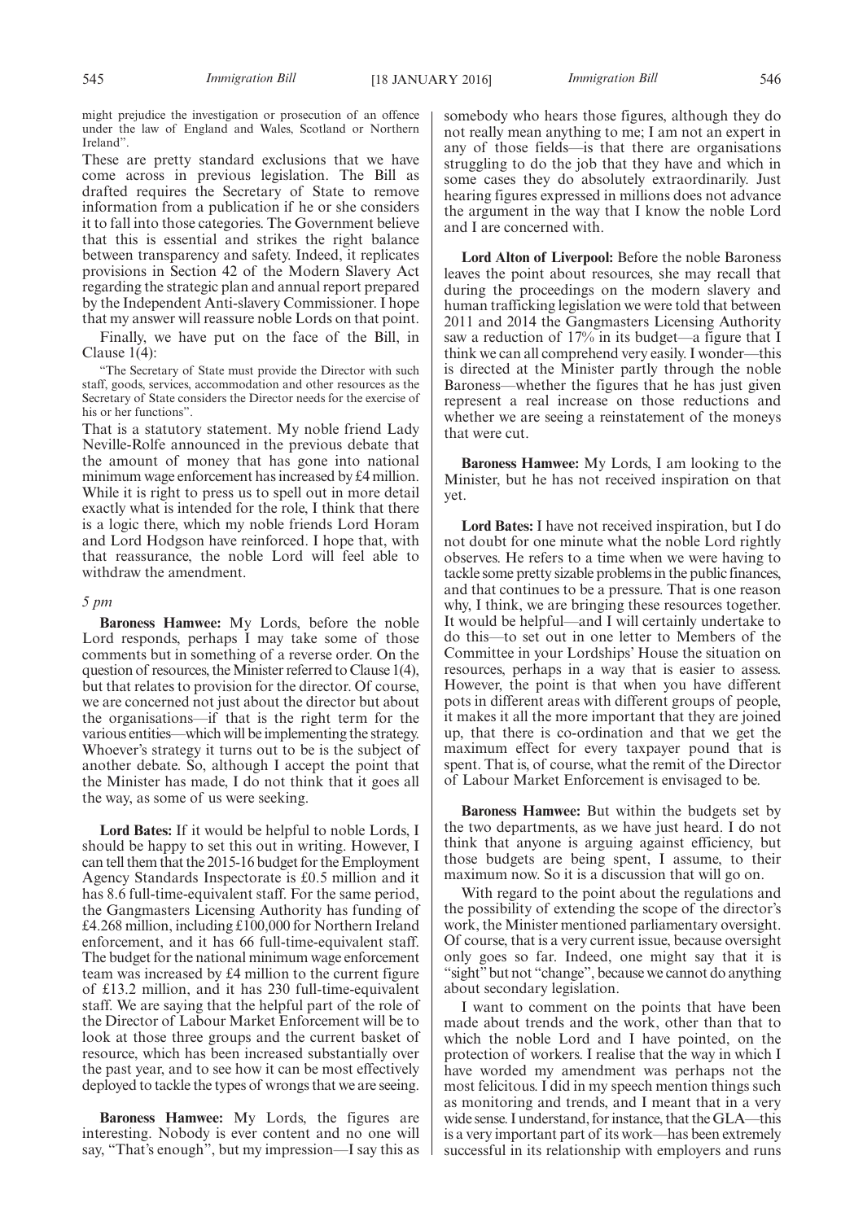might prejudice the investigation or prosecution of an offence under the law of England and Wales, Scotland or Northern Ireland".

These are pretty standard exclusions that we have come across in previous legislation. The Bill as drafted requires the Secretary of State to remove information from a publication if he or she considers it to fall into those categories. The Government believe that this is essential and strikes the right balance between transparency and safety. Indeed, it replicates provisions in Section 42 of the Modern Slavery Act regarding the strategic plan and annual report prepared by the Independent Anti-slavery Commissioner. I hope that my answer will reassure noble Lords on that point.

Finally, we have put on the face of the Bill, in Clause 1(4):

"The Secretary of State must provide the Director with such staff, goods, services, accommodation and other resources as the Secretary of State considers the Director needs for the exercise of his or her functions".

That is a statutory statement. My noble friend Lady Neville-Rolfe announced in the previous debate that the amount of money that has gone into national minimum wage enforcement has increased by £4 million. While it is right to press us to spell out in more detail exactly what is intended for the role, I think that there is a logic there, which my noble friends Lord Horam and Lord Hodgson have reinforced. I hope that, with that reassurance, the noble Lord will feel able to withdraw the amendment.

*5 pm*

**Baroness Hamwee:** My Lords, before the noble Lord responds, perhaps I may take some of those comments but in something of a reverse order. On the question of resources, the Minister referred to Clause 1(4), but that relates to provision for the director. Of course, we are concerned not just about the director but about the organisations—if that is the right term for the various entities—which will be implementing the strategy. Whoever's strategy it turns out to be is the subject of another debate. So, although I accept the point that the Minister has made, I do not think that it goes all the way, as some of us were seeking.

**Lord Bates:** If it would be helpful to noble Lords, I should be happy to set this out in writing. However, I can tell them that the 2015-16 budget for the Employment Agency Standards Inspectorate is £0.5 million and it has 8.6 full-time-equivalent staff. For the same period, the Gangmasters Licensing Authority has funding of £4.268 million, including £100,000 for Northern Ireland enforcement, and it has 66 full-time-equivalent staff. The budget for the national minimum wage enforcement team was increased by £4 million to the current figure of £13.2 million, and it has 230 full-time-equivalent staff. We are saying that the helpful part of the role of the Director of Labour Market Enforcement will be to look at those three groups and the current basket of resource, which has been increased substantially over the past year, and to see how it can be most effectively deployed to tackle the types of wrongs that we are seeing.

**Baroness Hamwee:** My Lords, the figures are interesting. Nobody is ever content and no one will say, "That's enough", but my impression—I say this as somebody who hears those figures, although they do not really mean anything to me; I am not an expert in any of those fields—is that there are organisations struggling to do the job that they have and which in some cases they do absolutely extraordinarily. Just hearing figures expressed in millions does not advance the argument in the way that I know the noble Lord and I are concerned with.

**Lord Alton of Liverpool:** Before the noble Baroness leaves the point about resources, she may recall that during the proceedings on the modern slavery and human trafficking legislation we were told that between 2011 and 2014 the Gangmasters Licensing Authority saw a reduction of 17% in its budget—a figure that I think we can all comprehend very easily. I wonder—this is directed at the Minister partly through the noble Baroness—whether the figures that he has just given represent a real increase on those reductions and whether we are seeing a reinstatement of the moneys that were cut.

**Baroness Hamwee:** My Lords, I am looking to the Minister, but he has not received inspiration on that yet.

**Lord Bates:** I have not received inspiration, but I do not doubt for one minute what the noble Lord rightly observes. He refers to a time when we were having to tackle some pretty sizable problems in the public finances, and that continues to be a pressure. That is one reason why, I think, we are bringing these resources together. It would be helpful—and I will certainly undertake to do this—to set out in one letter to Members of the Committee in your Lordships' House the situation on resources, perhaps in a way that is easier to assess. However, the point is that when you have different pots in different areas with different groups of people, it makes it all the more important that they are joined up, that there is co-ordination and that we get the maximum effect for every taxpayer pound that is spent. That is, of course, what the remit of the Director of Labour Market Enforcement is envisaged to be.

**Baroness Hamwee:** But within the budgets set by the two departments, as we have just heard. I do not think that anyone is arguing against efficiency, but those budgets are being spent, I assume, to their maximum now. So it is a discussion that will go on.

With regard to the point about the regulations and the possibility of extending the scope of the director's work, the Minister mentioned parliamentary oversight. Of course, that is a very current issue, because oversight only goes so far. Indeed, one might say that it is "sight" but not "change", because we cannot do anything about secondary legislation.

I want to comment on the points that have been made about trends and the work, other than that to which the noble Lord and I have pointed, on the protection of workers. I realise that the way in which I have worded my amendment was perhaps not the most felicitous. I did in my speech mention things such as monitoring and trends, and I meant that in a very wide sense. I understand, for instance, that the GLA—this is a very important part of its work—has been extremely successful in its relationship with employers and runs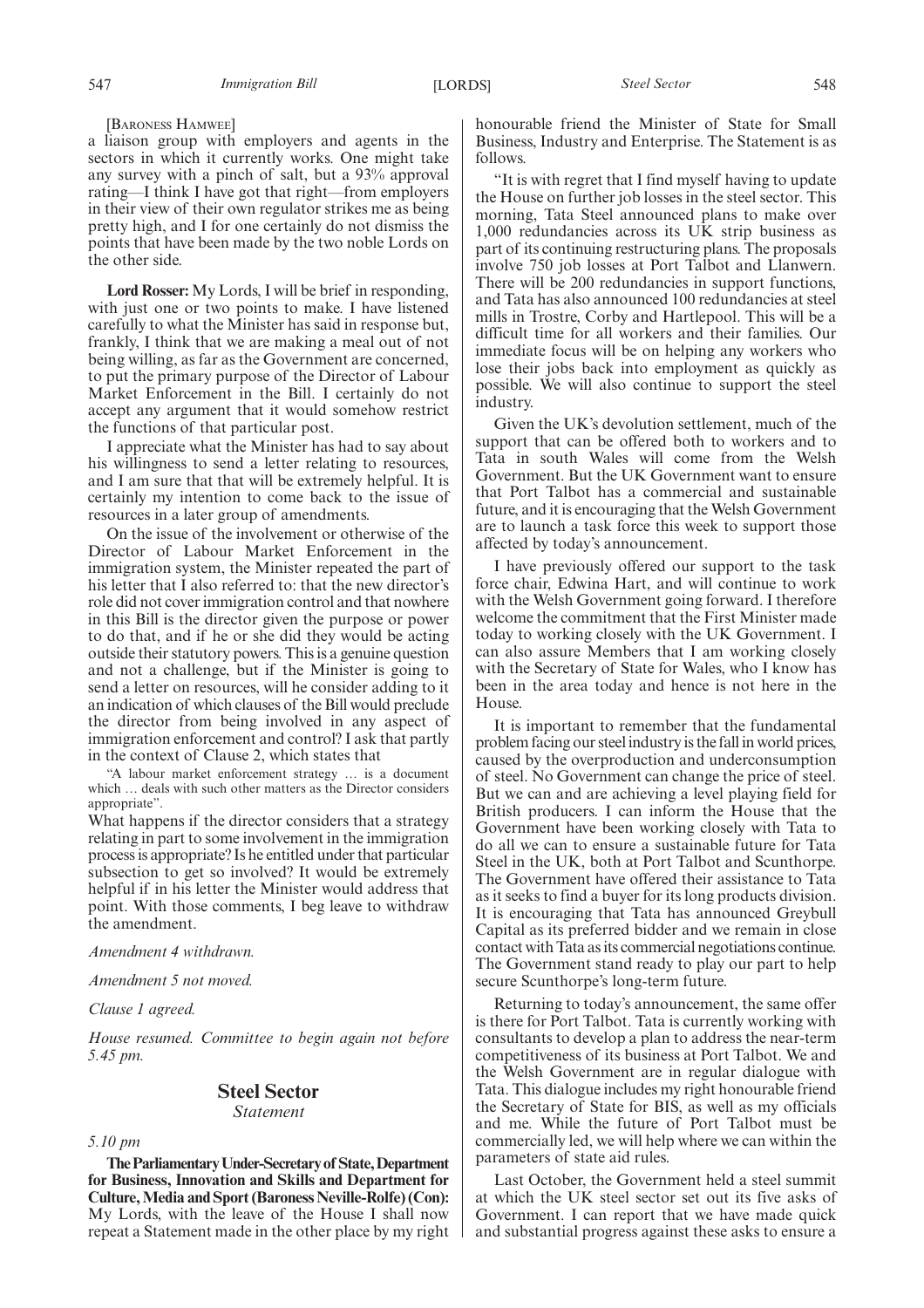[Baroness Hamwee]

a liaison group with employers and agents in the sectors in which it currently works. One might take any survey with a pinch of salt, but a 93% approval rating—I think I have got that right—from employers in their view of their own regulator strikes me as being pretty high, and I for one certainly do not dismiss the points that have been made by the two noble Lords on the other side.

**Lord Rosser:** My Lords, I will be brief in responding, with just one or two points to make. I have listened carefully to what the Minister has said in response but, frankly, I think that we are making a meal out of not being willing, as far as the Government are concerned, to put the primary purpose of the Director of Labour Market Enforcement in the Bill. I certainly do not accept any argument that it would somehow restrict the functions of that particular post.

I appreciate what the Minister has had to say about his willingness to send a letter relating to resources, and I am sure that that will be extremely helpful. It is certainly my intention to come back to the issue of resources in a later group of amendments.

On the issue of the involvement or otherwise of the Director of Labour Market Enforcement in the immigration system, the Minister repeated the part of his letter that I also referred to: that the new director's role did not cover immigration control and that nowhere in this Bill is the director given the purpose or power to do that, and if he or she did they would be acting outside their statutory powers. This is a genuine question and not a challenge, but if the Minister is going to send a letter on resources, will he consider adding to it an indication of which clauses of the Bill would preclude the director from being involved in any aspect of immigration enforcement and control? I ask that partly in the context of Clause 2, which states that

"A labour market enforcement strategy … is a document which … deals with such other matters as the Director considers appropriate".

What happens if the director considers that a strategy relating in part to some involvement in the immigration process is appropriate? Is he entitled under that particular subsection to get so involved? It would be extremely helpful if in his letter the Minister would address that point. With those comments, I beg leave to withdraw the amendment.

*Amendment 4 withdrawn.*

*Amendment 5 not moved.*

*Clause 1 agreed.*

*House resumed. Committee to begin again not before 5.45 pm.*

## Steel Sector

*Statement*

*5.10 pm*

**The Parliamentary Under-Secretary of State, Department for Business, Innovation and Skills and Department for Culture, Media and Sport (Baroness Neville-Rolfe) (Con):** My Lords, with the leave of the House I shall now repeat a Statement made in the other place by my right honourable friend the Minister of State for Small Business, Industry and Enterprise. The Statement is as follows.

"It is with regret that I find myself having to update the House on further job losses in the steel sector. This morning, Tata Steel announced plans to make over 1,000 redundancies across its UK strip business as part of its continuing restructuring plans. The proposals involve 750 job losses at Port Talbot and Llanwern. There will be 200 redundancies in support functions, and Tata has also announced 100 redundancies at steel mills in Trostre, Corby and Hartlepool. This will be a difficult time for all workers and their families. Our immediate focus will be on helping any workers who lose their jobs back into employment as quickly as possible. We will also continue to support the steel industry.

Given the UK's devolution settlement, much of the support that can be offered both to workers and to Tata in south Wales will come from the Welsh Government. But the UK Government want to ensure that Port Talbot has a commercial and sustainable future, and it is encouraging that the Welsh Government are to launch a task force this week to support those affected by today's announcement.

I have previously offered our support to the task force chair, Edwina Hart, and will continue to work with the Welsh Government going forward. I therefore welcome the commitment that the First Minister made today to working closely with the UK Government. I can also assure Members that I am working closely with the Secretary of State for Wales, who I know has been in the area today and hence is not here in the House.

It is important to remember that the fundamental problem facing our steel industry is the fall in world prices, caused by the overproduction and underconsumption of steel. No Government can change the price of steel. But we can and are achieving a level playing field for British producers. I can inform the House that the Government have been working closely with Tata to do all we can to ensure a sustainable future for Tata Steel in the UK, both at Port Talbot and Scunthorpe. The Government have offered their assistance to Tata as it seeks to find a buyer for its long products division. It is encouraging that Tata has announced Greybull Capital as its preferred bidder and we remain in close contact with Tata as its commercial negotiations continue. The Government stand ready to play our part to help secure Scunthorpe's long-term future.

Returning to today's announcement, the same offer is there for Port Talbot. Tata is currently working with consultants to develop a plan to address the near-term competitiveness of its business at Port Talbot. We and the Welsh Government are in regular dialogue with Tata. This dialogue includes my right honourable friend the Secretary of State for BIS, as well as my officials and me. While the future of Port Talbot must be commercially led, we will help where we can within the parameters of state aid rules.

Last October, the Government held a steel summit at which the UK steel sector set out its five asks of Government. I can report that we have made quick and substantial progress against these asks to ensure a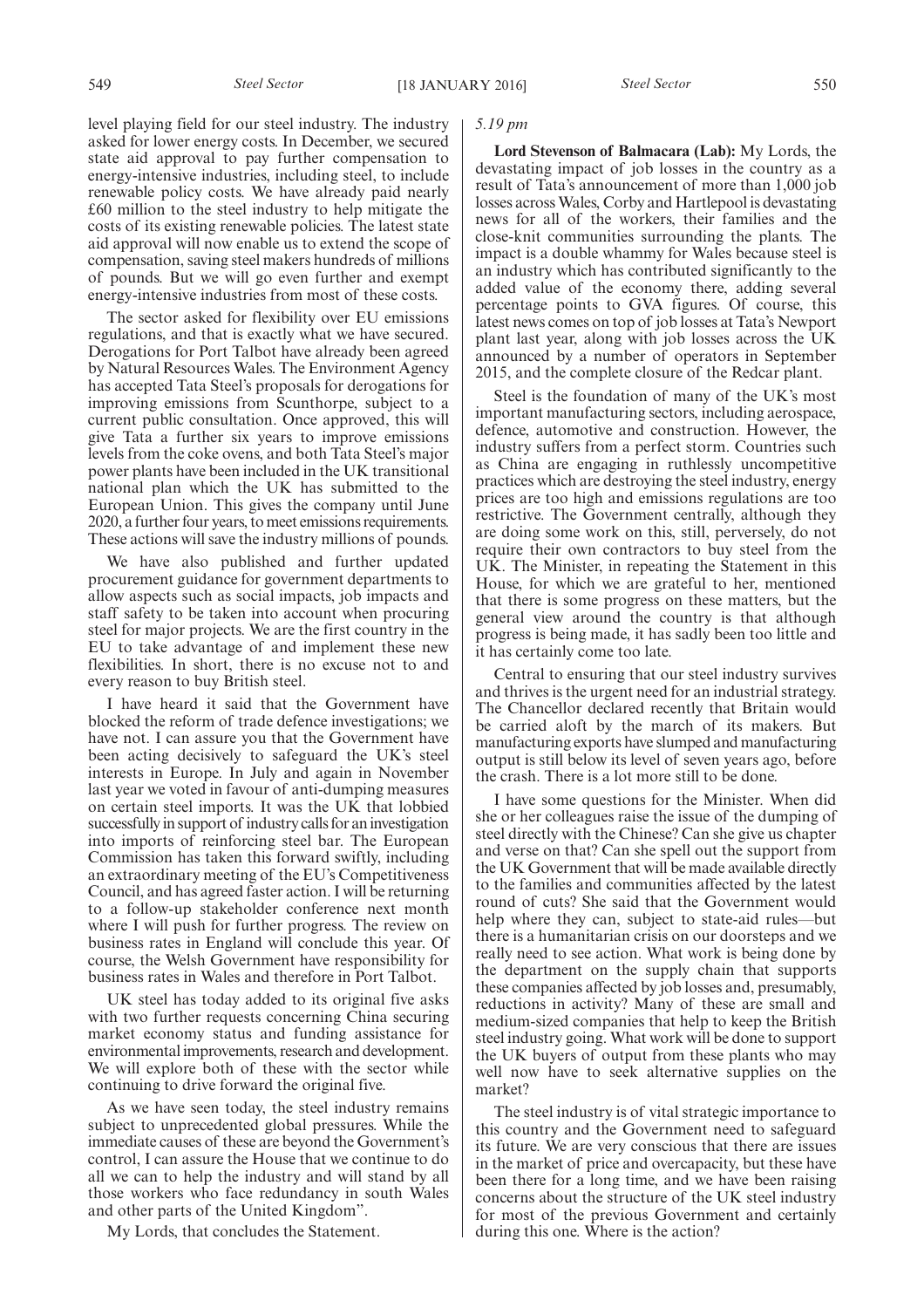level playing field for our steel industry. The industry asked for lower energy costs. In December, we secured state aid approval to pay further compensation to energy-intensive industries, including steel, to include renewable policy costs. We have already paid nearly £60 million to the steel industry to help mitigate the costs of its existing renewable policies. The latest state aid approval will now enable us to extend the scope of compensation, saving steel makers hundreds of millions of pounds. But we will go even further and exempt energy-intensive industries from most of these costs.

The sector asked for flexibility over EU emissions regulations, and that is exactly what we have secured. Derogations for Port Talbot have already been agreed by Natural Resources Wales. The Environment Agency has accepted Tata Steel's proposals for derogations for improving emissions from Scunthorpe, subject to a current public consultation. Once approved, this will give Tata a further six years to improve emissions levels from the coke ovens, and both Tata Steel's major power plants have been included in the UK transitional national plan which the UK has submitted to the European Union. This gives the company until June 2020, a further four years, to meet emissions requirements. These actions will save the industry millions of pounds.

We have also published and further updated procurement guidance for government departments to allow aspects such as social impacts, job impacts and staff safety to be taken into account when procuring steel for major projects. We are the first country in the EU to take advantage of and implement these new flexibilities. In short, there is no excuse not to and every reason to buy British steel.

I have heard it said that the Government have blocked the reform of trade defence investigations; we have not. I can assure you that the Government have been acting decisively to safeguard the UK's steel interests in Europe. In July and again in November last year we voted in favour of anti-dumping measures on certain steel imports. It was the UK that lobbied successfully in support of industry calls for an investigation into imports of reinforcing steel bar. The European Commission has taken this forward swiftly, including an extraordinary meeting of the EU's Competitiveness Council, and has agreed faster action. I will be returning to a follow-up stakeholder conference next month where I will push for further progress. The review on business rates in England will conclude this year. Of course, the Welsh Government have responsibility for business rates in Wales and therefore in Port Talbot.

UK steel has today added to its original five asks with two further requests concerning China securing market economy status and funding assistance for environmental improvements, research and development. We will explore both of these with the sector while continuing to drive forward the original five.

As we have seen today, the steel industry remains subject to unprecedented global pressures. While the immediate causes of these are beyond the Government's control, I can assure the House that we continue to do all we can to help the industry and will stand by all those workers who face redundancy in south Wales and other parts of the United Kingdom".

My Lords, that concludes the Statement.

*5.19 pm*

**Lord Stevenson of Balmacara (Lab):** My Lords, the devastating impact of job losses in the country as a result of Tata's announcement of more than 1,000 job losses across Wales, Corby and Hartlepool is devastating news for all of the workers, their families and the close-knit communities surrounding the plants. The impact is a double whammy for Wales because steel is an industry which has contributed significantly to the added value of the economy there, adding several percentage points to GVA figures. Of course, this latest news comes on top of job losses at Tata's Newport plant last year, along with job losses across the UK announced by a number of operators in September 2015, and the complete closure of the Redcar plant.

Steel is the foundation of many of the UK's most important manufacturing sectors, including aerospace, defence, automotive and construction. However, the industry suffers from a perfect storm. Countries such as China are engaging in ruthlessly uncompetitive practices which are destroying the steel industry, energy prices are too high and emissions regulations are too restrictive. The Government centrally, although they are doing some work on this, still, perversely, do not require their own contractors to buy steel from the UK. The Minister, in repeating the Statement in this House, for which we are grateful to her, mentioned that there is some progress on these matters, but the general view around the country is that although progress is being made, it has sadly been too little and it has certainly come too late.

Central to ensuring that our steel industry survives and thrives is the urgent need for an industrial strategy. The Chancellor declared recently that Britain would be carried aloft by the march of its makers. But manufacturing exports have slumped and manufacturing output is still below its level of seven years ago, before the crash. There is a lot more still to be done.

I have some questions for the Minister. When did she or her colleagues raise the issue of the dumping of steel directly with the Chinese? Can she give us chapter and verse on that? Can she spell out the support from the UK Government that will be made available directly to the families and communities affected by the latest round of cuts? She said that the Government would help where they can, subject to state-aid rules—but there is a humanitarian crisis on our doorsteps and we really need to see action. What work is being done by the department on the supply chain that supports these companies affected by job losses and, presumably, reductions in activity? Many of these are small and medium-sized companies that help to keep the British steel industry going. What work will be done to support the UK buyers of output from these plants who may well now have to seek alternative supplies on the market?

The steel industry is of vital strategic importance to this country and the Government need to safeguard its future. We are very conscious that there are issues in the market of price and overcapacity, but these have been there for a long time, and we have been raising concerns about the structure of the UK steel industry for most of the previous Government and certainly during this one. Where is the action?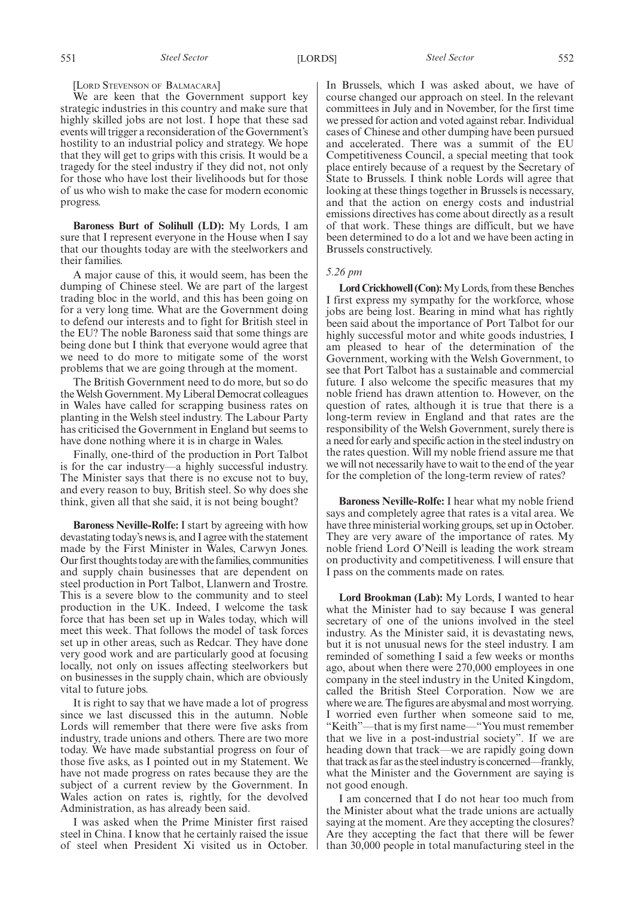[LORD STEVENSON OF BALMACARA]

We are keen that the Government support key strategic industries in this country and make sure that highly skilled jobs are not lost. I hope that these sad events will trigger a reconsideration of the Government's hostility to an industrial policy and strategy. We hope that they will get to grips with this crisis. It would be a tragedy for the steel industry if they did not, not only for those who have lost their livelihoods but for those of us who wish to make the case for modern economic progress.

**Baroness Burt of Solihull (LD):** My Lords, I am sure that I represent everyone in the House when I say that our thoughts today are with the steelworkers and their families.

A major cause of this, it would seem, has been the dumping of Chinese steel. We are part of the largest trading bloc in the world, and this has been going on for a very long time. What are the Government doing to defend our interests and to fight for British steel in the EU? The noble Baroness said that some things are being done but I think that everyone would agree that we need to do more to mitigate some of the worst problems that we are going through at the moment.

The British Government need to do more, but so do the Welsh Government. My Liberal Democrat colleagues in Wales have called for scrapping business rates on planting in the Welsh steel industry. The Labour Party has criticised the Government in England but seems to have done nothing where it is in charge in Wales.

Finally, one-third of the production in Port Talbot is for the car industry—a highly successful industry. The Minister says that there is no excuse not to buy, and every reason to buy, British steel. So why does she think, given all that she said, it is not being bought?

**Baroness Neville-Rolfe:** I start by agreeing with how devastating today's news is, and I agree with the statement made by the First Minister in Wales, Carwyn Jones. Our first thoughts today are with the families, communities and supply chain businesses that are dependent on steel production in Port Talbot, Llanwern and Trostre. This is a severe blow to the community and to steel production in the UK. Indeed, I welcome the task force that has been set up in Wales today, which will meet this week. That follows the model of task forces set up in other areas, such as Redcar. They have done very good work and are particularly good at focusing locally, not only on issues affecting steelworkers but on businesses in the supply chain, which are obviously vital to future jobs.

It is right to say that we have made a lot of progress since we last discussed this in the autumn. Noble Lords will remember that there were five asks from industry, trade unions and others. There are two more today. We have made substantial progress on four of those five asks, as I pointed out in my Statement. We have not made progress on rates because they are the subject of a current review by the Government. In Wales action on rates is, rightly, for the devolved Administration, as has already been said.

I was asked when the Prime Minister first raised steel in China. I know that he certainly raised the issue of steel when President Xi visited us in October. In Brussels, which I was asked about, we have of course changed our approach on steel. In the relevant committees in July and in November, for the first time we pressed for action and voted against rebar. Individual cases of Chinese and other dumping have been pursued and accelerated. There was a summit of the EU Competitiveness Council, a special meeting that took place entirely because of a request by the Secretary of State to Brussels. I think noble Lords will agree that looking at these things together in Brussels is necessary, and that the action on energy costs and industrial emissions directives has come about directly as a result of that work. These things are difficult, but we have been determined to do a lot and we have been acting in Brussels constructively.

*5.26 pm*

**Lord Crickhowell (Con):** My Lords, from these Benches I first express my sympathy for the workforce, whose jobs are being lost. Bearing in mind what has rightly been said about the importance of Port Talbot for our highly successful motor and white goods industries, I am pleased to hear of the determination of the Government, working with the Welsh Government, to see that Port Talbot has a sustainable and commercial future. I also welcome the specific measures that my noble friend has drawn attention to. However, on the question of rates, although it is true that there is a long-term review in England and that rates are the responsibility of the Welsh Government, surely there is a need for early and specific action in the steel industry on the rates question. Will my noble friend assure me that we will not necessarily have to wait to the end of the year for the completion of the long-term review of rates?

**Baroness Neville-Rolfe:** I hear what my noble friend says and completely agree that rates is a vital area. We have three ministerial working groups, set up in October. They are very aware of the importance of rates. My noble friend Lord O'Neill is leading the work stream on productivity and competitiveness. I will ensure that I pass on the comments made on rates.

**Lord Brookman (Lab):** My Lords, I wanted to hear what the Minister had to say because I was general secretary of one of the unions involved in the steel industry. As the Minister said, it is devastating news, but it is not unusual news for the steel industry. I am reminded of something I said a few weeks or months ago, about when there were 270,000 employees in one company in the steel industry in the United Kingdom, called the British Steel Corporation. Now we are where we are. The figures are abysmal and most worrying. I worried even further when someone said to me, "Keith"—that is my first name—"You must remember that we live in a post-industrial society". If we are heading down that track—we are rapidly going down that track as far as the steel industry is concerned—frankly, what the Minister and the Government are saying is not good enough.

I am concerned that I do not hear too much from the Minister about what the trade unions are actually saying at the moment. Are they accepting the closures? Are they accepting the fact that there will be fewer than 30,000 people in total manufacturing steel in the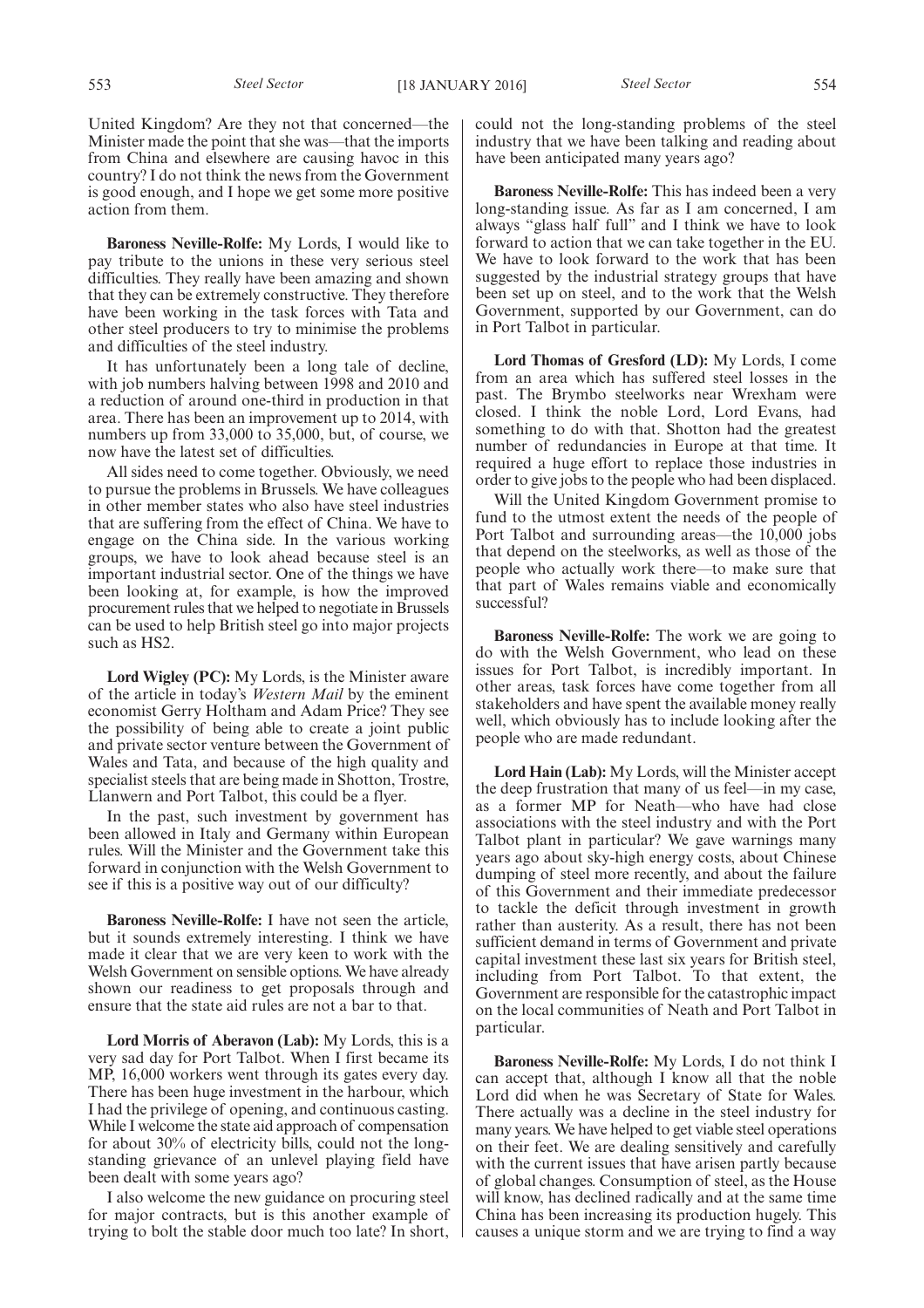United Kingdom? Are they not that concerned—the Minister made the point that she was—that the imports from China and elsewhere are causing havoc in this country? I do not think the news from the Government is good enough, and I hope we get some more positive action from them.

**Baroness Neville-Rolfe:** My Lords, I would like to pay tribute to the unions in these very serious steel difficulties. They really have been amazing and shown that they can be extremely constructive. They therefore have been working in the task forces with Tata and other steel producers to try to minimise the problems and difficulties of the steel industry.

It has unfortunately been a long tale of decline, with job numbers halving between 1998 and 2010 and a reduction of around one-third in production in that area. There has been an improvement up to 2014, with numbers up from 33,000 to 35,000, but, of course, we now have the latest set of difficulties.

All sides need to come together. Obviously, we need to pursue the problems in Brussels. We have colleagues in other member states who also have steel industries that are suffering from the effect of China. We have to engage on the China side. In the various working groups, we have to look ahead because steel is an important industrial sector. One of the things we have been looking at, for example, is how the improved procurement rules that we helped to negotiate in Brussels can be used to help British steel go into major projects such as HS2.

**Lord Wigley (PC):** My Lords, is the Minister aware of the article in today's *Western Mail* by the eminent economist Gerry Holtham and Adam Price? They see the possibility of being able to create a joint public and private sector venture between the Government of Wales and Tata, and because of the high quality and specialist steels that are being made in Shotton, Trostre, Llanwern and Port Talbot, this could be a flyer.

In the past, such investment by government has been allowed in Italy and Germany within European rules. Will the Minister and the Government take this forward in conjunction with the Welsh Government to see if this is a positive way out of our difficulty?

**Baroness Neville-Rolfe:** I have not seen the article, but it sounds extremely interesting. I think we have made it clear that we are very keen to work with the Welsh Government on sensible options. We have already shown our readiness to get proposals through and ensure that the state aid rules are not a bar to that.

**Lord Morris of Aberavon (Lab):** My Lords, this is a very sad day for Port Talbot. When I first became its MP, 16,000 workers went through its gates every day. There has been huge investment in the harbour, which I had the privilege of opening, and continuous casting. While I welcome the state aid approach of compensation for about 30% of electricity bills, could not the long-standing grievance of an unlevel playing field have been dealt with some years ago?

I also welcome the new guidance on procuring steel for major contracts, but is this another example of trying to bolt the stable door much too late? In short, could not the long-standing problems of the steel industry that we have been talking and reading about have been anticipated many years ago?

**Baroness Neville-Rolfe:** This has indeed been a very long-standing issue. As far as I am concerned, I am always "glass half full" and I think we have to look forward to action that we can take together in the EU. We have to look forward to the work that has been suggested by the industrial strategy groups that have been set up on steel, and to the work that the Welsh Government, supported by our Government, can do in Port Talbot in particular.

**Lord Thomas of Gresford (LD):** My Lords, I come from an area which has suffered steel losses in the past. The Brymbo steelworks near Wrexham were closed. I think the noble Lord, Lord Evans, had something to do with that. Shotton had the greatest number of redundancies in Europe at that time. It required a huge effort to replace those industries in order to give jobs to the people who had been displaced.

Will the United Kingdom Government promise to fund to the utmost extent the needs of the people of Port Talbot and surrounding areas—the 10,000 jobs that depend on the steelworks, as well as those of the people who actually work there—to make sure that that part of Wales remains viable and economically successful?

**Baroness Neville-Rolfe:** The work we are going to do with the Welsh Government, who lead on these issues for Port Talbot, is incredibly important. In other areas, task forces have come together from all stakeholders and have spent the available money really well, which obviously has to include looking after the people who are made redundant.

**Lord Hain (Lab):** My Lords, will the Minister accept the deep frustration that many of us feel—in my case, as a former MP for Neath—who have had close associations with the steel industry and with the Port Talbot plant in particular? We gave warnings many years ago about sky-high energy costs, about Chinese dumping of steel more recently, and about the failure of this Government and their immediate predecessor to tackle the deficit through investment in growth rather than austerity. As a result, there has not been sufficient demand in terms of Government and private capital investment these last six years for British steel, including from Port Talbot. To that extent, the Government are responsible for the catastrophic impact on the local communities of Neath and Port Talbot in particular.

**Baroness Neville-Rolfe:** My Lords, I do not think I can accept that, although I know all that the noble Lord did when he was Secretary of State for Wales. There actually was a decline in the steel industry for many years. We have helped to get viable steel operations on their feet. We are dealing sensitively and carefully with the current issues that have arisen partly because of global changes. Consumption of steel, as the House will know, has declined radically and at the same time China has been increasing its production hugely. This causes a unique storm and we are trying to find a way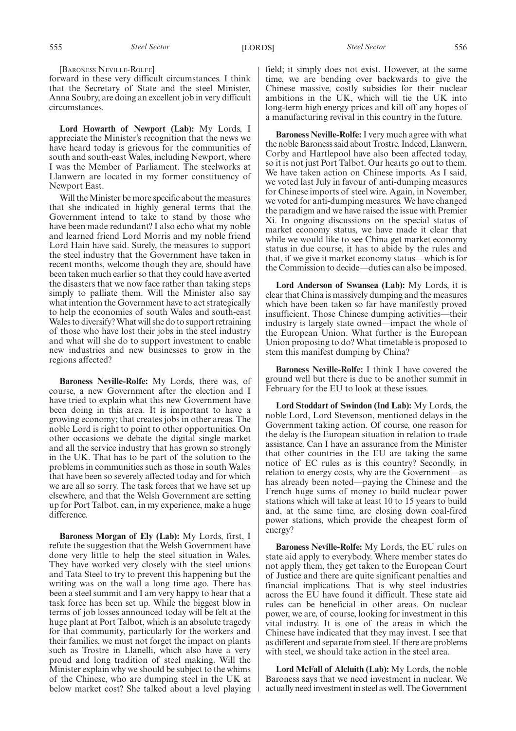[Baroness Neville-Rolfe]

forward in these very difficult circumstances. I think that the Secretary of State and the steel Minister, Anna Soubry, are doing an excellent job in very difficult circumstances.

**Lord Howarth of Newport (Lab):** My Lords, I appreciate the Minister's recognition that the news we have heard today is grievous for the communities of south and south-east Wales, including Newport, where I was the Member of Parliament. The steelworks at Llanwern are located in my former constituency of Newport East.

Will the Minister be more specific about the measures that she indicated in highly general terms that the Government intend to take to stand by those who have been made redundant? I also echo what my noble and learned friend Lord Morris and my noble friend Lord Hain have said. Surely, the measures to support the steel industry that the Government have taken in recent months, welcome though they are, should have been taken much earlier so that they could have averted the disasters that we now face rather than taking steps simply to palliate them. Will the Minister also say what intention the Government have to act strategically to help the economies of south Wales and south-east Wales to diversify? What will she do to support retraining of those who have lost their jobs in the steel industry and what will she do to support investment to enable new industries and new businesses to grow in the regions affected?

**Baroness Neville-Rolfe:** My Lords, there was, of course, a new Government after the election and I have tried to explain what this new Government have been doing in this area. It is important to have a growing economy; that creates jobs in other areas. The noble Lord is right to point to other opportunities. On other occasions we debate the digital single market and all the service industry that has grown so strongly in the UK. That has to be part of the solution to the problems in communities such as those in south Wales that have been so severely affected today and for which we are all so sorry. The task forces that we have set up elsewhere, and that the Welsh Government are setting up for Port Talbot, can, in my experience, make a huge difference.

**Baroness Morgan of Ely (Lab):** My Lords, first, I refute the suggestion that the Welsh Government have done very little to help the steel situation in Wales. They have worked very closely with the steel unions and Tata Steel to try to prevent this happening but the writing was on the wall a long time ago. There has been a steel summit and I am very happy to hear that a task force has been set up. While the biggest blow in terms of job losses announced today will be felt at the huge plant at Port Talbot, which is an absolute tragedy for that community, particularly for the workers and their families, we must not forget the impact on plants such as Trostre in Llanelli, which also have a very proud and long tradition of steel making. Will the Minister explain why we should be subject to the whims of the Chinese, who are dumping steel in the UK at below market cost? She talked about a level playing field; it simply does not exist. However, at the same time, we are bending over backwards to give the Chinese massive, costly subsidies for their nuclear ambitions in the UK, which will tie the UK into long-term high energy prices and kill off any hopes of a manufacturing revival in this country in the future.

**Baroness Neville-Rolfe:** I very much agree with what the noble Baroness said about Trostre. Indeed, Llanwern, Corby and Hartlepool have also been affected today, so it is not just Port Talbot. Our hearts go out to them. We have taken action on Chinese imports. As I said, we voted last July in favour of anti-dumping measures for Chinese imports of steel wire. Again, in November, we voted for anti-dumping measures. We have changed the paradigm and we have raised the issue with Premier Xi. In ongoing discussions on the special status of market economy status, we have made it clear that while we would like to see China get market economy status in due course, it has to abide by the rules and that, if we give it market economy status—which is for the Commission to decide—duties can also be imposed.

**Lord Anderson of Swansea (Lab):** My Lords, it is clear that China is massively dumping and the measures which have been taken so far have manifestly proved insufficient. Those Chinese dumping activities—their industry is largely state owned—impact the whole of the European Union. What further is the European Union proposing to do? What timetable is proposed to stem this manifest dumping by China?

**Baroness Neville-Rolfe:** I think I have covered the ground well but there is due to be another summit in February for the EU to look at these issues.

**Lord Stoddart of Swindon (Ind Lab):** My Lords, the noble Lord, Lord Stevenson, mentioned delays in the Government taking action. Of course, one reason for the delay is the European situation in relation to trade assistance. Can I have an assurance from the Minister that other countries in the EU are taking the same notice of EC rules as is this country? Secondly, in relation to energy costs, why are the Government—as has already been noted—paying the Chinese and the French huge sums of money to build nuclear power stations which will take at least 10 to 15 years to build and, at the same time, are closing down coal-fired power stations, which provide the cheapest form of energy?

**Baroness Neville-Rolfe:** My Lords, the EU rules on state aid apply to everybody. Where member states do not apply them, they get taken to the European Court of Justice and there are quite significant penalties and financial implications. That is why steel industries across the EU have found it difficult. These state aid rules can be beneficial in other areas. On nuclear power, we are, of course, looking for investment in this vital industry. It is one of the areas in which the Chinese have indicated that they may invest. I see that as different and separate from steel. If there are problems with steel, we should take action in the steel area.

**Lord McFall of Alcluith (Lab):** My Lords, the noble Baroness says that we need investment in nuclear. We actually need investment in steel as well. The Government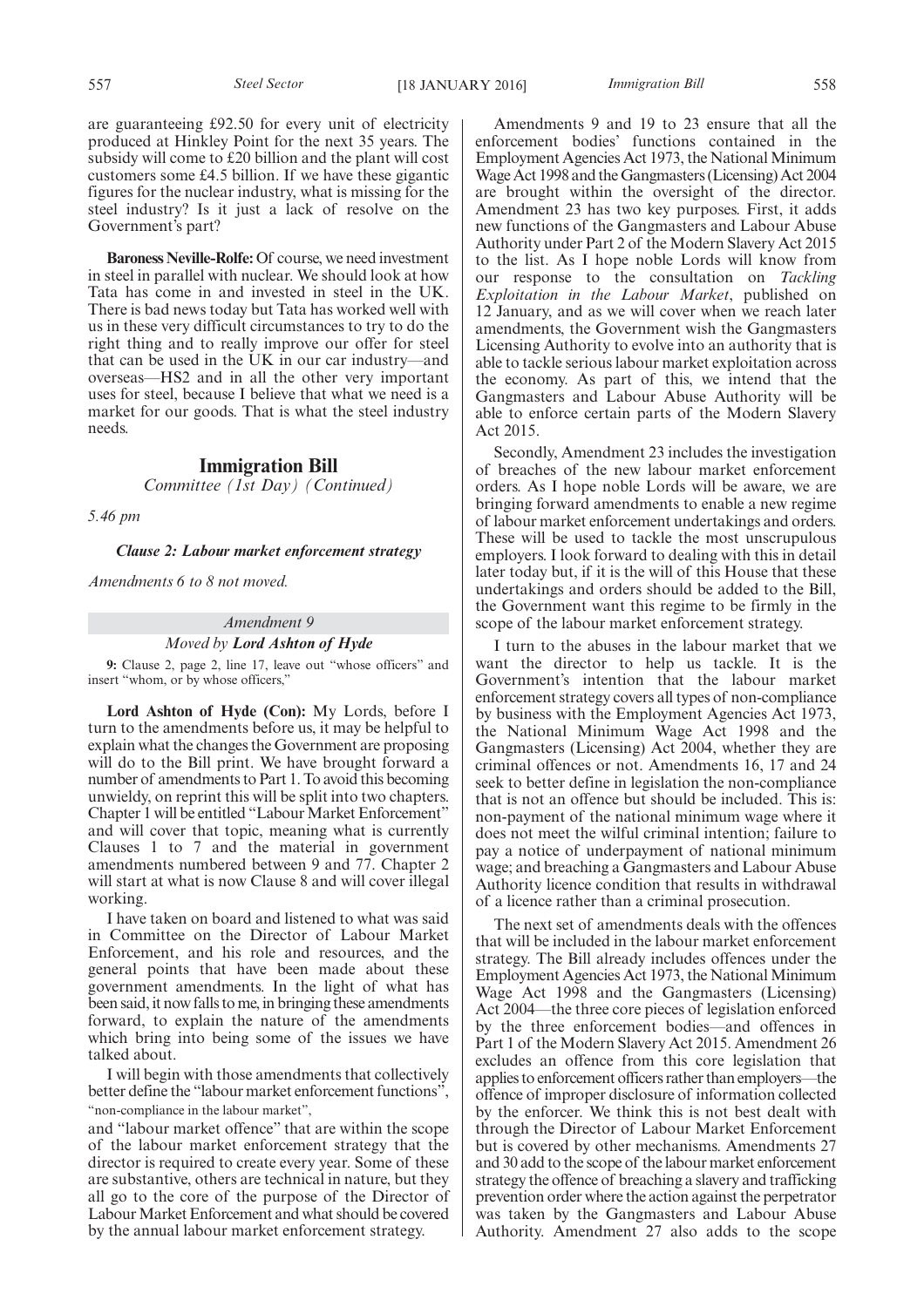are guaranteeing £92.50 for every unit of electricity produced at Hinkley Point for the next 35 years. The subsidy will come to £20 billion and the plant will cost customers some £4.5 billion. If we have these gigantic figures for the nuclear industry, what is missing for the steel industry? Is it just a lack of resolve on the Government's part?

**Baroness Neville-Rolfe:** Of course, we need investment in steel in parallel with nuclear. We should look at how Tata has come in and invested in steel in the UK. There is bad news today but Tata has worked well with us in these very difficult circumstances to try to do the right thing and to really improve our offer for steel that can be used in the UK in our car industry—and overseas—HS2 and in all the other very important uses for steel, because I believe that what we need is a market for our goods. That is what the steel industry needs.

## Immigration Bill

*Committee (1st Day) (Continued)*

*5.46 pm*

### *Clause 2: Labour market enforcement strategy*

*Amendments 6 to 8 not moved.*

*Amendment 9*

*Moved by* ***Lord Ashton of Hyde***

**9:** Clause 2, page 2, line 17, leave out "whose officers" and insert "whom, or by whose officers,"

**Lord Ashton of Hyde (Con):** My Lords, before I turn to the amendments before us, it may be helpful to explain what the changes the Government are proposing will do to the Bill print. We have brought forward a number of amendments to Part 1. To avoid this becoming unwieldy, on reprint this will be split into two chapters. Chapter 1 will be entitled "Labour Market Enforcement" and will cover that topic, meaning what is currently Clauses 1 to 7 and the material in government amendments numbered between 9 and 77. Chapter 2 will start at what is now Clause 8 and will cover illegal working.

I have taken on board and listened to what was said in Committee on the Director of Labour Market Enforcement, and his role and resources, and the general points that have been made about these government amendments. In the light of what has been said, it now falls to me, in bringing these amendments forward, to explain the nature of the amendments which bring into being some of the issues we have talked about.

I will begin with those amendments that collectively better define the "labour market enforcement functions", "non-compliance in the labour market",

and "labour market offence" that are within the scope of the labour market enforcement strategy that the director is required to create every year. Some of these are substantive, others are technical in nature, but they all go to the core of the purpose of the Director of Labour Market Enforcement and what should be covered by the annual labour market enforcement strategy.

Amendments 9 and 19 to 23 ensure that all the enforcement bodies' functions contained in the Employment Agencies Act 1973, the National Minimum Wage Act 1998 and the Gangmasters (Licensing) Act 2004 are brought within the oversight of the director. Amendment 23 has two key purposes. First, it adds new functions of the Gangmasters and Labour Abuse Authority under Part 2 of the Modern Slavery Act 2015 to the list. As I hope noble Lords will know from our response to the consultation on *Tackling Exploitation in the Labour Market*, published on 12 January, and as we will cover when we reach later amendments, the Government wish the Gangmasters Licensing Authority to evolve into an authority that is able to tackle serious labour market exploitation across the economy. As part of this, we intend that the Gangmasters and Labour Abuse Authority will be able to enforce certain parts of the Modern Slavery Act 2015.

Secondly, Amendment 23 includes the investigation of breaches of the new labour market enforcement orders. As I hope noble Lords will be aware, we are bringing forward amendments to enable a new regime of labour market enforcement undertakings and orders. These will be used to tackle the most unscrupulous employers. I look forward to dealing with this in detail later today but, if it is the will of this House that these undertakings and orders should be added to the Bill, the Government want this regime to be firmly in the scope of the labour market enforcement strategy.

I turn to the abuses in the labour market that we want the director to help us tackle. It is the Government's intention that the labour market enforcement strategy covers all types of non-compliance by business with the Employment Agencies Act 1973, the National Minimum Wage Act 1998 and the Gangmasters (Licensing) Act 2004, whether they are criminal offences or not. Amendments 16, 17 and 24 seek to better define in legislation the non-compliance that is not an offence but should be included. This is: non-payment of the national minimum wage where it does not meet the wilful criminal intention; failure to pay a notice of underpayment of national minimum wage; and breaching a Gangmasters and Labour Abuse Authority licence condition that results in withdrawal of a licence rather than a criminal prosecution.

The next set of amendments deals with the offences that will be included in the labour market enforcement strategy. The Bill already includes offences under the Employment Agencies Act 1973, the National Minimum Wage Act 1998 and the Gangmasters (Licensing) Act 2004—the three core pieces of legislation enforced by the three enforcement bodies—and offences in Part 1 of the Modern Slavery Act 2015. Amendment 26 excludes an offence from this core legislation that applies to enforcement officers rather than employers—the offence of improper disclosure of information collected by the enforcer. We think this is not best dealt with through the Director of Labour Market Enforcement but is covered by other mechanisms. Amendments 27 and 30 add to the scope of the labour market enforcement strategy the offence of breaching a slavery and trafficking prevention order where the action against the perpetrator was taken by the Gangmasters and Labour Abuse Authority. Amendment 27 also adds to the scope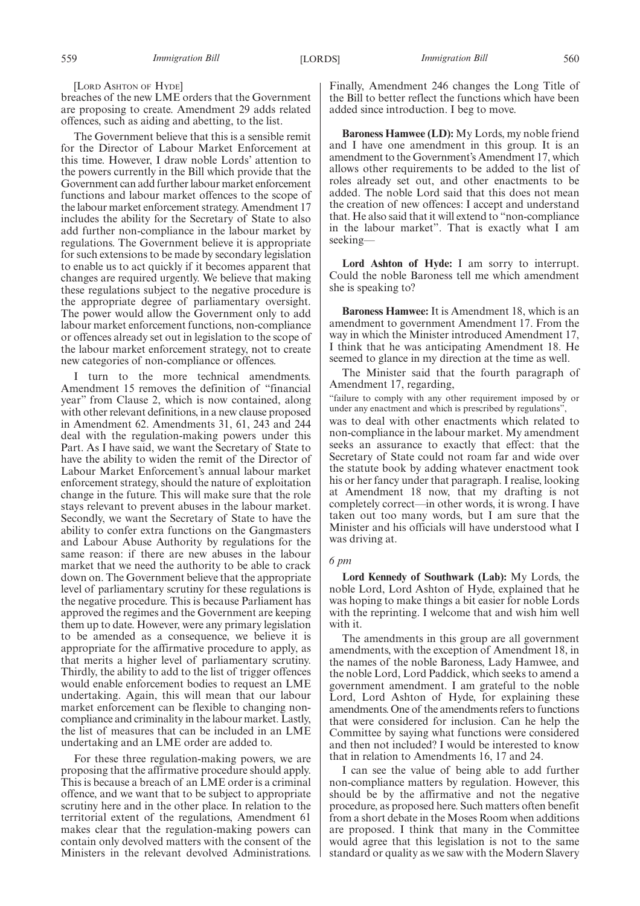[Lord Ashton of Hyde]

breaches of the new LME orders that the Government are proposing to create. Amendment 29 adds related offences, such as aiding and abetting, to the list.

The Government believe that this is a sensible remit for the Director of Labour Market Enforcement at this time. However, I draw noble Lords' attention to the powers currently in the Bill which provide that the Government can add further labour market enforcement functions and labour market offences to the scope of the labour market enforcement strategy. Amendment 17 includes the ability for the Secretary of State to also add further non-compliance in the labour market by regulations. The Government believe it is appropriate for such extensions to be made by secondary legislation to enable us to act quickly if it becomes apparent that changes are required urgently. We believe that making these regulations subject to the negative procedure is the appropriate degree of parliamentary oversight. The power would allow the Government only to add labour market enforcement functions, non-compliance or offences already set out in legislation to the scope of the labour market enforcement strategy, not to create new categories of non-compliance or offences.

I turn to the more technical amendments. Amendment 15 removes the definition of "financial year" from Clause 2, which is now contained, along with other relevant definitions, in a new clause proposed in Amendment 62. Amendments 31, 61, 243 and 244 deal with the regulation-making powers under this Part. As I have said, we want the Secretary of State to have the ability to widen the remit of the Director of Labour Market Enforcement's annual labour market enforcement strategy, should the nature of exploitation change in the future. This will make sure that the role stays relevant to prevent abuses in the labour market. Secondly, we want the Secretary of State to have the ability to confer extra functions on the Gangmasters and Labour Abuse Authority by regulations for the same reason: if there are new abuses in the labour market that we need the authority to be able to crack down on. The Government believe that the appropriate level of parliamentary scrutiny for these regulations is the negative procedure. This is because Parliament has approved the regimes and the Government are keeping them up to date. However, were any primary legislation to be amended as a consequence, we believe it is appropriate for the affirmative procedure to apply, as that merits a higher level of parliamentary scrutiny. Thirdly, the ability to add to the list of trigger offences would enable enforcement bodies to request an LME undertaking. Again, this will mean that our labour market enforcement can be flexible to changing non-compliance and criminality in the labour market. Lastly, the list of measures that can be included in an LME undertaking and an LME order are added to.

For these three regulation-making powers, we are proposing that the affirmative procedure should apply. This is because a breach of an LME order is a criminal offence, and we want that to be subject to appropriate scrutiny here and in the other place. In relation to the territorial extent of the regulations, Amendment 61 makes clear that the regulation-making powers can contain only devolved matters with the consent of the Ministers in the relevant devolved Administrations. Finally, Amendment 246 changes the Long Title of the Bill to better reflect the functions which have been added since introduction. I beg to move.

**Baroness Hamwee (LD):** My Lords, my noble friend and I have one amendment in this group. It is an amendment to the Government's Amendment 17, which allows other requirements to be added to the list of roles already set out, and other enactments to be added. The noble Lord said that this does not mean the creation of new offences: I accept and understand that. He also said that it will extend to "non-compliance in the labour market". That is exactly what I am seeking—

**Lord Ashton of Hyde:** I am sorry to interrupt. Could the noble Baroness tell me which amendment she is speaking to?

**Baroness Hamwee:** It is Amendment 18, which is an amendment to government Amendment 17. From the way in which the Minister introduced Amendment 17, I think that he was anticipating Amendment 18. He seemed to glance in my direction at the time as well.

The Minister said that the fourth paragraph of Amendment 17, regarding,

"failure to comply with any other requirement imposed by or under any enactment and which is prescribed by regulations",

was to deal with other enactments which related to non-compliance in the labour market. My amendment seeks an assurance to exactly that effect: that the Secretary of State could not roam far and wide over the statute book by adding whatever enactment took his or her fancy under that paragraph. I realise, looking at Amendment 18 now, that my drafting is not completely correct—in other words, it is wrong. I have taken out too many words, but I am sure that the Minister and his officials will have understood what I was driving at.

*6 pm*

**Lord Kennedy of Southwark (Lab):** My Lords, the noble Lord, Lord Ashton of Hyde, explained that he was hoping to make things a bit easier for noble Lords with the reprinting. I welcome that and wish him well with it.

The amendments in this group are all government amendments, with the exception of Amendment 18, in the names of the noble Baroness, Lady Hamwee, and the noble Lord, Lord Paddick, which seeks to amend a government amendment. I am grateful to the noble Lord, Lord Ashton of Hyde, for explaining these amendments. One of the amendments refers to functions that were considered for inclusion. Can he help the Committee by saying what functions were considered and then not included? I would be interested to know that in relation to Amendments 16, 17 and 24.

I can see the value of being able to add further non-compliance matters by regulation. However, this should be by the affirmative and not the negative procedure, as proposed here. Such matters often benefit from a short debate in the Moses Room when additions are proposed. I think that many in the Committee would agree that this legislation is not to the same standard or quality as we saw with the Modern Slavery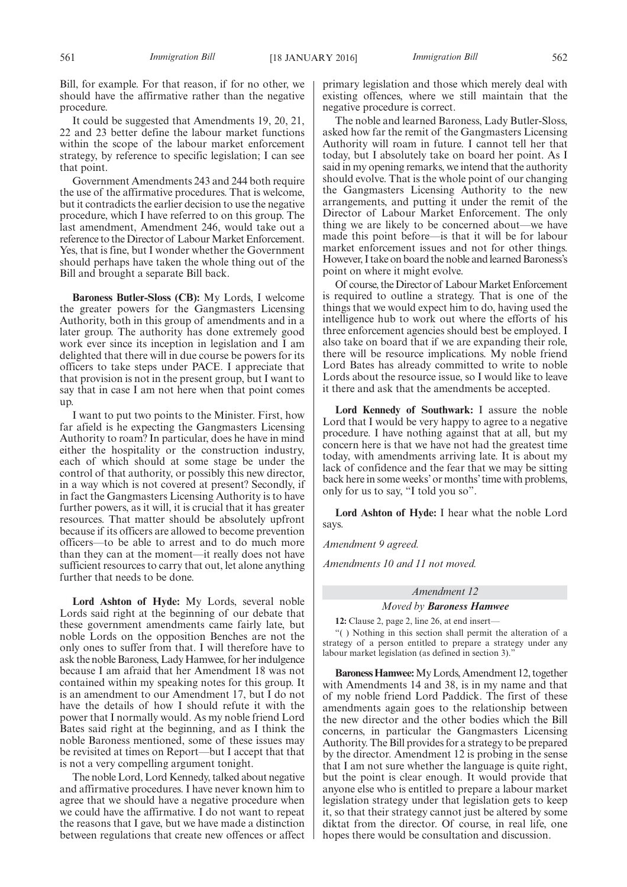Bill, for example. For that reason, if for no other, we should have the affirmative rather than the negative procedure.

It could be suggested that Amendments 19, 20, 21, 22 and 23 better define the labour market functions within the scope of the labour market enforcement strategy, by reference to specific legislation; I can see that point.

Government Amendments 243 and 244 both require the use of the affirmative procedures. That is welcome, but it contradicts the earlier decision to use the negative procedure, which I have referred to on this group. The last amendment, Amendment 246, would take out a reference to the Director of Labour Market Enforcement. Yes, that is fine, but I wonder whether the Government should perhaps have taken the whole thing out of the Bill and brought a separate Bill back.

**Baroness Butler-Sloss (CB):** My Lords, I welcome the greater powers for the Gangmasters Licensing Authority, both in this group of amendments and in a later group. The authority has done extremely good work ever since its inception in legislation and I am delighted that there will in due course be powers for its officers to take steps under PACE. I appreciate that that provision is not in the present group, but I want to say that in case I am not here when that point comes up.

I want to put two points to the Minister. First, how far afield is he expecting the Gangmasters Licensing Authority to roam? In particular, does he have in mind either the hospitality or the construction industry, each of which should at some stage be under the control of that authority, or possibly this new director, in a way which is not covered at present? Secondly, if in fact the Gangmasters Licensing Authority is to have further powers, as it will, it is crucial that it has greater resources. That matter should be absolutely upfront because if its officers are allowed to become prevention officers—to be able to arrest and to do much more than they can at the moment—it really does not have sufficient resources to carry that out, let alone anything further that needs to be done.

**Lord Ashton of Hyde:** My Lords, several noble Lords said right at the beginning of our debate that these government amendments came fairly late, but noble Lords on the opposition Benches are not the only ones to suffer from that. I will therefore have to ask the noble Baroness, Lady Hamwee, for her indulgence because I am afraid that her Amendment 18 was not contained within my speaking notes for this group. It is an amendment to our Amendment 17, but I do not have the details of how I should refute it with the power that I normally would. As my noble friend Lord Bates said right at the beginning, and as I think the noble Baroness mentioned, some of these issues may be revisited at times on Report—but I accept that that is not a very compelling argument tonight.

The noble Lord, Lord Kennedy, talked about negative and affirmative procedures. I have never known him to agree that we should have a negative procedure when we could have the affirmative. I do not want to repeat the reasons that I gave, but we have made a distinction between regulations that create new offences or affect primary legislation and those which merely deal with existing offences, where we still maintain that the negative procedure is correct.

The noble and learned Baroness, Lady Butler-Sloss, asked how far the remit of the Gangmasters Licensing Authority will roam in future. I cannot tell her that today, but I absolutely take on board her point. As I said in my opening remarks, we intend that the authority should evolve. That is the whole point of our changing the Gangmasters Licensing Authority to the new arrangements, and putting it under the remit of the Director of Labour Market Enforcement. The only thing we are likely to be concerned about—we have made this point before—is that it will be for labour market enforcement issues and not for other things. However, I take on board the noble and learned Baroness's point on where it might evolve.

Of course, the Director of Labour Market Enforcement is required to outline a strategy. That is one of the things that we would expect him to do, having used the intelligence hub to work out where the efforts of his three enforcement agencies should best be employed. I also take on board that if we are expanding their role, there will be resource implications. My noble friend Lord Bates has already committed to write to noble Lords about the resource issue, so I would like to leave it there and ask that the amendments be accepted.

**Lord Kennedy of Southwark:** I assure the noble Lord that I would be very happy to agree to a negative procedure. I have nothing against that at all, but my concern here is that we have not had the greatest time today, with amendments arriving late. It is about my lack of confidence and the fear that we may be sitting back here in some weeks' or months' time with problems, only for us to say, "I told you so".

**Lord Ashton of Hyde:** I hear what the noble Lord says.

*Amendment 9 agreed.*

*Amendments 10 and 11 not moved.*

### *Amendment 12*

#### *Moved by **Baroness Hamwee***

**12:** Clause 2, page 2, line 26, at end insert—

"( ) Nothing in this section shall permit the alteration of a strategy of a person entitled to prepare a strategy under any labour market legislation (as defined in section 3)."

**Baroness Hamwee:** My Lords, Amendment 12, together with Amendments 14 and 38, is in my name and that of my noble friend Lord Paddick. The first of these amendments again goes to the relationship between the new director and the other bodies which the Bill concerns, in particular the Gangmasters Licensing Authority. The Bill provides for a strategy to be prepared by the director. Amendment 12 is probing in the sense that I am not sure whether the language is quite right, but the point is clear enough. It would provide that anyone else who is entitled to prepare a labour market legislation strategy under that legislation gets to keep it, so that their strategy cannot just be altered by some diktat from the director. Of course, in real life, one hopes there would be consultation and discussion.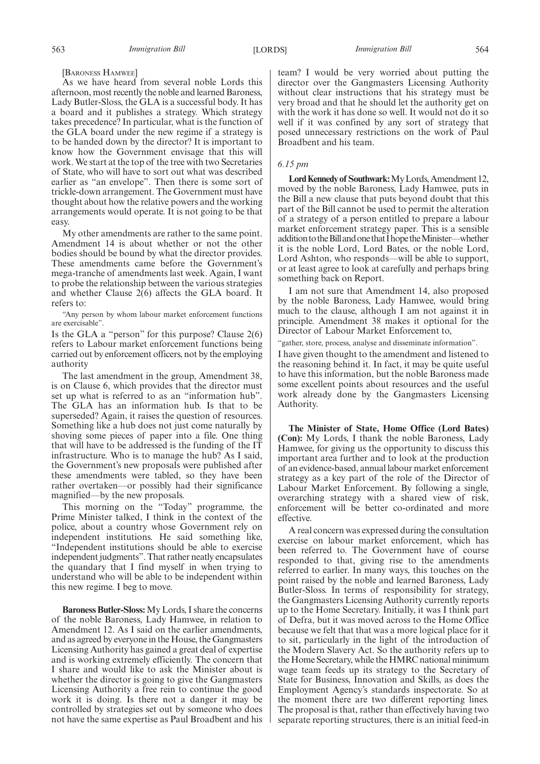[Baroness Hamwee]

As we have heard from several noble Lords this afternoon, most recently the noble and learned Baroness, Lady Butler-Sloss, the GLA is a successful body. It has a board and it publishes a strategy. Which strategy takes precedence? In particular, what is the function of the GLA board under the new regime if a strategy is to be handed down by the director? It is important to know how the Government envisage that this will work. We start at the top of the tree with two Secretaries of State, who will have to sort out what was described earlier as "an envelope". Then there is some sort of trickle-down arrangement. The Government must have thought about how the relative powers and the working arrangements would operate. It is not going to be that easy.

My other amendments are rather to the same point. Amendment 14 is about whether or not the other bodies should be bound by what the director provides. These amendments came before the Government's mega-tranche of amendments last week. Again, I want to probe the relationship between the various strategies and whether Clause 2(6) affects the GLA board. It refers to:

"Any person by whom labour market enforcement functions are exercisable".

Is the GLA a "person" for this purpose? Clause 2(6) refers to Labour market enforcement functions being carried out by enforcement officers, not by the employing authority

The last amendment in the group, Amendment 38, is on Clause 6, which provides that the director must set up what is referred to as an "information hub". The GLA has an information hub. Is that to be superseded? Again, it raises the question of resources. Something like a hub does not just come naturally by shoving some pieces of paper into a file. One thing that will have to be addressed is the funding of the IT infrastructure. Who is to manage the hub? As I said, the Government's new proposals were published after these amendments were tabled, so they have been rather overtaken—or possibly had their significance magnified—by the new proposals.

This morning on the "Today" programme, the Prime Minister talked, I think in the context of the police, about a country whose Government rely on independent institutions. He said something like, "Independent institutions should be able to exercise independent judgments". That rather neatly encapsulates the quandary that I find myself in when trying to understand who will be able to be independent within this new regime. I beg to move.

**Baroness Butler-Sloss:** My Lords, I share the concerns of the noble Baroness, Lady Hamwee, in relation to Amendment 12. As I said on the earlier amendments, and as agreed by everyone in the House, the Gangmasters Licensing Authority has gained a great deal of expertise and is working extremely efficiently. The concern that I share and would like to ask the Minister about is whether the director is going to give the Gangmasters Licensing Authority a free rein to continue the good work it is doing. Is there not a danger it may be controlled by strategies set out by someone who does not have the same expertise as Paul Broadbent and his team? I would be very worried about putting the director over the Gangmasters Licensing Authority without clear instructions that his strategy must be very broad and that he should let the authority get on with the work it has done so well. It would not do it so well if it was confined by any sort of strategy that posed unnecessary restrictions on the work of Paul Broadbent and his team.

*6.15 pm*

**Lord Kennedy of Southwark:** My Lords, Amendment 12, moved by the noble Baroness, Lady Hamwee, puts in the Bill a new clause that puts beyond doubt that this part of the Bill cannot be used to permit the alteration of a strategy of a person entitled to prepare a labour market enforcement strategy paper. This is a sensible addition to the Bill and one that I hope the Minister—whether it is the noble Lord, Lord Bates, or the noble Lord, Lord Ashton, who responds—will be able to support, or at least agree to look at carefully and perhaps bring something back on Report.

I am not sure that Amendment 14, also proposed by the noble Baroness, Lady Hamwee, would bring much to the clause, although I am not against it in principle. Amendment 38 makes it optional for the Director of Labour Market Enforcement to,

"gather, store, process, analyse and disseminate information".

I have given thought to the amendment and listened to the reasoning behind it. In fact, it may be quite useful to have this information, but the noble Baroness made some excellent points about resources and the useful work already done by the Gangmasters Licensing Authority.

**The Minister of State, Home Office (Lord Bates) (Con):** My Lords, I thank the noble Baroness, Lady Hamwee, for giving us the opportunity to discuss this important area further and to look at the production of an evidence-based, annual labour market enforcement strategy as a key part of the role of the Director of Labour Market Enforcement. By following a single, overarching strategy with a shared view of risk, enforcement will be better co-ordinated and more effective.

A real concern was expressed during the consultation exercise on labour market enforcement, which has been referred to. The Government have of course responded to that, giving rise to the amendments referred to earlier. In many ways, this touches on the point raised by the noble and learned Baroness, Lady Butler-Sloss. In terms of responsibility for strategy, the Gangmasters Licensing Authority currently reports up to the Home Secretary. Initially, it was I think part of Defra, but it was moved across to the Home Office because we felt that that was a more logical place for it to sit, particularly in the light of the introduction of the Modern Slavery Act. So the authority refers up to the Home Secretary, while the HMRC national minimum wage team feeds up its strategy to the Secretary of State for Business, Innovation and Skills, as does the Employment Agency's standards inspectorate. So at the moment there are two different reporting lines. The proposal is that, rather than effectively having two separate reporting structures, there is an initial feed-in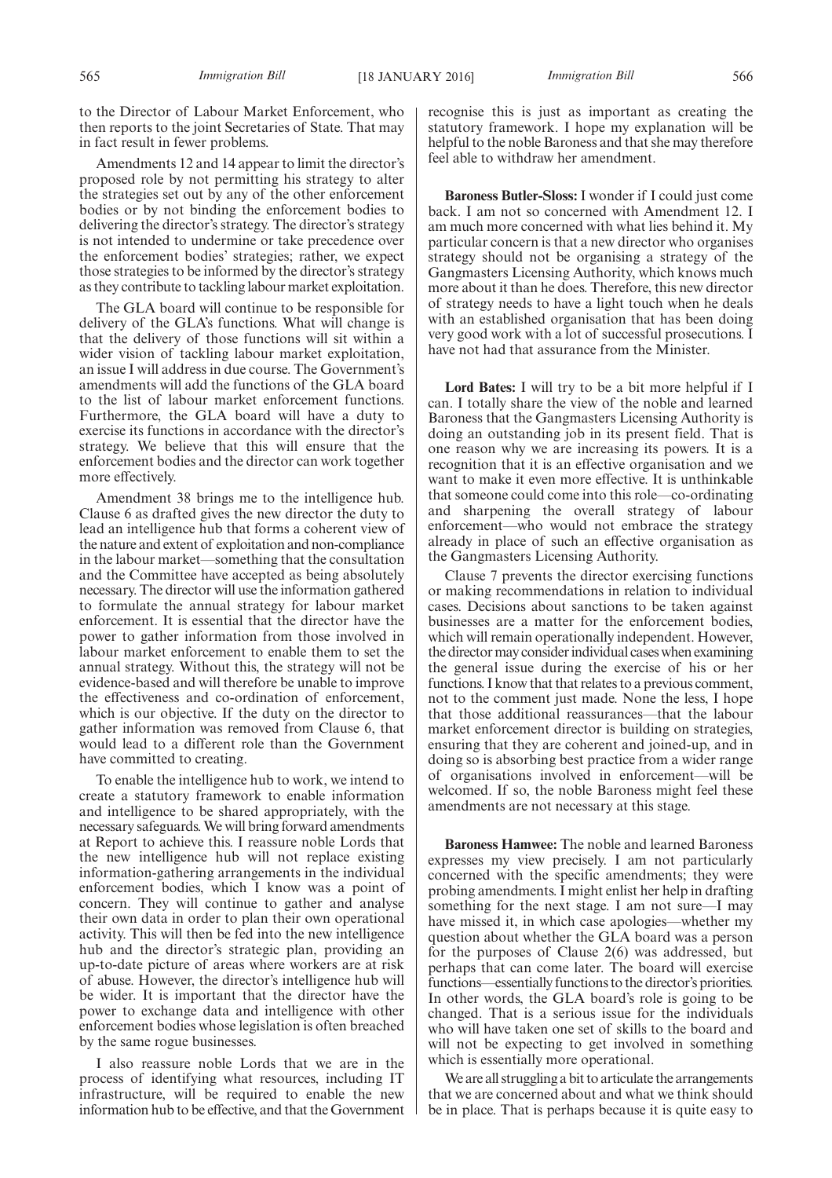to the Director of Labour Market Enforcement, who then reports to the joint Secretaries of State. That may in fact result in fewer problems.

Amendments 12 and 14 appear to limit the director's proposed role by not permitting his strategy to alter the strategies set out by any of the other enforcement bodies or by not binding the enforcement bodies to delivering the director's strategy. The director's strategy is not intended to undermine or take precedence over the enforcement bodies' strategies; rather, we expect those strategies to be informed by the director's strategy as they contribute to tackling labour market exploitation.

The GLA board will continue to be responsible for delivery of the GLA's functions. What will change is that the delivery of those functions will sit within a wider vision of tackling labour market exploitation, an issue I will address in due course. The Government's amendments will add the functions of the GLA board to the list of labour market enforcement functions. Furthermore, the GLA board will have a duty to exercise its functions in accordance with the director's strategy. We believe that this will ensure that the enforcement bodies and the director can work together more effectively.

Amendment 38 brings me to the intelligence hub. Clause 6 as drafted gives the new director the duty to lead an intelligence hub that forms a coherent view of the nature and extent of exploitation and non-compliance in the labour market—something that the consultation and the Committee have accepted as being absolutely necessary. The director will use the information gathered to formulate the annual strategy for labour market enforcement. It is essential that the director have the power to gather information from those involved in labour market enforcement to enable them to set the annual strategy. Without this, the strategy will not be evidence-based and will therefore be unable to improve the effectiveness and co-ordination of enforcement, which is our objective. If the duty on the director to gather information was removed from Clause 6, that would lead to a different role than the Government have committed to creating.

To enable the intelligence hub to work, we intend to create a statutory framework to enable information and intelligence to be shared appropriately, with the necessary safeguards. We will bring forward amendments at Report to achieve this. I reassure noble Lords that the new intelligence hub will not replace existing information-gathering arrangements in the individual enforcement bodies, which I know was a point of concern. They will continue to gather and analyse their own data in order to plan their own operational activity. This will then be fed into the new intelligence hub and the director's strategic plan, providing an up-to-date picture of areas where workers are at risk of abuse. However, the director's intelligence hub will be wider. It is important that the director have the power to exchange data and intelligence with other enforcement bodies whose legislation is often breached by the same rogue businesses.

I also reassure noble Lords that we are in the process of identifying what resources, including IT infrastructure, will be required to enable the new information hub to be effective, and that the Government recognise this is just as important as creating the statutory framework. I hope my explanation will be helpful to the noble Baroness and that she may therefore feel able to withdraw her amendment.

**Baroness Butler-Sloss:** I wonder if I could just come back. I am not so concerned with Amendment 12. I am much more concerned with what lies behind it. My particular concern is that a new director who organises strategy should not be organising a strategy of the Gangmasters Licensing Authority, which knows much more about it than he does. Therefore, this new director of strategy needs to have a light touch when he deals with an established organisation that has been doing very good work with a lot of successful prosecutions. I have not had that assurance from the Minister.

**Lord Bates:** I will try to be a bit more helpful if I can. I totally share the view of the noble and learned Baroness that the Gangmasters Licensing Authority is doing an outstanding job in its present field. That is one reason why we are increasing its powers. It is a recognition that it is an effective organisation and we want to make it even more effective. It is unthinkable that someone could come into this role—co-ordinating and sharpening the overall strategy of labour enforcement—who would not embrace the strategy already in place of such an effective organisation as the Gangmasters Licensing Authority.

Clause 7 prevents the director exercising functions or making recommendations in relation to individual cases. Decisions about sanctions to be taken against businesses are a matter for the enforcement bodies, which will remain operationally independent. However, the director may consider individual cases when examining the general issue during the exercise of his or her functions. I know that that relates to a previous comment, not to the comment just made. None the less, I hope that those additional reassurances—that the labour market enforcement director is building on strategies, ensuring that they are coherent and joined-up, and in doing so is absorbing best practice from a wider range of organisations involved in enforcement—will be welcomed. If so, the noble Baroness might feel these amendments are not necessary at this stage.

**Baroness Hamwee:** The noble and learned Baroness expresses my view precisely. I am not particularly concerned with the specific amendments; they were probing amendments. I might enlist her help in drafting something for the next stage. I am not sure—I may have missed it, in which case apologies—whether my question about whether the GLA board was a person for the purposes of Clause 2(6) was addressed, but perhaps that can come later. The board will exercise functions—essentially functions to the director's priorities. In other words, the GLA board's role is going to be changed. That is a serious issue for the individuals who will have taken one set of skills to the board and will not be expecting to get involved in something which is essentially more operational.

We are all struggling a bit to articulate the arrangements that we are concerned about and what we think should be in place. That is perhaps because it is quite easy to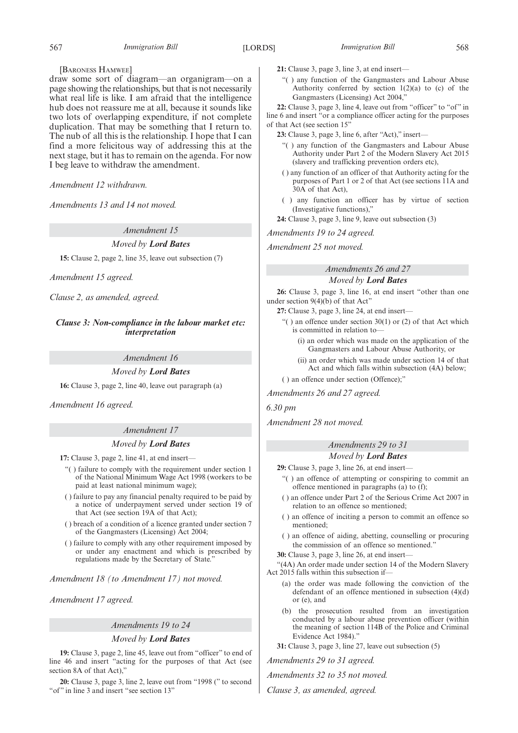[BARONESS HAMWEE]

draw some sort of diagram—an organigram—on a page showing the relationships, but that is not necessarily what real life is like. I am afraid that the intelligence hub does not reassure me at all, because it sounds like two lots of overlapping expenditure, if not complete duplication. That may be something that I return to. The nub of all this is the relationship. I hope that I can find a more felicitous way of addressing this at the next stage, but it has to remain on the agenda. For now I beg leave to withdraw the amendment.

*Amendment 12 withdrawn.*

*Amendments 13 and 14 not moved.*

*Amendment 15*

*Moved by **Lord Bates***

**15:** Clause 2, page 2, line 35, leave out subsection (7)

*Amendment 15 agreed.*

*Clause 2, as amended, agreed.*

***Clause 3: Non-compliance in the labour market etc: interpretation***

*Amendment 16*

*Moved by **Lord Bates***

**16:** Clause 3, page 2, line 40, leave out paragraph (a)

*Amendment 16 agreed.*

*Amendment 17*

*Moved by **Lord Bates***

**17:** Clause 3, page 2, line 41, at end insert—

"( ) failure to comply with the requirement under section 1 of the National Minimum Wage Act 1998 (workers to be paid at least national minimum wage);

( ) failure to pay any financial penalty required to be paid by a notice of underpayment served under section 19 of that Act (see section 19A of that Act);

( ) breach of a condition of a licence granted under section 7 of the Gangmasters (Licensing) Act 2004;

( ) failure to comply with any other requirement imposed by or under any enactment and which is prescribed by regulations made by the Secretary of State."

*Amendment 18 (to Amendment 17) not moved.*

*Amendment 17 agreed.*

*Amendments 19 to 24*

*Moved by **Lord Bates***

**19:** Clause 3, page 2, line 45, leave out from "officer" to end of line 46 and insert "acting for the purposes of that Act (see section 8A of that Act),"

**20:** Clause 3, page 3, line 2, leave out from "1998 (" to second "of" in line 3 and insert "see section 13"

**21:** Clause 3, page 3, line 3, at end insert—

"( ) any function of the Gangmasters and Labour Abuse Authority conferred by section 1(2)(a) to (c) of the Gangmasters (Licensing) Act 2004,"

**22:** Clause 3, page 3, line 4, leave out from "officer" to "of" in line 6 and insert "or a compliance officer acting for the purposes of that Act (see section 15"

**23:** Clause 3, page 3, line 6, after "Act)," insert—

"( ) any function of the Gangmasters and Labour Abuse Authority under Part 2 of the Modern Slavery Act 2015 (slavery and trafficking prevention orders etc),

( ) any function of an officer of that Authority acting for the purposes of Part 1 or 2 of that Act (see sections 11A and 30A of that Act),

( ) any function an officer has by virtue of section (Investigative functions),"

**24:** Clause 3, page 3, line 9, leave out subsection (3)

*Amendments 19 to 24 agreed.*

*Amendment 25 not moved.*

*Amendments 26 and 27*

*Moved by **Lord Bates***

**26:** Clause 3, page 3, line 16, at end insert "other than one under section 9(4)(b) of that Act"

**27:** Clause 3, page 3, line 24, at end insert—

"( ) an offence under section 30(1) or (2) of that Act which is committed in relation to—

(i) an order which was made on the application of the Gangmasters and Labour Abuse Authority, or

(ii) an order which was made under section 14 of that Act and which falls within subsection (4A) below;

( ) an offence under section (Offence);"

*Amendments 26 and 27 agreed.*

*6.30 pm*

*Amendment 28 not moved.*

*Amendments 29 to 31*

*Moved by **Lord Bates***

**29:** Clause 3, page 3, line 26, at end insert—

"( ) an offence of attempting or conspiring to commit an offence mentioned in paragraphs (a) to (f);

( ) an offence under Part 2 of the Serious Crime Act 2007 in relation to an offence so mentioned;

( ) an offence of inciting a person to commit an offence so mentioned;

( ) an offence of aiding, abetting, counselling or procuring the commission of an offence so mentioned."

**30:** Clause 3, page 3, line 26, at end insert—

"(4A) An order made under section 14 of the Modern Slavery Act 2015 falls within this subsection if—

(a) the order was made following the conviction of the defendant of an offence mentioned in subsection (4)(d) or (e), and

(b) the prosecution resulted from an investigation conducted by a labour abuse prevention officer (within the meaning of section 114B of the Police and Criminal Evidence Act 1984)."

**31:** Clause 3, page 3, line 27, leave out subsection (5)

*Amendments 29 to 31 agreed.*

*Amendments 32 to 35 not moved.*

*Clause 3, as amended, agreed.*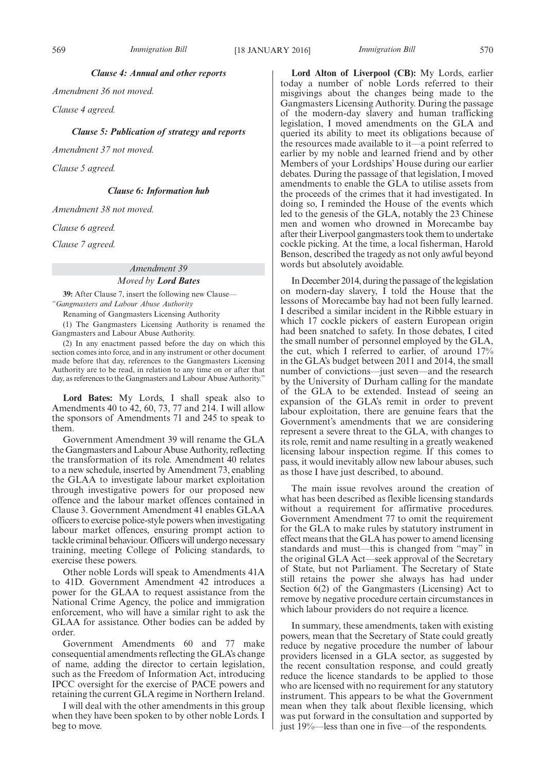### *Clause 4: Annual and other reports*

*Amendment 36 not moved.*

*Clause 4 agreed.*

### *Clause 5: Publication of strategy and reports*

*Amendment 37 not moved.*

*Clause 5 agreed.*

### *Clause 6: Information hub*

*Amendment 38 not moved.*

*Clause 6 agreed.*

*Clause 7 agreed.*

*Amendment 39*

*Moved by* ***Lord Bates***

**39:** After Clause 7, insert the following new Clause—

*"Gangmasters and Labour Abuse Authority*

Renaming of Gangmasters Licensing Authority

(1) The Gangmasters Licensing Authority is renamed the Gangmasters and Labour Abuse Authority.

(2) In any enactment passed before the day on which this section comes into force, and in any instrument or other document made before that day, references to the Gangmasters Licensing Authority are to be read, in relation to any time on or after that day, as references to the Gangmasters and Labour Abuse Authority."

**Lord Bates:** My Lords, I shall speak also to Amendments 40 to 42, 60, 73, 77 and 214. I will allow the sponsors of Amendments 71 and 245 to speak to them.

Government Amendment 39 will rename the GLA the Gangmasters and Labour Abuse Authority, reflecting the transformation of its role. Amendment 40 relates to a new schedule, inserted by Amendment 73, enabling the GLAA to investigate labour market exploitation through investigative powers for our proposed new offence and the labour market offences contained in Clause 3. Government Amendment 41 enables GLAA officers to exercise police-style powers when investigating labour market offences, ensuring prompt action to tackle criminal behaviour. Officers will undergo necessary training, meeting College of Policing standards, to exercise these powers.

Other noble Lords will speak to Amendments 41A to 41D. Government Amendment 42 introduces a power for the GLAA to request assistance from the National Crime Agency, the police and immigration enforcement, who will have a similar right to ask the GLAA for assistance. Other bodies can be added by order.

Government Amendments 60 and 77 make consequential amendments reflecting the GLA's change of name, adding the director to certain legislation, such as the Freedom of Information Act, introducing IPCC oversight for the exercise of PACE powers and retaining the current GLA regime in Northern Ireland.

I will deal with the other amendments in this group when they have been spoken to by other noble Lords. I beg to move.

**Lord Alton of Liverpool (CB):** My Lords, earlier today a number of noble Lords referred to their misgivings about the changes being made to the Gangmasters Licensing Authority. During the passage of the modern-day slavery and human trafficking legislation, I moved amendments on the GLA and queried its ability to meet its obligations because of the resources made available to it—a point referred to earlier by my noble and learned friend and by other Members of your Lordships' House during our earlier debates. During the passage of that legislation, I moved amendments to enable the GLA to utilise assets from the proceeds of the crimes that it had investigated. In doing so, I reminded the House of the events which led to the genesis of the GLA, notably the 23 Chinese men and women who drowned in Morecambe bay after their Liverpool gangmasters took them to undertake cockle picking. At the time, a local fisherman, Harold Benson, described the tragedy as not only awful beyond words but absolutely avoidable.

In December 2014, during the passage of the legislation on modern-day slavery, I told the House that the lessons of Morecambe bay had not been fully learned. I described a similar incident in the Ribble estuary in which 17 cockle pickers of eastern European origin had been snatched to safety. In those debates, I cited the small number of personnel employed by the GLA, the cut, which I referred to earlier, of around 17% in the GLA's budget between 2011 and 2014, the small number of convictions—just seven—and the research by the University of Durham calling for the mandate of the GLA to be extended. Instead of seeing an expansion of the GLA's remit in order to prevent labour exploitation, there are genuine fears that the Government's amendments that we are considering represent a severe threat to the GLA, with changes to its role, remit and name resulting in a greatly weakened licensing labour inspection regime. If this comes to pass, it would inevitably allow new labour abuses, such as those I have just described, to abound.

The main issue revolves around the creation of what has been described as flexible licensing standards without a requirement for affirmative procedures. Government Amendment 77 to omit the requirement for the GLA to make rules by statutory instrument in effect means that the GLA has power to amend licensing standards and must—this is changed from "may" in the original GLA Act—seek approval of the Secretary of State, but not Parliament. The Secretary of State still retains the power she always has had under Section 6(2) of the Gangmasters (Licensing) Act to remove by negative procedure certain circumstances in which labour providers do not require a licence.

In summary, these amendments, taken with existing powers, mean that the Secretary of State could greatly reduce by negative procedure the number of labour providers licensed in a GLA sector, as suggested by the recent consultation response, and could greatly reduce the licence standards to be applied to those who are licensed with no requirement for any statutory instrument. This appears to be what the Government mean when they talk about flexible licensing, which was put forward in the consultation and supported by just 19%—less than one in five—of the respondents.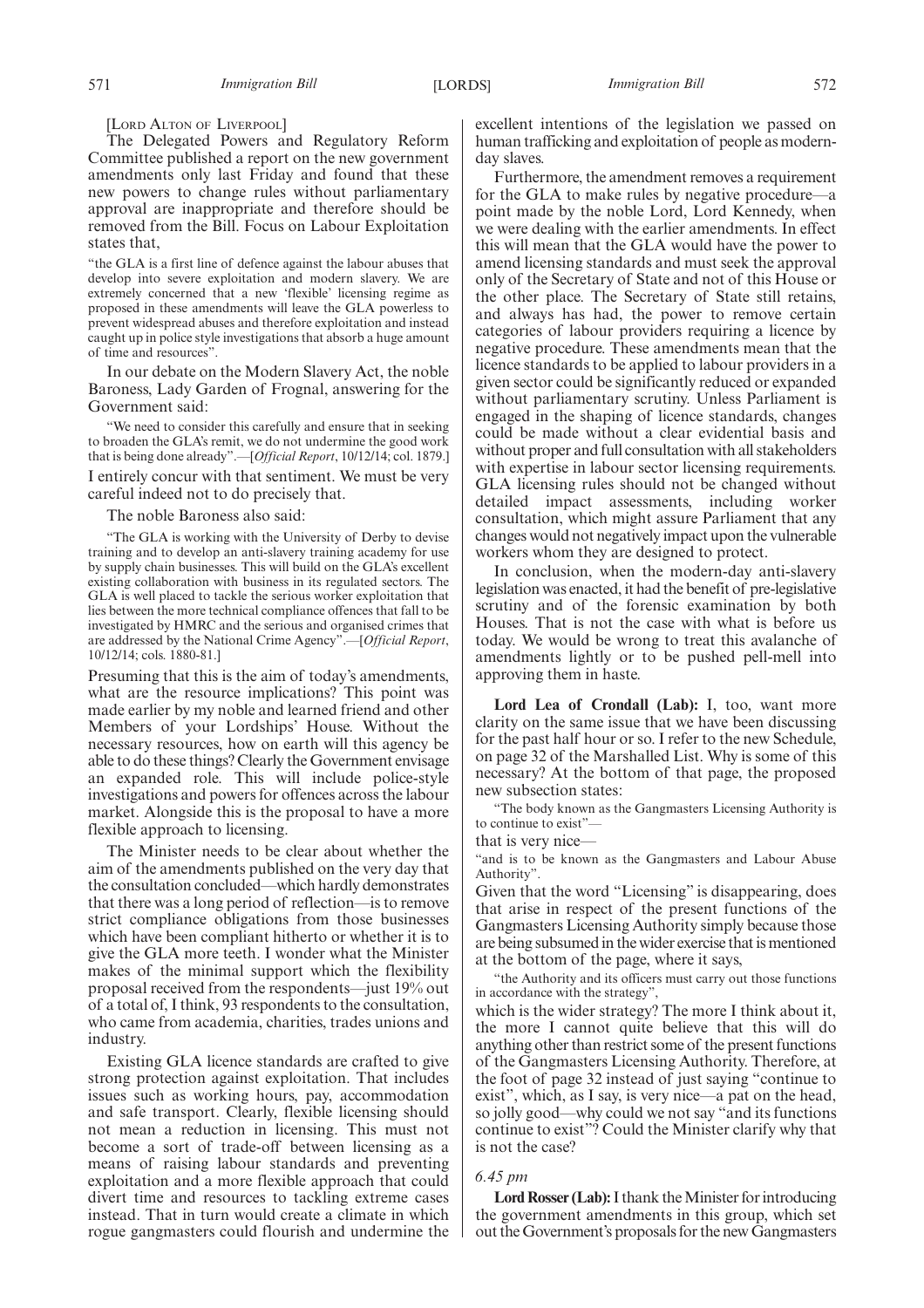[LORD ALTON OF LIVERPOOL]

The Delegated Powers and Regulatory Reform Committee published a report on the new government amendments only last Friday and found that these new powers to change rules without parliamentary approval are inappropriate and therefore should be removed from the Bill. Focus on Labour Exploitation states that,

"the GLA is a first line of defence against the labour abuses that develop into severe exploitation and modern slavery. We are extremely concerned that a new 'flexible' licensing regime as proposed in these amendments will leave the GLA powerless to prevent widespread abuses and therefore exploitation and instead caught up in police style investigations that absorb a huge amount of time and resources".

In our debate on the Modern Slavery Act, the noble Baroness, Lady Garden of Frognal, answering for the Government said:

"We need to consider this carefully and ensure that in seeking to broaden the GLA's remit, we do not undermine the good work that is being done already".—[*Official Report*, 10/12/14; col. 1879.]

I entirely concur with that sentiment. We must be very careful indeed not to do precisely that.

The noble Baroness also said:

"The GLA is working with the University of Derby to devise training and to develop an anti-slavery training academy for use by supply chain businesses. This will build on the GLA's excellent existing collaboration with business in its regulated sectors. The GLA is well placed to tackle the serious worker exploitation that lies between the more technical compliance offences that fall to be investigated by HMRC and the serious and organised crimes that are addressed by the National Crime Agency".—[*Official Report*, 10/12/14; cols. 1880-81.]

Presuming that this is the aim of today's amendments, what are the resource implications? This point was made earlier by my noble and learned friend and other Members of your Lordships' House. Without the necessary resources, how on earth will this agency be able to do these things? Clearly the Government envisage an expanded role. This will include police-style investigations and powers for offences across the labour market. Alongside this is the proposal to have a more flexible approach to licensing.

The Minister needs to be clear about whether the aim of the amendments published on the very day that the consultation concluded—which hardly demonstrates that there was a long period of reflection—is to remove strict compliance obligations from those businesses which have been compliant hitherto or whether it is to give the GLA more teeth. I wonder what the Minister makes of the minimal support which the flexibility proposal received from the respondents—just 19% out of a total of, I think, 93 respondents to the consultation, who came from academia, charities, trades unions and industry.

Existing GLA licence standards are crafted to give strong protection against exploitation. That includes issues such as working hours, pay, accommodation and safe transport. Clearly, flexible licensing should not mean a reduction in licensing. This must not become a sort of trade-off between licensing as a means of raising labour standards and preventing exploitation and a more flexible approach that could divert time and resources to tackling extreme cases instead. That in turn would create a climate in which rogue gangmasters could flourish and undermine the excellent intentions of the legislation we passed on human trafficking and exploitation of people as modern-day slaves.

Furthermore, the amendment removes a requirement for the GLA to make rules by negative procedure—a point made by the noble Lord, Lord Kennedy, when we were dealing with the earlier amendments. In effect this will mean that the GLA would have the power to amend licensing standards and must seek the approval only of the Secretary of State and not of this House or the other place. The Secretary of State still retains, and always has had, the power to remove certain categories of labour providers requiring a licence by negative procedure. These amendments mean that the licence standards to be applied to labour providers in a given sector could be significantly reduced or expanded without parliamentary scrutiny. Unless Parliament is engaged in the shaping of licence standards, changes could be made without a clear evidential basis and without proper and full consultation with all stakeholders with expertise in labour sector licensing requirements. GLA licensing rules should not be changed without detailed impact assessments, including worker consultation, which might assure Parliament that any changes would not negatively impact upon the vulnerable workers whom they are designed to protect.

In conclusion, when the modern-day anti-slavery legislation was enacted, it had the benefit of pre-legislative scrutiny and of the forensic examination by both Houses. That is not the case with what is before us today. We would be wrong to treat this avalanche of amendments lightly or to be pushed pell-mell into approving them in haste.

**Lord Lea of Crondall (Lab):** I, too, want more clarity on the same issue that we have been discussing for the past half hour or so. I refer to the new Schedule, on page 32 of the Marshalled List. Why is some of this necessary? At the bottom of that page, the proposed new subsection states:

"The body known as the Gangmasters Licensing Authority is to continue to exist"—

that is very nice—

"and is to be known as the Gangmasters and Labour Abuse Authority".

Given that the word "Licensing" is disappearing, does that arise in respect of the present functions of the Gangmasters Licensing Authority simply because those are being subsumed in the wider exercise that is mentioned at the bottom of the page, where it says,

"the Authority and its officers must carry out those functions in accordance with the strategy",

which is the wider strategy? The more I think about it, the more I cannot quite believe that this will do anything other than restrict some of the present functions of the Gangmasters Licensing Authority. Therefore, at the foot of page 32 instead of just saying "continue to exist", which, as I say, is very nice—a pat on the head, so jolly good—why could we not say "and its functions continue to exist"? Could the Minister clarify why that is not the case?

*6.45 pm*

**Lord Rosser (Lab):** I thank the Minister for introducing the government amendments in this group, which set out the Government's proposals for the new Gangmasters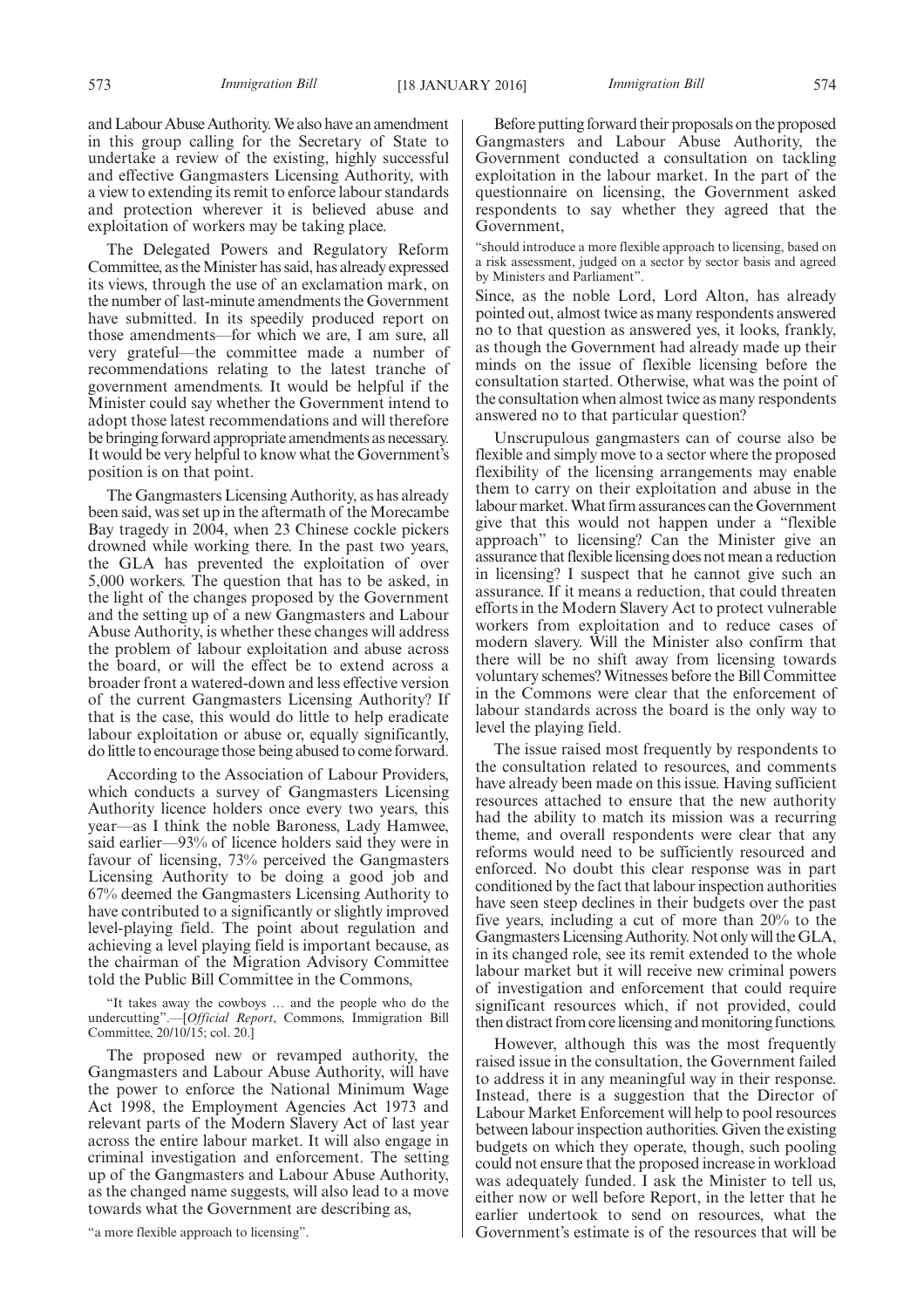and Labour Abuse Authority. We also have an amendment in this group calling for the Secretary of State to undertake a review of the existing, highly successful and effective Gangmasters Licensing Authority, with a view to extending its remit to enforce labour standards and protection wherever it is believed abuse and exploitation of workers may be taking place.

The Delegated Powers and Regulatory Reform Committee, as the Minister has said, has already expressed its views, through the use of an exclamation mark, on the number of last-minute amendments the Government have submitted. In its speedily produced report on those amendments—for which we are, I am sure, all very grateful—the committee made a number of recommendations relating to the latest tranche of government amendments. It would be helpful if the Minister could say whether the Government intend to adopt those latest recommendations and will therefore be bringing forward appropriate amendments as necessary. It would be very helpful to know what the Government's position is on that point.

The Gangmasters Licensing Authority, as has already been said, was set up in the aftermath of the Morecambe Bay tragedy in 2004, when 23 Chinese cockle pickers drowned while working there. In the past two years, the GLA has prevented the exploitation of over 5,000 workers. The question that has to be asked, in the light of the changes proposed by the Government and the setting up of a new Gangmasters and Labour Abuse Authority, is whether these changes will address the problem of labour exploitation and abuse across the board, or will the effect be to extend across a broader front a watered-down and less effective version of the current Gangmasters Licensing Authority? If that is the case, this would do little to help eradicate labour exploitation or abuse or, equally significantly, do little to encourage those being abused to come forward.

According to the Association of Labour Providers, which conducts a survey of Gangmasters Licensing Authority licence holders once every two years, this year—as I think the noble Baroness, Lady Hamwee, said earlier—93% of licence holders said they were in favour of licensing, 73% perceived the Gangmasters Licensing Authority to be doing a good job and 67% deemed the Gangmasters Licensing Authority to have contributed to a significantly or slightly improved level-playing field. The point about regulation and achieving a level playing field is important because, as the chairman of the Migration Advisory Committee told the Public Bill Committee in the Commons,

"It takes away the cowboys … and the people who do the undercutting".—[*Official Report*, Commons, Immigration Bill Committee, 20/10/15; col. 20.]

The proposed new or revamped authority, the Gangmasters and Labour Abuse Authority, will have the power to enforce the National Minimum Wage Act 1998, the Employment Agencies Act 1973 and relevant parts of the Modern Slavery Act of last year across the entire labour market. It will also engage in criminal investigation and enforcement. The setting up of the Gangmasters and Labour Abuse Authority, as the changed name suggests, will also lead to a move towards what the Government are describing as,

"a more flexible approach to licensing".

Before putting forward their proposals on the proposed Gangmasters and Labour Abuse Authority, the Government conducted a consultation on tackling exploitation in the labour market. In the part of the questionnaire on licensing, the Government asked respondents to say whether they agreed that the Government,

"should introduce a more flexible approach to licensing, based on a risk assessment, judged on a sector by sector basis and agreed by Ministers and Parliament".

Since, as the noble Lord, Lord Alton, has already pointed out, almost twice as many respondents answered no to that question as answered yes, it looks, frankly, as though the Government had already made up their minds on the issue of flexible licensing before the consultation started. Otherwise, what was the point of the consultation when almost twice as many respondents answered no to that particular question?

Unscrupulous gangmasters can of course also be flexible and simply move to a sector where the proposed flexibility of the licensing arrangements may enable them to carry on their exploitation and abuse in the labour market. What firm assurances can the Government give that this would not happen under a "flexible approach" to licensing? Can the Minister give an assurance that flexible licensing does not mean a reduction in licensing? I suspect that he cannot give such an assurance. If it means a reduction, that could threaten efforts in the Modern Slavery Act to protect vulnerable workers from exploitation and to reduce cases of modern slavery. Will the Minister also confirm that there will be no shift away from licensing towards voluntary schemes? Witnesses before the Bill Committee in the Commons were clear that the enforcement of labour standards across the board is the only way to level the playing field.

The issue raised most frequently by respondents to the consultation related to resources, and comments have already been made on this issue. Having sufficient resources attached to ensure that the new authority had the ability to match its mission was a recurring theme, and overall respondents were clear that any reforms would need to be sufficiently resourced and enforced. No doubt this clear response was in part conditioned by the fact that labour inspection authorities have seen steep declines in their budgets over the past five years, including a cut of more than 20% to the Gangmasters Licensing Authority. Not only will the GLA, in its changed role, see its remit extended to the whole labour market but it will receive new criminal powers of investigation and enforcement that could require significant resources which, if not provided, could then distract from core licensing and monitoring functions.

However, although this was the most frequently raised issue in the consultation, the Government failed to address it in any meaningful way in their response. Instead, there is a suggestion that the Director of Labour Market Enforcement will help to pool resources between labour inspection authorities. Given the existing budgets on which they operate, though, such pooling could not ensure that the proposed increase in workload was adequately funded. I ask the Minister to tell us, either now or well before Report, in the letter that he earlier undertook to send on resources, what the Government's estimate is of the resources that will be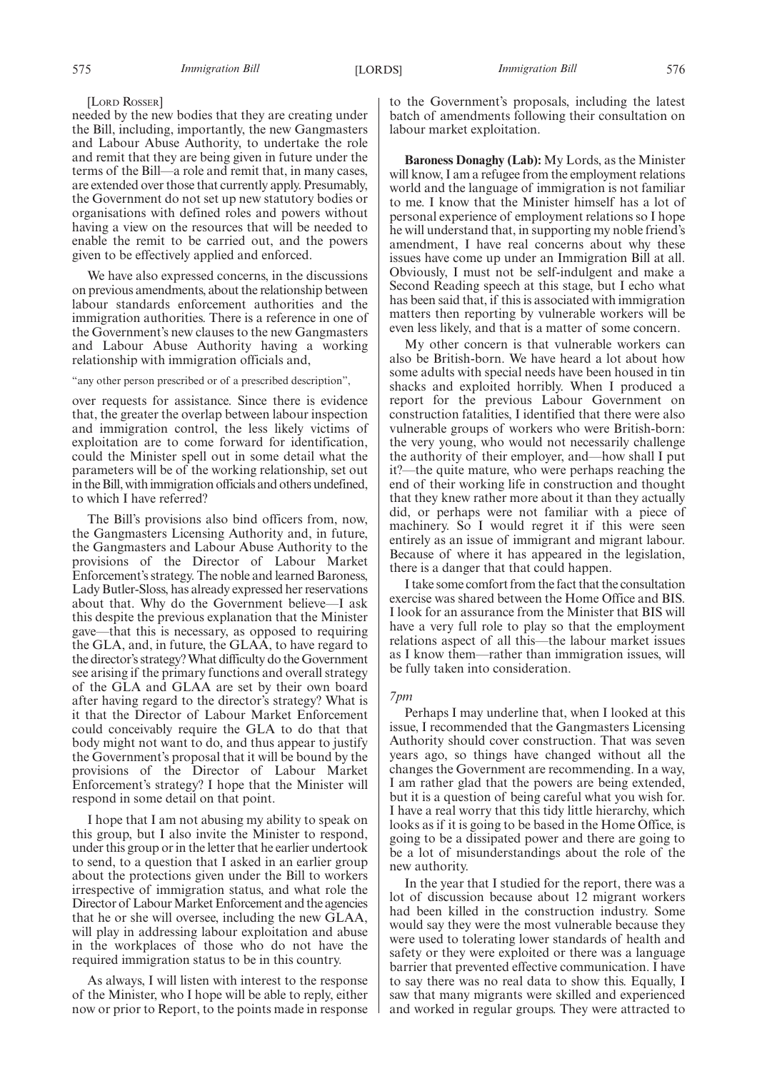[Lord Rosser]

needed by the new bodies that they are creating under the Bill, including, importantly, the new Gangmasters and Labour Abuse Authority, to undertake the role and remit that they are being given in future under the terms of the Bill—a role and remit that, in many cases, are extended over those that currently apply. Presumably, the Government do not set up new statutory bodies or organisations with defined roles and powers without having a view on the resources that will be needed to enable the remit to be carried out, and the powers given to be effectively applied and enforced.

We have also expressed concerns, in the discussions on previous amendments, about the relationship between labour standards enforcement authorities and the immigration authorities. There is a reference in one of the Government's new clauses to the new Gangmasters and Labour Abuse Authority having a working relationship with immigration officials and,

"any other person prescribed or of a prescribed description",

over requests for assistance. Since there is evidence that, the greater the overlap between labour inspection and immigration control, the less likely victims of exploitation are to come forward for identification, could the Minister spell out in some detail what the parameters will be of the working relationship, set out in the Bill, with immigration officials and others undefined, to which I have referred?

The Bill's provisions also bind officers from, now, the Gangmasters Licensing Authority and, in future, the Gangmasters and Labour Abuse Authority to the provisions of the Director of Labour Market Enforcement's strategy. The noble and learned Baroness, Lady Butler-Sloss, has already expressed her reservations about that. Why do the Government believe—I ask this despite the previous explanation that the Minister gave—that this is necessary, as opposed to requiring the GLA, and, in future, the GLAA, to have regard to the director's strategy? What difficulty do the Government see arising if the primary functions and overall strategy of the GLA and GLAA are set by their own board after having regard to the director's strategy? What is it that the Director of Labour Market Enforcement could conceivably require the GLA to do that that body might not want to do, and thus appear to justify the Government's proposal that it will be bound by the provisions of the Director of Labour Market Enforcement's strategy? I hope that the Minister will respond in some detail on that point.

I hope that I am not abusing my ability to speak on this group, but I also invite the Minister to respond, under this group or in the letter that he earlier undertook to send, to a question that I asked in an earlier group about the protections given under the Bill to workers irrespective of immigration status, and what role the Director of Labour Market Enforcement and the agencies that he or she will oversee, including the new GLAA, will play in addressing labour exploitation and abuse in the workplaces of those who do not have the required immigration status to be in this country.

As always, I will listen with interest to the response of the Minister, who I hope will be able to reply, either now or prior to Report, to the points made in response to the Government's proposals, including the latest batch of amendments following their consultation on labour market exploitation.

**Baroness Donaghy (Lab):** My Lords, as the Minister will know, I am a refugee from the employment relations world and the language of immigration is not familiar to me. I know that the Minister himself has a lot of personal experience of employment relations so I hope he will understand that, in supporting my noble friend's amendment, I have real concerns about why these issues have come up under an Immigration Bill at all. Obviously, I must not be self-indulgent and make a Second Reading speech at this stage, but I echo what has been said that, if this is associated with immigration matters then reporting by vulnerable workers will be even less likely, and that is a matter of some concern.

My other concern is that vulnerable workers can also be British-born. We have heard a lot about how some adults with special needs have been housed in tin shacks and exploited horribly. When I produced a report for the previous Labour Government on construction fatalities, I identified that there were also vulnerable groups of workers who were British-born: the very young, who would not necessarily challenge the authority of their employer, and—how shall I put it?—the quite mature, who were perhaps reaching the end of their working life in construction and thought that they knew rather more about it than they actually did, or perhaps were not familiar with a piece of machinery. So I would regret it if this were seen entirely as an issue of immigrant and migrant labour. Because of where it has appeared in the legislation, there is a danger that that could happen.

I take some comfort from the fact that the consultation exercise was shared between the Home Office and BIS. I look for an assurance from the Minister that BIS will have a very full role to play so that the employment relations aspect of all this—the labour market issues as I know them—rather than immigration issues, will be fully taken into consideration.

*7pm*

Perhaps I may underline that, when I looked at this issue, I recommended that the Gangmasters Licensing Authority should cover construction. That was seven years ago, so things have changed without all the changes the Government are recommending. In a way, I am rather glad that the powers are being extended, but it is a question of being careful what you wish for. I have a real worry that this tidy little hierarchy, which looks as if it is going to be based in the Home Office, is going to be a dissipated power and there are going to be a lot of misunderstandings about the role of the new authority.

In the year that I studied for the report, there was a lot of discussion because about 12 migrant workers had been killed in the construction industry. Some would say they were the most vulnerable because they were used to tolerating lower standards of health and safety or they were exploited or there was a language barrier that prevented effective communication. I have to say there was no real data to show this. Equally, I saw that many migrants were skilled and experienced and worked in regular groups. They were attracted to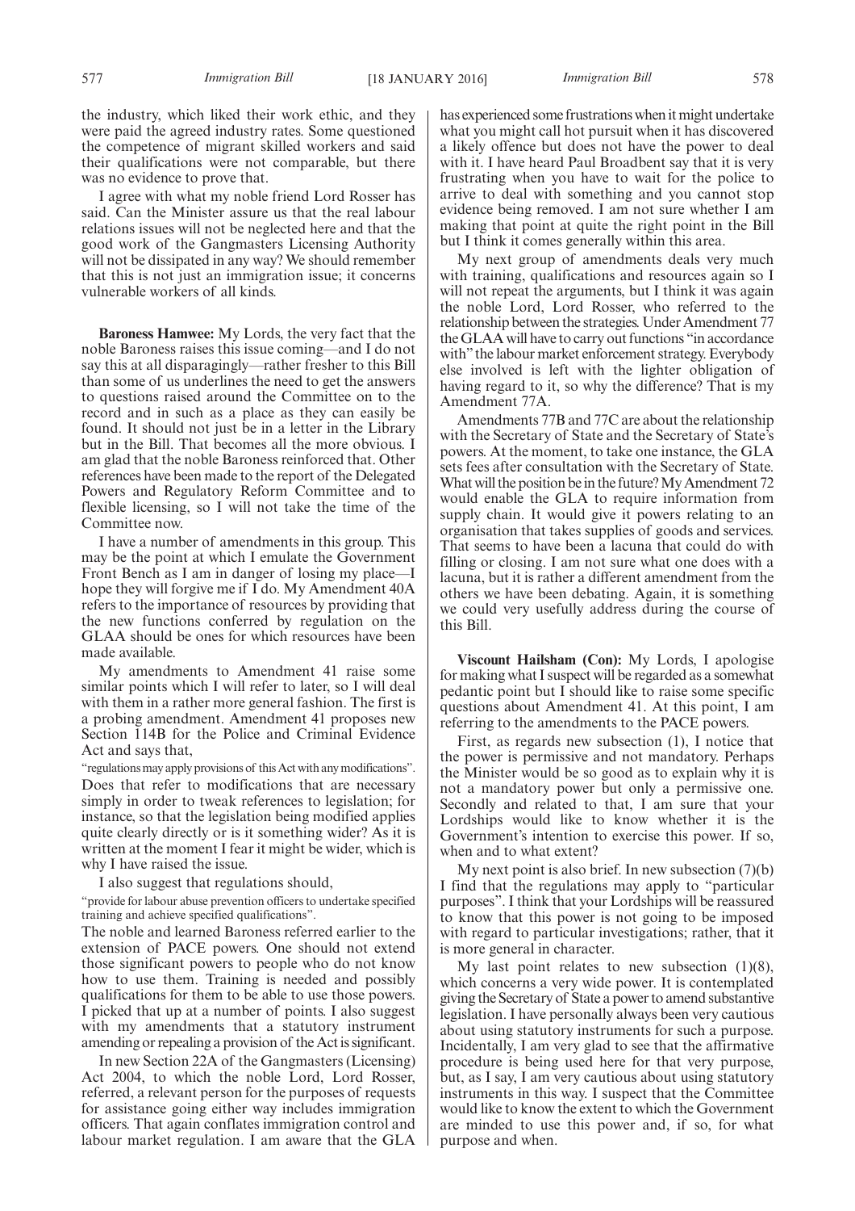the industry, which liked their work ethic, and they were paid the agreed industry rates. Some questioned the competence of migrant skilled workers and said their qualifications were not comparable, but there was no evidence to prove that.

I agree with what my noble friend Lord Rosser has said. Can the Minister assure us that the real labour relations issues will not be neglected here and that the good work of the Gangmasters Licensing Authority will not be dissipated in any way? We should remember that this is not just an immigration issue; it concerns vulnerable workers of all kinds.

**Baroness Hamwee:** My Lords, the very fact that the noble Baroness raises this issue coming—and I do not say this at all disparagingly—rather fresher to this Bill than some of us underlines the need to get the answers to questions raised around the Committee on to the record and in such as a place as they can easily be found. It should not just be in a letter in the Library but in the Bill. That becomes all the more obvious. I am glad that the noble Baroness reinforced that. Other references have been made to the report of the Delegated Powers and Regulatory Reform Committee and to flexible licensing, so I will not take the time of the Committee now.

I have a number of amendments in this group. This may be the point at which I emulate the Government Front Bench as I am in danger of losing my place—I hope they will forgive me if I do. My Amendment 40A refers to the importance of resources by providing that the new functions conferred by regulation on the GLAA should be ones for which resources have been made available.

My amendments to Amendment 41 raise some similar points which I will refer to later, so I will deal with them in a rather more general fashion. The first is a probing amendment. Amendment 41 proposes new Section 114B for the Police and Criminal Evidence Act and says that,

"regulations may apply provisions of this Act with any modifications".

Does that refer to modifications that are necessary simply in order to tweak references to legislation; for instance, so that the legislation being modified applies quite clearly directly or is it something wider? As it is written at the moment I fear it might be wider, which is why I have raised the issue.

I also suggest that regulations should,

"provide for labour abuse prevention officers to undertake specified training and achieve specified qualifications".

The noble and learned Baroness referred earlier to the extension of PACE powers. One should not extend those significant powers to people who do not know how to use them. Training is needed and possibly qualifications for them to be able to use those powers. I picked that up at a number of points. I also suggest with my amendments that a statutory instrument amending or repealing a provision of the Act is significant.

In new Section 22A of the Gangmasters (Licensing) Act 2004, to which the noble Lord, Lord Rosser, referred, a relevant person for the purposes of requests for assistance going either way includes immigration officers. That again conflates immigration control and labour market regulation. I am aware that the GLA has experienced some frustrations when it might undertake what you might call hot pursuit when it has discovered a likely offence but does not have the power to deal with it. I have heard Paul Broadbent say that it is very frustrating when you have to wait for the police to arrive to deal with something and you cannot stop evidence being removed. I am not sure whether I am making that point at quite the right point in the Bill but I think it comes generally within this area.

My next group of amendments deals very much with training, qualifications and resources again so I will not repeat the arguments, but I think it was again the noble Lord, Lord Rosser, who referred to the relationship between the strategies. Under Amendment 77 the GLAA will have to carry out functions "in accordance with" the labour market enforcement strategy. Everybody else involved is left with the lighter obligation of having regard to it, so why the difference? That is my Amendment 77A.

Amendments 77B and 77C are about the relationship with the Secretary of State and the Secretary of State's powers. At the moment, to take one instance, the GLA sets fees after consultation with the Secretary of State. What will the position be in the future? My Amendment 72 would enable the GLA to require information from supply chain. It would give it powers relating to an organisation that takes supplies of goods and services. That seems to have been a lacuna that could do with filling or closing. I am not sure what one does with a lacuna, but it is rather a different amendment from the others we have been debating. Again, it is something we could very usefully address during the course of this Bill.

**Viscount Hailsham (Con):** My Lords, I apologise for making what I suspect will be regarded as a somewhat pedantic point but I should like to raise some specific questions about Amendment 41. At this point, I am referring to the amendments to the PACE powers.

First, as regards new subsection (1), I notice that the power is permissive and not mandatory. Perhaps the Minister would be so good as to explain why it is not a mandatory power but only a permissive one. Secondly and related to that, I am sure that your Lordships would like to know whether it is the Government's intention to exercise this power. If so, when and to what extent?

My next point is also brief. In new subsection (7)(b) I find that the regulations may apply to "particular purposes". I think that your Lordships will be reassured to know that this power is not going to be imposed with regard to particular investigations; rather, that it is more general in character.

My last point relates to new subsection (1)(8), which concerns a very wide power. It is contemplated giving the Secretary of State a power to amend substantive legislation. I have personally always been very cautious about using statutory instruments for such a purpose. Incidentally, I am very glad to see that the affirmative procedure is being used here for that very purpose, but, as I say, I am very cautious about using statutory instruments in this way. I suspect that the Committee would like to know the extent to which the Government are minded to use this power and, if so, for what purpose and when.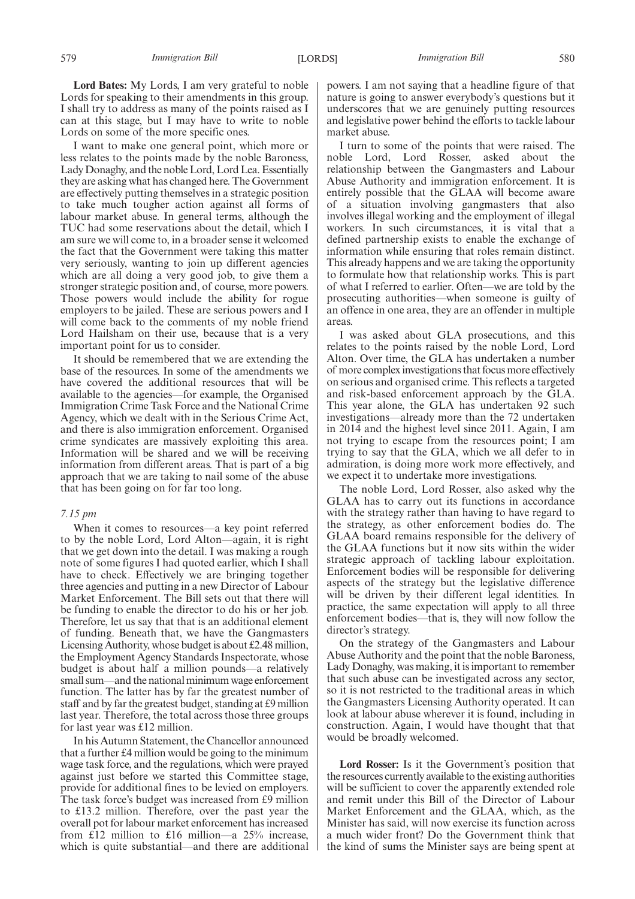**Lord Bates:** My Lords, I am very grateful to noble Lords for speaking to their amendments in this group. I shall try to address as many of the points raised as I can at this stage, but I may have to write to noble Lords on some of the more specific ones.

I want to make one general point, which more or less relates to the points made by the noble Baroness, Lady Donaghy, and the noble Lord, Lord Lea. Essentially they are asking what has changed here. The Government are effectively putting themselves in a strategic position to take much tougher action against all forms of labour market abuse. In general terms, although the TUC had some reservations about the detail, which I am sure we will come to, in a broader sense it welcomed the fact that the Government were taking this matter very seriously, wanting to join up different agencies which are all doing a very good job, to give them a stronger strategic position and, of course, more powers. Those powers would include the ability for rogue employers to be jailed. These are serious powers and I will come back to the comments of my noble friend Lord Hailsham on their use, because that is a very important point for us to consider.

It should be remembered that we are extending the base of the resources. In some of the amendments we have covered the additional resources that will be available to the agencies—for example, the Organised Immigration Crime Task Force and the National Crime Agency, which we dealt with in the Serious Crime Act, and there is also immigration enforcement. Organised crime syndicates are massively exploiting this area. Information will be shared and we will be receiving information from different areas. That is part of a big approach that we are taking to nail some of the abuse that has been going on for far too long.

*7.15 pm*

When it comes to resources—a key point referred to by the noble Lord, Lord Alton—again, it is right that we get down into the detail. I was making a rough note of some figures I had quoted earlier, which I shall have to check. Effectively we are bringing together three agencies and putting in a new Director of Labour Market Enforcement. The Bill sets out that there will be funding to enable the director to do his or her job. Therefore, let us say that that is an additional element of funding. Beneath that, we have the Gangmasters Licensing Authority, whose budget is about £2.48 million, the Employment Agency Standards Inspectorate, whose budget is about half a million pounds—a relatively small sum—and the national minimum wage enforcement function. The latter has by far the greatest number of staff and by far the greatest budget, standing at £9 million last year. Therefore, the total across those three groups for last year was £12 million.

In his Autumn Statement, the Chancellor announced that a further £4 million would be going to the minimum wage task force, and the regulations, which were prayed against just before we started this Committee stage, provide for additional fines to be levied on employers. The task force's budget was increased from £9 million to £13.2 million. Therefore, over the past year the overall pot for labour market enforcement has increased from £12 million to £16 million—a 25% increase, which is quite substantial—and there are additional powers. I am not saying that a headline figure of that nature is going to answer everybody's questions but it underscores that we are genuinely putting resources and legislative power behind the efforts to tackle labour market abuse.

I turn to some of the points that were raised. The noble Lord, Lord Rosser, asked about the relationship between the Gangmasters and Labour Abuse Authority and immigration enforcement. It is entirely possible that the GLAA will become aware of a situation involving gangmasters that also involves illegal working and the employment of illegal workers. In such circumstances, it is vital that a defined partnership exists to enable the exchange of information while ensuring that roles remain distinct. This already happens and we are taking the opportunity to formulate how that relationship works. This is part of what I referred to earlier. Often—we are told by the prosecuting authorities—when someone is guilty of an offence in one area, they are an offender in multiple areas.

I was asked about GLA prosecutions, and this relates to the points raised by the noble Lord, Lord Alton. Over time, the GLA has undertaken a number of more complex investigations that focus more effectively on serious and organised crime. This reflects a targeted and risk-based enforcement approach by the GLA. This year alone, the GLA has undertaken 92 such investigations—already more than the 72 undertaken in 2014 and the highest level since 2011. Again, I am not trying to escape from the resources point; I am trying to say that the GLA, which we all defer to in admiration, is doing more work more effectively, and we expect it to undertake more investigations.

The noble Lord, Lord Rosser, also asked why the GLAA has to carry out its functions in accordance with the strategy rather than having to have regard to the strategy, as other enforcement bodies do. The GLAA board remains responsible for the delivery of the GLAA functions but it now sits within the wider strategic approach of tackling labour exploitation. Enforcement bodies will be responsible for delivering aspects of the strategy but the legislative difference will be driven by their different legal identities. In practice, the same expectation will apply to all three enforcement bodies—that is, they will now follow the director's strategy.

On the strategy of the Gangmasters and Labour Abuse Authority and the point that the noble Baroness, Lady Donaghy, was making, it is important to remember that such abuse can be investigated across any sector, so it is not restricted to the traditional areas in which the Gangmasters Licensing Authority operated. It can look at labour abuse wherever it is found, including in construction. Again, I would have thought that that would be broadly welcomed.

**Lord Rosser:** Is it the Government's position that the resources currently available to the existing authorities will be sufficient to cover the apparently extended role and remit under this Bill of the Director of Labour Market Enforcement and the GLAA, which, as the Minister has said, will now exercise its function across a much wider front? Do the Government think that the kind of sums the Minister says are being spent at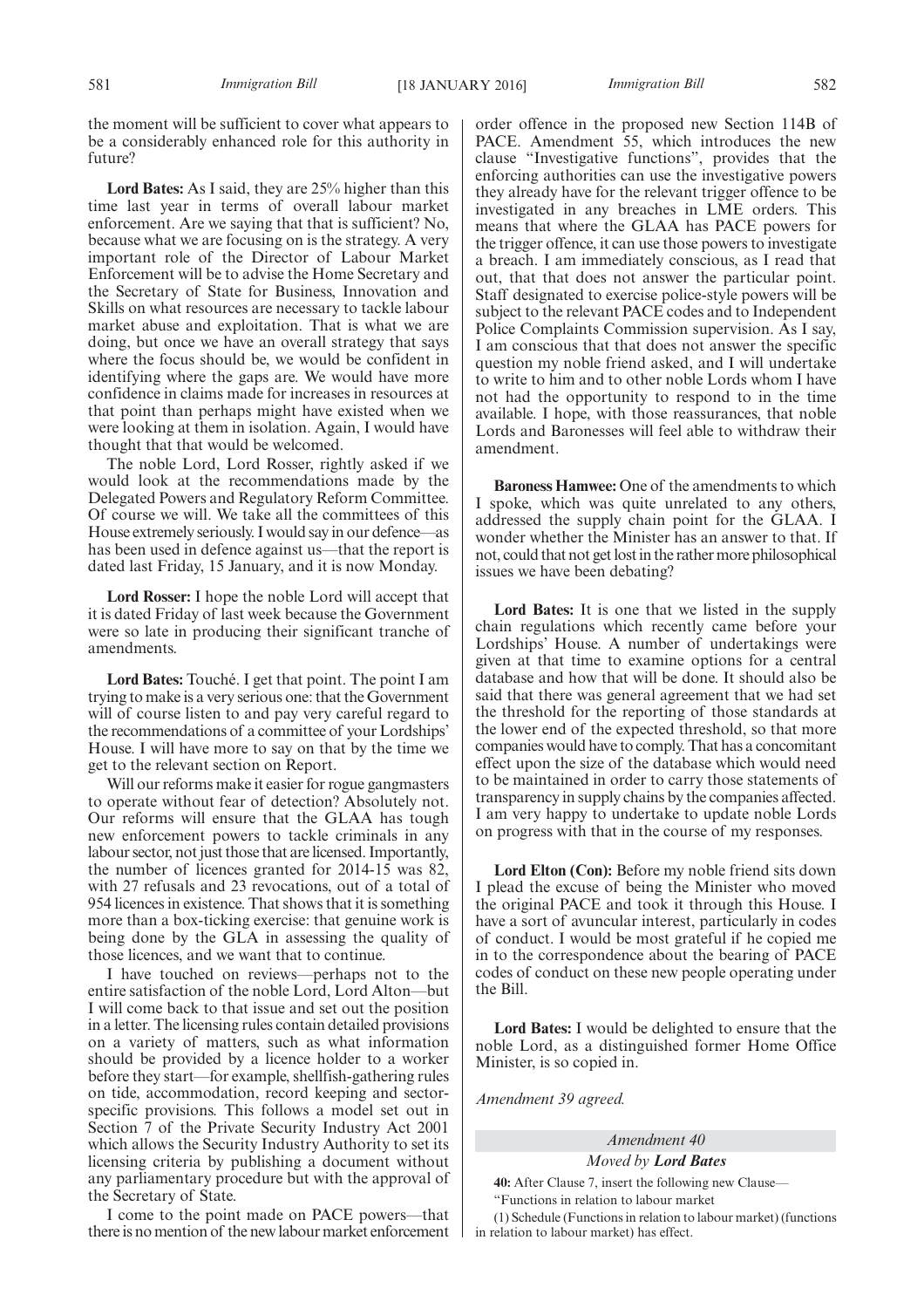the moment will be sufficient to cover what appears to be a considerably enhanced role for this authority in future?

**Lord Bates:** As I said, they are 25% higher than this time last year in terms of overall labour market enforcement. Are we saying that that is sufficient? No, because what we are focusing on is the strategy. A very important role of the Director of Labour Market Enforcement will be to advise the Home Secretary and the Secretary of State for Business, Innovation and Skills on what resources are necessary to tackle labour market abuse and exploitation. That is what we are doing, but once we have an overall strategy that says where the focus should be, we would be confident in identifying where the gaps are. We would have more confidence in claims made for increases in resources at that point than perhaps might have existed when we were looking at them in isolation. Again, I would have thought that that would be welcomed.

The noble Lord, Lord Rosser, rightly asked if we would look at the recommendations made by the Delegated Powers and Regulatory Reform Committee. Of course we will. We take all the committees of this House extremely seriously. I would say in our defence—as has been used in defence against us—that the report is dated last Friday, 15 January, and it is now Monday.

**Lord Rosser:** I hope the noble Lord will accept that it is dated Friday of last week because the Government were so late in producing their significant tranche of amendments.

**Lord Bates:** Touché. I get that point. The point I am trying to make is a very serious one: that the Government will of course listen to and pay very careful regard to the recommendations of a committee of your Lordships' House. I will have more to say on that by the time we get to the relevant section on Report.

Will our reforms make it easier for rogue gangmasters to operate without fear of detection? Absolutely not. Our reforms will ensure that the GLAA has tough new enforcement powers to tackle criminals in any labour sector, not just those that are licensed. Importantly, the number of licences granted for 2014-15 was 82, with 27 refusals and 23 revocations, out of a total of 954 licences in existence. That shows that it is something more than a box-ticking exercise: that genuine work is being done by the GLA in assessing the quality of those licences, and we want that to continue.

I have touched on reviews—perhaps not to the entire satisfaction of the noble Lord, Lord Alton—but I will come back to that issue and set out the position in a letter. The licensing rules contain detailed provisions on a variety of matters, such as what information should be provided by a licence holder to a worker before they start—for example, shellfish-gathering rules on tide, accommodation, record keeping and sector-specific provisions. This follows a model set out in Section 7 of the Private Security Industry Act 2001 which allows the Security Industry Authority to set its licensing criteria by publishing a document without any parliamentary procedure but with the approval of the Secretary of State.

I come to the point made on PACE powers—that there is no mention of the new labour market enforcement order offence in the proposed new Section 114B of PACE. Amendment 55, which introduces the new clause "Investigative functions", provides that the enforcing authorities can use the investigative powers they already have for the relevant trigger offence to be investigated in any breaches in LME orders. This means that where the GLAA has PACE powers for the trigger offence, it can use those powers to investigate a breach. I am immediately conscious, as I read that out, that that does not answer the particular point. Staff designated to exercise police-style powers will be subject to the relevant PACE codes and to Independent Police Complaints Commission supervision. As I say, I am conscious that that does not answer the specific question my noble friend asked, and I will undertake to write to him and to other noble Lords whom I have not had the opportunity to respond to in the time available. I hope, with those reassurances, that noble Lords and Baronesses will feel able to withdraw their amendment.

**Baroness Hamwee:** One of the amendments to which I spoke, which was quite unrelated to any others, addressed the supply chain point for the GLAA. I wonder whether the Minister has an answer to that. If not, could that not get lost in the rather more philosophical issues we have been debating?

**Lord Bates:** It is one that we listed in the supply chain regulations which recently came before your Lordships' House. A number of undertakings were given at that time to examine options for a central database and how that will be done. It should also be said that there was general agreement that we had set the threshold for the reporting of those standards at the lower end of the expected threshold, so that more companies would have to comply. That has a concomitant effect upon the size of the database which would need to be maintained in order to carry those statements of transparency in supply chains by the companies affected. I am very happy to undertake to update noble Lords on progress with that in the course of my responses.

**Lord Elton (Con):** Before my noble friend sits down I plead the excuse of being the Minister who moved the original PACE and took it through this House. I have a sort of avuncular interest, particularly in codes of conduct. I would be most grateful if he copied me in to the correspondence about the bearing of PACE codes of conduct on these new people operating under the Bill.

**Lord Bates:** I would be delighted to ensure that the noble Lord, as a distinguished former Home Office Minister, is so copied in.

*Amendment 39 agreed.*

### *Amendment 40*

### *Moved by **Lord Bates***

**40:** After Clause 7, insert the following new Clause—

"Functions in relation to labour market

(1) Schedule (Functions in relation to labour market) (functions in relation to labour market) has effect.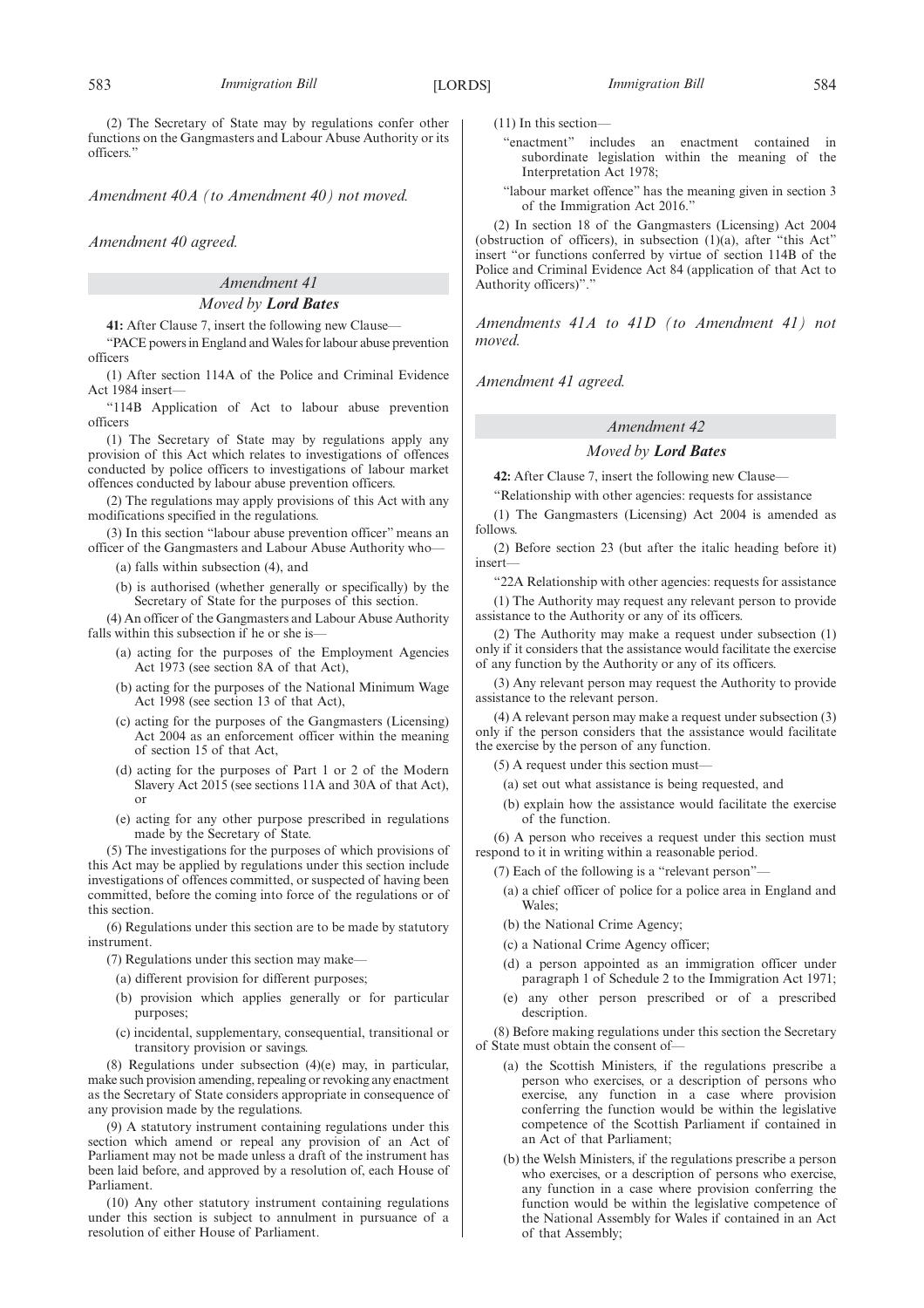(2) The Secretary of State may by regulations confer other functions on the Gangmasters and Labour Abuse Authority or its officers."

*Amendment 40A (to Amendment 40) not moved.*

*Amendment 40 agreed.*

### *Amendment 41*

#### *Moved by* ***Lord Bates***

**41:** After Clause 7, insert the following new Clause—

"PACE powers in England and Wales for labour abuse prevention officers

(1) After section 114A of the Police and Criminal Evidence Act 1984 insert—

"114B Application of Act to labour abuse prevention officers

(1) The Secretary of State may by regulations apply any provision of this Act which relates to investigations of offences conducted by police officers to investigations of labour market offences conducted by labour abuse prevention officers.

(2) The regulations may apply provisions of this Act with any modifications specified in the regulations.

(3) In this section "labour abuse prevention officer" means an officer of the Gangmasters and Labour Abuse Authority who—

(a) falls within subsection (4), and

(b) is authorised (whether generally or specifically) by the Secretary of State for the purposes of this section.

(4) An officer of the Gangmasters and Labour Abuse Authority falls within this subsection if he or she is—

(a) acting for the purposes of the Employment Agencies Act 1973 (see section 8A of that Act),

(b) acting for the purposes of the National Minimum Wage Act 1998 (see section 13 of that Act),

(c) acting for the purposes of the Gangmasters (Licensing) Act 2004 as an enforcement officer within the meaning of section 15 of that Act,

(d) acting for the purposes of Part 1 or 2 of the Modern Slavery Act 2015 (see sections 11A and 30A of that Act), or

(e) acting for any other purpose prescribed in regulations made by the Secretary of State.

(5) The investigations for the purposes of which provisions of this Act may be applied by regulations under this section include investigations of offences committed, or suspected of having been committed, before the coming into force of the regulations or of this section.

(6) Regulations under this section are to be made by statutory instrument.

(7) Regulations under this section may make—

(a) different provision for different purposes;

(b) provision which applies generally or for particular purposes;

(c) incidental, supplementary, consequential, transitional or transitory provision or savings.

(8) Regulations under subsection (4)(e) may, in particular, make such provision amending, repealing or revoking any enactment as the Secretary of State considers appropriate in consequence of any provision made by the regulations.

(9) A statutory instrument containing regulations under this section which amend or repeal any provision of an Act of Parliament may not be made unless a draft of the instrument has been laid before, and approved by a resolution of, each House of Parliament.

(10) Any other statutory instrument containing regulations under this section is subject to annulment in pursuance of a resolution of either House of Parliament.

(11) In this section—

"enactment" includes an enactment contained in subordinate legislation within the meaning of the Interpretation Act 1978;

"labour market offence" has the meaning given in section 3 of the Immigration Act 2016."

(2) In section 18 of the Gangmasters (Licensing) Act 2004 (obstruction of officers), in subsection (1)(a), after "this Act" insert "or functions conferred by virtue of section 114B of the Police and Criminal Evidence Act 84 (application of that Act to Authority officers)"."

*Amendments 41A to 41D (to Amendment 41) not moved.*

*Amendment 41 agreed.*

### *Amendment 42*

#### *Moved by* ***Lord Bates***

**42:** After Clause 7, insert the following new Clause—

"Relationship with other agencies: requests for assistance

(1) The Gangmasters (Licensing) Act 2004 is amended as follows.

(2) Before section 23 (but after the italic heading before it) insert—

"22A Relationship with other agencies: requests for assistance

(1) The Authority may request any relevant person to provide assistance to the Authority or any of its officers.

(2) The Authority may make a request under subsection (1) only if it considers that the assistance would facilitate the exercise of any function by the Authority or any of its officers.

(3) Any relevant person may request the Authority to provide assistance to the relevant person.

(4) A relevant person may make a request under subsection (3) only if the person considers that the assistance would facilitate the exercise by the person of any function.

(5) A request under this section must—

(a) set out what assistance is being requested, and

(b) explain how the assistance would facilitate the exercise of the function.

(6) A person who receives a request under this section must respond to it in writing within a reasonable period.

(7) Each of the following is a "relevant person"—

(a) a chief officer of police for a police area in England and Wales;

(b) the National Crime Agency;

(c) a National Crime Agency officer;

(d) a person appointed as an immigration officer under paragraph 1 of Schedule 2 to the Immigration Act 1971;

(e) any other person prescribed or of a prescribed description.

(8) Before making regulations under this section the Secretary of State must obtain the consent of—

(a) the Scottish Ministers, if the regulations prescribe a person who exercises, or a description of persons who exercise, any function in a case where provision conferring the function would be within the legislative competence of the Scottish Parliament if contained in an Act of that Parliament;

(b) the Welsh Ministers, if the regulations prescribe a person who exercises, or a description of persons who exercise, any function in a case where provision conferring the function would be within the legislative competence of the National Assembly for Wales if contained in an Act of that Assembly;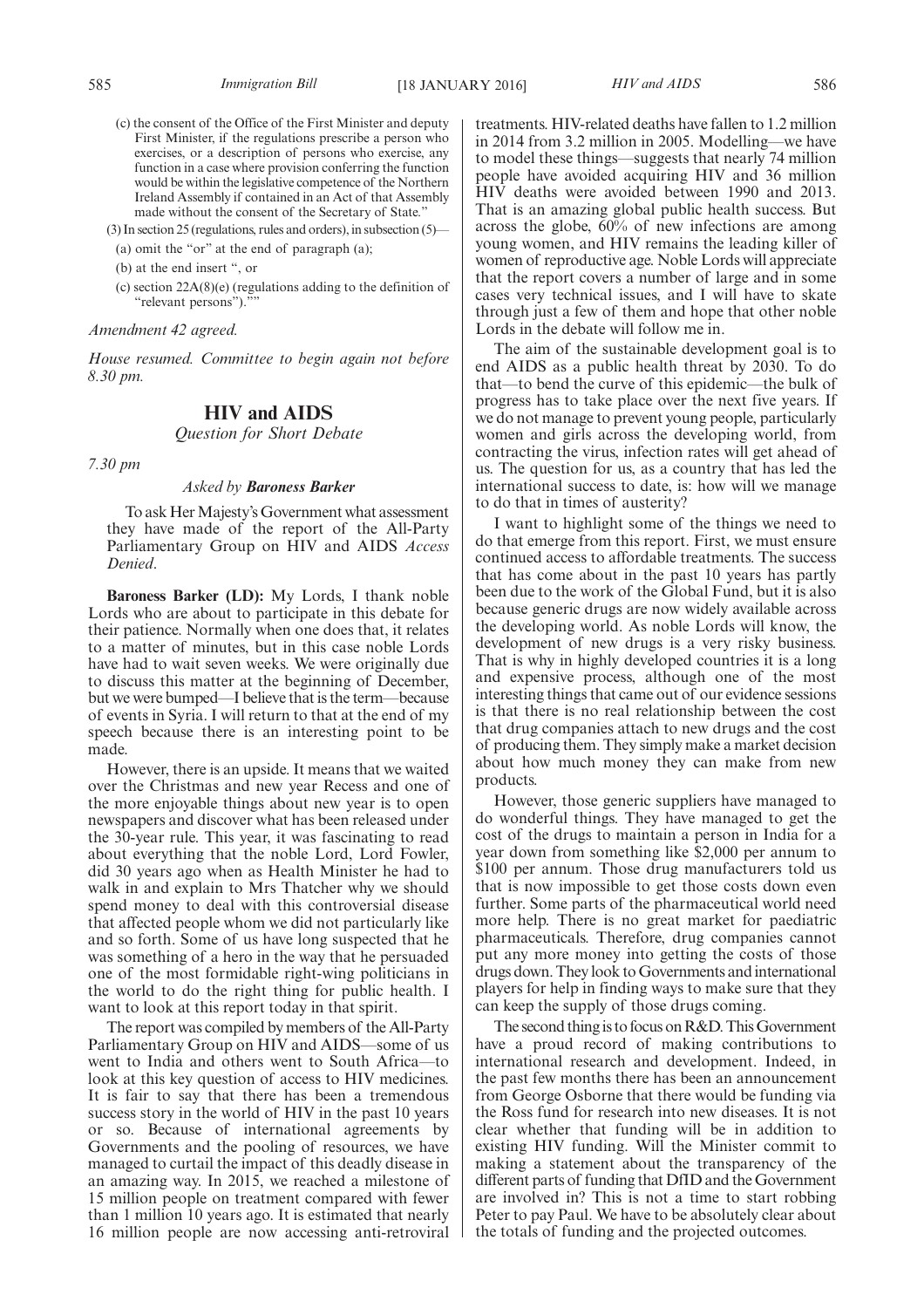(c) the consent of the Office of the First Minister and deputy First Minister, if the regulations prescribe a person who exercises, or a description of persons who exercise, any function in a case where provision conferring the function would be within the legislative competence of the Northern Ireland Assembly if contained in an Act of that Assembly made without the consent of the Secretary of State."

(3) In section 25 (regulations, rules and orders), in subsection (5)—

(a) omit the "or" at the end of paragraph (a);

(b) at the end insert ", or

(c) section 22A(8)(e) (regulations adding to the definition of "relevant persons")."."

*Amendment 42 agreed.*

*House resumed. Committee to begin again not before 8.30 pm.*

## HIV and AIDS

*Question for Short Debate*

*7.30 pm*

*Asked by* ***Baroness Barker***

To ask Her Majesty's Government what assessment they have made of the report of the All-Party Parliamentary Group on HIV and AIDS *Access Denied*.

**Baroness Barker (LD):** My Lords, I thank noble Lords who are about to participate in this debate for their patience. Normally when one does that, it relates to a matter of minutes, but in this case noble Lords have had to wait seven weeks. We were originally due to discuss this matter at the beginning of December, but we were bumped—I believe that is the term—because of events in Syria. I will return to that at the end of my speech because there is an interesting point to be made.

However, there is an upside. It means that we waited over the Christmas and new year Recess and one of the more enjoyable things about new year is to open newspapers and discover what has been released under the 30-year rule. This year, it was fascinating to read about everything that the noble Lord, Lord Fowler, did 30 years ago when as Health Minister he had to walk in and explain to Mrs Thatcher why we should spend money to deal with this controversial disease that affected people whom we did not particularly like and so forth. Some of us have long suspected that he was something of a hero in the way that he persuaded one of the most formidable right-wing politicians in the world to do the right thing for public health. I want to look at this report today in that spirit.

The report was compiled by members of the All-Party Parliamentary Group on HIV and AIDS—some of us went to India and others went to South Africa—to look at this key question of access to HIV medicines. It is fair to say that there has been a tremendous success story in the world of HIV in the past 10 years or so. Because of international agreements by Governments and the pooling of resources, we have managed to curtail the impact of this deadly disease in an amazing way. In 2015, we reached a milestone of 15 million people on treatment compared with fewer than 1 million 10 years ago. It is estimated that nearly 16 million people are now accessing anti-retroviral treatments. HIV-related deaths have fallen to 1.2 million in 2014 from 3.2 million in 2005. Modelling—we have to model these things—suggests that nearly 74 million people have avoided acquiring HIV and 36 million HIV deaths were avoided between 1990 and 2013. That is an amazing global public health success. But across the globe, 60% of new infections are among young women, and HIV remains the leading killer of women of reproductive age. Noble Lords will appreciate that the report covers a number of large and in some cases very technical issues, and I will have to skate through just a few of them and hope that other noble Lords in the debate will follow me in.

The aim of the sustainable development goal is to end AIDS as a public health threat by 2030. To do that—to bend the curve of this epidemic—the bulk of progress has to take place over the next five years. If we do not manage to prevent young people, particularly women and girls across the developing world, from contracting the virus, infection rates will get ahead of us. The question for us, as a country that has led the international success to date, is: how will we manage to do that in times of austerity?

I want to highlight some of the things we need to do that emerge from this report. First, we must ensure continued access to affordable treatments. The success that has come about in the past 10 years has partly been due to the work of the Global Fund, but it is also because generic drugs are now widely available across the developing world. As noble Lords will know, the development of new drugs is a very risky business. That is why in highly developed countries it is a long and expensive process, although one of the most interesting things that came out of our evidence sessions is that there is no real relationship between the cost that drug companies attach to new drugs and the cost of producing them. They simply make a market decision about how much money they can make from new products.

However, those generic suppliers have managed to do wonderful things. They have managed to get the cost of the drugs to maintain a person in India for a year down from something like $2,000 per annum to $100 per annum. Those drug manufacturers told us that is now impossible to get those costs down even further. Some parts of the pharmaceutical world need more help. There is no great market for paediatric pharmaceuticals. Therefore, drug companies cannot put any more money into getting the costs of those drugs down. They look to Governments and international players for help in finding ways to make sure that they can keep the supply of those drugs coming.

The second thing is to focus on R&D. This Government have a proud record of making contributions to international research and development. Indeed, in the past few months there has been an announcement from George Osborne that there would be funding via the Ross fund for research into new diseases. It is not clear whether that funding will be in addition to existing HIV funding. Will the Minister commit to making a statement about the transparency of the different parts of funding that DfID and the Government are involved in? This is not a time to start robbing Peter to pay Paul. We have to be absolutely clear about the totals of funding and the projected outcomes.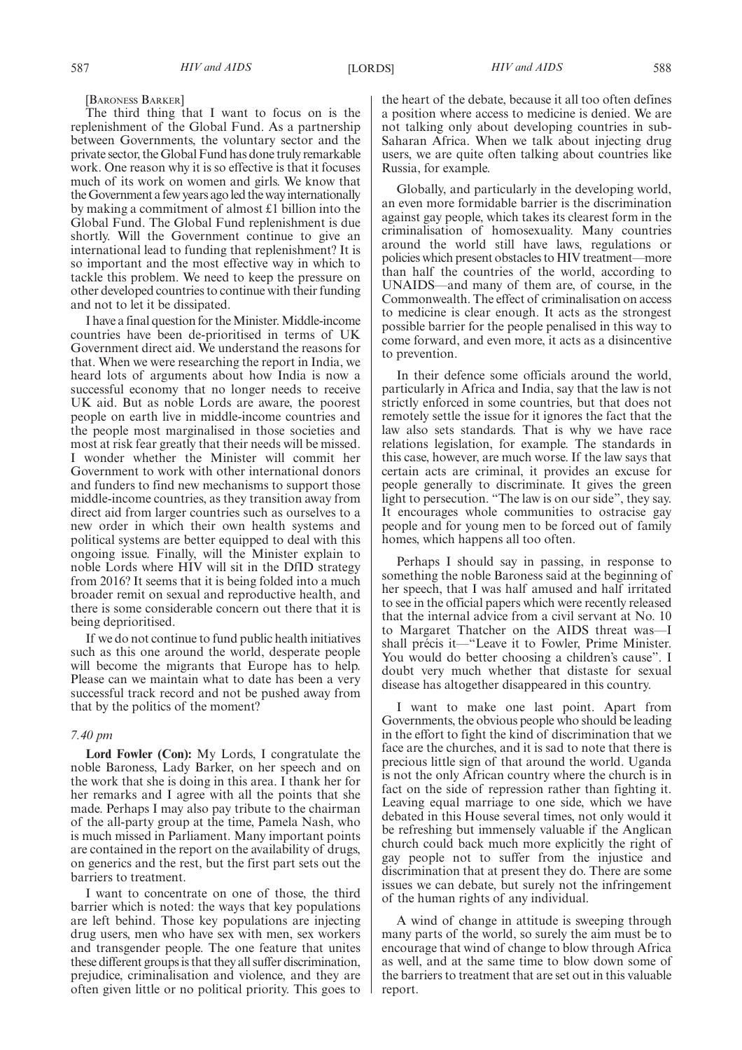[Baroness Barker]

The third thing that I want to focus on is the replenishment of the Global Fund. As a partnership between Governments, the voluntary sector and the private sector, the Global Fund has done truly remarkable work. One reason why it is so effective is that it focuses much of its work on women and girls. We know that the Government a few years ago led the way internationally by making a commitment of almost £1 billion into the Global Fund. The Global Fund replenishment is due shortly. Will the Government continue to give an international lead to funding that replenishment? It is so important and the most effective way in which to tackle this problem. We need to keep the pressure on other developed countries to continue with their funding and not to let it be dissipated.

I have a final question for the Minister. Middle-income countries have been de-prioritised in terms of UK Government direct aid. We understand the reasons for that. When we were researching the report in India, we heard lots of arguments about how India is now a successful economy that no longer needs to receive UK aid. But as noble Lords are aware, the poorest people on earth live in middle-income countries and the people most marginalised in those societies and most at risk fear greatly that their needs will be missed. I wonder whether the Minister will commit her Government to work with other international donors and funders to find new mechanisms to support those middle-income countries, as they transition away from direct aid from larger countries such as ourselves to a new order in which their own health systems and political systems are better equipped to deal with this ongoing issue. Finally, will the Minister explain to noble Lords where HIV will sit in the DfID strategy from 2016? It seems that it is being folded into a much broader remit on sexual and reproductive health, and there is some considerable concern out there that it is being deprioritised.

If we do not continue to fund public health initiatives such as this one around the world, desperate people will become the migrants that Europe has to help. Please can we maintain what to date has been a very successful track record and not be pushed away from that by the politics of the moment?

*7.40 pm*

**Lord Fowler (Con):** My Lords, I congratulate the noble Baroness, Lady Barker, on her speech and on the work that she is doing in this area. I thank her for her remarks and I agree with all the points that she made. Perhaps I may also pay tribute to the chairman of the all-party group at the time, Pamela Nash, who is much missed in Parliament. Many important points are contained in the report on the availability of drugs, on generics and the rest, but the first part sets out the barriers to treatment.

I want to concentrate on one of those, the third barrier which is noted: the ways that key populations are left behind. Those key populations are injecting drug users, men who have sex with men, sex workers and transgender people. The one feature that unites these different groups is that they all suffer discrimination, prejudice, criminalisation and violence, and they are often given little or no political priority. This goes to the heart of the debate, because it all too often defines a position where access to medicine is denied. We are not talking only about developing countries in sub-Saharan Africa. When we talk about injecting drug users, we are quite often talking about countries like Russia, for example.

Globally, and particularly in the developing world, an even more formidable barrier is the discrimination against gay people, which takes its clearest form in the criminalisation of homosexuality. Many countries around the world still have laws, regulations or policies which present obstacles to HIV treatment—more than half the countries of the world, according to UNAIDS—and many of them are, of course, in the Commonwealth. The effect of criminalisation on access to medicine is clear enough. It acts as the strongest possible barrier for the people penalised in this way to come forward, and even more, it acts as a disincentive to prevention.

In their defence some officials around the world, particularly in Africa and India, say that the law is not strictly enforced in some countries, but that does not remotely settle the issue for it ignores the fact that the law also sets standards. That is why we have race relations legislation, for example. The standards in this case, however, are much worse. If the law says that certain acts are criminal, it provides an excuse for people generally to discriminate. It gives the green light to persecution. "The law is on our side", they say. It encourages whole communities to ostracise gay people and for young men to be forced out of family homes, which happens all too often.

Perhaps I should say in passing, in response to something the noble Baroness said at the beginning of her speech, that I was half amused and half irritated to see in the official papers which were recently released that the internal advice from a civil servant at No. 10 to Margaret Thatcher on the AIDS threat was—I shall précis it—"Leave it to Fowler, Prime Minister. You would do better choosing a children's cause". I doubt very much whether that distaste for sexual disease has altogether disappeared in this country.

I want to make one last point. Apart from Governments, the obvious people who should be leading in the effort to fight the kind of discrimination that we face are the churches, and it is sad to note that there is precious little sign of that around the world. Uganda is not the only African country where the church is in fact on the side of repression rather than fighting it. Leaving equal marriage to one side, which we have debated in this House several times, not only would it be refreshing but immensely valuable if the Anglican church could back much more explicitly the right of gay people not to suffer from the injustice and discrimination that at present they do. There are some issues we can debate, but surely not the infringement of the human rights of any individual.

A wind of change in attitude is sweeping through many parts of the world, so surely the aim must be to encourage that wind of change to blow through Africa as well, and at the same time to blow down some of the barriers to treatment that are set out in this valuable report.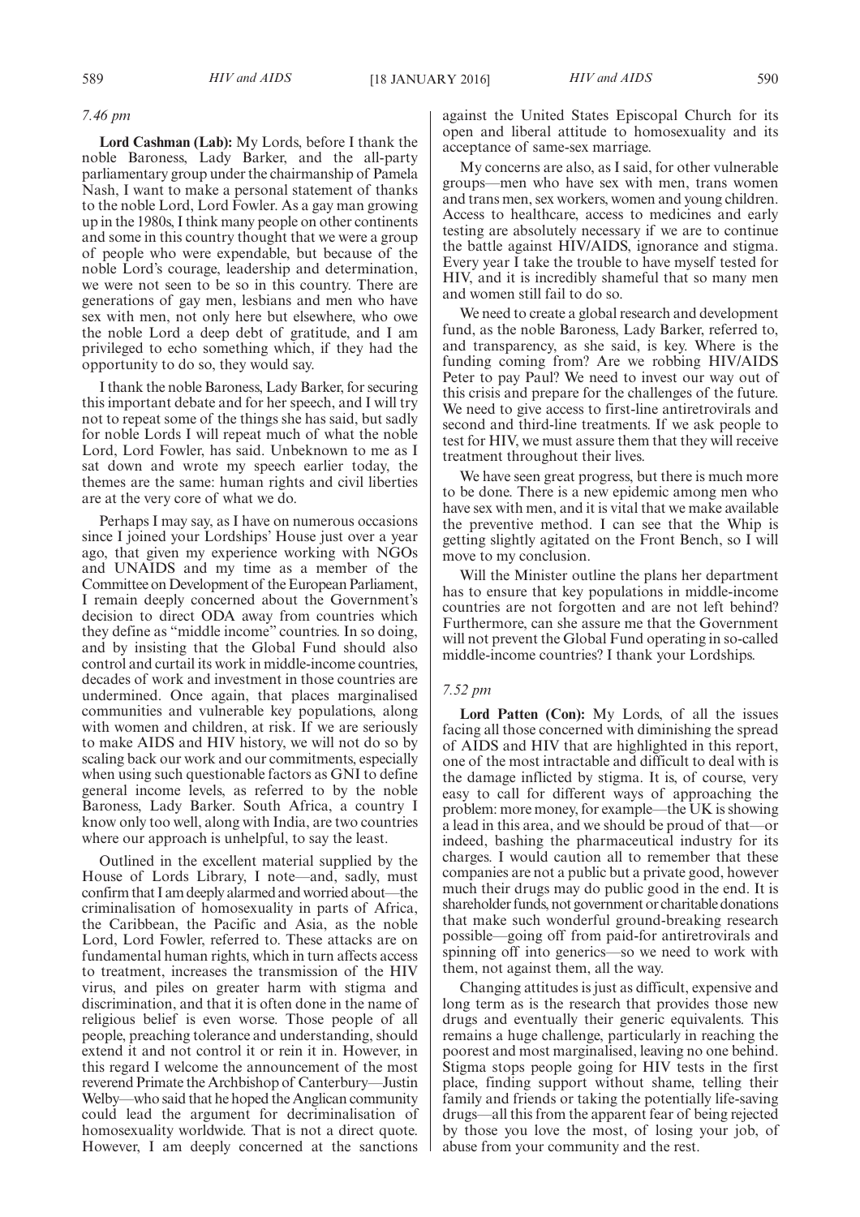*7.46 pm*

**Lord Cashman (Lab):** My Lords, before I thank the noble Baroness, Lady Barker, and the all-party parliamentary group under the chairmanship of Pamela Nash, I want to make a personal statement of thanks to the noble Lord, Lord Fowler. As a gay man growing up in the 1980s, I think many people on other continents and some in this country thought that we were a group of people who were expendable, but because of the noble Lord's courage, leadership and determination, we were not seen to be so in this country. There are generations of gay men, lesbians and men who have sex with men, not only here but elsewhere, who owe the noble Lord a deep debt of gratitude, and I am privileged to echo something which, if they had the opportunity to do so, they would say.

I thank the noble Baroness, Lady Barker, for securing this important debate and for her speech, and I will try not to repeat some of the things she has said, but sadly for noble Lords I will repeat much of what the noble Lord, Lord Fowler, has said. Unbeknown to me as I sat down and wrote my speech earlier today, the themes are the same: human rights and civil liberties are at the very core of what we do.

Perhaps I may say, as I have on numerous occasions since I joined your Lordships' House just over a year ago, that given my experience working with NGOs and UNAIDS and my time as a member of the Committee on Development of the European Parliament, I remain deeply concerned about the Government's decision to direct ODA away from countries which they define as "middle income" countries. In so doing, and by insisting that the Global Fund should also control and curtail its work in middle-income countries, decades of work and investment in those countries are undermined. Once again, that places marginalised communities and vulnerable key populations, along with women and children, at risk. If we are seriously to make AIDS and HIV history, we will not do so by scaling back our work and our commitments, especially when using such questionable factors as GNI to define general income levels, as referred to by the noble Baroness, Lady Barker. South Africa, a country I know only too well, along with India, are two countries where our approach is unhelpful, to say the least.

Outlined in the excellent material supplied by the House of Lords Library, I note—and, sadly, must confirm that I am deeply alarmed and worried about—the criminalisation of homosexuality in parts of Africa, the Caribbean, the Pacific and Asia, as the noble Lord, Lord Fowler, referred to. These attacks are on fundamental human rights, which in turn affects access to treatment, increases the transmission of the HIV virus, and piles on greater harm with stigma and discrimination, and that it is often done in the name of religious belief is even worse. Those people of all people, preaching tolerance and understanding, should extend it and not control it or rein it in. However, in this regard I welcome the announcement of the most reverend Primate the Archbishop of Canterbury—Justin Welby—who said that he hoped the Anglican community could lead the argument for decriminalisation of homosexuality worldwide. That is not a direct quote. However, I am deeply concerned at the sanctions against the United States Episcopal Church for its open and liberal attitude to homosexuality and its acceptance of same-sex marriage.

My concerns are also, as I said, for other vulnerable groups—men who have sex with men, trans women and trans men, sex workers, women and young children. Access to healthcare, access to medicines and early testing are absolutely necessary if we are to continue the battle against HIV/AIDS, ignorance and stigma. Every year I take the trouble to have myself tested for HIV, and it is incredibly shameful that so many men and women still fail to do so.

We need to create a global research and development fund, as the noble Baroness, Lady Barker, referred to, and transparency, as she said, is key. Where is the funding coming from? Are we robbing HIV/AIDS Peter to pay Paul? We need to invest our way out of this crisis and prepare for the challenges of the future. We need to give access to first-line antiretrovirals and second and third-line treatments. If we ask people to test for HIV, we must assure them that they will receive treatment throughout their lives.

We have seen great progress, but there is much more to be done. There is a new epidemic among men who have sex with men, and it is vital that we make available the preventive method. I can see that the Whip is getting slightly agitated on the Front Bench, so I will move to my conclusion.

Will the Minister outline the plans her department has to ensure that key populations in middle-income countries are not forgotten and are not left behind? Furthermore, can she assure me that the Government will not prevent the Global Fund operating in so-called middle-income countries? I thank your Lordships.

*7.52 pm*

**Lord Patten (Con):** My Lords, of all the issues facing all those concerned with diminishing the spread of AIDS and HIV that are highlighted in this report, one of the most intractable and difficult to deal with is the damage inflicted by stigma. It is, of course, very easy to call for different ways of approaching the problem: more money, for example—the UK is showing a lead in this area, and we should be proud of that—or indeed, bashing the pharmaceutical industry for its charges. I would caution all to remember that these companies are not a public but a private good, however much their drugs may do public good in the end. It is shareholder funds, not government or charitable donations that make such wonderful ground-breaking research possible—going off from paid-for antiretrovirals and spinning off into generics—so we need to work with them, not against them, all the way.

Changing attitudes is just as difficult, expensive and long term as is the research that provides those new drugs and eventually their generic equivalents. This remains a huge challenge, particularly in reaching the poorest and most marginalised, leaving no one behind. Stigma stops people going for HIV tests in the first place, finding support without shame, telling their family and friends or taking the potentially life-saving drugs—all this from the apparent fear of being rejected by those you love the most, of losing your job, of abuse from your community and the rest.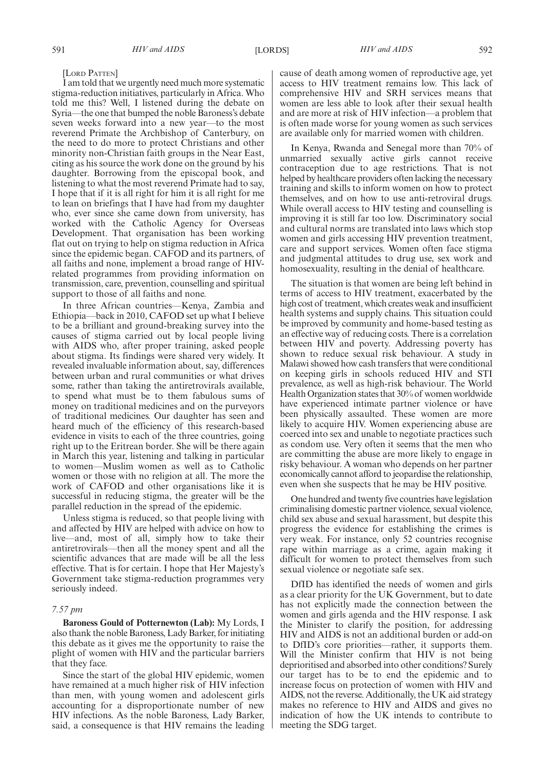[LORD PATTEN]

I am told that we urgently need much more systematic stigma-reduction initiatives, particularly in Africa. Who told me this? Well, I listened during the debate on Syria—the one that bumped the noble Baroness's debate seven weeks forward into a new year—to the most reverend Primate the Archbishop of Canterbury, on the need to do more to protect Christians and other minority non-Christian faith groups in the Near East, citing as his source the work done on the ground by his daughter. Borrowing from the episcopal book, and listening to what the most reverend Primate had to say, I hope that if it is all right for him it is all right for me to lean on briefings that I have had from my daughter who, ever since she came down from university, has worked with the Catholic Agency for Overseas Development. That organisation has been working flat out on trying to help on stigma reduction in Africa since the epidemic began. CAFOD and its partners, of all faiths and none, implement a broad range of HIV-related programmes from providing information on transmission, care, prevention, counselling and spiritual support to those of all faiths and none.

In three African countries—Kenya, Zambia and Ethiopia—back in 2010, CAFOD set up what I believe to be a brilliant and ground-breaking survey into the causes of stigma carried out by local people living with AIDS who, after proper training, asked people about stigma. Its findings were shared very widely. It revealed invaluable information about, say, differences between urban and rural communities or what drives some, rather than taking the antiretrovirals available, to spend what must be to them fabulous sums of money on traditional medicines and on the purveyors of traditional medicines. Our daughter has seen and heard much of the efficiency of this research-based evidence in visits to each of the three countries, going right up to the Eritrean border. She will be there again in March this year, listening and talking in particular to women—Muslim women as well as to Catholic women or those with no religion at all. The more the work of CAFOD and other organisations like it is successful in reducing stigma, the greater will be the parallel reduction in the spread of the epidemic.

Unless stigma is reduced, so that people living with and affected by HIV are helped with advice on how to live—and, most of all, simply how to take their antiretrovirals—then all the money spent and all the scientific advances that are made will be all the less effective. That is for certain. I hope that Her Majesty's Government take stigma-reduction programmes very seriously indeed.

*7.57 pm*

**Baroness Gould of Potternewton (Lab):** My Lords, I also thank the noble Baroness, Lady Barker, for initiating this debate as it gives me the opportunity to raise the plight of women with HIV and the particular barriers that they face.

Since the start of the global HIV epidemic, women have remained at a much higher risk of HIV infection than men, with young women and adolescent girls accounting for a disproportionate number of new HIV infections. As the noble Baroness, Lady Barker, said, a consequence is that HIV remains the leading cause of death among women of reproductive age, yet access to HIV treatment remains low. This lack of comprehensive HIV and SRH services means that women are less able to look after their sexual health and are more at risk of HIV infection—a problem that is often made worse for young women as such services are available only for married women with children.

In Kenya, Rwanda and Senegal more than 70% of unmarried sexually active girls cannot receive contraception due to age restrictions. That is not helped by healthcare providers often lacking the necessary training and skills to inform women on how to protect themselves, and on how to use anti-retroviral drugs. While overall access to HIV testing and counselling is improving it is still far too low. Discriminatory social and cultural norms are translated into laws which stop women and girls accessing HIV prevention treatment, care and support services. Women often face stigma and judgmental attitudes to drug use, sex work and homosexuality, resulting in the denial of healthcare.

The situation is that women are being left behind in terms of access to HIV treatment, exacerbated by the high cost of treatment, which creates weak and insufficient health systems and supply chains. This situation could be improved by community and home-based testing as an effective way of reducing costs. There is a correlation between HIV and poverty. Addressing poverty has shown to reduce sexual risk behaviour. A study in Malawi showed how cash transfers that were conditional on keeping girls in schools reduced HIV and STI prevalence, as well as high-risk behaviour. The World Health Organization states that 30% of women worldwide have experienced intimate partner violence or have been physically assaulted. These women are more likely to acquire HIV. Women experiencing abuse are coerced into sex and unable to negotiate practices such as condom use. Very often it seems that the men who are committing the abuse are more likely to engage in risky behaviour. A woman who depends on her partner economically cannot afford to jeopardise the relationship, even when she suspects that he may be HIV positive.

One hundred and twenty five countries have legislation criminalising domestic partner violence, sexual violence, child sex abuse and sexual harassment, but despite this progress the evidence for establishing the crimes is very weak. For instance, only 52 countries recognise rape within marriage as a crime, again making it difficult for women to protect themselves from such sexual violence or negotiate safe sex.

DfID has identified the needs of women and girls as a clear priority for the UK Government, but to date has not explicitly made the connection between the women and girls agenda and the HIV response. I ask the Minister to clarify the position, for addressing HIV and AIDS is not an additional burden or add-on to DfID's core priorities—rather, it supports them. Will the Minister confirm that HIV is not being deprioritised and absorbed into other conditions? Surely our target has to be to end the epidemic and to increase focus on protection of women with HIV and AIDS, not the reverse. Additionally, the UK aid strategy makes no reference to HIV and AIDS and gives no indication of how the UK intends to contribute to meeting the SDG target.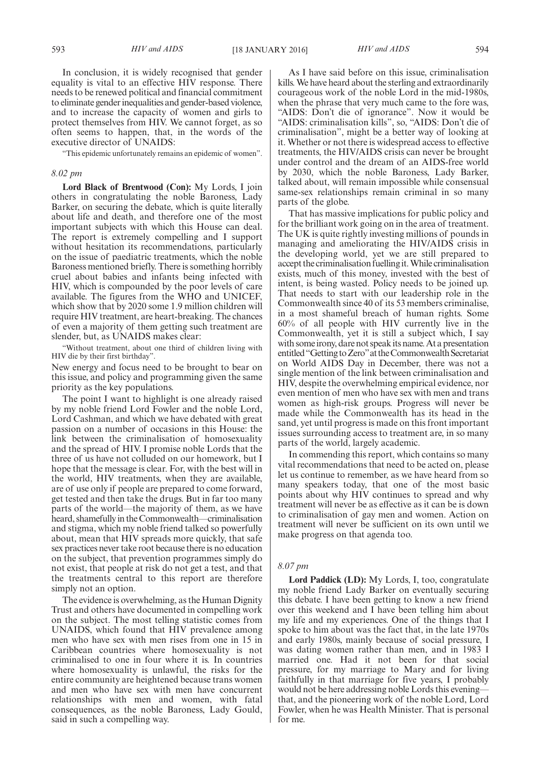In conclusion, it is widely recognised that gender equality is vital to an effective HIV response. There needs to be renewed political and financial commitment to eliminate gender inequalities and gender-based violence, and to increase the capacity of women and girls to protect themselves from HIV. We cannot forget, as so often seems to happen, that, in the words of the executive director of UNAIDS:

"This epidemic unfortunately remains an epidemic of women".

*8.02 pm*

**Lord Black of Brentwood (Con):** My Lords, I join others in congratulating the noble Baroness, Lady Barker, on securing the debate, which is quite literally about life and death, and therefore one of the most important subjects with which this House can deal. The report is extremely compelling and I support without hesitation its recommendations, particularly on the issue of paediatric treatments, which the noble Baroness mentioned briefly. There is something horribly cruel about babies and infants being infected with HIV, which is compounded by the poor levels of care available. The figures from the WHO and UNICEF, which show that by 2020 some 1.9 million children will require HIV treatment, are heart-breaking. The chances of even a majority of them getting such treatment are slender, but, as UNAIDS makes clear:

"Without treatment, about one third of children living with HIV die by their first birthday".

New energy and focus need to be brought to bear on this issue, and policy and programming given the same priority as the key populations.

The point I want to highlight is one already raised by my noble friend Lord Fowler and the noble Lord, Lord Cashman, and which we have debated with great passion on a number of occasions in this House: the link between the criminalisation of homosexuality and the spread of HIV. I promise noble Lords that the three of us have not colluded on our homework, but I hope that the message is clear. For, with the best will in the world, HIV treatments, when they are available, are of use only if people are prepared to come forward, get tested and then take the drugs. But in far too many parts of the world—the majority of them, as we have heard, shamefully in the Commonwealth—criminalisation and stigma, which my noble friend talked so powerfully about, mean that HIV spreads more quickly, that safe sex practices never take root because there is no education on the subject, that prevention programmes simply do not exist, that people at risk do not get a test, and that the treatments central to this report are therefore simply not an option.

The evidence is overwhelming, as the Human Dignity Trust and others have documented in compelling work on the subject. The most telling statistic comes from UNAIDS, which found that HIV prevalence among men who have sex with men rises from one in 15 in Caribbean countries where homosexuality is not criminalised to one in four where it is. In countries where homosexuality is unlawful, the risks for the entire community are heightened because trans women and men who have sex with men have concurrent relationships with men and women, with fatal consequences, as the noble Baroness, Lady Gould, said in such a compelling way.

As I have said before on this issue, criminalisation kills. We have heard about the sterling and extraordinarily courageous work of the noble Lord in the mid-1980s, when the phrase that very much came to the fore was, "AIDS: Don't die of ignorance". Now it would be "AIDS: criminalisation kills", so, "AIDS: Don't die of criminalisation", might be a better way of looking at it. Whether or not there is widespread access to effective treatments, the HIV/AIDS crisis can never be brought under control and the dream of an AIDS-free world by 2030, which the noble Baroness, Lady Barker, talked about, will remain impossible while consensual same-sex relationships remain criminal in so many parts of the globe.

That has massive implications for public policy and for the brilliant work going on in the area of treatment. The UK is quite rightly investing millions of pounds in managing and ameliorating the HIV/AIDS crisis in the developing world, yet we are still prepared to accept the criminalisation fuelling it. While criminalisation exists, much of this money, invested with the best of intent, is being wasted. Policy needs to be joined up. That needs to start with our leadership role in the Commonwealth since 40 of its 53 members criminalise, in a most shameful breach of human rights. Some 60% of all people with HIV currently live in the Commonwealth, yet it is still a subject which, I say with some irony, dare not speak its name. At a presentation entitled "Getting to Zero" at the Commonwealth Secretariat on World AIDS Day in December, there was not a single mention of the link between criminalisation and HIV, despite the overwhelming empirical evidence, nor even mention of men who have sex with men and trans women as high-risk groups. Progress will never be made while the Commonwealth has its head in the sand, yet until progress is made on this front important issues surrounding access to treatment are, in so many parts of the world, largely academic.

In commending this report, which contains so many vital recommendations that need to be acted on, please let us continue to remember, as we have heard from so many speakers today, that one of the most basic points about why HIV continues to spread and why treatment will never be as effective as it can be is down to criminalisation of gay men and women. Action on treatment will never be sufficient on its own until we make progress on that agenda too.

*8.07 pm*

**Lord Paddick (LD):** My Lords, I, too, congratulate my noble friend Lady Barker on eventually securing this debate. I have been getting to know a new friend over this weekend and I have been telling him about my life and my experiences. One of the things that I spoke to him about was the fact that, in the late 1970s and early 1980s, mainly because of social pressure, I was dating women rather than men, and in 1983 I married one. Had it not been for that social pressure, for my marriage to Mary and for living faithfully in that marriage for five years, I probably would not be here addressing noble Lords this evening—that, and the pioneering work of the noble Lord, Lord Fowler, when he was Health Minister. That is personal for me.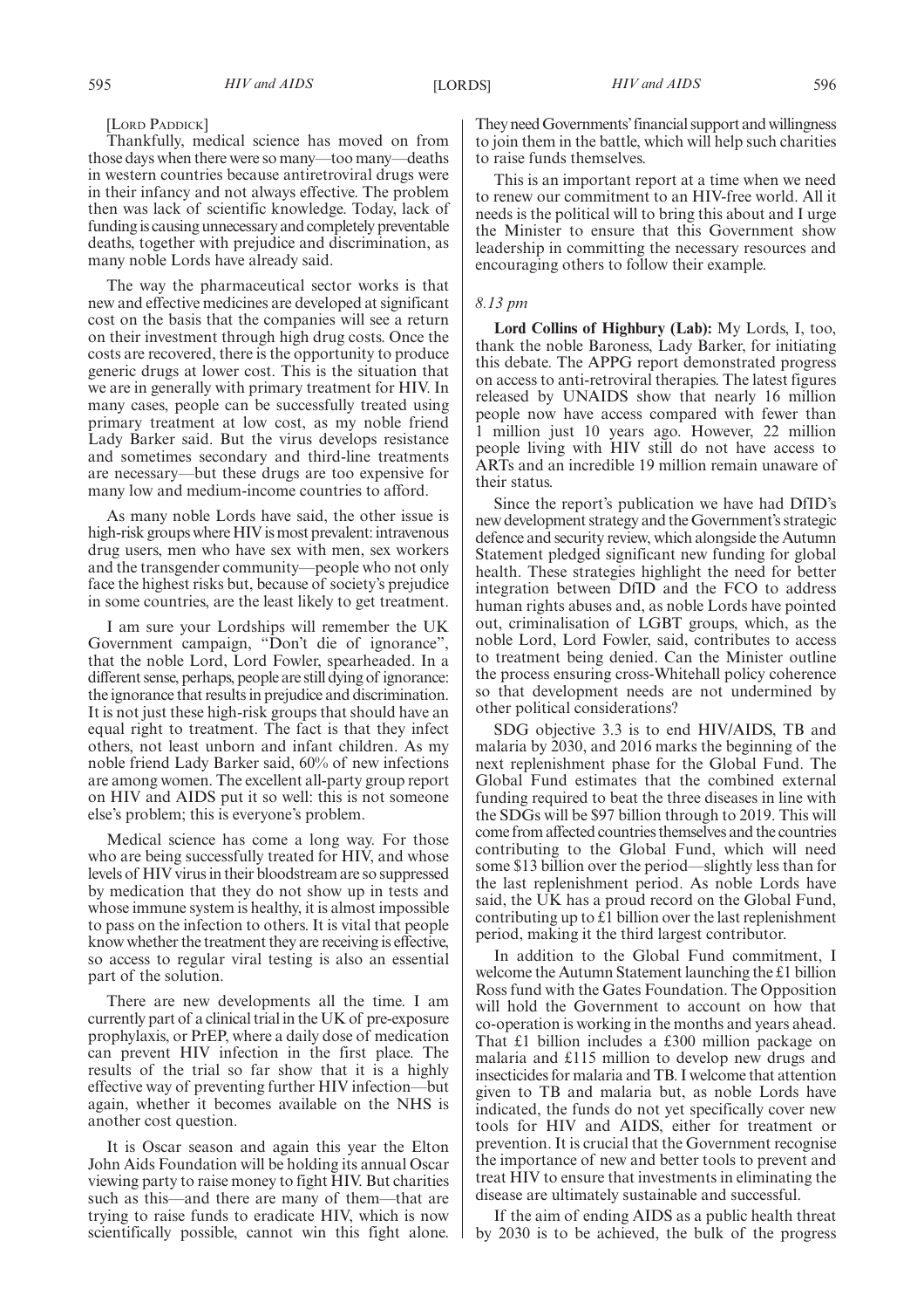[LORD PADDICK]

Thankfully, medical science has moved on from those days when there were so many—too many—deaths in western countries because antiretroviral drugs were in their infancy and not always effective. The problem then was lack of scientific knowledge. Today, lack of funding is causing unnecessary and completely preventable deaths, together with prejudice and discrimination, as many noble Lords have already said.

The way the pharmaceutical sector works is that new and effective medicines are developed at significant cost on the basis that the companies will see a return on their investment through high drug costs. Once the costs are recovered, there is the opportunity to produce generic drugs at lower cost. This is the situation that we are in generally with primary treatment for HIV. In many cases, people can be successfully treated using primary treatment at low cost, as my noble friend Lady Barker said. But the virus develops resistance and sometimes secondary and third-line treatments are necessary—but these drugs are too expensive for many low and medium-income countries to afford.

As many noble Lords have said, the other issue is high-risk groups where HIV is most prevalent: intravenous drug users, men who have sex with men, sex workers and the transgender community—people who not only face the highest risks but, because of society's prejudice in some countries, are the least likely to get treatment.

I am sure your Lordships will remember the UK Government campaign, "Don't die of ignorance", that the noble Lord, Lord Fowler, spearheaded. In a different sense, perhaps, people are still dying of ignorance: the ignorance that results in prejudice and discrimination. It is not just these high-risk groups that should have an equal right to treatment. The fact is that they infect others, not least unborn and infant children. As my noble friend Lady Barker said, 60% of new infections are among women. The excellent all-party group report on HIV and AIDS put it so well: this is not someone else's problem; this is everyone's problem.

Medical science has come a long way. For those who are being successfully treated for HIV, and whose levels of HIV virus in their bloodstream are so suppressed by medication that they do not show up in tests and whose immune system is healthy, it is almost impossible to pass on the infection to others. It is vital that people know whether the treatment they are receiving is effective, so access to regular viral testing is also an essential part of the solution.

There are new developments all the time. I am currently part of a clinical trial in the UK of pre-exposure prophylaxis, or PrEP, where a daily dose of medication can prevent HIV infection in the first place. The results of the trial so far show that it is a highly effective way of preventing further HIV infection—but again, whether it becomes available on the NHS is another cost question.

It is Oscar season and again this year the Elton John Aids Foundation will be holding its annual Oscar viewing party to raise money to fight HIV. But charities such as this—and there are many of them—that are trying to raise funds to eradicate HIV, which is now scientifically possible, cannot win this fight alone. They need Governments' financial support and willingness to join them in the battle, which will help such charities to raise funds themselves.

This is an important report at a time when we need to renew our commitment to an HIV-free world. All it needs is the political will to bring this about and I urge the Minister to ensure that this Government show leadership in committing the necessary resources and encouraging others to follow their example.

*8.13 pm*

**Lord Collins of Highbury (Lab):** My Lords, I, too, thank the noble Baroness, Lady Barker, for initiating this debate. The APPG report demonstrated progress on access to anti-retroviral therapies. The latest figures released by UNAIDS show that nearly 16 million people now have access compared with fewer than 1 million just 10 years ago. However, 22 million people living with HIV still do not have access to ARTs and an incredible 19 million remain unaware of their status.

Since the report's publication we have had DfID's new development strategy and the Government's strategic defence and security review, which alongside the Autumn Statement pledged significant new funding for global health. These strategies highlight the need for better integration between DfID and the FCO to address human rights abuses and, as noble Lords have pointed out, criminalisation of LGBT groups, which, as the noble Lord, Lord Fowler, said, contributes to access to treatment being denied. Can the Minister outline the process ensuring cross-Whitehall policy coherence so that development needs are not undermined by other political considerations?

SDG objective 3.3 is to end HIV/AIDS, TB and malaria by 2030, and 2016 marks the beginning of the next replenishment phase for the Global Fund. The Global Fund estimates that the combined external funding required to beat the three diseases in line with the SDGs will be $97 billion through to 2019. This will come from affected countries themselves and the countries contributing to the Global Fund, which will need some $13 billion over the period—slightly less than for the last replenishment period. As noble Lords have said, the UK has a proud record on the Global Fund, contributing up to £1 billion over the last replenishment period, making it the third largest contributor.

In addition to the Global Fund commitment, I welcome the Autumn Statement launching the £1 billion Ross fund with the Gates Foundation. The Opposition will hold the Government to account on how that co-operation is working in the months and years ahead. That £1 billion includes a £300 million package on malaria and £115 million to develop new drugs and insecticides for malaria and TB. I welcome that attention given to TB and malaria but, as noble Lords have indicated, the funds do not yet specifically cover new tools for HIV and AIDS, either for treatment or prevention. It is crucial that the Government recognise the importance of new and better tools to prevent and treat HIV to ensure that investments in eliminating the disease are ultimately sustainable and successful.

If the aim of ending AIDS as a public health threat by 2030 is to be achieved, the bulk of the progress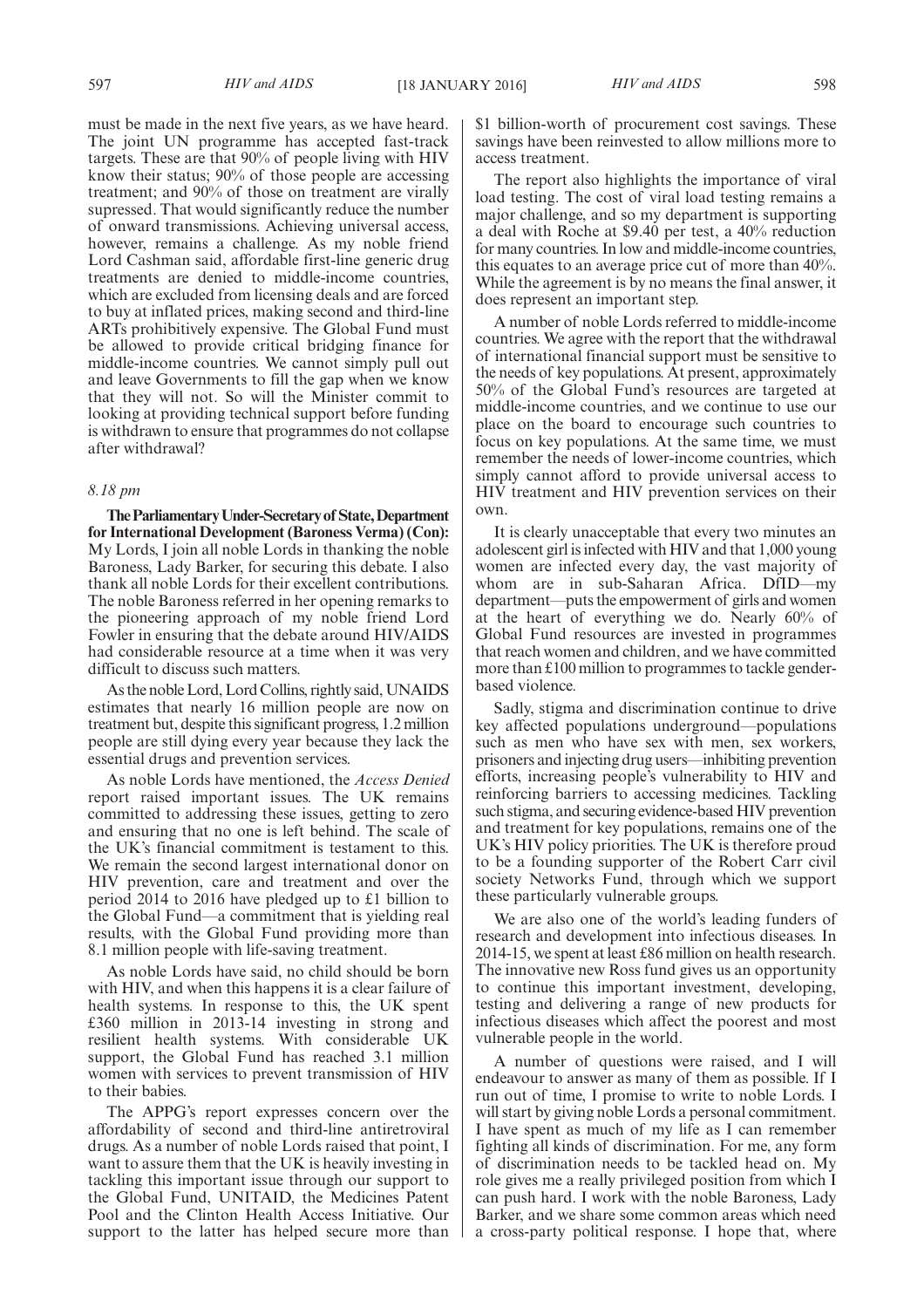must be made in the next five years, as we have heard. The joint UN programme has accepted fast-track targets. These are that 90% of people living with HIV know their status; 90% of those people are accessing treatment; and 90% of those on treatment are virally supressed. That would significantly reduce the number of onward transmissions. Achieving universal access, however, remains a challenge. As my noble friend Lord Cashman said, affordable first-line generic drug treatments are denied to middle-income countries, which are excluded from licensing deals and are forced to buy at inflated prices, making second and third-line ARTs prohibitively expensive. The Global Fund must be allowed to provide critical bridging finance for middle-income countries. We cannot simply pull out and leave Governments to fill the gap when we know that they will not. So will the Minister commit to looking at providing technical support before funding is withdrawn to ensure that programmes do not collapse after withdrawal?

*8.18 pm*

**The Parliamentary Under-Secretary of State, Department for International Development (Baroness Verma) (Con):** My Lords, I join all noble Lords in thanking the noble Baroness, Lady Barker, for securing this debate. I also thank all noble Lords for their excellent contributions. The noble Baroness referred in her opening remarks to the pioneering approach of my noble friend Lord Fowler in ensuring that the debate around HIV/AIDS had considerable resource at a time when it was very difficult to discuss such matters.

As the noble Lord, Lord Collins, rightly said, UNAIDS estimates that nearly 16 million people are now on treatment but, despite this significant progress, 1.2 million people are still dying every year because they lack the essential drugs and prevention services.

As noble Lords have mentioned, the *Access Denied* report raised important issues. The UK remains committed to addressing these issues, getting to zero and ensuring that no one is left behind. The scale of the UK's financial commitment is testament to this. We remain the second largest international donor on HIV prevention, care and treatment and over the period 2014 to 2016 have pledged up to £1 billion to the Global Fund—a commitment that is yielding real results, with the Global Fund providing more than 8.1 million people with life-saving treatment.

As noble Lords have said, no child should be born with HIV, and when this happens it is a clear failure of health systems. In response to this, the UK spent £360 million in 2013-14 investing in strong and resilient health systems. With considerable UK support, the Global Fund has reached 3.1 million women with services to prevent transmission of HIV to their babies.

The APPG's report expresses concern over the affordability of second and third-line antiretroviral drugs. As a number of noble Lords raised that point, I want to assure them that the UK is heavily investing in tackling this important issue through our support to the Global Fund, UNITAID, the Medicines Patent Pool and the Clinton Health Access Initiative. Our support to the latter has helped secure more than $1 billion-worth of procurement cost savings. These savings have been reinvested to allow millions more to access treatment.

The report also highlights the importance of viral load testing. The cost of viral load testing remains a major challenge, and so my department is supporting a deal with Roche at $9.40 per test, a 40% reduction for many countries. In low and middle-income countries, this equates to an average price cut of more than 40%. While the agreement is by no means the final answer, it does represent an important step.

A number of noble Lords referred to middle-income countries. We agree with the report that the withdrawal of international financial support must be sensitive to the needs of key populations. At present, approximately 50% of the Global Fund's resources are targeted at middle-income countries, and we continue to use our place on the board to encourage such countries to focus on key populations. At the same time, we must remember the needs of lower-income countries, which simply cannot afford to provide universal access to HIV treatment and HIV prevention services on their own.

It is clearly unacceptable that every two minutes an adolescent girl is infected with HIV and that 1,000 young women are infected every day, the vast majority of whom are in sub-Saharan Africa. DfID—my department—puts the empowerment of girls and women at the heart of everything we do. Nearly 60% of Global Fund resources are invested in programmes that reach women and children, and we have committed more than £100 million to programmes to tackle gender-based violence.

Sadly, stigma and discrimination continue to drive key affected populations underground—populations such as men who have sex with men, sex workers, prisoners and injecting drug users—inhibiting prevention efforts, increasing people's vulnerability to HIV and reinforcing barriers to accessing medicines. Tackling such stigma, and securing evidence-based HIV prevention and treatment for key populations, remains one of the UK's HIV policy priorities. The UK is therefore proud to be a founding supporter of the Robert Carr civil society Networks Fund, through which we support these particularly vulnerable groups.

We are also one of the world's leading funders of research and development into infectious diseases. In 2014-15, we spent at least £86 million on health research. The innovative new Ross fund gives us an opportunity to continue this important investment, developing, testing and delivering a range of new products for infectious diseases which affect the poorest and most vulnerable people in the world.

A number of questions were raised, and I will endeavour to answer as many of them as possible. If I run out of time, I promise to write to noble Lords. I will start by giving noble Lords a personal commitment. I have spent as much of my life as I can remember fighting all kinds of discrimination. For me, any form of discrimination needs to be tackled head on. My role gives me a really privileged position from which I can push hard. I work with the noble Baroness, Lady Barker, and we share some common areas which need a cross-party political response. I hope that, where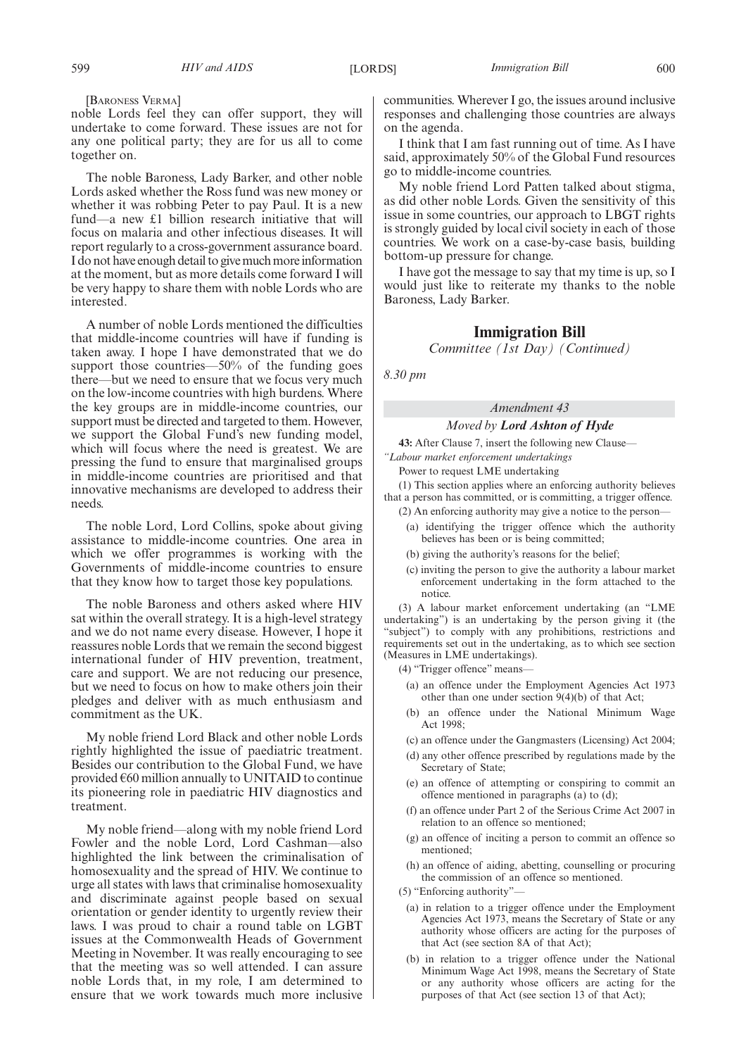[Baroness Verma]

noble Lords feel they can offer support, they will undertake to come forward. These issues are not for any one political party; they are for us all to come together on.

The noble Baroness, Lady Barker, and other noble Lords asked whether the Ross fund was new money or whether it was robbing Peter to pay Paul. It is a new fund—a new £1 billion research initiative that will focus on malaria and other infectious diseases. It will report regularly to a cross-government assurance board. I do not have enough detail to give much more information at the moment, but as more details come forward I will be very happy to share them with noble Lords who are interested.

A number of noble Lords mentioned the difficulties that middle-income countries will have if funding is taken away. I hope I have demonstrated that we do support those countries—50% of the funding goes there—but we need to ensure that we focus very much on the low-income countries with high burdens. Where the key groups are in middle-income countries, our support must be directed and targeted to them. However, we support the Global Fund's new funding model, which will focus where the need is greatest. We are pressing the fund to ensure that marginalised groups in middle-income countries are prioritised and that innovative mechanisms are developed to address their needs.

The noble Lord, Lord Collins, spoke about giving assistance to middle-income countries. One area in which we offer programmes is working with the Governments of middle-income countries to ensure that they know how to target those key populations.

The noble Baroness and others asked where HIV sat within the overall strategy. It is a high-level strategy and we do not name every disease. However, I hope it reassures noble Lords that we remain the second biggest international funder of HIV prevention, treatment, care and support. We are not reducing our presence, but we need to focus on how to make others join their pledges and deliver with as much enthusiasm and commitment as the UK.

My noble friend Lord Black and other noble Lords rightly highlighted the issue of paediatric treatment. Besides our contribution to the Global Fund, we have provided €60 million annually to UNITAID to continue its pioneering role in paediatric HIV diagnostics and treatment.

My noble friend—along with my noble friend Lord Fowler and the noble Lord, Lord Cashman—also highlighted the link between the criminalisation of homosexuality and the spread of HIV. We continue to urge all states with laws that criminalise homosexuality and discriminate against people based on sexual orientation or gender identity to urgently review their laws. I was proud to chair a round table on LGBT issues at the Commonwealth Heads of Government Meeting in November. It was really encouraging to see that the meeting was so well attended. I can assure noble Lords that, in my role, I am determined to ensure that we work towards much more inclusive communities. Wherever I go, the issues around inclusive responses and challenging those countries are always on the agenda.

I think that I am fast running out of time. As I have said, approximately 50% of the Global Fund resources go to middle-income countries.

My noble friend Lord Patten talked about stigma, as did other noble Lords. Given the sensitivity of this issue in some countries, our approach to LBGT rights is strongly guided by local civil society in each of those countries. We work on a case-by-case basis, building bottom-up pressure for change.

I have got the message to say that my time is up, so I would just like to reiterate my thanks to the noble Baroness, Lady Barker.

## Immigration Bill

*Committee (1st Day) (Continued)*

*8.30 pm*

*Amendment 43*

*Moved by* ***Lord Ashton of Hyde***

**43:** After Clause 7, insert the following new Clause—

*"Labour market enforcement undertakings*

Power to request LME undertaking

(1) This section applies where an enforcing authority believes that a person has committed, or is committing, a trigger offence.

(2) An enforcing authority may give a notice to the person—

(a) identifying the trigger offence which the authority believes has been or is being committed;

(b) giving the authority's reasons for the belief;

(c) inviting the person to give the authority a labour market enforcement undertaking in the form attached to the notice.

(3) A labour market enforcement undertaking (an "LME undertaking") is an undertaking by the person giving it (the "subject") to comply with any prohibitions, restrictions and requirements set out in the undertaking, as to which see section (Measures in LME undertakings).

(4) "Trigger offence" means—

(a) an offence under the Employment Agencies Act 1973 other than one under section 9(4)(b) of that Act;

(b) an offence under the National Minimum Wage Act 1998;

(c) an offence under the Gangmasters (Licensing) Act 2004;

(d) any other offence prescribed by regulations made by the Secretary of State;

(e) an offence of attempting or conspiring to commit an offence mentioned in paragraphs (a) to (d);

(f) an offence under Part 2 of the Serious Crime Act 2007 in relation to an offence so mentioned;

(g) an offence of inciting a person to commit an offence so mentioned;

(h) an offence of aiding, abetting, counselling or procuring the commission of an offence so mentioned.

(5) "Enforcing authority"—

(a) in relation to a trigger offence under the Employment Agencies Act 1973, means the Secretary of State or any authority whose officers are acting for the purposes of that Act (see section 8A of that Act);

(b) in relation to a trigger offence under the National Minimum Wage Act 1998, means the Secretary of State or any authority whose officers are acting for the purposes of that Act (see section 13 of that Act);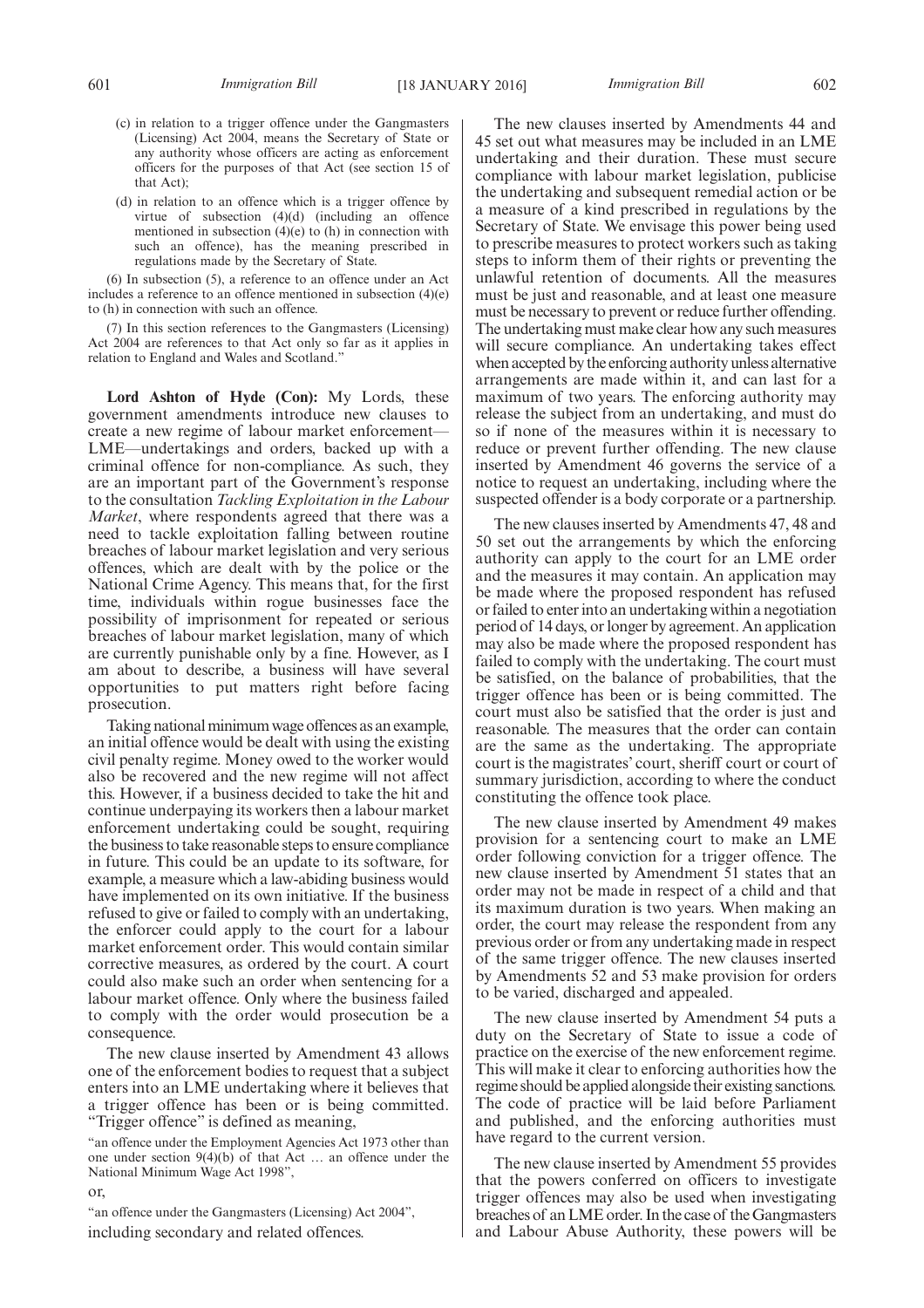(c) in relation to a trigger offence under the Gangmasters (Licensing) Act 2004, means the Secretary of State or any authority whose officers are acting as enforcement officers for the purposes of that Act (see section 15 of that Act);

(d) in relation to an offence which is a trigger offence by virtue of subsection (4)(d) (including an offence mentioned in subsection (4)(e) to (h) in connection with such an offence), has the meaning prescribed in regulations made by the Secretary of State.

(6) In subsection (5), a reference to an offence under an Act includes a reference to an offence mentioned in subsection (4)(e) to (h) in connection with such an offence.

(7) In this section references to the Gangmasters (Licensing) Act 2004 are references to that Act only so far as it applies in relation to England and Wales and Scotland."

**Lord Ashton of Hyde (Con):** My Lords, these government amendments introduce new clauses to create a new regime of labour market enforcement—LME—undertakings and orders, backed up with a criminal offence for non-compliance. As such, they are an important part of the Government's response to the consultation *Tackling Exploitation in the Labour Market*, where respondents agreed that there was a need to tackle exploitation falling between routine breaches of labour market legislation and very serious offences, which are dealt with by the police or the National Crime Agency. This means that, for the first time, individuals within rogue businesses face the possibility of imprisonment for repeated or serious breaches of labour market legislation, many of which are currently punishable only by a fine. However, as I am about to describe, a business will have several opportunities to put matters right before facing prosecution.

Taking national minimum wage offences as an example, an initial offence would be dealt with using the existing civil penalty regime. Money owed to the worker would also be recovered and the new regime will not affect this. However, if a business decided to take the hit and continue underpaying its workers then a labour market enforcement undertaking could be sought, requiring the business to take reasonable steps to ensure compliance in future. This could be an update to its software, for example, a measure which a law-abiding business would have implemented on its own initiative. If the business refused to give or failed to comply with an undertaking, the enforcer could apply to the court for a labour market enforcement order. This would contain similar corrective measures, as ordered by the court. A court could also make such an order when sentencing for a labour market offence. Only where the business failed to comply with the order would prosecution be a consequence.

The new clause inserted by Amendment 43 allows one of the enforcement bodies to request that a subject enters into an LME undertaking where it believes that a trigger offence has been or is being committed. "Trigger offence" is defined as meaning,

"an offence under the Employment Agencies Act 1973 other than one under section 9(4)(b) of that Act … an offence under the National Minimum Wage Act 1998",

or,

"an offence under the Gangmasters (Licensing) Act 2004",

including secondary and related offences.

The new clauses inserted by Amendments 44 and 45 set out what measures may be included in an LME undertaking and their duration. These must secure compliance with labour market legislation, publicise the undertaking and subsequent remedial action or be a measure of a kind prescribed in regulations by the Secretary of State. We envisage this power being used to prescribe measures to protect workers such as taking steps to inform them of their rights or preventing the unlawful retention of documents. All the measures must be just and reasonable, and at least one measure must be necessary to prevent or reduce further offending. The undertaking must make clear how any such measures will secure compliance. An undertaking takes effect when accepted by the enforcing authority unless alternative arrangements are made within it, and can last for a maximum of two years. The enforcing authority may release the subject from an undertaking, and must do so if none of the measures within it is necessary to reduce or prevent further offending. The new clause inserted by Amendment 46 governs the service of a notice to request an undertaking, including where the suspected offender is a body corporate or a partnership.

The new clauses inserted by Amendments 47, 48 and 50 set out the arrangements by which the enforcing authority can apply to the court for an LME order and the measures it may contain. An application may be made where the proposed respondent has refused or failed to enter into an undertaking within a negotiation period of 14 days, or longer by agreement. An application may also be made where the proposed respondent has failed to comply with the undertaking. The court must be satisfied, on the balance of probabilities, that the trigger offence has been or is being committed. The court must also be satisfied that the order is just and reasonable. The measures that the order can contain are the same as the undertaking. The appropriate court is the magistrates' court, sheriff court or court of summary jurisdiction, according to where the conduct constituting the offence took place.

The new clause inserted by Amendment 49 makes provision for a sentencing court to make an LME order following conviction for a trigger offence. The new clause inserted by Amendment 51 states that an order may not be made in respect of a child and that its maximum duration is two years. When making an order, the court may release the respondent from any previous order or from any undertaking made in respect of the same trigger offence. The new clauses inserted by Amendments 52 and 53 make provision for orders to be varied, discharged and appealed.

The new clause inserted by Amendment 54 puts a duty on the Secretary of State to issue a code of practice on the exercise of the new enforcement regime. This will make it clear to enforcing authorities how the regime should be applied alongside their existing sanctions. The code of practice will be laid before Parliament and published, and the enforcing authorities must have regard to the current version.

The new clause inserted by Amendment 55 provides that the powers conferred on officers to investigate trigger offences may also be used when investigating breaches of an LME order. In the case of the Gangmasters and Labour Abuse Authority, these powers will be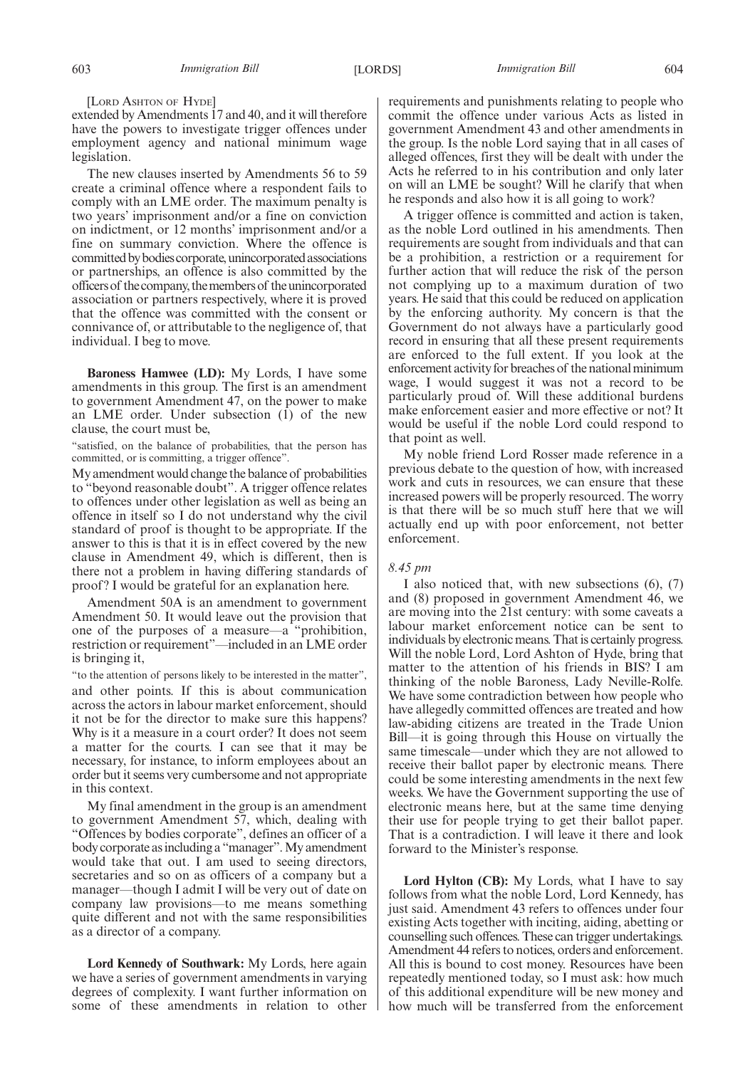[LORD ASHTON OF HYDE]

extended by Amendments 17 and 40, and it will therefore have the powers to investigate trigger offences under employment agency and national minimum wage legislation.

The new clauses inserted by Amendments 56 to 59 create a criminal offence where a respondent fails to comply with an LME order. The maximum penalty is two years' imprisonment and/or a fine on conviction on indictment, or 12 months' imprisonment and/or a fine on summary conviction. Where the offence is committed by bodies corporate, unincorporated associations or partnerships, an offence is also committed by the officers of the company, the members of the unincorporated association or partners respectively, where it is proved that the offence was committed with the consent or connivance of, or attributable to the negligence of, that individual. I beg to move.

**Baroness Hamwee (LD):** My Lords, I have some amendments in this group. The first is an amendment to government Amendment 47, on the power to make an LME order. Under subsection (1) of the new clause, the court must be,

"satisfied, on the balance of probabilities, that the person has committed, or is committing, a trigger offence".

My amendment would change the balance of probabilities to "beyond reasonable doubt". A trigger offence relates to offences under other legislation as well as being an offence in itself so I do not understand why the civil standard of proof is thought to be appropriate. If the answer to this is that it is in effect covered by the new clause in Amendment 49, which is different, then is there not a problem in having differing standards of proof? I would be grateful for an explanation here.

Amendment 50A is an amendment to government Amendment 50. It would leave out the provision that one of the purposes of a measure—a "prohibition, restriction or requirement"—included in an LME order is bringing it,

"to the attention of persons likely to be interested in the matter",

and other points. If this is about communication across the actors in labour market enforcement, should it not be for the director to make sure this happens? Why is it a measure in a court order? It does not seem a matter for the courts. I can see that it may be necessary, for instance, to inform employees about an order but it seems very cumbersome and not appropriate in this context.

My final amendment in the group is an amendment to government Amendment 57, which, dealing with "Offences by bodies corporate", defines an officer of a body corporate as including a "manager". My amendment would take that out. I am used to seeing directors, secretaries and so on as officers of a company but a manager—though I admit I will be very out of date on company law provisions—to me means something quite different and not with the same responsibilities as a director of a company.

**Lord Kennedy of Southwark:** My Lords, here again we have a series of government amendments in varying degrees of complexity. I want further information on some of these amendments in relation to other requirements and punishments relating to people who commit the offence under various Acts as listed in government Amendment 43 and other amendments in the group. Is the noble Lord saying that in all cases of alleged offences, first they will be dealt with under the Acts he referred to in his contribution and only later on will an LME be sought? Will he clarify that when he responds and also how it is all going to work?

A trigger offence is committed and action is taken, as the noble Lord outlined in his amendments. Then requirements are sought from individuals and that can be a prohibition, a restriction or a requirement for further action that will reduce the risk of the person not complying up to a maximum duration of two years. He said that this could be reduced on application by the enforcing authority. My concern is that the Government do not always have a particularly good record in ensuring that all these present requirements are enforced to the full extent. If you look at the enforcement activity for breaches of the national minimum wage, I would suggest it was not a record to be particularly proud of. Will these additional burdens make enforcement easier and more effective or not? It would be useful if the noble Lord could respond to that point as well.

My noble friend Lord Rosser made reference in a previous debate to the question of how, with increased work and cuts in resources, we can ensure that these increased powers will be properly resourced. The worry is that there will be so much stuff here that we will actually end up with poor enforcement, not better enforcement.

*8.45 pm*

I also noticed that, with new subsections (6), (7) and (8) proposed in government Amendment 46, we are moving into the 21st century: with some caveats a labour market enforcement notice can be sent to individuals by electronic means. That is certainly progress. Will the noble Lord, Lord Ashton of Hyde, bring that matter to the attention of his friends in BIS? I am thinking of the noble Baroness, Lady Neville-Rolfe. We have some contradiction between how people who have allegedly committed offences are treated and how law-abiding citizens are treated in the Trade Union Bill—it is going through this House on virtually the same timescale—under which they are not allowed to receive their ballot paper by electronic means. There could be some interesting amendments in the next few weeks. We have the Government supporting the use of electronic means here, but at the same time denying their use for people trying to get their ballot paper. That is a contradiction. I will leave it there and look forward to the Minister's response.

**Lord Hylton (CB):** My Lords, what I have to say follows from what the noble Lord, Lord Kennedy, has just said. Amendment 43 refers to offences under four existing Acts together with inciting, aiding, abetting or counselling such offences. These can trigger undertakings. Amendment 44 refers to notices, orders and enforcement. All this is bound to cost money. Resources have been repeatedly mentioned today, so I must ask: how much of this additional expenditure will be new money and how much will be transferred from the enforcement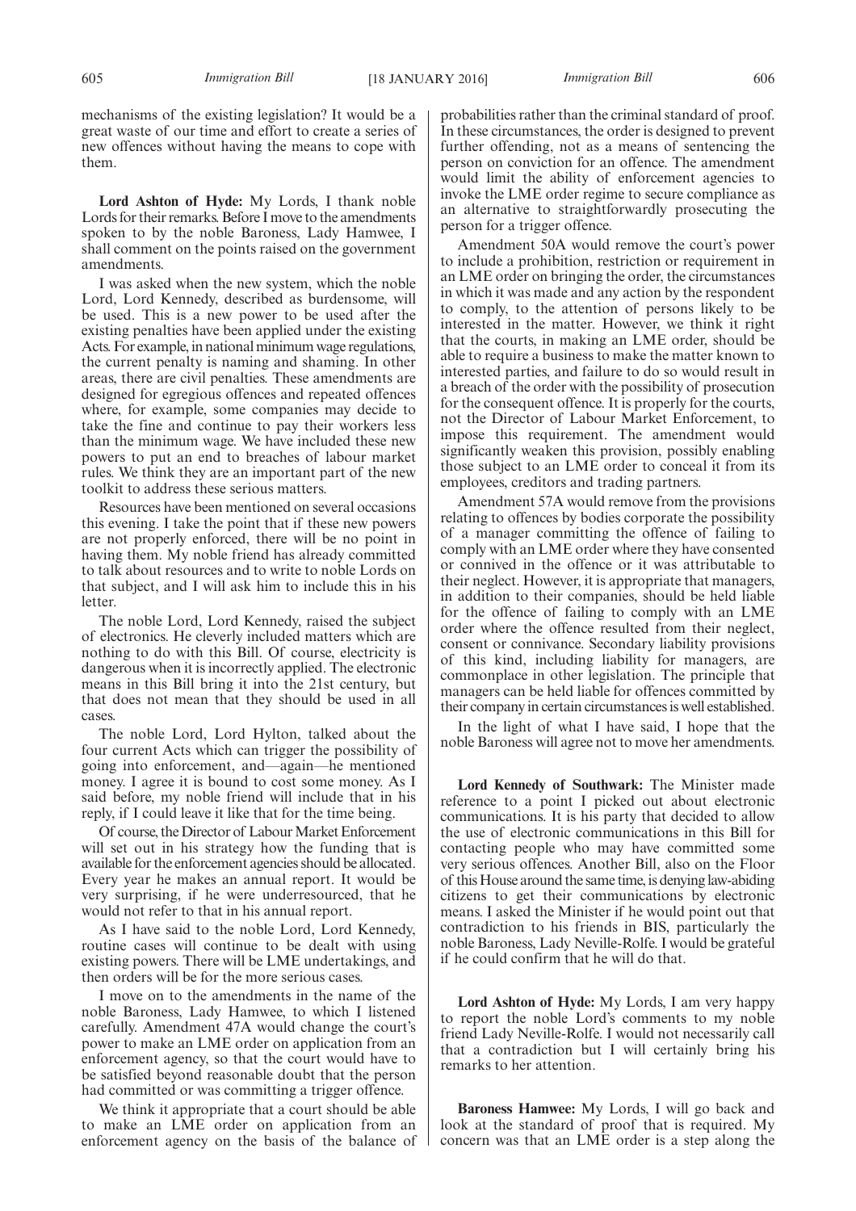mechanisms of the existing legislation? It would be a great waste of our time and effort to create a series of new offences without having the means to cope with them.

**Lord Ashton of Hyde:** My Lords, I thank noble Lords for their remarks. Before I move to the amendments spoken to by the noble Baroness, Lady Hamwee, I shall comment on the points raised on the government amendments.

I was asked when the new system, which the noble Lord, Lord Kennedy, described as burdensome, will be used. This is a new power to be used after the existing penalties have been applied under the existing Acts. For example, in national minimum wage regulations, the current penalty is naming and shaming. In other areas, there are civil penalties. These amendments are designed for egregious offences and repeated offences where, for example, some companies may decide to take the fine and continue to pay their workers less than the minimum wage. We have included these new powers to put an end to breaches of labour market rules. We think they are an important part of the new toolkit to address these serious matters.

Resources have been mentioned on several occasions this evening. I take the point that if these new powers are not properly enforced, there will be no point in having them. My noble friend has already committed to talk about resources and to write to noble Lords on that subject, and I will ask him to include this in his letter.

The noble Lord, Lord Kennedy, raised the subject of electronics. He cleverly included matters which are nothing to do with this Bill. Of course, electricity is dangerous when it is incorrectly applied. The electronic means in this Bill bring it into the 21st century, but that does not mean that they should be used in all cases.

The noble Lord, Lord Hylton, talked about the four current Acts which can trigger the possibility of going into enforcement, and—again—he mentioned money. I agree it is bound to cost some money. As I said before, my noble friend will include that in his reply, if I could leave it like that for the time being.

Of course, the Director of Labour Market Enforcement will set out in his strategy how the funding that is available for the enforcement agencies should be allocated. Every year he makes an annual report. It would be very surprising, if he were underresourced, that he would not refer to that in his annual report.

As I have said to the noble Lord, Lord Kennedy, routine cases will continue to be dealt with using existing powers. There will be LME undertakings, and then orders will be for the more serious cases.

I move on to the amendments in the name of the noble Baroness, Lady Hamwee, to which I listened carefully. Amendment 47A would change the court's power to make an LME order on application from an enforcement agency, so that the court would have to be satisfied beyond reasonable doubt that the person had committed or was committing a trigger offence.

We think it appropriate that a court should be able to make an LME order on application from an enforcement agency on the basis of the balance of probabilities rather than the criminal standard of proof. In these circumstances, the order is designed to prevent further offending, not as a means of sentencing the person on conviction for an offence. The amendment would limit the ability of enforcement agencies to invoke the LME order regime to secure compliance as an alternative to straightforwardly prosecuting the person for a trigger offence.

Amendment 50A would remove the court's power to include a prohibition, restriction or requirement in an LME order on bringing the order, the circumstances in which it was made and any action by the respondent to comply, to the attention of persons likely to be interested in the matter. However, we think it right that the courts, in making an LME order, should be able to require a business to make the matter known to interested parties, and failure to do so would result in a breach of the order with the possibility of prosecution for the consequent offence. It is properly for the courts, not the Director of Labour Market Enforcement, to impose this requirement. The amendment would significantly weaken this provision, possibly enabling those subject to an LME order to conceal it from its employees, creditors and trading partners.

Amendment 57A would remove from the provisions relating to offences by bodies corporate the possibility of a manager committing the offence of failing to comply with an LME order where they have consented or connived in the offence or it was attributable to their neglect. However, it is appropriate that managers, in addition to their companies, should be held liable for the offence of failing to comply with an LME order where the offence resulted from their neglect, consent or connivance. Secondary liability provisions of this kind, including liability for managers, are commonplace in other legislation. The principle that managers can be held liable for offences committed by their company in certain circumstances is well established.

In the light of what I have said, I hope that the noble Baroness will agree not to move her amendments.

**Lord Kennedy of Southwark:** The Minister made reference to a point I picked out about electronic communications. It is his party that decided to allow the use of electronic communications in this Bill for contacting people who may have committed some very serious offences. Another Bill, also on the Floor of this House around the same time, is denying law-abiding citizens to get their communications by electronic means. I asked the Minister if he would point out that contradiction to his friends in BIS, particularly the noble Baroness, Lady Neville-Rolfe. I would be grateful if he could confirm that he will do that.

**Lord Ashton of Hyde:** My Lords, I am very happy to report the noble Lord's comments to my noble friend Lady Neville-Rolfe. I would not necessarily call that a contradiction but I will certainly bring his remarks to her attention.

**Baroness Hamwee:** My Lords, I will go back and look at the standard of proof that is required. My concern was that an LME order is a step along the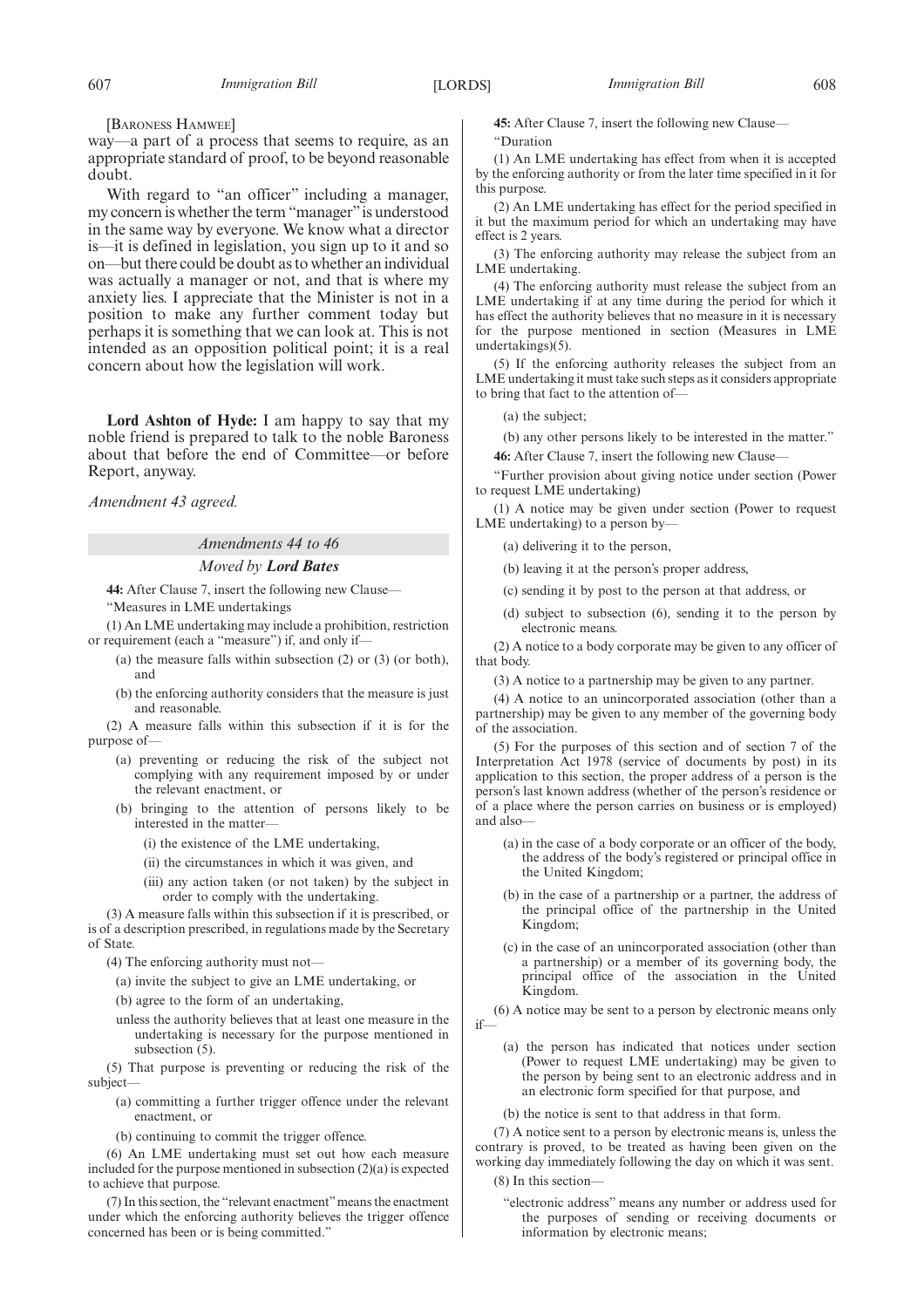[Baroness Hamwee]

way—a part of a process that seems to require, as an appropriate standard of proof, to be beyond reasonable doubt.

With regard to "an officer" including a manager, my concern is whether the term "manager" is understood in the same way by everyone. We know what a director is—it is defined in legislation, you sign up to it and so on—but there could be doubt as to whether an individual was actually a manager or not, and that is where my anxiety lies. I appreciate that the Minister is not in a position to make any further comment today but perhaps it is something that we can look at. This is not intended as an opposition political point; it is a real concern about how the legislation will work.

**Lord Ashton of Hyde:** I am happy to say that my noble friend is prepared to talk to the noble Baroness about that before the end of Committee—or before Report, anyway.

*Amendment 43 agreed.*

### *Amendments 44 to 46*

*Moved by* ***Lord Bates***

**44:** After Clause 7, insert the following new Clause—

"Measures in LME undertakings

(1) An LME undertaking may include a prohibition, restriction or requirement (each a "measure") if, and only if—

(a) the measure falls within subsection (2) or (3) (or both), and

(b) the enforcing authority considers that the measure is just and reasonable.

(2) A measure falls within this subsection if it is for the purpose of—

(a) preventing or reducing the risk of the subject not complying with any requirement imposed by or under the relevant enactment, or

(b) bringing to the attention of persons likely to be interested in the matter—

(i) the existence of the LME undertaking,

(ii) the circumstances in which it was given, and

(iii) any action taken (or not taken) by the subject in order to comply with the undertaking.

(3) A measure falls within this subsection if it is prescribed, or is of a description prescribed, in regulations made by the Secretary of State.

(4) The enforcing authority must not—

(a) invite the subject to give an LME undertaking, or

(b) agree to the form of an undertaking,

unless the authority believes that at least one measure in the undertaking is necessary for the purpose mentioned in subsection (5).

(5) That purpose is preventing or reducing the risk of the subject—

(a) committing a further trigger offence under the relevant enactment, or

(b) continuing to commit the trigger offence.

(6) An LME undertaking must set out how each measure included for the purpose mentioned in subsection (2)(a) is expected to achieve that purpose.

(7) In this section, the "relevant enactment" means the enactment under which the enforcing authority believes the trigger offence concerned has been or is being committed."

**45:** After Clause 7, insert the following new Clause—

"Duration

(1) An LME undertaking has effect from when it is accepted by the enforcing authority or from the later time specified in it for this purpose.

(2) An LME undertaking has effect for the period specified in it but the maximum period for which an undertaking may have effect is 2 years.

(3) The enforcing authority may release the subject from an LME undertaking.

(4) The enforcing authority must release the subject from an LME undertaking if at any time during the period for which it has effect the authority believes that no measure in it is necessary for the purpose mentioned in section (Measures in LME undertakings)(5).

(5) If the enforcing authority releases the subject from an LME undertaking it must take such steps as it considers appropriate to bring that fact to the attention of—

(a) the subject;

(b) any other persons likely to be interested in the matter."

**46:** After Clause 7, insert the following new Clause—

"Further provision about giving notice under section (Power to request LME undertaking)

(1) A notice may be given under section (Power to request LME undertaking) to a person by—

(a) delivering it to the person,

(b) leaving it at the person's proper address,

(c) sending it by post to the person at that address, or

(d) subject to subsection (6), sending it to the person by electronic means.

(2) A notice to a body corporate may be given to any officer of that body.

(3) A notice to a partnership may be given to any partner.

(4) A notice to an unincorporated association (other than a partnership) may be given to any member of the governing body of the association.

(5) For the purposes of this section and of section 7 of the Interpretation Act 1978 (service of documents by post) in its application to this section, the proper address of a person is the person's last known address (whether of the person's residence or of a place where the person carries on business or is employed) and also—

(a) in the case of a body corporate or an officer of the body, the address of the body's registered or principal office in the United Kingdom;

(b) in the case of a partnership or a partner, the address of the principal office of the partnership in the United Kingdom;

(c) in the case of an unincorporated association (other than a partnership) or a member of its governing body, the principal office of the association in the United Kingdom.

(6) A notice may be sent to a person by electronic means only if—

(a) the person has indicated that notices under section (Power to request LME undertaking) may be given to the person by being sent to an electronic address and in an electronic form specified for that purpose, and

(b) the notice is sent to that address in that form.

(7) A notice sent to a person by electronic means is, unless the contrary is proved, to be treated as having been given on the working day immediately following the day on which it was sent.

(8) In this section—

"electronic address" means any number or address used for the purposes of sending or receiving documents or information by electronic means;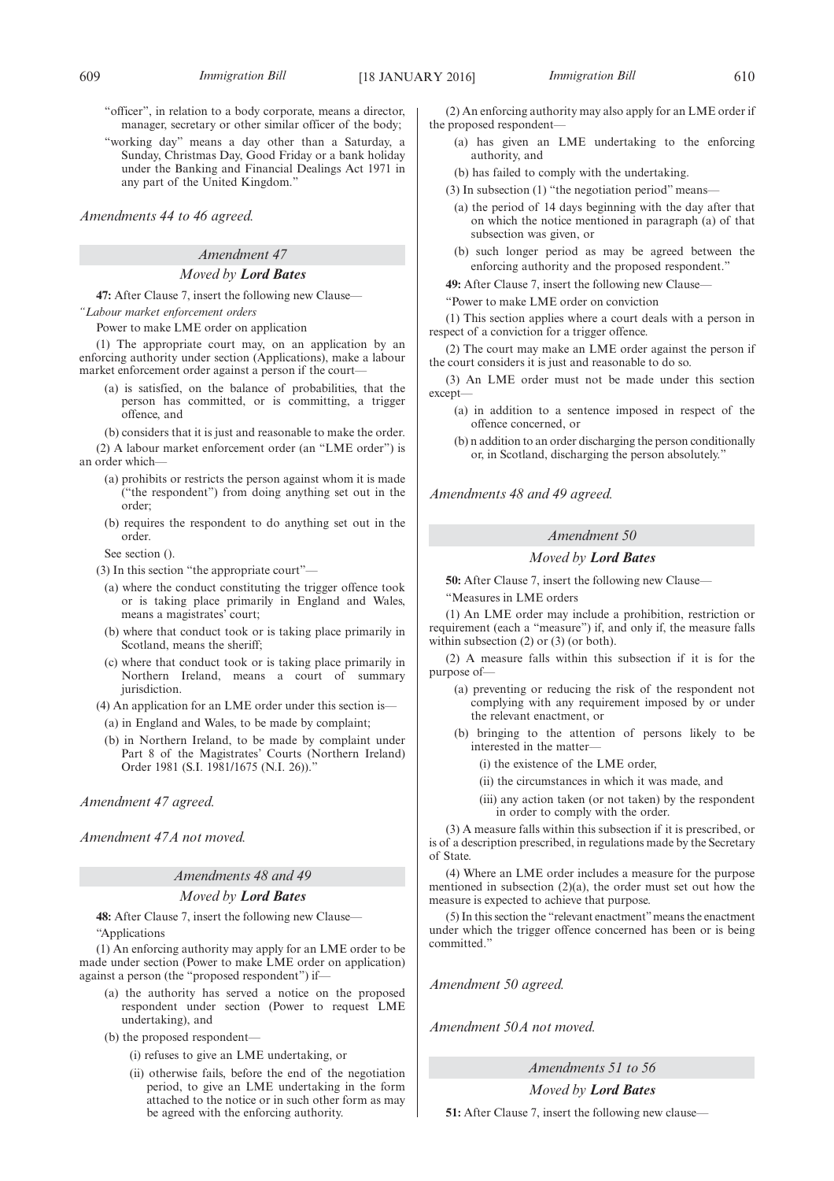"officer", in relation to a body corporate, means a director, manager, secretary or other similar officer of the body;

"working day" means a day other than a Saturday, a Sunday, Christmas Day, Good Friday or a bank holiday under the Banking and Financial Dealings Act 1971 in any part of the United Kingdom."

*Amendments 44 to 46 agreed.*

### *Amendment 47*

#### *Moved by **Lord Bates***

**47:** After Clause 7, insert the following new Clause—

*"Labour market enforcement orders*

Power to make LME order on application

(1) The appropriate court may, on an application by an enforcing authority under section (Applications), make a labour market enforcement order against a person if the court—

(a) is satisfied, on the balance of probabilities, that the person has committed, or is committing, a trigger offence, and

(b) considers that it is just and reasonable to make the order.

(2) A labour market enforcement order (an "LME order") is an order which—

(a) prohibits or restricts the person against whom it is made ("the respondent") from doing anything set out in the order;

(b) requires the respondent to do anything set out in the order.

See section ().

(3) In this section "the appropriate court"—

(a) where the conduct constituting the trigger offence took or is taking place primarily in England and Wales, means a magistrates' court;

(b) where that conduct took or is taking place primarily in Scotland, means the sheriff;

(c) where that conduct took or is taking place primarily in Northern Ireland, means a court of summary jurisdiction.

(4) An application for an LME order under this section is—

(a) in England and Wales, to be made by complaint;

(b) in Northern Ireland, to be made by complaint under Part 8 of the Magistrates' Courts (Northern Ireland) Order 1981 (S.I. 1981/1675 (N.I. 26))."

*Amendment 47 agreed.*

*Amendment 47A not moved.*

### *Amendments 48 and 49*

#### *Moved by **Lord Bates***

**48:** After Clause 7, insert the following new Clause—

"Applications

(1) An enforcing authority may apply for an LME order to be made under section (Power to make LME order on application) against a person (the "proposed respondent") if—

(a) the authority has served a notice on the proposed respondent under section (Power to request LME undertaking), and

(b) the proposed respondent—

(i) refuses to give an LME undertaking, or

(ii) otherwise fails, before the end of the negotiation period, to give an LME undertaking in the form attached to the notice or in such other form as may be agreed with the enforcing authority.

(2) An enforcing authority may also apply for an LME order if the proposed respondent—

(a) has given an LME undertaking to the enforcing authority, and

(b) has failed to comply with the undertaking.

(3) In subsection (1) "the negotiation period" means—

(a) the period of 14 days beginning with the day after that on which the notice mentioned in paragraph (a) of that subsection was given, or

(b) such longer period as may be agreed between the enforcing authority and the proposed respondent."

**49:** After Clause 7, insert the following new Clause—

"Power to make LME order on conviction

(1) This section applies where a court deals with a person in respect of a conviction for a trigger offence.

(2) The court may make an LME order against the person if the court considers it is just and reasonable to do so.

(3) An LME order must not be made under this section except—

(a) in addition to a sentence imposed in respect of the offence concerned, or

(b) n addition to an order discharging the person conditionally or, in Scotland, discharging the person absolutely."

*Amendments 48 and 49 agreed.*

### *Amendment 50*

#### *Moved by **Lord Bates***

**50:** After Clause 7, insert the following new Clause—

"Measures in LME orders

(1) An LME order may include a prohibition, restriction or requirement (each a "measure") if, and only if, the measure falls within subsection (2) or (3) (or both).

(2) A measure falls within this subsection if it is for the purpose of—

(a) preventing or reducing the risk of the respondent not complying with any requirement imposed by or under the relevant enactment, or

(b) bringing to the attention of persons likely to be interested in the matter—

(i) the existence of the LME order,

(ii) the circumstances in which it was made, and

(iii) any action taken (or not taken) by the respondent in order to comply with the order.

(3) A measure falls within this subsection if it is prescribed, or is of a description prescribed, in regulations made by the Secretary of State.

(4) Where an LME order includes a measure for the purpose mentioned in subsection (2)(a), the order must set out how the measure is expected to achieve that purpose.

(5) In this section the "relevant enactment" means the enactment under which the trigger offence concerned has been or is being committed."

*Amendment 50 agreed.*

*Amendment 50A not moved.*

### *Amendments 51 to 56*

#### *Moved by **Lord Bates***

**51:** After Clause 7, insert the following new clause—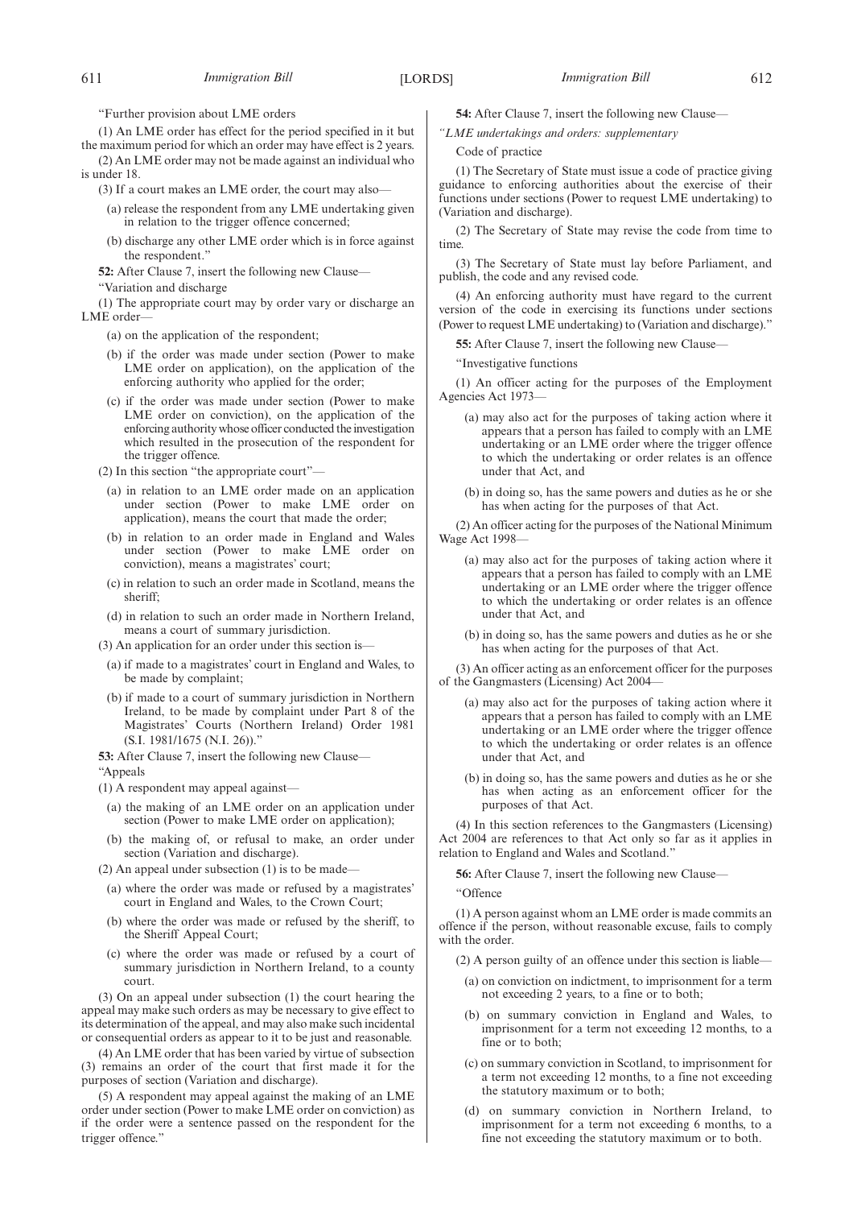"Further provision about LME orders

(1) An LME order has effect for the period specified in it but the maximum period for which an order may have effect is 2 years.

(2) An LME order may not be made against an individual who is under 18.

(3) If a court makes an LME order, the court may also—

(a) release the respondent from any LME undertaking given in relation to the trigger offence concerned;

(b) discharge any other LME order which is in force against the respondent."

**52:** After Clause 7, insert the following new Clause—

"Variation and discharge

(1) The appropriate court may by order vary or discharge an LME order—

(a) on the application of the respondent;

(b) if the order was made under section (Power to make LME order on application), on the application of the enforcing authority who applied for the order;

(c) if the order was made under section (Power to make LME order on conviction), on the application of the enforcing authority whose officer conducted the investigation which resulted in the prosecution of the respondent for the trigger offence.

(2) In this section "the appropriate court"—

(a) in relation to an LME order made on an application under section (Power to make LME order on application), means the court that made the order;

(b) in relation to an order made in England and Wales under section (Power to make LME order on conviction), means a magistrates' court;

(c) in relation to such an order made in Scotland, means the sheriff;

(d) in relation to such an order made in Northern Ireland, means a court of summary jurisdiction.

(3) An application for an order under this section is—

(a) if made to a magistrates' court in England and Wales, to be made by complaint;

(b) if made to a court of summary jurisdiction in Northern Ireland, to be made by complaint under Part 8 of the Magistrates' Courts (Northern Ireland) Order 1981 (S.I. 1981/1675 (N.I. 26))."

**53:** After Clause 7, insert the following new Clause—

"Appeals

(1) A respondent may appeal against—

(a) the making of an LME order on an application under section (Power to make LME order on application);

(b) the making of, or refusal to make, an order under section (Variation and discharge).

(2) An appeal under subsection (1) is to be made—

(a) where the order was made or refused by a magistrates' court in England and Wales, to the Crown Court;

(b) where the order was made or refused by the sheriff, to the Sheriff Appeal Court;

(c) where the order was made or refused by a court of summary jurisdiction in Northern Ireland, to a county court.

(3) On an appeal under subsection (1) the court hearing the appeal may make such orders as may be necessary to give effect to its determination of the appeal, and may also make such incidental or consequential orders as appear to it to be just and reasonable.

(4) An LME order that has been varied by virtue of subsection (3) remains an order of the court that first made it for the purposes of section (Variation and discharge).

(5) A respondent may appeal against the making of an LME order under section (Power to make LME order on conviction) as if the order were a sentence passed on the respondent for the trigger offence."

**54:** After Clause 7, insert the following new Clause—

*"LME undertakings and orders: supplementary*

Code of practice

(1) The Secretary of State must issue a code of practice giving guidance to enforcing authorities about the exercise of their functions under sections (Power to request LME undertaking) to (Variation and discharge).

(2) The Secretary of State may revise the code from time to time.

(3) The Secretary of State must lay before Parliament, and publish, the code and any revised code.

(4) An enforcing authority must have regard to the current version of the code in exercising its functions under sections (Power to request LME undertaking) to (Variation and discharge)."

**55:** After Clause 7, insert the following new Clause—

"Investigative functions

(1) An officer acting for the purposes of the Employment Agencies Act 1973—

(a) may also act for the purposes of taking action where it appears that a person has failed to comply with an LME undertaking or an LME order where the trigger offence to which the undertaking or order relates is an offence under that Act, and

(b) in doing so, has the same powers and duties as he or she has when acting for the purposes of that Act.

(2) An officer acting for the purposes of the National Minimum Wage Act 1998—

(a) may also act for the purposes of taking action where it appears that a person has failed to comply with an LME undertaking or an LME order where the trigger offence to which the undertaking or order relates is an offence under that Act, and

(b) in doing so, has the same powers and duties as he or she has when acting for the purposes of that Act.

(3) An officer acting as an enforcement officer for the purposes of the Gangmasters (Licensing) Act 2004—

(a) may also act for the purposes of taking action where it appears that a person has failed to comply with an LME undertaking or an LME order where the trigger offence to which the undertaking or order relates is an offence under that Act, and

(b) in doing so, has the same powers and duties as he or she has when acting as an enforcement officer for the purposes of that Act.

(4) In this section references to the Gangmasters (Licensing) Act 2004 are references to that Act only so far as it applies in relation to England and Wales and Scotland."

**56:** After Clause 7, insert the following new Clause—

"Offence

(1) A person against whom an LME order is made commits an offence if the person, without reasonable excuse, fails to comply with the order.

(2) A person guilty of an offence under this section is liable—

(a) on conviction on indictment, to imprisonment for a term not exceeding 2 years, to a fine or to both;

(b) on summary conviction in England and Wales, to imprisonment for a term not exceeding 12 months, to a fine or to both;

(c) on summary conviction in Scotland, to imprisonment for a term not exceeding 12 months, to a fine not exceeding the statutory maximum or to both;

(d) on summary conviction in Northern Ireland, to imprisonment for a term not exceeding 6 months, to a fine not exceeding the statutory maximum or to both.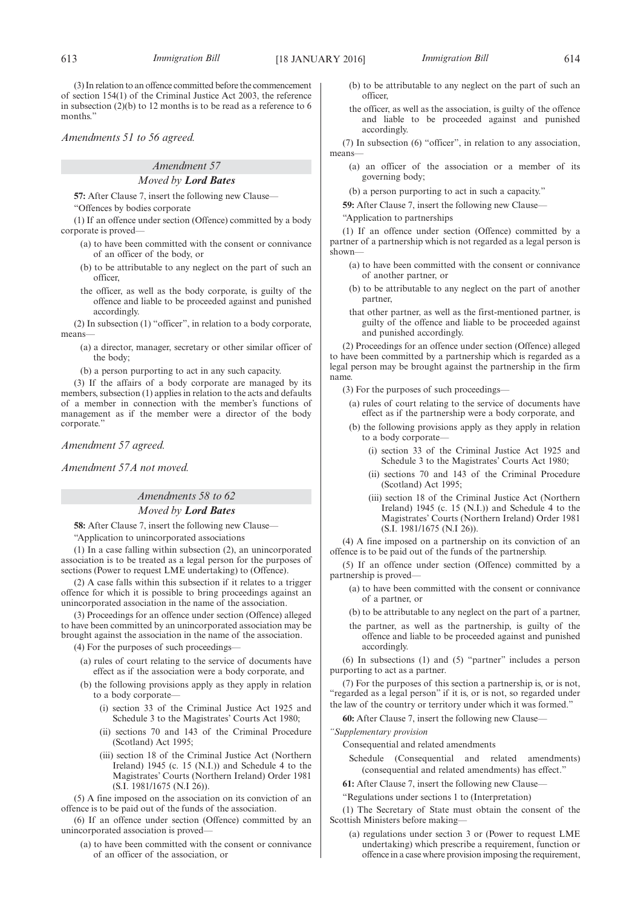(3) In relation to an offence committed before the commencement of section 154(1) of the Criminal Justice Act 2003, the reference in subsection (2)(b) to 12 months is to be read as a reference to 6 months."

*Amendments 51 to 56 agreed.*

### *Amendment 57*

#### *Moved by **Lord Bates***

**57:** After Clause 7, insert the following new Clause—

"Offences by bodies corporate

(1) If an offence under section (Offence) committed by a body corporate is proved—

(a) to have been committed with the consent or connivance of an officer of the body, or

(b) to be attributable to any neglect on the part of such an officer,

the officer, as well as the body corporate, is guilty of the offence and liable to be proceeded against and punished accordingly.

(2) In subsection (1) "officer", in relation to a body corporate, means—

(a) a director, manager, secretary or other similar officer of the body;

(b) a person purporting to act in any such capacity.

(3) If the affairs of a body corporate are managed by its members, subsection (1) applies in relation to the acts and defaults of a member in connection with the member's functions of management as if the member were a director of the body corporate."

*Amendment 57 agreed.*

*Amendment 57A not moved.*

### *Amendments 58 to 62*

#### *Moved by **Lord Bates***

**58:** After Clause 7, insert the following new Clause—

"Application to unincorporated associations

(1) In a case falling within subsection (2), an unincorporated association is to be treated as a legal person for the purposes of sections (Power to request LME undertaking) to (Offence).

(2) A case falls within this subsection if it relates to a trigger offence for which it is possible to bring proceedings against an unincorporated association in the name of the association.

(3) Proceedings for an offence under section (Offence) alleged to have been committed by an unincorporated association may be brought against the association in the name of the association.

(4) For the purposes of such proceedings—

(a) rules of court relating to the service of documents have effect as if the association were a body corporate, and

(b) the following provisions apply as they apply in relation to a body corporate—

(i) section 33 of the Criminal Justice Act 1925 and Schedule 3 to the Magistrates' Courts Act 1980;

(ii) sections 70 and 143 of the Criminal Procedure (Scotland) Act 1995;

(iii) section 18 of the Criminal Justice Act (Northern Ireland) 1945 (c. 15 (N.I.)) and Schedule 4 to the Magistrates' Courts (Northern Ireland) Order 1981 (S.I. 1981/1675 (N.I 26)).

(5) A fine imposed on the association on its conviction of an offence is to be paid out of the funds of the association.

(6) If an offence under section (Offence) committed by an unincorporated association is proved—

(a) to have been committed with the consent or connivance of an officer of the association, or

(b) to be attributable to any neglect on the part of such an officer,

the officer, as well as the association, is guilty of the offence and liable to be proceeded against and punished accordingly.

(7) In subsection (6) "officer", in relation to any association, means—

(a) an officer of the association or a member of its governing body;

(b) a person purporting to act in such a capacity."

**59:** After Clause 7, insert the following new Clause—

"Application to partnerships

(1) If an offence under section (Offence) committed by a partner of a partnership which is not regarded as a legal person is shown—

(a) to have been committed with the consent or connivance of another partner, or

(b) to be attributable to any neglect on the part of another partner,

that other partner, as well as the first-mentioned partner, is guilty of the offence and liable to be proceeded against and punished accordingly.

(2) Proceedings for an offence under section (Offence) alleged to have been committed by a partnership which is regarded as a legal person may be brought against the partnership in the firm name.

(3) For the purposes of such proceedings—

(a) rules of court relating to the service of documents have effect as if the partnership were a body corporate, and

(b) the following provisions apply as they apply in relation to a body corporate—

(i) section 33 of the Criminal Justice Act 1925 and Schedule 3 to the Magistrates' Courts Act 1980;

(ii) sections 70 and 143 of the Criminal Procedure (Scotland) Act 1995;

(iii) section 18 of the Criminal Justice Act (Northern Ireland) 1945 (c. 15 (N.I.)) and Schedule 4 to the Magistrates' Courts (Northern Ireland) Order 1981 (S.I. 1981/1675 (N.I 26)).

(4) A fine imposed on a partnership on its conviction of an offence is to be paid out of the funds of the partnership.

(5) If an offence under section (Offence) committed by a partnership is proved—

(a) to have been committed with the consent or connivance of a partner, or

(b) to be attributable to any neglect on the part of a partner,

the partner, as well as the partnership, is guilty of the offence and liable to be proceeded against and punished accordingly.

(6) In subsections (1) and (5) "partner" includes a person purporting to act as a partner.

(7) For the purposes of this section a partnership is, or is not, "regarded as a legal person" if it is, or is not, so regarded under the law of the country or territory under which it was formed."

**60:** After Clause 7, insert the following new Clause—

*"Supplementary provision*

Consequential and related amendments

Schedule (Consequential and related amendments) (consequential and related amendments) has effect."

**61:** After Clause 7, insert the following new Clause—

"Regulations under sections 1 to (Interpretation)

(1) The Secretary of State must obtain the consent of the Scottish Ministers before making—

(a) regulations under section 3 or (Power to request LME undertaking) which prescribe a requirement, function or offence in a case where provision imposing the requirement,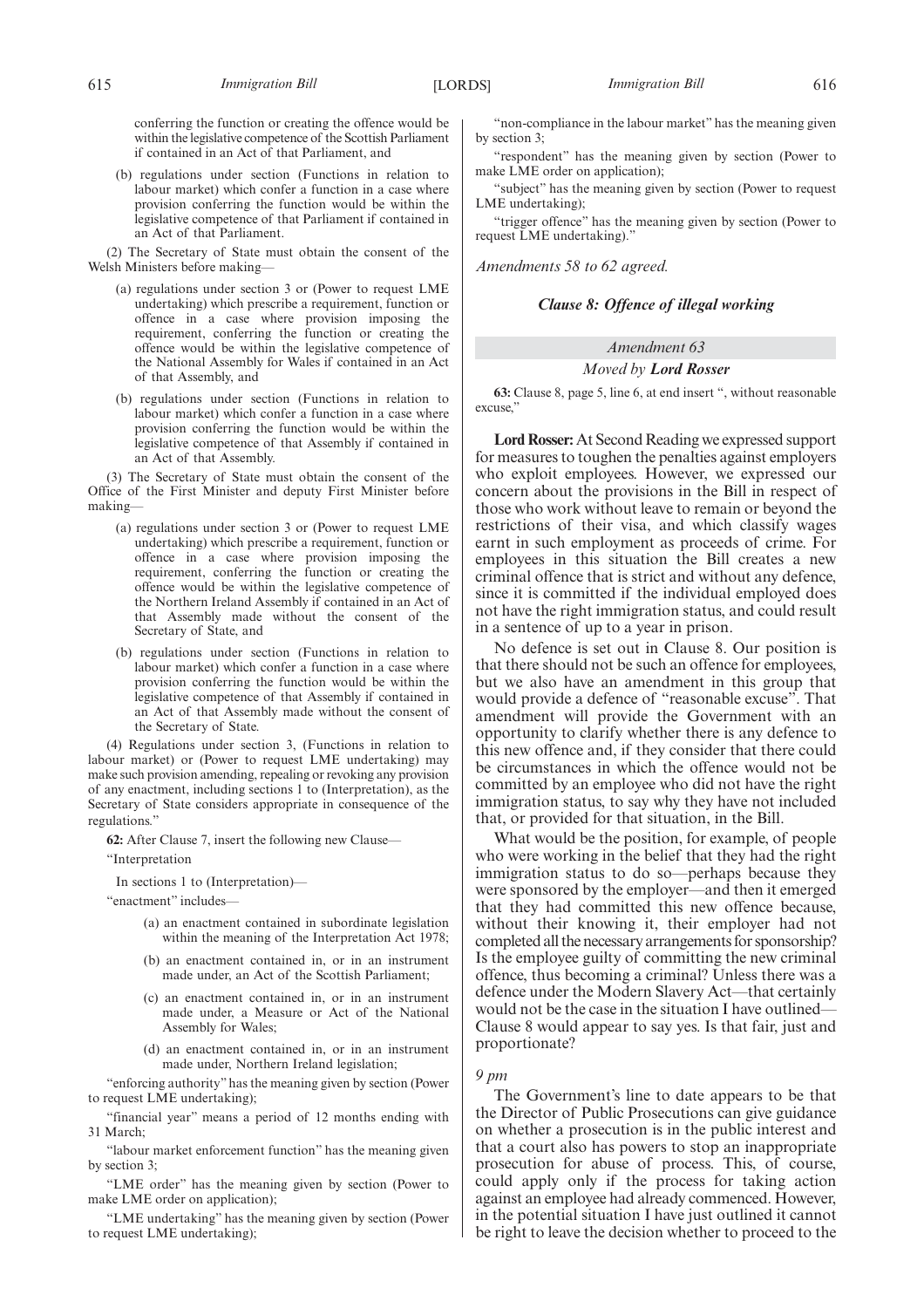conferring the function or creating the offence would be within the legislative competence of the Scottish Parliament if contained in an Act of that Parliament, and

(b) regulations under section (Functions in relation to labour market) which confer a function in a case where provision conferring the function would be within the legislative competence of that Parliament if contained in an Act of that Parliament.

(2) The Secretary of State must obtain the consent of the Welsh Ministers before making—

(a) regulations under section 3 or (Power to request LME undertaking) which prescribe a requirement, function or offence in a case where provision imposing the requirement, conferring the function or creating the offence would be within the legislative competence of the National Assembly for Wales if contained in an Act of that Assembly, and

(b) regulations under section (Functions in relation to labour market) which confer a function in a case where provision conferring the function would be within the legislative competence of that Assembly if contained in an Act of that Assembly.

(3) The Secretary of State must obtain the consent of the Office of the First Minister and deputy First Minister before making—

(a) regulations under section 3 or (Power to request LME undertaking) which prescribe a requirement, function or offence in a case where provision imposing the requirement, conferring the function or creating the offence would be within the legislative competence of the Northern Ireland Assembly if contained in an Act of that Assembly made without the consent of the Secretary of State, and

(b) regulations under section (Functions in relation to labour market) which confer a function in a case where provision conferring the function would be within the legislative competence of that Assembly if contained in an Act of that Assembly made without the consent of the Secretary of State.

(4) Regulations under section 3, (Functions in relation to labour market) or (Power to request LME undertaking) may make such provision amending, repealing or revoking any provision of any enactment, including sections 1 to (Interpretation), as the Secretary of State considers appropriate in consequence of the regulations."

**62:** After Clause 7, insert the following new Clause—

"Interpretation

In sections 1 to (Interpretation)—

"enactment" includes—

(a) an enactment contained in subordinate legislation within the meaning of the Interpretation Act 1978;

(b) an enactment contained in, or in an instrument made under, an Act of the Scottish Parliament;

(c) an enactment contained in, or in an instrument made under, a Measure or Act of the National Assembly for Wales;

(d) an enactment contained in, or in an instrument made under, Northern Ireland legislation;

"enforcing authority" has the meaning given by section (Power to request LME undertaking);

"financial year" means a period of 12 months ending with 31 March;

"labour market enforcement function" has the meaning given by section 3;

"LME order" has the meaning given by section (Power to make LME order on application);

"LME undertaking" has the meaning given by section (Power to request LME undertaking);

"non-compliance in the labour market" has the meaning given by section 3;

"respondent" has the meaning given by section (Power to make LME order on application);

"subject" has the meaning given by section (Power to request LME undertaking);

"trigger offence" has the meaning given by section (Power to request LME undertaking)."

*Amendments 58 to 62 agreed.*

### *Clause 8: Offence of illegal working*

*Amendment 63*

*Moved by* ***Lord Rosser***

**63:** Clause 8, page 5, line 6, at end insert ", without reasonable excuse,"

**Lord Rosser:** At Second Reading we expressed support for measures to toughen the penalties against employers who exploit employees. However, we expressed our concern about the provisions in the Bill in respect of those who work without leave to remain or beyond the restrictions of their visa, and which classify wages earnt in such employment as proceeds of crime. For employees in this situation the Bill creates a new criminal offence that is strict and without any defence, since it is committed if the individual employed does not have the right immigration status, and could result in a sentence of up to a year in prison.

No defence is set out in Clause 8. Our position is that there should not be such an offence for employees, but we also have an amendment in this group that would provide a defence of "reasonable excuse". That amendment will provide the Government with an opportunity to clarify whether there is any defence to this new offence and, if they consider that there could be circumstances in which the offence would not be committed by an employee who did not have the right immigration status, to say why they have not included that, or provided for that situation, in the Bill.

What would be the position, for example, of people who were working in the belief that they had the right immigration status to do so—perhaps because they were sponsored by the employer—and then it emerged that they had committed this new offence because, without their knowing it, their employer had not completed all the necessary arrangements for sponsorship? Is the employee guilty of committing the new criminal offence, thus becoming a criminal? Unless there was a defence under the Modern Slavery Act—that certainly would not be the case in the situation I have outlined—Clause 8 would appear to say yes. Is that fair, just and proportionate?

*9 pm*

The Government's line to date appears to be that the Director of Public Prosecutions can give guidance on whether a prosecution is in the public interest and that a court also has powers to stop an inappropriate prosecution for abuse of process. This, of course, could apply only if the process for taking action against an employee had already commenced. However, in the potential situation I have just outlined it cannot be right to leave the decision whether to proceed to the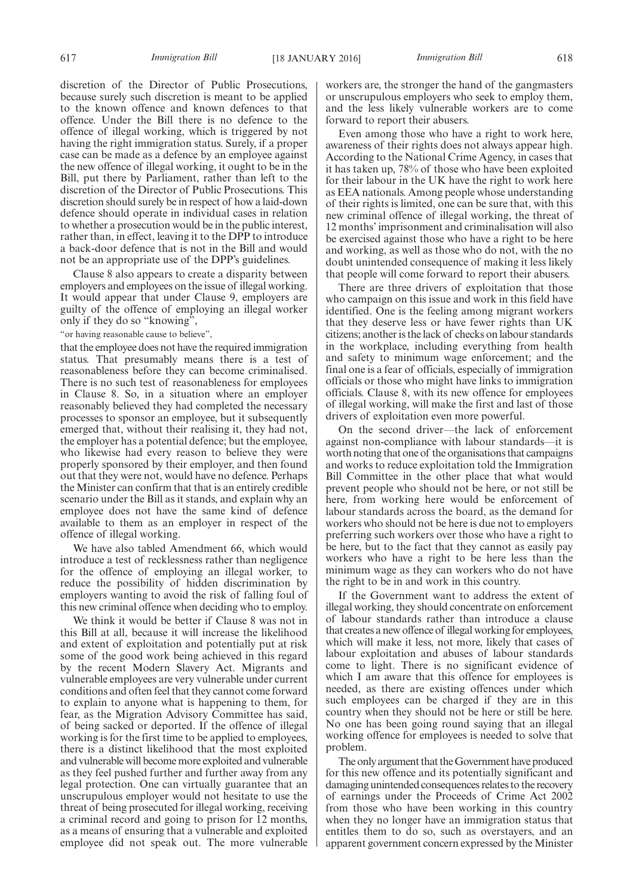discretion of the Director of Public Prosecutions, because surely such discretion is meant to be applied to the known offence and known defences to that offence. Under the Bill there is no defence to the offence of illegal working, which is triggered by not having the right immigration status. Surely, if a proper case can be made as a defence by an employee against the new offence of illegal working, it ought to be in the Bill, put there by Parliament, rather than left to the discretion of the Director of Public Prosecutions. This discretion should surely be in respect of how a laid-down defence should operate in individual cases in relation to whether a prosecution would be in the public interest, rather than, in effect, leaving it to the DPP to introduce a back-door defence that is not in the Bill and would not be an appropriate use of the DPP's guidelines.

Clause 8 also appears to create a disparity between employers and employees on the issue of illegal working. It would appear that under Clause 9, employers are guilty of the offence of employing an illegal worker only if they do so "knowing",

"or having reasonable cause to believe",

that the employee does not have the required immigration status. That presumably means there is a test of reasonableness before they can become criminalised. There is no such test of reasonableness for employees in Clause 8. So, in a situation where an employer reasonably believed they had completed the necessary processes to sponsor an employee, but it subsequently emerged that, without their realising it, they had not, the employer has a potential defence; but the employee, who likewise had every reason to believe they were properly sponsored by their employer, and then found out that they were not, would have no defence. Perhaps the Minister can confirm that that is an entirely credible scenario under the Bill as it stands, and explain why an employee does not have the same kind of defence available to them as an employer in respect of the offence of illegal working.

We have also tabled Amendment 66, which would introduce a test of recklessness rather than negligence for the offence of employing an illegal worker, to reduce the possibility of hidden discrimination by employers wanting to avoid the risk of falling foul of this new criminal offence when deciding who to employ.

We think it would be better if Clause 8 was not in this Bill at all, because it will increase the likelihood and extent of exploitation and potentially put at risk some of the good work being achieved in this regard by the recent Modern Slavery Act. Migrants and vulnerable employees are very vulnerable under current conditions and often feel that they cannot come forward to explain to anyone what is happening to them, for fear, as the Migration Advisory Committee has said, of being sacked or deported. If the offence of illegal working is for the first time to be applied to employees, there is a distinct likelihood that the most exploited and vulnerable will become more exploited and vulnerable as they feel pushed further and further away from any legal protection. One can virtually guarantee that an unscrupulous employer would not hesitate to use the threat of being prosecuted for illegal working, receiving a criminal record and going to prison for 12 months, as a means of ensuring that a vulnerable and exploited employee did not speak out. The more vulnerable workers are, the stronger the hand of the gangmasters or unscrupulous employers who seek to employ them, and the less likely vulnerable workers are to come forward to report their abusers.

Even among those who have a right to work here, awareness of their rights does not always appear high. According to the National Crime Agency, in cases that it has taken up, 78% of those who have been exploited for their labour in the UK have the right to work here as EEA nationals. Among people whose understanding of their rights is limited, one can be sure that, with this new criminal offence of illegal working, the threat of 12 months' imprisonment and criminalisation will also be exercised against those who have a right to be here and working, as well as those who do not, with the no doubt unintended consequence of making it less likely that people will come forward to report their abusers.

There are three drivers of exploitation that those who campaign on this issue and work in this field have identified. One is the feeling among migrant workers that they deserve less or have fewer rights than UK citizens; another is the lack of checks on labour standards in the workplace, including everything from health and safety to minimum wage enforcement; and the final one is a fear of officials, especially of immigration officials or those who might have links to immigration officials. Clause 8, with its new offence for employees of illegal working, will make the first and last of those drivers of exploitation even more powerful.

On the second driver—the lack of enforcement against non-compliance with labour standards—it is worth noting that one of the organisations that campaigns and works to reduce exploitation told the Immigration Bill Committee in the other place that what would prevent people who should not be here, or not still be here, from working here would be enforcement of labour standards across the board, as the demand for workers who should not be here is due not to employers preferring such workers over those who have a right to be here, but to the fact that they cannot as easily pay workers who have a right to be here less than the minimum wage as they can workers who do not have the right to be in and work in this country.

If the Government want to address the extent of illegal working, they should concentrate on enforcement of labour standards rather than introduce a clause that creates a new offence of illegal working for employees, which will make it less, not more, likely that cases of labour exploitation and abuses of labour standards come to light. There is no significant evidence of which I am aware that this offence for employees is needed, as there are existing offences under which such employees can be charged if they are in this country when they should not be here or still be here. No one has been going round saying that an illegal working offence for employees is needed to solve that problem.

The only argument that the Government have produced for this new offence and its potentially significant and damaging unintended consequences relates to the recovery of earnings under the Proceeds of Crime Act 2002 from those who have been working in this country when they no longer have an immigration status that entitles them to do so, such as overstayers, and an apparent government concern expressed by the Minister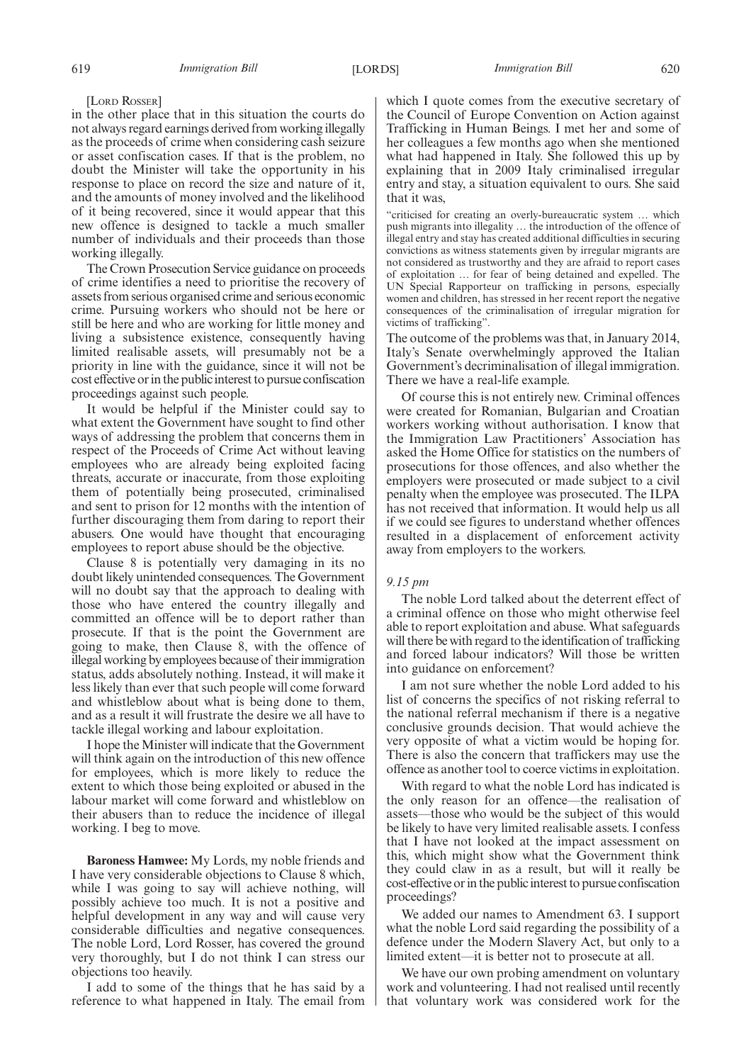[Lord Rosser]

in the other place that in this situation the courts do not always regard earnings derived from working illegally as the proceeds of crime when considering cash seizure or asset confiscation cases. If that is the problem, no doubt the Minister will take the opportunity in his response to place on record the size and nature of it, and the amounts of money involved and the likelihood of it being recovered, since it would appear that this new offence is designed to tackle a much smaller number of individuals and their proceeds than those working illegally.

The Crown Prosecution Service guidance on proceeds of crime identifies a need to prioritise the recovery of assets from serious organised crime and serious economic crime. Pursuing workers who should not be here or still be here and who are working for little money and living a subsistence existence, consequently having limited realisable assets, will presumably not be a priority in line with the guidance, since it will not be cost effective or in the public interest to pursue confiscation proceedings against such people.

It would be helpful if the Minister could say to what extent the Government have sought to find other ways of addressing the problem that concerns them in respect of the Proceeds of Crime Act without leaving employees who are already being exploited facing threats, accurate or inaccurate, from those exploiting them of potentially being prosecuted, criminalised and sent to prison for 12 months with the intention of further discouraging them from daring to report their abusers. One would have thought that encouraging employees to report abuse should be the objective.

Clause 8 is potentially very damaging in its no doubt likely unintended consequences. The Government will no doubt say that the approach to dealing with those who have entered the country illegally and committed an offence will be to deport rather than prosecute. If that is the point the Government are going to make, then Clause 8, with the offence of illegal working by employees because of their immigration status, adds absolutely nothing. Instead, it will make it less likely than ever that such people will come forward and whistleblow about what is being done to them, and as a result it will frustrate the desire we all have to tackle illegal working and labour exploitation.

I hope the Minister will indicate that the Government will think again on the introduction of this new offence for employees, which is more likely to reduce the extent to which those being exploited or abused in the labour market will come forward and whistleblow on their abusers than to reduce the incidence of illegal working. I beg to move.

**Baroness Hamwee:** My Lords, my noble friends and I have very considerable objections to Clause 8 which, while I was going to say will achieve nothing, will possibly achieve too much. It is not a positive and helpful development in any way and will cause very considerable difficulties and negative consequences. The noble Lord, Lord Rosser, has covered the ground very thoroughly, but I do not think I can stress our objections too heavily.

I add to some of the things that he has said by a reference to what happened in Italy. The email from which I quote comes from the executive secretary of the Council of Europe Convention on Action against Trafficking in Human Beings. I met her and some of her colleagues a few months ago when she mentioned what had happened in Italy. She followed this up by explaining that in 2009 Italy criminalised irregular entry and stay, a situation equivalent to ours. She said that it was,

"criticised for creating an overly-bureaucratic system … which push migrants into illegality … the introduction of the offence of illegal entry and stay has created additional difficulties in securing convictions as witness statements given by irregular migrants are not considered as trustworthy and they are afraid to report cases of exploitation … for fear of being detained and expelled. The UN Special Rapporteur on trafficking in persons, especially women and children, has stressed in her recent report the negative consequences of the criminalisation of irregular migration for victims of trafficking".

The outcome of the problems was that, in January 2014, Italy's Senate overwhelmingly approved the Italian Government's decriminalisation of illegal immigration. There we have a real-life example.

Of course this is not entirely new. Criminal offences were created for Romanian, Bulgarian and Croatian workers working without authorisation. I know that the Immigration Law Practitioners' Association has asked the Home Office for statistics on the numbers of prosecutions for those offences, and also whether the employers were prosecuted or made subject to a civil penalty when the employee was prosecuted. The ILPA has not received that information. It would help us all if we could see figures to understand whether offences resulted in a displacement of enforcement activity away from employers to the workers.

*9.15 pm*

The noble Lord talked about the deterrent effect of a criminal offence on those who might otherwise feel able to report exploitation and abuse. What safeguards will there be with regard to the identification of trafficking and forced labour indicators? Will those be written into guidance on enforcement?

I am not sure whether the noble Lord added to his list of concerns the specifics of not risking referral to the national referral mechanism if there is a negative conclusive grounds decision. That would achieve the very opposite of what a victim would be hoping for. There is also the concern that traffickers may use the offence as another tool to coerce victims in exploitation.

With regard to what the noble Lord has indicated is the only reason for an offence—the realisation of assets—those who would be the subject of this would be likely to have very limited realisable assets. I confess that I have not looked at the impact assessment on this, which might show what the Government think they could claw in as a result, but will it really be cost-effective or in the public interest to pursue confiscation proceedings?

We added our names to Amendment 63. I support what the noble Lord said regarding the possibility of a defence under the Modern Slavery Act, but only to a limited extent—it is better not to prosecute at all.

We have our own probing amendment on voluntary work and volunteering. I had not realised until recently that voluntary work was considered work for the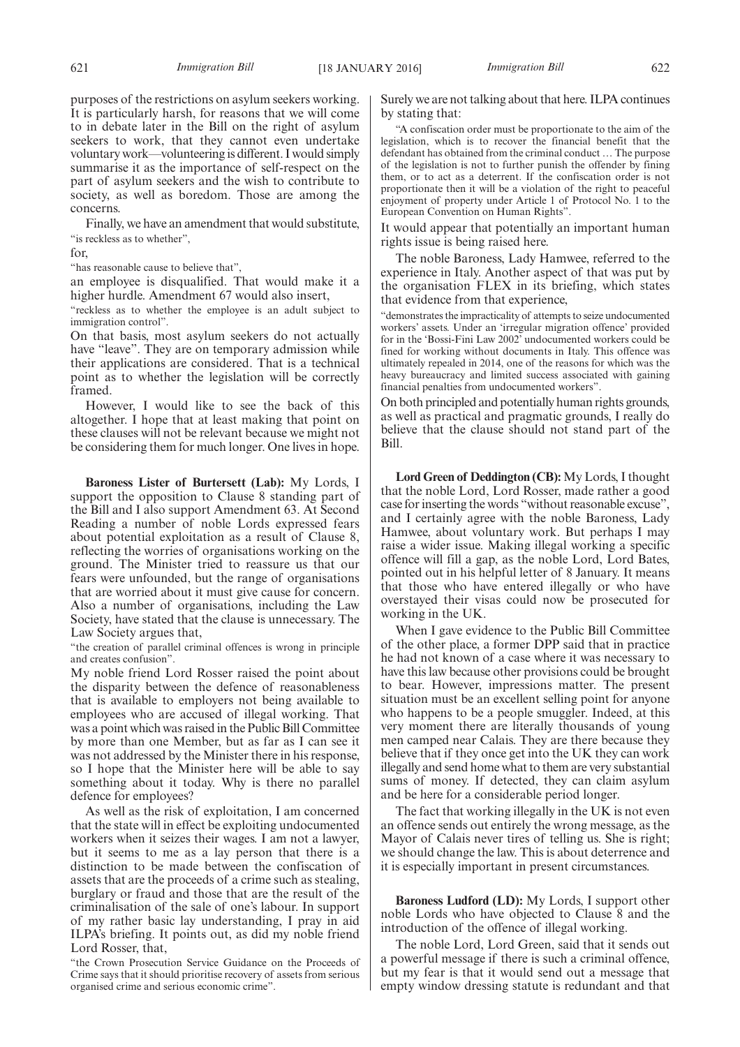purposes of the restrictions on asylum seekers working. It is particularly harsh, for reasons that we will come to in debate later in the Bill on the right of asylum seekers to work, that they cannot even undertake voluntary work—volunteering is different. I would simply summarise it as the importance of self-respect on the part of asylum seekers and the wish to contribute to society, as well as boredom. Those are among the concerns.

Finally, we have an amendment that would substitute,

"is reckless as to whether",

for,

"has reasonable cause to believe that",

an employee is disqualified. That would make it a higher hurdle. Amendment 67 would also insert,

"reckless as to whether the employee is an adult subject to immigration control".

On that basis, most asylum seekers do not actually have "leave". They are on temporary admission while their applications are considered. That is a technical point as to whether the legislation will be correctly framed.

However, I would like to see the back of this altogether. I hope that at least making that point on these clauses will not be relevant because we might not be considering them for much longer. One lives in hope.

**Baroness Lister of Burtersett (Lab):** My Lords, I support the opposition to Clause 8 standing part of the Bill and I also support Amendment 63. At Second Reading a number of noble Lords expressed fears about potential exploitation as a result of Clause 8, reflecting the worries of organisations working on the ground. The Minister tried to reassure us that our fears were unfounded, but the range of organisations that are worried about it must give cause for concern. Also a number of organisations, including the Law Society, have stated that the clause is unnecessary. The Law Society argues that,

"the creation of parallel criminal offences is wrong in principle and creates confusion".

My noble friend Lord Rosser raised the point about the disparity between the defence of reasonableness that is available to employers not being available to employees who are accused of illegal working. That was a point which was raised in the Public Bill Committee by more than one Member, but as far as I can see it was not addressed by the Minister there in his response, so I hope that the Minister here will be able to say something about it today. Why is there no parallel defence for employees?

As well as the risk of exploitation, I am concerned that the state will in effect be exploiting undocumented workers when it seizes their wages. I am not a lawyer, but it seems to me as a lay person that there is a distinction to be made between the confiscation of assets that are the proceeds of a crime such as stealing, burglary or fraud and those that are the result of the criminalisation of the sale of one's labour. In support of my rather basic lay understanding, I pray in aid ILPA's briefing. It points out, as did my noble friend Lord Rosser, that,

"the Crown Prosecution Service Guidance on the Proceeds of Crime says that it should prioritise recovery of assets from serious organised crime and serious economic crime".

Surely we are not talking about that here. ILPA continues by stating that:

"A confiscation order must be proportionate to the aim of the legislation, which is to recover the financial benefit that the defendant has obtained from the criminal conduct … The purpose of the legislation is not to further punish the offender by fining them, or to act as a deterrent. If the confiscation order is not proportionate then it will be a violation of the right to peaceful enjoyment of property under Article 1 of Protocol No. 1 to the European Convention on Human Rights".

It would appear that potentially an important human rights issue is being raised here.

The noble Baroness, Lady Hamwee, referred to the experience in Italy. Another aspect of that was put by the organisation FLEX in its briefing, which states that evidence from that experience,

"demonstrates the impracticality of attempts to seize undocumented workers' assets. Under an 'irregular migration offence' provided for in the 'Bossi-Fini Law 2002' undocumented workers could be fined for working without documents in Italy. This offence was ultimately repealed in 2014, one of the reasons for which was the heavy bureaucracy and limited success associated with gaining financial penalties from undocumented workers".

On both principled and potentially human rights grounds, as well as practical and pragmatic grounds, I really do believe that the clause should not stand part of the Bill.

**Lord Green of Deddington (CB):** My Lords, I thought that the noble Lord, Lord Rosser, made rather a good case for inserting the words "without reasonable excuse", and I certainly agree with the noble Baroness, Lady Hamwee, about voluntary work. But perhaps I may raise a wider issue. Making illegal working a specific offence will fill a gap, as the noble Lord, Lord Bates, pointed out in his helpful letter of 8 January. It means that those who have entered illegally or who have overstayed their visas could now be prosecuted for working in the UK.

When I gave evidence to the Public Bill Committee of the other place, a former DPP said that in practice he had not known of a case where it was necessary to have this law because other provisions could be brought to bear. However, impressions matter. The present situation must be an excellent selling point for anyone who happens to be a people smuggler. Indeed, at this very moment there are literally thousands of young men camped near Calais. They are there because they believe that if they once get into the UK they can work illegally and send home what to them are very substantial sums of money. If detected, they can claim asylum and be here for a considerable period longer.

The fact that working illegally in the UK is not even an offence sends out entirely the wrong message, as the Mayor of Calais never tires of telling us. She is right; we should change the law. This is about deterrence and it is especially important in present circumstances.

**Baroness Ludford (LD):** My Lords, I support other noble Lords who have objected to Clause 8 and the introduction of the offence of illegal working.

The noble Lord, Lord Green, said that it sends out a powerful message if there is such a criminal offence, but my fear is that it would send out a message that empty window dressing statute is redundant and that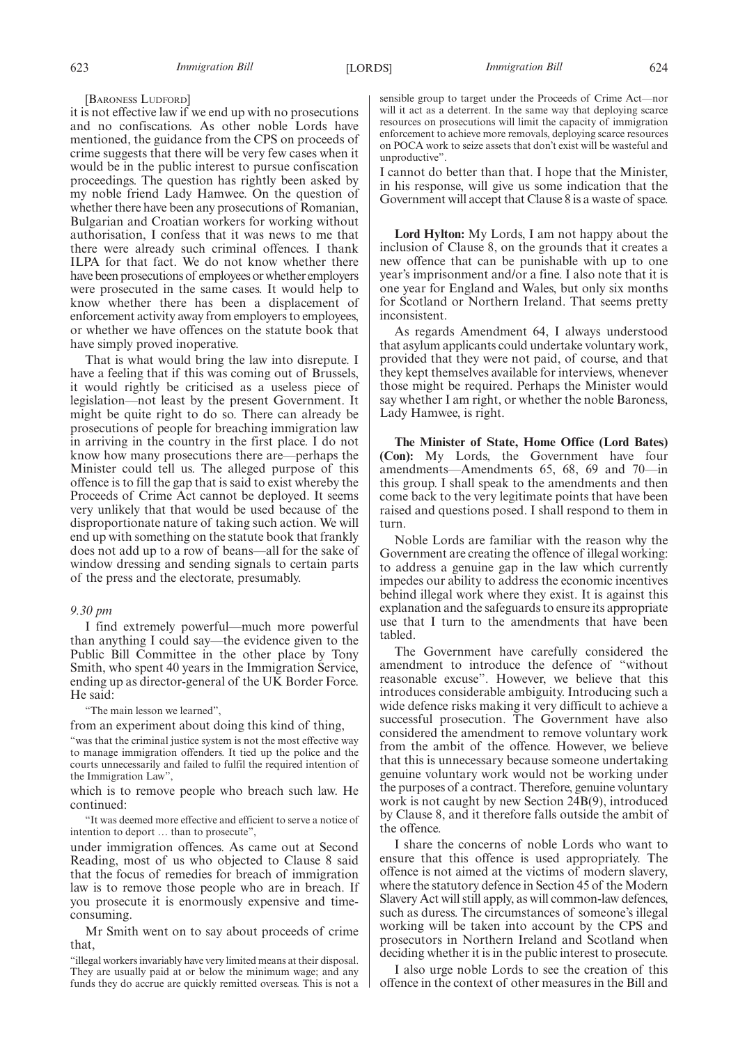[BARONESS LUDFORD]

it is not effective law if we end up with no prosecutions and no confiscations. As other noble Lords have mentioned, the guidance from the CPS on proceeds of crime suggests that there will be very few cases when it would be in the public interest to pursue confiscation proceedings. The question has rightly been asked by my noble friend Lady Hamwee. On the question of whether there have been any prosecutions of Romanian, Bulgarian and Croatian workers for working without authorisation, I confess that it was news to me that there were already such criminal offences. I thank ILPA for that fact. We do not know whether there have been prosecutions of employees or whether employers were prosecuted in the same cases. It would help to know whether there has been a displacement of enforcement activity away from employers to employees, or whether we have offences on the statute book that have simply proved inoperative.

That is what would bring the law into disrepute. I have a feeling that if this was coming out of Brussels, it would rightly be criticised as a useless piece of legislation—not least by the present Government. It might be quite right to do so. There can already be prosecutions of people for breaching immigration law in arriving in the country in the first place. I do not know how many prosecutions there are—perhaps the Minister could tell us. The alleged purpose of this offence is to fill the gap that is said to exist whereby the Proceeds of Crime Act cannot be deployed. It seems very unlikely that that would be used because of the disproportionate nature of taking such action. We will end up with something on the statute book that frankly does not add up to a row of beans—all for the sake of window dressing and sending signals to certain parts of the press and the electorate, presumably.

*9.30 pm*

I find extremely powerful—much more powerful than anything I could say—the evidence given to the Public Bill Committee in the other place by Tony Smith, who spent 40 years in the Immigration Service, ending up as director-general of the UK Border Force. He said:

"The main lesson we learned",

from an experiment about doing this kind of thing,

"was that the criminal justice system is not the most effective way to manage immigration offenders. It tied up the police and the courts unnecessarily and failed to fulfil the required intention of the Immigration Law",

which is to remove people who breach such law. He continued:

"It was deemed more effective and efficient to serve a notice of intention to deport … than to prosecute",

under immigration offences. As came out at Second Reading, most of us who objected to Clause 8 said that the focus of remedies for breach of immigration law is to remove those people who are in breach. If you prosecute it is enormously expensive and time-consuming.

Mr Smith went on to say about proceeds of crime that,

"illegal workers invariably have very limited means at their disposal. They are usually paid at or below the minimum wage; and any funds they do accrue are quickly remitted overseas. This is not a sensible group to target under the Proceeds of Crime Act—nor will it act as a deterrent. In the same way that deploying scarce resources on prosecutions will limit the capacity of immigration enforcement to achieve more removals, deploying scarce resources on POCA work to seize assets that don't exist will be wasteful and unproductive".

I cannot do better than that. I hope that the Minister, in his response, will give us some indication that the Government will accept that Clause 8 is a waste of space.

**Lord Hylton:** My Lords, I am not happy about the inclusion of Clause 8, on the grounds that it creates a new offence that can be punishable with up to one year's imprisonment and/or a fine. I also note that it is one year for England and Wales, but only six months for Scotland or Northern Ireland. That seems pretty inconsistent.

As regards Amendment 64, I always understood that asylum applicants could undertake voluntary work, provided that they were not paid, of course, and that they kept themselves available for interviews, whenever those might be required. Perhaps the Minister would say whether I am right, or whether the noble Baroness, Lady Hamwee, is right.

**The Minister of State, Home Office (Lord Bates) (Con):** My Lords, the Government have four amendments—Amendments 65, 68, 69 and 70—in this group. I shall speak to the amendments and then come back to the very legitimate points that have been raised and questions posed. I shall respond to them in turn.

Noble Lords are familiar with the reason why the Government are creating the offence of illegal working: to address a genuine gap in the law which currently impedes our ability to address the economic incentives behind illegal work where they exist. It is against this explanation and the safeguards to ensure its appropriate use that I turn to the amendments that have been tabled.

The Government have carefully considered the amendment to introduce the defence of "without reasonable excuse". However, we believe that this introduces considerable ambiguity. Introducing such a wide defence risks making it very difficult to achieve a successful prosecution. The Government have also considered the amendment to remove voluntary work from the ambit of the offence. However, we believe that this is unnecessary because someone undertaking genuine voluntary work would not be working under the purposes of a contract. Therefore, genuine voluntary work is not caught by new Section 24B(9), introduced by Clause 8, and it therefore falls outside the ambit of the offence.

I share the concerns of noble Lords who want to ensure that this offence is used appropriately. The offence is not aimed at the victims of modern slavery, where the statutory defence in Section 45 of the Modern Slavery Act will still apply, as will common-law defences, such as duress. The circumstances of someone's illegal working will be taken into account by the CPS and prosecutors in Northern Ireland and Scotland when deciding whether it is in the public interest to prosecute.

I also urge noble Lords to see the creation of this offence in the context of other measures in the Bill and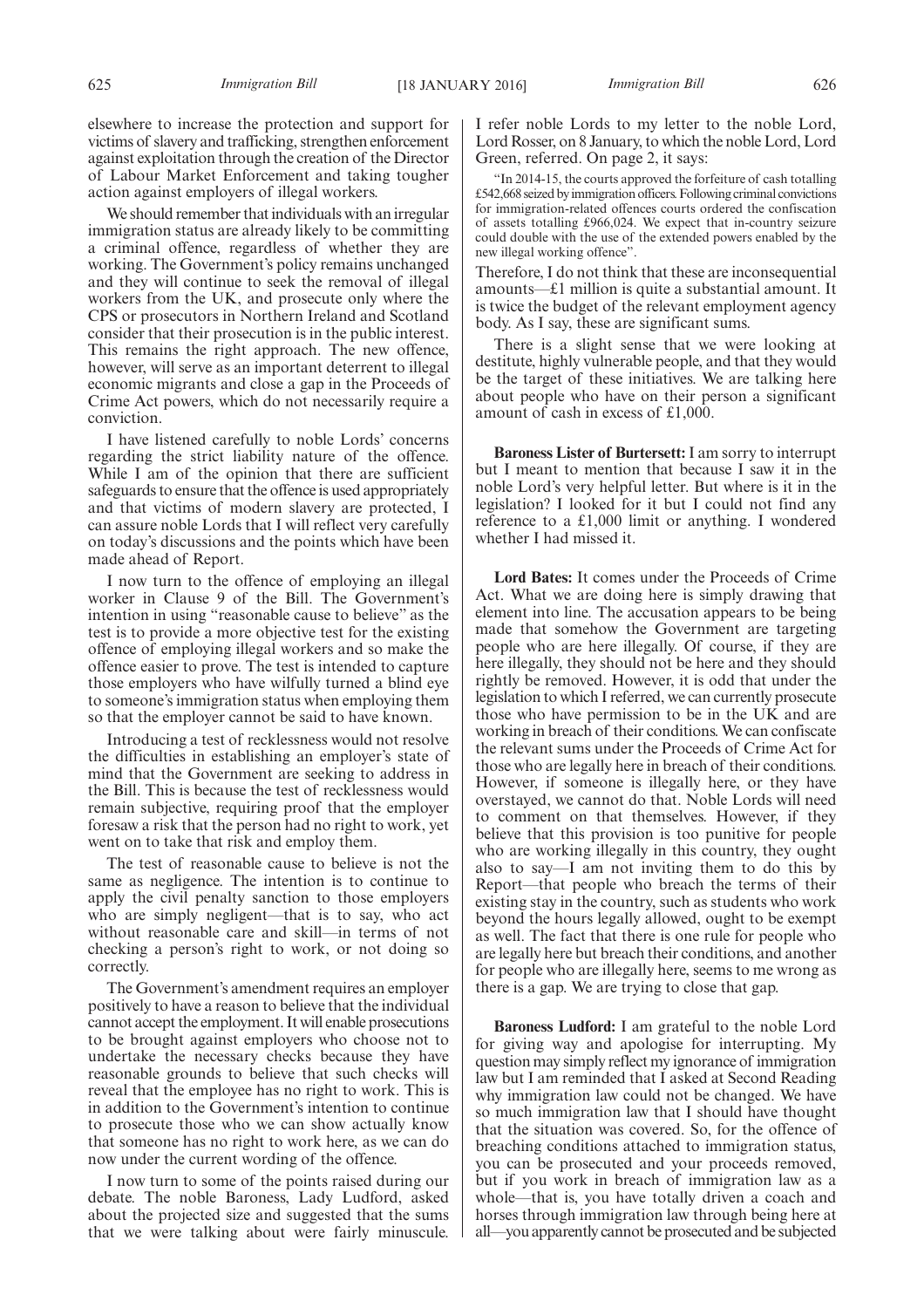elsewhere to increase the protection and support for victims of slavery and trafficking, strengthen enforcement against exploitation through the creation of the Director of Labour Market Enforcement and taking tougher action against employers of illegal workers.

We should remember that individuals with an irregular immigration status are already likely to be committing a criminal offence, regardless of whether they are working. The Government's policy remains unchanged and they will continue to seek the removal of illegal workers from the UK, and prosecute only where the CPS or prosecutors in Northern Ireland and Scotland consider that their prosecution is in the public interest. This remains the right approach. The new offence, however, will serve as an important deterrent to illegal economic migrants and close a gap in the Proceeds of Crime Act powers, which do not necessarily require a conviction.

I have listened carefully to noble Lords' concerns regarding the strict liability nature of the offence. While I am of the opinion that there are sufficient safeguards to ensure that the offence is used appropriately and that victims of modern slavery are protected, I can assure noble Lords that I will reflect very carefully on today's discussions and the points which have been made ahead of Report.

I now turn to the offence of employing an illegal worker in Clause 9 of the Bill. The Government's intention in using "reasonable cause to believe" as the test is to provide a more objective test for the existing offence of employing illegal workers and so make the offence easier to prove. The test is intended to capture those employers who have wilfully turned a blind eye to someone's immigration status when employing them so that the employer cannot be said to have known.

Introducing a test of recklessness would not resolve the difficulties in establishing an employer's state of mind that the Government are seeking to address in the Bill. This is because the test of recklessness would remain subjective, requiring proof that the employer foresaw a risk that the person had no right to work, yet went on to take that risk and employ them.

The test of reasonable cause to believe is not the same as negligence. The intention is to continue to apply the civil penalty sanction to those employers who are simply negligent—that is to say, who act without reasonable care and skill—in terms of not checking a person's right to work, or not doing so correctly.

The Government's amendment requires an employer positively to have a reason to believe that the individual cannot accept the employment. It will enable prosecutions to be brought against employers who choose not to undertake the necessary checks because they have reasonable grounds to believe that such checks will reveal that the employee has no right to work. This is in addition to the Government's intention to continue to prosecute those who we can show actually know that someone has no right to work here, as we can do now under the current wording of the offence.

I now turn to some of the points raised during our debate. The noble Baroness, Lady Ludford, asked about the projected size and suggested that the sums that we were talking about were fairly minuscule. I refer noble Lords to my letter to the noble Lord, Lord Rosser, on 8 January, to which the noble Lord, Lord Green, referred. On page 2, it says:

"In 2014-15, the courts approved the forfeiture of cash totalling £542,668 seized by immigration officers. Following criminal convictions for immigration-related offences courts ordered the confiscation of assets totalling £966,024. We expect that in-country seizure could double with the use of the extended powers enabled by the new illegal working offence".

Therefore, I do not think that these are inconsequential amounts—£1 million is quite a substantial amount. It is twice the budget of the relevant employment agency body. As I say, these are significant sums.

There is a slight sense that we were looking at destitute, highly vulnerable people, and that they would be the target of these initiatives. We are talking here about people who have on their person a significant amount of cash in excess of £1,000.

**Baroness Lister of Burtersett:** I am sorry to interrupt but I meant to mention that because I saw it in the noble Lord's very helpful letter. But where is it in the legislation? I looked for it but I could not find any reference to a £1,000 limit or anything. I wondered whether I had missed it.

**Lord Bates:** It comes under the Proceeds of Crime Act. What we are doing here is simply drawing that element into line. The accusation appears to be being made that somehow the Government are targeting people who are here illegally. Of course, if they are here illegally, they should not be here and they should rightly be removed. However, it is odd that under the legislation to which I referred, we can currently prosecute those who have permission to be in the UK and are working in breach of their conditions. We can confiscate the relevant sums under the Proceeds of Crime Act for those who are legally here in breach of their conditions. However, if someone is illegally here, or they have overstayed, we cannot do that. Noble Lords will need to comment on that themselves. However, if they believe that this provision is too punitive for people who are working illegally in this country, they ought also to say—I am not inviting them to do this by Report—that people who breach the terms of their existing stay in the country, such as students who work beyond the hours legally allowed, ought to be exempt as well. The fact that there is one rule for people who are legally here but breach their conditions, and another for people who are illegally here, seems to me wrong as there is a gap. We are trying to close that gap.

**Baroness Ludford:** I am grateful to the noble Lord for giving way and apologise for interrupting. My question may simply reflect my ignorance of immigration law but I am reminded that I asked at Second Reading why immigration law could not be changed. We have so much immigration law that I should have thought that the situation was covered. So, for the offence of breaching conditions attached to immigration status, you can be prosecuted and your proceeds removed, but if you work in breach of immigration law as a whole—that is, you have totally driven a coach and horses through immigration law through being here at all—you apparently cannot be prosecuted and be subjected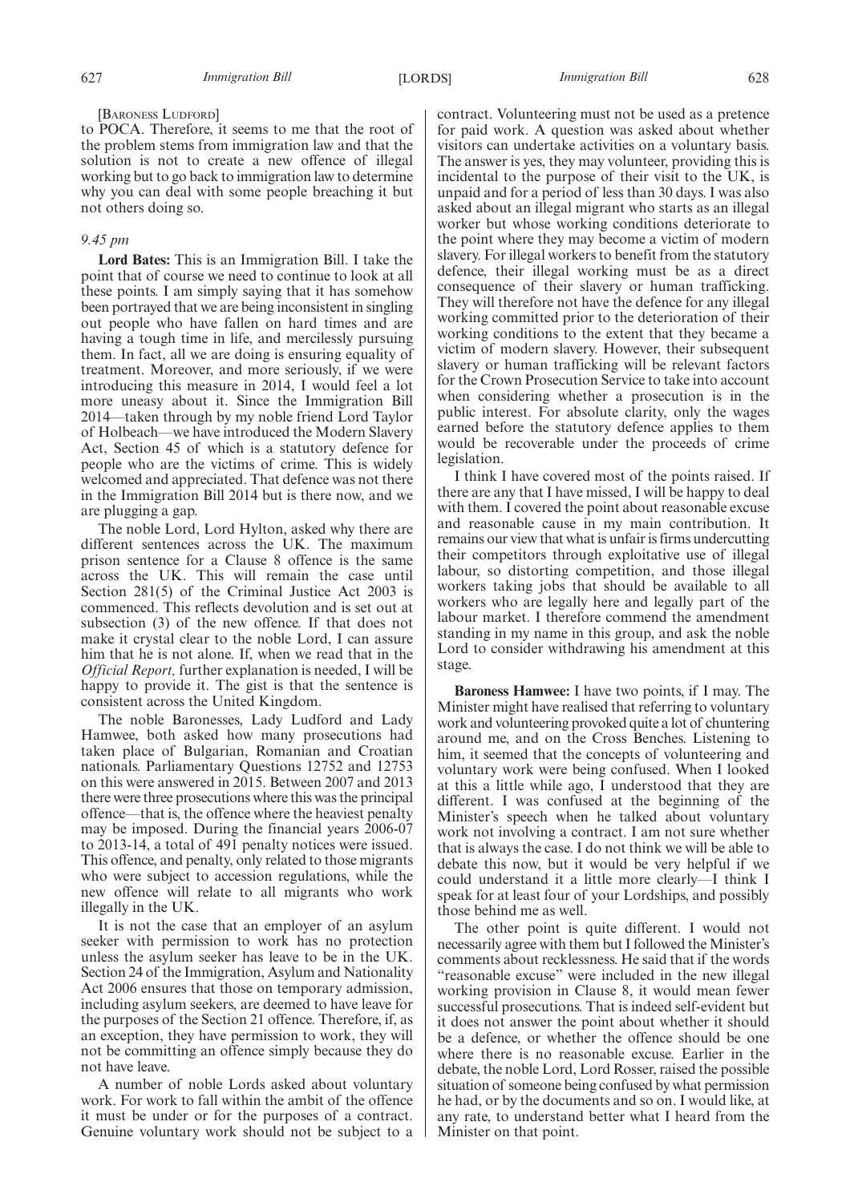[BARONESS LUDFORD]

to POCA. Therefore, it seems to me that the root of the problem stems from immigration law and that the solution is not to create a new offence of illegal working but to go back to immigration law to determine why you can deal with some people breaching it but not others doing so.

*9.45 pm*

**Lord Bates:** This is an Immigration Bill. I take the point that of course we need to continue to look at all these points. I am simply saying that it has somehow been portrayed that we are being inconsistent in singling out people who have fallen on hard times and are having a tough time in life, and mercilessly pursuing them. In fact, all we are doing is ensuring equality of treatment. Moreover, and more seriously, if we were introducing this measure in 2014, I would feel a lot more uneasy about it. Since the Immigration Bill 2014—taken through by my noble friend Lord Taylor of Holbeach—we have introduced the Modern Slavery Act, Section 45 of which is a statutory defence for people who are the victims of crime. This is widely welcomed and appreciated. That defence was not there in the Immigration Bill 2014 but is there now, and we are plugging a gap.

The noble Lord, Lord Hylton, asked why there are different sentences across the UK. The maximum prison sentence for a Clause 8 offence is the same across the UK. This will remain the case until Section 281(5) of the Criminal Justice Act 2003 is commenced. This reflects devolution and is set out at subsection (3) of the new offence. If that does not make it crystal clear to the noble Lord, I can assure him that he is not alone. If, when we read that in the *Official Report,* further explanation is needed, I will be happy to provide it. The gist is that the sentence is consistent across the United Kingdom.

The noble Baronesses, Lady Ludford and Lady Hamwee, both asked how many prosecutions had taken place of Bulgarian, Romanian and Croatian nationals. Parliamentary Questions 12752 and 12753 on this were answered in 2015. Between 2007 and 2013 there were three prosecutions where this was the principal offence—that is, the offence where the heaviest penalty may be imposed. During the financial years 2006-07 to 2013-14, a total of 491 penalty notices were issued. This offence, and penalty, only related to those migrants who were subject to accession regulations, while the new offence will relate to all migrants who work illegally in the UK.

It is not the case that an employer of an asylum seeker with permission to work has no protection unless the asylum seeker has leave to be in the UK. Section 24 of the Immigration, Asylum and Nationality Act 2006 ensures that those on temporary admission, including asylum seekers, are deemed to have leave for the purposes of the Section 21 offence. Therefore, if, as an exception, they have permission to work, they will not be committing an offence simply because they do not have leave.

A number of noble Lords asked about voluntary work. For work to fall within the ambit of the offence it must be under or for the purposes of a contract. Genuine voluntary work should not be subject to a contract. Volunteering must not be used as a pretence for paid work. A question was asked about whether visitors can undertake activities on a voluntary basis. The answer is yes, they may volunteer, providing this is incidental to the purpose of their visit to the UK, is unpaid and for a period of less than 30 days. I was also asked about an illegal migrant who starts as an illegal worker but whose working conditions deteriorate to the point where they may become a victim of modern slavery. For illegal workers to benefit from the statutory defence, their illegal working must be as a direct consequence of their slavery or human trafficking. They will therefore not have the defence for any illegal working committed prior to the deterioration of their working conditions to the extent that they became a victim of modern slavery. However, their subsequent slavery or human trafficking will be relevant factors for the Crown Prosecution Service to take into account when considering whether a prosecution is in the public interest. For absolute clarity, only the wages earned before the statutory defence applies to them would be recoverable under the proceeds of crime legislation.

I think I have covered most of the points raised. If there are any that I have missed, I will be happy to deal with them. I covered the point about reasonable excuse and reasonable cause in my main contribution. It remains our view that what is unfair is firms undercutting their competitors through exploitative use of illegal labour, so distorting competition, and those illegal workers taking jobs that should be available to all workers who are legally here and legally part of the labour market. I therefore commend the amendment standing in my name in this group, and ask the noble Lord to consider withdrawing his amendment at this stage.

**Baroness Hamwee:** I have two points, if I may. The Minister might have realised that referring to voluntary work and voluntary working provoked quite a lot of chuntering around me, and on the Cross Benches. Listening to him, it seemed that the concepts of volunteering and voluntary work were being confused. When I looked at this a little while ago, I understood that they are different. I was confused at the beginning of the Minister's speech when he talked about voluntary work not involving a contract. I am not sure whether that is always the case. I do not think we will be able to debate this now, but it would be very helpful if we could understand it a little more clearly—I think I speak for at least four of your Lordships, and possibly those behind me as well.

The other point is quite different. I would not necessarily agree with them but I followed the Minister's comments about recklessness. He said that if the words "reasonable excuse" were included in the new illegal working provision in Clause 8, it would mean fewer successful prosecutions. That is indeed self-evident but it does not answer the point about whether it should be a defence, or whether the offence should be one where there is no reasonable excuse. Earlier in the debate, the noble Lord, Lord Rosser, raised the possible situation of someone being confused by what permission he had, or by the documents and so on. I would like, at any rate, to understand better what I heard from the Minister on that point.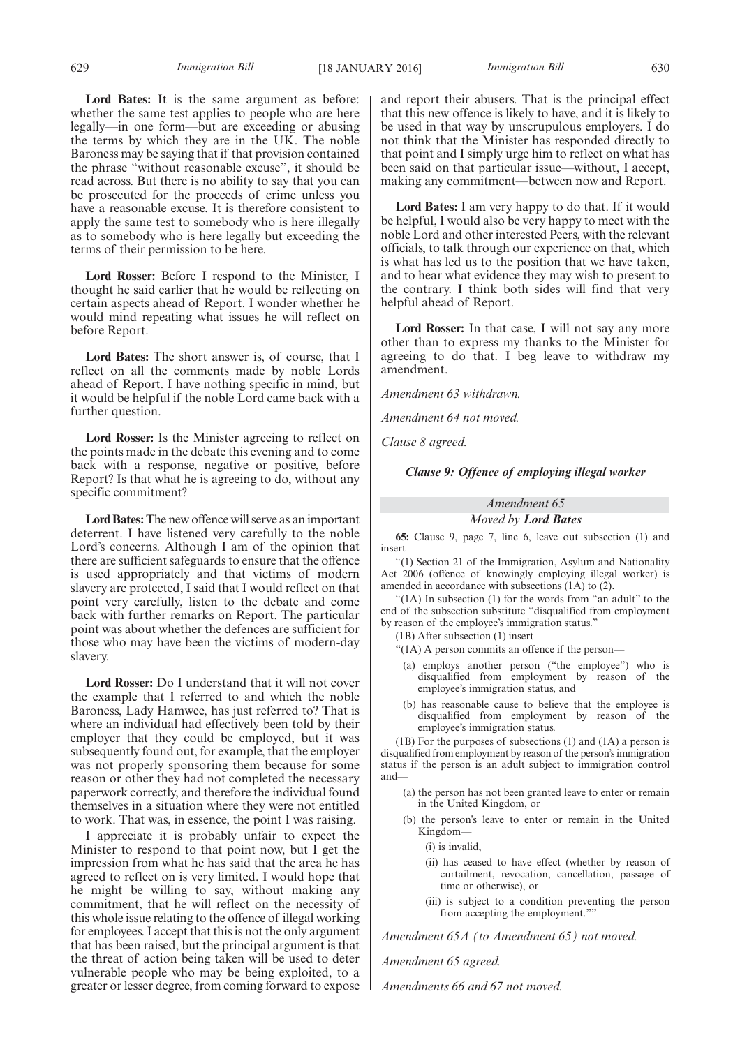**Lord Bates:** It is the same argument as before: whether the same test applies to people who are here legally—in one form—but are exceeding or abusing the terms by which they are in the UK. The noble Baroness may be saying that if that provision contained the phrase "without reasonable excuse", it should be read across. But there is no ability to say that you can be prosecuted for the proceeds of crime unless you have a reasonable excuse. It is therefore consistent to apply the same test to somebody who is here illegally as to somebody who is here legally but exceeding the terms of their permission to be here.

**Lord Rosser:** Before I respond to the Minister, I thought he said earlier that he would be reflecting on certain aspects ahead of Report. I wonder whether he would mind repeating what issues he will reflect on before Report.

**Lord Bates:** The short answer is, of course, that I reflect on all the comments made by noble Lords ahead of Report. I have nothing specific in mind, but it would be helpful if the noble Lord came back with a further question.

**Lord Rosser:** Is the Minister agreeing to reflect on the points made in the debate this evening and to come back with a response, negative or positive, before Report? Is that what he is agreeing to do, without any specific commitment?

**Lord Bates:** The new offence will serve as an important deterrent. I have listened very carefully to the noble Lord's concerns. Although I am of the opinion that there are sufficient safeguards to ensure that the offence is used appropriately and that victims of modern slavery are protected, I said that I would reflect on that point very carefully, listen to the debate and come back with further remarks on Report. The particular point was about whether the defences are sufficient for those who may have been the victims of modern-day slavery.

**Lord Rosser:** Do I understand that it will not cover the example that I referred to and which the noble Baroness, Lady Hamwee, has just referred to? That is where an individual had effectively been told by their employer that they could be employed, but it was subsequently found out, for example, that the employer was not properly sponsoring them because for some reason or other they had not completed the necessary paperwork correctly, and therefore the individual found themselves in a situation where they were not entitled to work. That was, in essence, the point I was raising.

I appreciate it is probably unfair to expect the Minister to respond to that point now, but I get the impression from what he has said that the area he has agreed to reflect on is very limited. I would hope that he might be willing to say, without making any commitment, that he will reflect on the necessity of this whole issue relating to the offence of illegal working for employees. I accept that this is not the only argument that has been raised, but the principal argument is that the threat of action being taken will be used to deter vulnerable people who may be being exploited, to a greater or lesser degree, from coming forward to expose and report their abusers. That is the principal effect that this new offence is likely to have, and it is likely to be used in that way by unscrupulous employers. I do not think that the Minister has responded directly to that point and I simply urge him to reflect on what has been said on that particular issue—without, I accept, making any commitment—between now and Report.

**Lord Bates:** I am very happy to do that. If it would be helpful, I would also be very happy to meet with the noble Lord and other interested Peers, with the relevant officials, to talk through our experience on that, which is what has led us to the position that we have taken, and to hear what evidence they may wish to present to the contrary. I think both sides will find that very helpful ahead of Report.

**Lord Rosser:** In that case, I will not say any more other than to express my thanks to the Minister for agreeing to do that. I beg leave to withdraw my amendment.

*Amendment 63 withdrawn.*

*Amendment 64 not moved.*

*Clause 8 agreed.*

### *Clause 9: Offence of employing illegal worker*

*Amendment 65*

*Moved by* ***Lord Bates***

**65:** Clause 9, page 7, line 6, leave out subsection (1) and insert—

"(1) Section 21 of the Immigration, Asylum and Nationality Act 2006 (offence of knowingly employing illegal worker) is amended in accordance with subsections (1A) to (2).

"(1A) In subsection (1) for the words from "an adult" to the end of the subsection substitute "disqualified from employment by reason of the employee's immigration status."

(1B) After subsection (1) insert—

"(1A) A person commits an offence if the person—

(a) employs another person ("the employee") who is disqualified from employment by reason of the employee's immigration status, and

(b) has reasonable cause to believe that the employee is disqualified from employment by reason of the employee's immigration status.

(1B) For the purposes of subsections (1) and (1A) a person is disqualified from employment by reason of the person's immigration status if the person is an adult subject to immigration control and—

(a) the person has not been granted leave to enter or remain in the United Kingdom, or

(b) the person's leave to enter or remain in the United Kingdom—

(i) is invalid,

(ii) has ceased to have effect (whether by reason of curtailment, revocation, cancellation, passage of time or otherwise), or

(iii) is subject to a condition preventing the person from accepting the employment.""

*Amendment 65A (to Amendment 65) not moved.*

*Amendment 65 agreed.*

*Amendments 66 and 67 not moved.*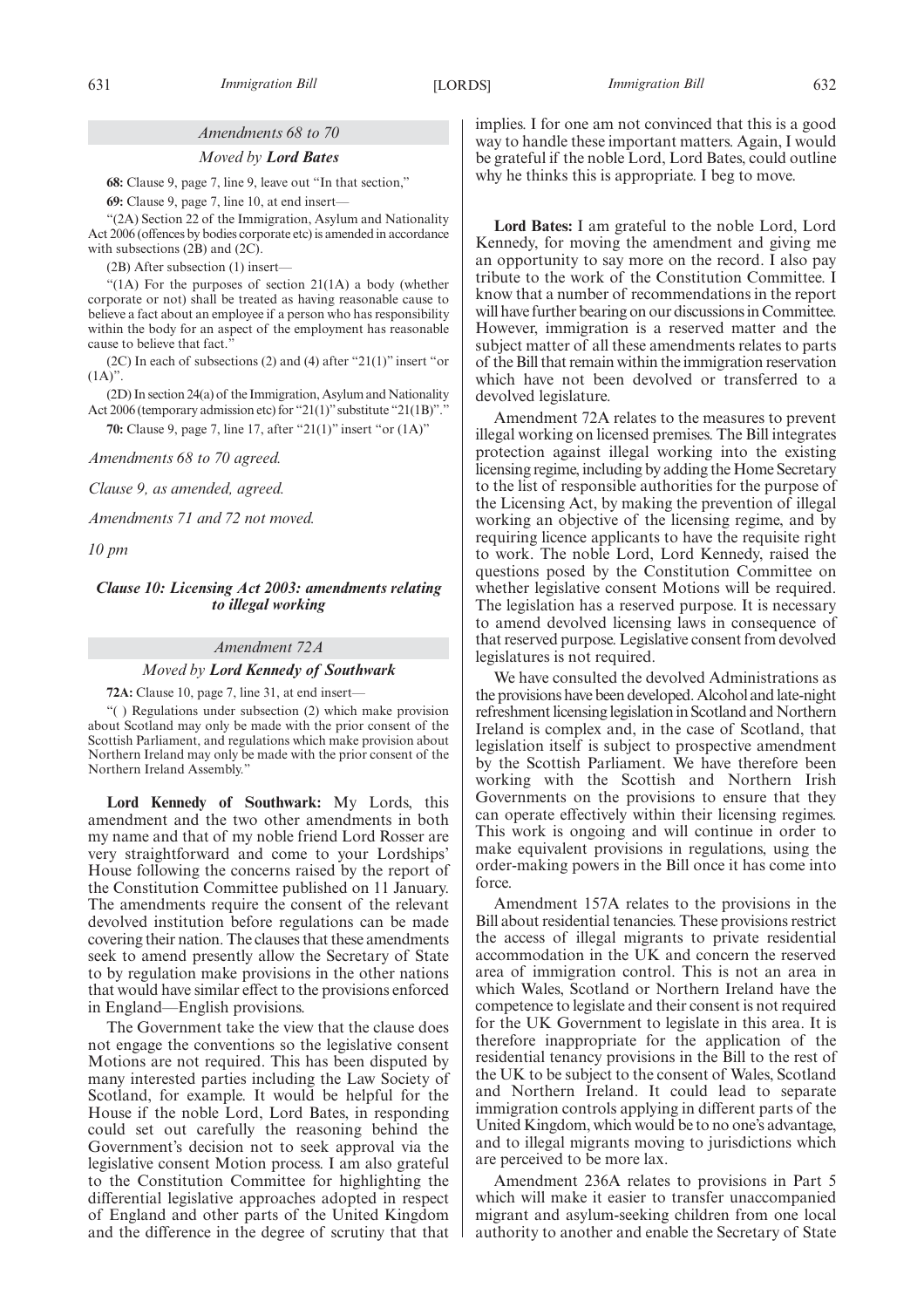## *Amendments 68 to 70*

### *Moved by **Lord Bates***

**68:** Clause 9, page 7, line 9, leave out "In that section,"

**69:** Clause 9, page 7, line 10, at end insert—

"(2A) Section 22 of the Immigration, Asylum and Nationality Act 2006 (offences by bodies corporate etc) is amended in accordance with subsections (2B) and (2C).

(2B) After subsection (1) insert—

"(1A) For the purposes of section 21(1A) a body (whether corporate or not) shall be treated as having reasonable cause to believe a fact about an employee if a person who has responsibility within the body for an aspect of the employment has reasonable cause to believe that fact."

(2C) In each of subsections (2) and (4) after "21(1)" insert "or (1A)".

(2D) In section 24(a) of the Immigration, Asylum and Nationality Act 2006 (temporary admission etc) for "21(1)" substitute "21(1B)"."

**70:** Clause 9, page 7, line 17, after "21(1)" insert "or (1A)"

*Amendments 68 to 70 agreed.*

*Clause 9, as amended, agreed.*

*Amendments 71 and 72 not moved.*

*10 pm*

### *Clause 10: Licensing Act 2003: amendments relating to illegal working*

## *Amendment 72A*

### *Moved by **Lord Kennedy of Southwark***

**72A:** Clause 10, page 7, line 31, at end insert—

"( ) Regulations under subsection (2) which make provision about Scotland may only be made with the prior consent of the Scottish Parliament, and regulations which make provision about Northern Ireland may only be made with the prior consent of the Northern Ireland Assembly."

**Lord Kennedy of Southwark:** My Lords, this amendment and the two other amendments in both my name and that of my noble friend Lord Rosser are very straightforward and come to your Lordships' House following the concerns raised by the report of the Constitution Committee published on 11 January. The amendments require the consent of the relevant devolved institution before regulations can be made covering their nation. The clauses that these amendments seek to amend presently allow the Secretary of State to by regulation make provisions in the other nations that would have similar effect to the provisions enforced in England—English provisions.

The Government take the view that the clause does not engage the conventions so the legislative consent Motions are not required. This has been disputed by many interested parties including the Law Society of Scotland, for example. It would be helpful for the House if the noble Lord, Lord Bates, in responding could set out carefully the reasoning behind the Government's decision not to seek approval via the legislative consent Motion process. I am also grateful to the Constitution Committee for highlighting the differential legislative approaches adopted in respect of England and other parts of the United Kingdom and the difference in the degree of scrutiny that that implies. I for one am not convinced that this is a good way to handle these important matters. Again, I would be grateful if the noble Lord, Lord Bates, could outline why he thinks this is appropriate. I beg to move.

**Lord Bates:** I am grateful to the noble Lord, Lord Kennedy, for moving the amendment and giving me an opportunity to say more on the record. I also pay tribute to the work of the Constitution Committee. I know that a number of recommendations in the report will have further bearing on our discussions in Committee. However, immigration is a reserved matter and the subject matter of all these amendments relates to parts of the Bill that remain within the immigration reservation which have not been devolved or transferred to a devolved legislature.

Amendment 72A relates to the measures to prevent illegal working on licensed premises. The Bill integrates protection against illegal working into the existing licensing regime, including by adding the Home Secretary to the list of responsible authorities for the purpose of the Licensing Act, by making the prevention of illegal working an objective of the licensing regime, and by requiring licence applicants to have the requisite right to work. The noble Lord, Lord Kennedy, raised the questions posed by the Constitution Committee on whether legislative consent Motions will be required. The legislation has a reserved purpose. It is necessary to amend devolved licensing laws in consequence of that reserved purpose. Legislative consent from devolved legislatures is not required.

We have consulted the devolved Administrations as the provisions have been developed. Alcohol and late-night refreshment licensing legislation in Scotland and Northern Ireland is complex and, in the case of Scotland, that legislation itself is subject to prospective amendment by the Scottish Parliament. We have therefore been working with the Scottish and Northern Irish Governments on the provisions to ensure that they can operate effectively within their licensing regimes. This work is ongoing and will continue in order to make equivalent provisions in regulations, using the order-making powers in the Bill once it has come into force.

Amendment 157A relates to the provisions in the Bill about residential tenancies. These provisions restrict the access of illegal migrants to private residential accommodation in the UK and concern the reserved area of immigration control. This is not an area in which Wales, Scotland or Northern Ireland have the competence to legislate and their consent is not required for the UK Government to legislate in this area. It is therefore inappropriate for the application of the residential tenancy provisions in the Bill to the rest of the UK to be subject to the consent of Wales, Scotland and Northern Ireland. It could lead to separate immigration controls applying in different parts of the United Kingdom, which would be to no one's advantage, and to illegal migrants moving to jurisdictions which are perceived to be more lax.

Amendment 236A relates to provisions in Part 5 which will make it easier to transfer unaccompanied migrant and asylum-seeking children from one local authority to another and enable the Secretary of State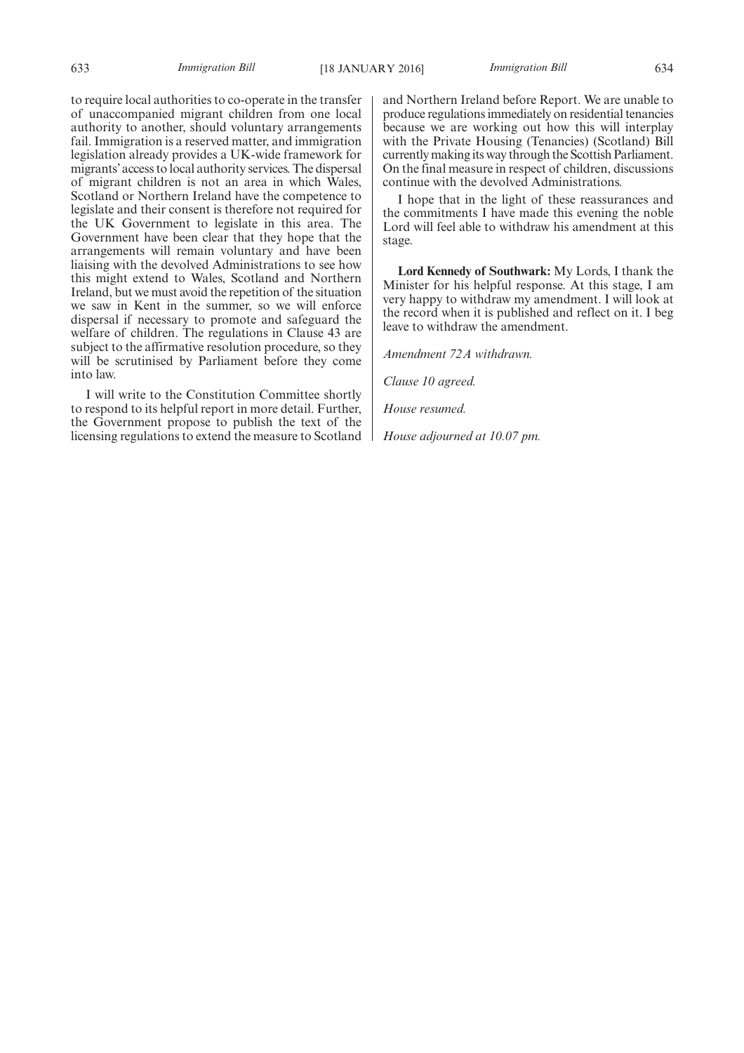to require local authorities to co-operate in the transfer of unaccompanied migrant children from one local authority to another, should voluntary arrangements fail. Immigration is a reserved matter, and immigration legislation already provides a UK-wide framework for migrants' access to local authority services. The dispersal of migrant children is not an area in which Wales, Scotland or Northern Ireland have the competence to legislate and their consent is therefore not required for the UK Government to legislate in this area. The Government have been clear that they hope that the arrangements will remain voluntary and have been liaising with the devolved Administrations to see how this might extend to Wales, Scotland and Northern Ireland, but we must avoid the repetition of the situation we saw in Kent in the summer, so we will enforce dispersal if necessary to promote and safeguard the welfare of children. The regulations in Clause 43 are subject to the affirmative resolution procedure, so they will be scrutinised by Parliament before they come into law.

I will write to the Constitution Committee shortly to respond to its helpful report in more detail. Further, the Government propose to publish the text of the licensing regulations to extend the measure to Scotland and Northern Ireland before Report. We are unable to produce regulations immediately on residential tenancies because we are working out how this will interplay with the Private Housing (Tenancies) (Scotland) Bill currently making its way through the Scottish Parliament. On the final measure in respect of children, discussions continue with the devolved Administrations.

I hope that in the light of these reassurances and the commitments I have made this evening the noble Lord will feel able to withdraw his amendment at this stage.

**Lord Kennedy of Southwark:** My Lords, I thank the Minister for his helpful response. At this stage, I am very happy to withdraw my amendment. I will look at the record when it is published and reflect on it. I beg leave to withdraw the amendment.

*Amendment 72A withdrawn.*

*Clause 10 agreed.*

*House resumed.*

*House adjourned at 10.07 pm.*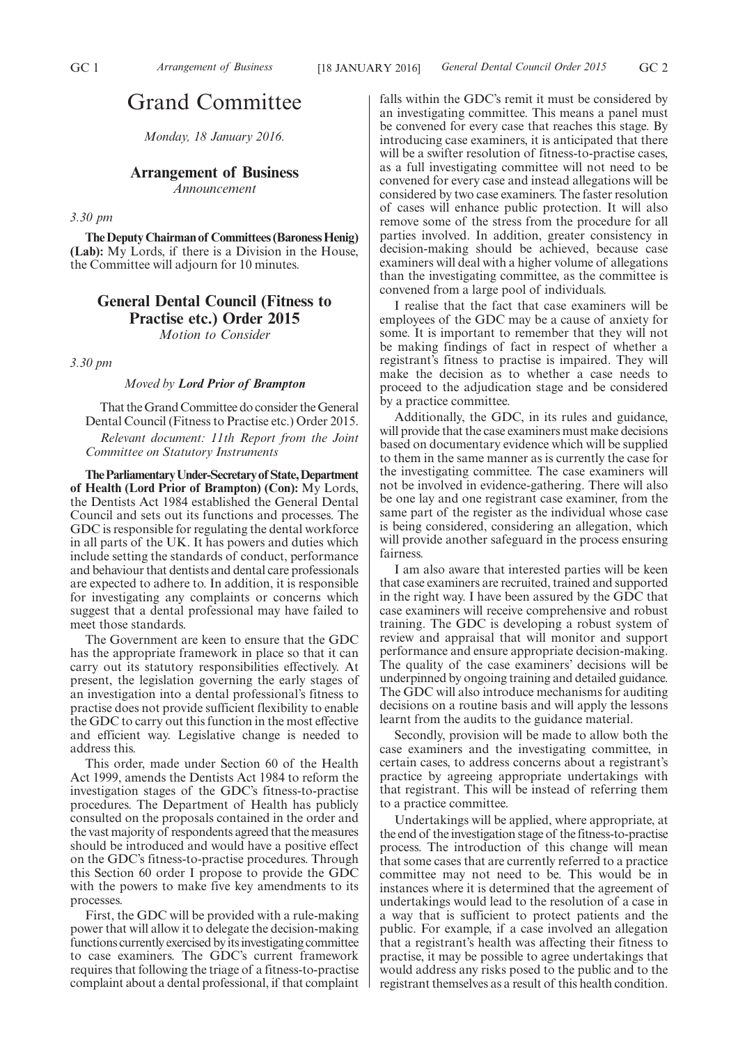# Grand Committee

*Monday, 18 January 2016.*

## Arrangement of Business

*Announcement*

*3.30 pm*

**The Deputy Chairman of Committees (Baroness Henig) (Lab):** My Lords, if there is a Division in the House, the Committee will adjourn for 10 minutes.

## General Dental Council (Fitness to Practise etc.) Order 2015

*Motion to Consider*

*3.30 pm*

*Moved by* ***Lord Prior of Brampton***

That the Grand Committee do consider the General Dental Council (Fitness to Practise etc.) Order 2015.

*Relevant document: 11th Report from the Joint Committee on Statutory Instruments*

**The Parliamentary Under-Secretary of State, Department of Health (Lord Prior of Brampton) (Con):** My Lords, the Dentists Act 1984 established the General Dental Council and sets out its functions and processes. The GDC is responsible for regulating the dental workforce in all parts of the UK. It has powers and duties which include setting the standards of conduct, performance and behaviour that dentists and dental care professionals are expected to adhere to. In addition, it is responsible for investigating any complaints or concerns which suggest that a dental professional may have failed to meet those standards.

The Government are keen to ensure that the GDC has the appropriate framework in place so that it can carry out its statutory responsibilities effectively. At present, the legislation governing the early stages of an investigation into a dental professional's fitness to practise does not provide sufficient flexibility to enable the GDC to carry out this function in the most effective and efficient way. Legislative change is needed to address this.

This order, made under Section 60 of the Health Act 1999, amends the Dentists Act 1984 to reform the investigation stages of the GDC's fitness-to-practise procedures. The Department of Health has publicly consulted on the proposals contained in the order and the vast majority of respondents agreed that the measures should be introduced and would have a positive effect on the GDC's fitness-to-practise procedures. Through this Section 60 order I propose to provide the GDC with the powers to make five key amendments to its processes.

First, the GDC will be provided with a rule-making power that will allow it to delegate the decision-making functions currently exercised by its investigating committee to case examiners. The GDC's current framework requires that following the triage of a fitness-to-practise complaint about a dental professional, if that complaint falls within the GDC's remit it must be considered by an investigating committee. This means a panel must be convened for every case that reaches this stage. By introducing case examiners, it is anticipated that there will be a swifter resolution of fitness-to-practise cases, as a full investigating committee will not need to be convened for every case and instead allegations will be considered by two case examiners. The faster resolution of cases will enhance public protection. It will also remove some of the stress from the procedure for all parties involved. In addition, greater consistency in decision-making should be achieved, because case examiners will deal with a higher volume of allegations than the investigating committee, as the committee is convened from a large pool of individuals.

I realise that the fact that case examiners will be employees of the GDC may be a cause of anxiety for some. It is important to remember that they will not be making findings of fact in respect of whether a registrant's fitness to practise is impaired. They will make the decision as to whether a case needs to proceed to the adjudication stage and be considered by a practice committee.

Additionally, the GDC, in its rules and guidance, will provide that the case examiners must make decisions based on documentary evidence which will be supplied to them in the same manner as is currently the case for the investigating committee. The case examiners will not be involved in evidence-gathering. There will also be one lay and one registrant case examiner, from the same part of the register as the individual whose case is being considered, considering an allegation, which will provide another safeguard in the process ensuring fairness.

I am also aware that interested parties will be keen that case examiners are recruited, trained and supported in the right way. I have been assured by the GDC that case examiners will receive comprehensive and robust training. The GDC is developing a robust system of review and appraisal that will monitor and support performance and ensure appropriate decision-making. The quality of the case examiners' decisions will be underpinned by ongoing training and detailed guidance. The GDC will also introduce mechanisms for auditing decisions on a routine basis and will apply the lessons learnt from the audits to the guidance material.

Secondly, provision will be made to allow both the case examiners and the investigating committee, in certain cases, to address concerns about a registrant's practice by agreeing appropriate undertakings with that registrant. This will be instead of referring them to a practice committee.

Undertakings will be applied, where appropriate, at the end of the investigation stage of the fitness-to-practise process. The introduction of this change will mean that some cases that are currently referred to a practice committee may not need to be. This would be in instances where it is determined that the agreement of undertakings would lead to the resolution of a case in a way that is sufficient to protect patients and the public. For example, if a case involved an allegation that a registrant's health was affecting their fitness to practise, it may be possible to agree undertakings that would address any risks posed to the public and to the registrant themselves as a result of this health condition.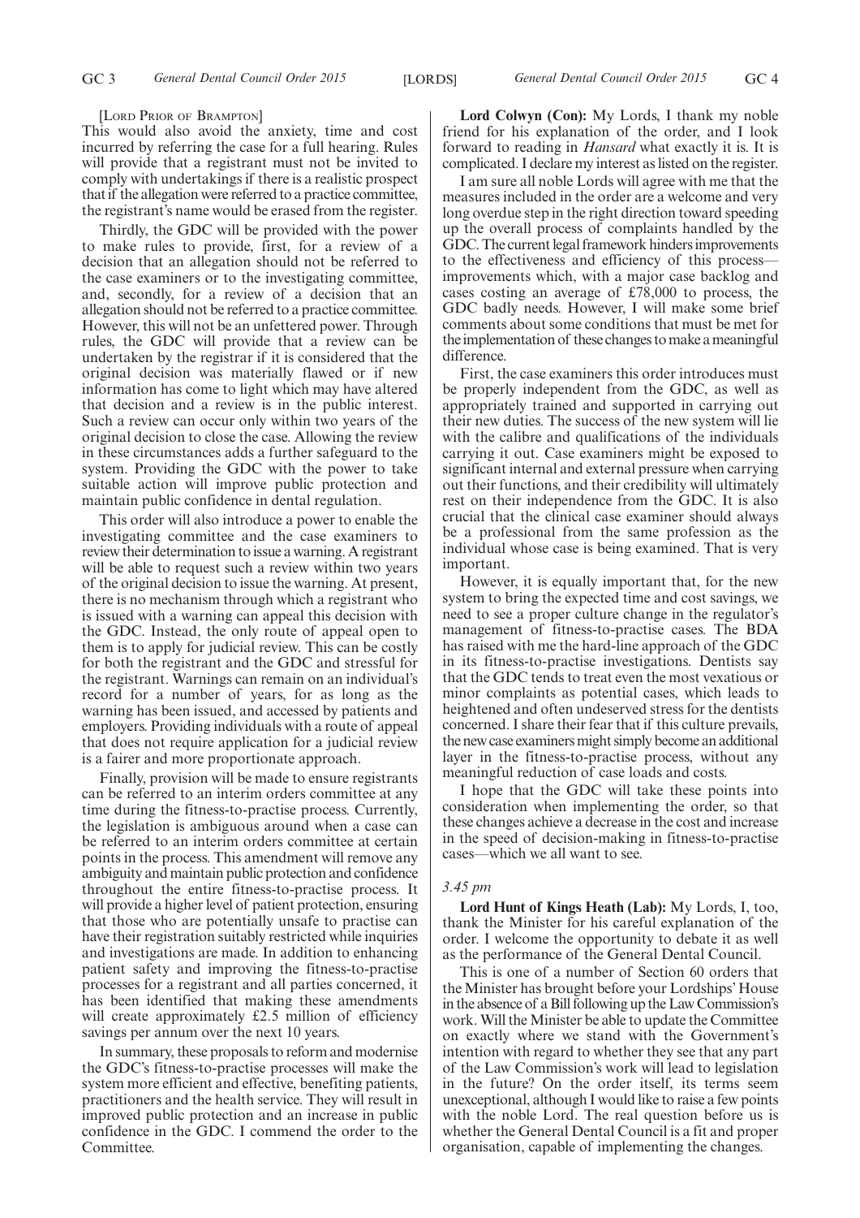[Lord Prior of Brampton]

This would also avoid the anxiety, time and cost incurred by referring the case for a full hearing. Rules will provide that a registrant must not be invited to comply with undertakings if there is a realistic prospect that if the allegation were referred to a practice committee, the registrant's name would be erased from the register.

Thirdly, the GDC will be provided with the power to make rules to provide, first, for a review of a decision that an allegation should not be referred to the case examiners or to the investigating committee, and, secondly, for a review of a decision that an allegation should not be referred to a practice committee. However, this will not be an unfettered power. Through rules, the GDC will provide that a review can be undertaken by the registrar if it is considered that the original decision was materially flawed or if new information has come to light which may have altered that decision and a review is in the public interest. Such a review can occur only within two years of the original decision to close the case. Allowing the review in these circumstances adds a further safeguard to the system. Providing the GDC with the power to take suitable action will improve public protection and maintain public confidence in dental regulation.

This order will also introduce a power to enable the investigating committee and the case examiners to review their determination to issue a warning. A registrant will be able to request such a review within two years of the original decision to issue the warning. At present, there is no mechanism through which a registrant who is issued with a warning can appeal this decision with the GDC. Instead, the only route of appeal open to them is to apply for judicial review. This can be costly for both the registrant and the GDC and stressful for the registrant. Warnings can remain on an individual's record for a number of years, for as long as the warning has been issued, and accessed by patients and employers. Providing individuals with a route of appeal that does not require application for a judicial review is a fairer and more proportionate approach.

Finally, provision will be made to ensure registrants can be referred to an interim orders committee at any time during the fitness-to-practise process. Currently, the legislation is ambiguous around when a case can be referred to an interim orders committee at certain points in the process. This amendment will remove any ambiguity and maintain public protection and confidence throughout the entire fitness-to-practise process. It will provide a higher level of patient protection, ensuring that those who are potentially unsafe to practise can have their registration suitably restricted while inquiries and investigations are made. In addition to enhancing patient safety and improving the fitness-to-practise processes for a registrant and all parties concerned, it has been identified that making these amendments will create approximately £2.5 million of efficiency savings per annum over the next 10 years.

In summary, these proposals to reform and modernise the GDC's fitness-to-practise processes will make the system more efficient and effective, benefiting patients, practitioners and the health service. They will result in improved public protection and an increase in public confidence in the GDC. I commend the order to the Committee.

**Lord Colwyn (Con):** My Lords, I thank my noble friend for his explanation of the order, and I look forward to reading in *Hansard* what exactly it is. It is complicated. I declare my interest as listed on the register.

I am sure all noble Lords will agree with me that the measures included in the order are a welcome and very long overdue step in the right direction toward speeding up the overall process of complaints handled by the GDC. The current legal framework hinders improvements to the effectiveness and efficiency of this process—improvements which, with a major case backlog and cases costing an average of £78,000 to process, the GDC badly needs. However, I will make some brief comments about some conditions that must be met for the implementation of these changes to make a meaningful difference.

First, the case examiners this order introduces must be properly independent from the GDC, as well as appropriately trained and supported in carrying out their new duties. The success of the new system will lie with the calibre and qualifications of the individuals carrying it out. Case examiners might be exposed to significant internal and external pressure when carrying out their functions, and their credibility will ultimately rest on their independence from the GDC. It is also crucial that the clinical case examiner should always be a professional from the same profession as the individual whose case is being examined. That is very important.

However, it is equally important that, for the new system to bring the expected time and cost savings, we need to see a proper culture change in the regulator's management of fitness-to-practise cases. The BDA has raised with me the hard-line approach of the GDC in its fitness-to-practise investigations. Dentists say that the GDC tends to treat even the most vexatious or minor complaints as potential cases, which leads to heightened and often undeserved stress for the dentists concerned. I share their fear that if this culture prevails, the new case examiners might simply become an additional layer in the fitness-to-practise process, without any meaningful reduction of case loads and costs.

I hope that the GDC will take these points into consideration when implementing the order, so that these changes achieve a decrease in the cost and increase in the speed of decision-making in fitness-to-practise cases—which we all want to see.

*3.45 pm*

**Lord Hunt of Kings Heath (Lab):** My Lords, I, too, thank the Minister for his careful explanation of the order. I welcome the opportunity to debate it as well as the performance of the General Dental Council.

This is one of a number of Section 60 orders that the Minister has brought before your Lordships' House in the absence of a Bill following up the Law Commission's work. Will the Minister be able to update the Committee on exactly where we stand with the Government's intention with regard to whether they see that any part of the Law Commission's work will lead to legislation in the future? On the order itself, its terms seem unexceptional, although I would like to raise a few points with the noble Lord. The real question before us is whether the General Dental Council is a fit and proper organisation, capable of implementing the changes.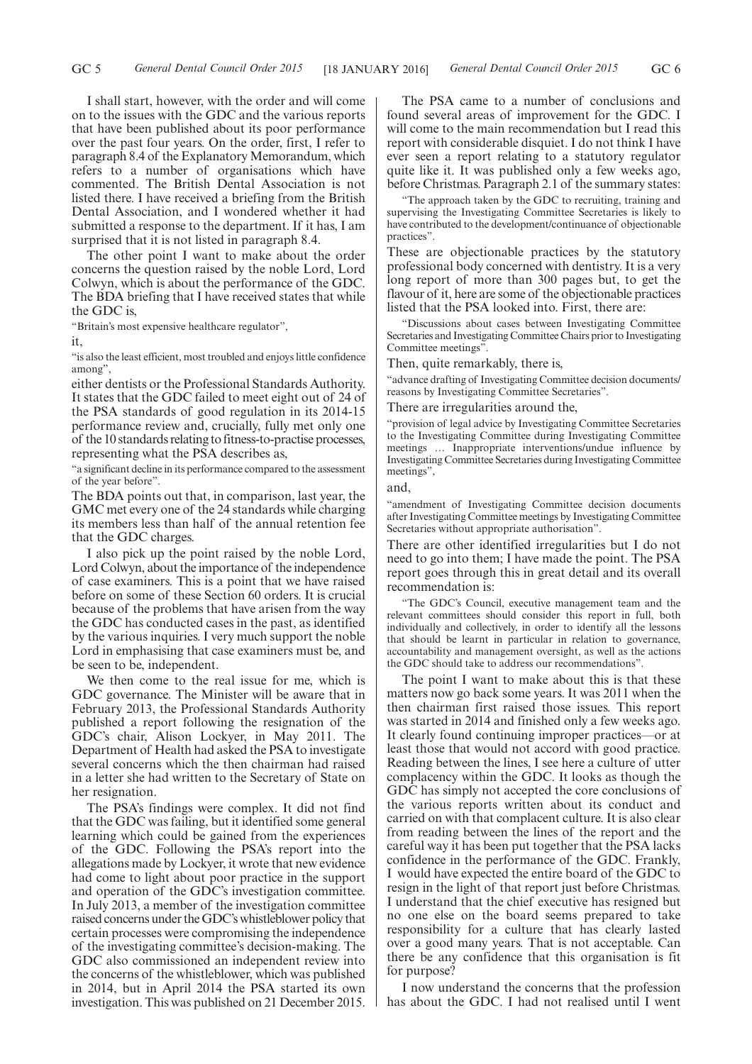I shall start, however, with the order and will come on to the issues with the GDC and the various reports that have been published about its poor performance over the past four years. On the order, first, I refer to paragraph 8.4 of the Explanatory Memorandum, which refers to a number of organisations which have commented. The British Dental Association is not listed there. I have received a briefing from the British Dental Association, and I wondered whether it had submitted a response to the department. If it has, I am surprised that it is not listed in paragraph 8.4.

The other point I want to make about the order concerns the question raised by the noble Lord, Lord Colwyn, which is about the performance of the GDC. The BDA briefing that I have received states that while the GDC is,

> "Britain's most expensive healthcare regulator",

it,

> "is also the least efficient, most troubled and enjoys little confidence among",

either dentists or the Professional Standards Authority. It states that the GDC failed to meet eight out of 24 of the PSA standards of good regulation in its 2014-15 performance review and, crucially, fully met only one of the 10 standards relating to fitness-to-practise processes, representing what the PSA describes as,

> "a significant decline in its performance compared to the assessment of the year before".

The BDA points out that, in comparison, last year, the GMC met every one of the 24 standards while charging its members less than half of the annual retention fee that the GDC charges.

I also pick up the point raised by the noble Lord, Lord Colwyn, about the importance of the independence of case examiners. This is a point that we have raised before on some of these Section 60 orders. It is crucial because of the problems that have arisen from the way the GDC has conducted cases in the past, as identified by the various inquiries. I very much support the noble Lord in emphasising that case examiners must be, and be seen to be, independent.

We then come to the real issue for me, which is GDC governance. The Minister will be aware that in February 2013, the Professional Standards Authority published a report following the resignation of the GDC's chair, Alison Lockyer, in May 2011. The Department of Health had asked the PSA to investigate several concerns which the then chairman had raised in a letter she had written to the Secretary of State on her resignation.

The PSA's findings were complex. It did not find that the GDC was failing, but it identified some general learning which could be gained from the experiences of the GDC. Following the PSA's report into the allegations made by Lockyer, it wrote that new evidence had come to light about poor practice in the support and operation of the GDC's investigation committee. In July 2013, a member of the investigation committee raised concerns under the GDC's whistleblower policy that certain processes were compromising the independence of the investigating committee's decision-making. The GDC also commissioned an independent review into the concerns of the whistleblower, which was published in 2014, but in April 2014 the PSA started its own investigation. This was published on 21 December 2015.

The PSA came to a number of conclusions and found several areas of improvement for the GDC. I will come to the main recommendation but I read this report with considerable disquiet. I do not think I have ever seen a report relating to a statutory regulator quite like it. It was published only a few weeks ago, before Christmas. Paragraph 2.1 of the summary states:

> "The approach taken by the GDC to recruiting, training and supervising the Investigating Committee Secretaries is likely to have contributed to the development/continuance of objectionable practices".

These are objectionable practices by the statutory professional body concerned with dentistry. It is a very long report of more than 300 pages but, to get the flavour of it, here are some of the objectionable practices listed that the PSA looked into. First, there are:

> "Discussions about cases between Investigating Committee Secretaries and Investigating Committee Chairs prior to Investigating Committee meetings".

Then, quite remarkably, there is,

> "advance drafting of Investigating Committee decision documents/ reasons by Investigating Committee Secretaries".

There are irregularities around the,

> "provision of legal advice by Investigating Committee Secretaries to the Investigating Committee during Investigating Committee meetings … Inappropriate interventions/undue influence by Investigating Committee Secretaries during Investigating Committee meetings",

and,

> "amendment of Investigating Committee decision documents after Investigating Committee meetings by Investigating Committee Secretaries without appropriate authorisation".

There are other identified irregularities but I do not need to go into them; I have made the point. The PSA report goes through this in great detail and its overall recommendation is:

> "The GDC's Council, executive management team and the relevant committees should consider this report in full, both individually and collectively, in order to identify all the lessons that should be learnt in particular in relation to governance, accountability and management oversight, as well as the actions the GDC should take to address our recommendations".

The point I want to make about this is that these matters now go back some years. It was 2011 when the then chairman first raised those issues. This report was started in 2014 and finished only a few weeks ago. It clearly found continuing improper practices—or at least those that would not accord with good practice. Reading between the lines, I see here a culture of utter complacency within the GDC. It looks as though the GDC has simply not accepted the core conclusions of the various reports written about its conduct and carried on with that complacent culture. It is also clear from reading between the lines of the report and the careful way it has been put together that the PSA lacks confidence in the performance of the GDC. Frankly, I would have expected the entire board of the GDC to resign in the light of that report just before Christmas. I understand that the chief executive has resigned but no one else on the board seems prepared to take responsibility for a culture that has clearly lasted over a good many years. That is not acceptable. Can there be any confidence that this organisation is fit for purpose?

I now understand the concerns that the profession has about the GDC. I had not realised until I went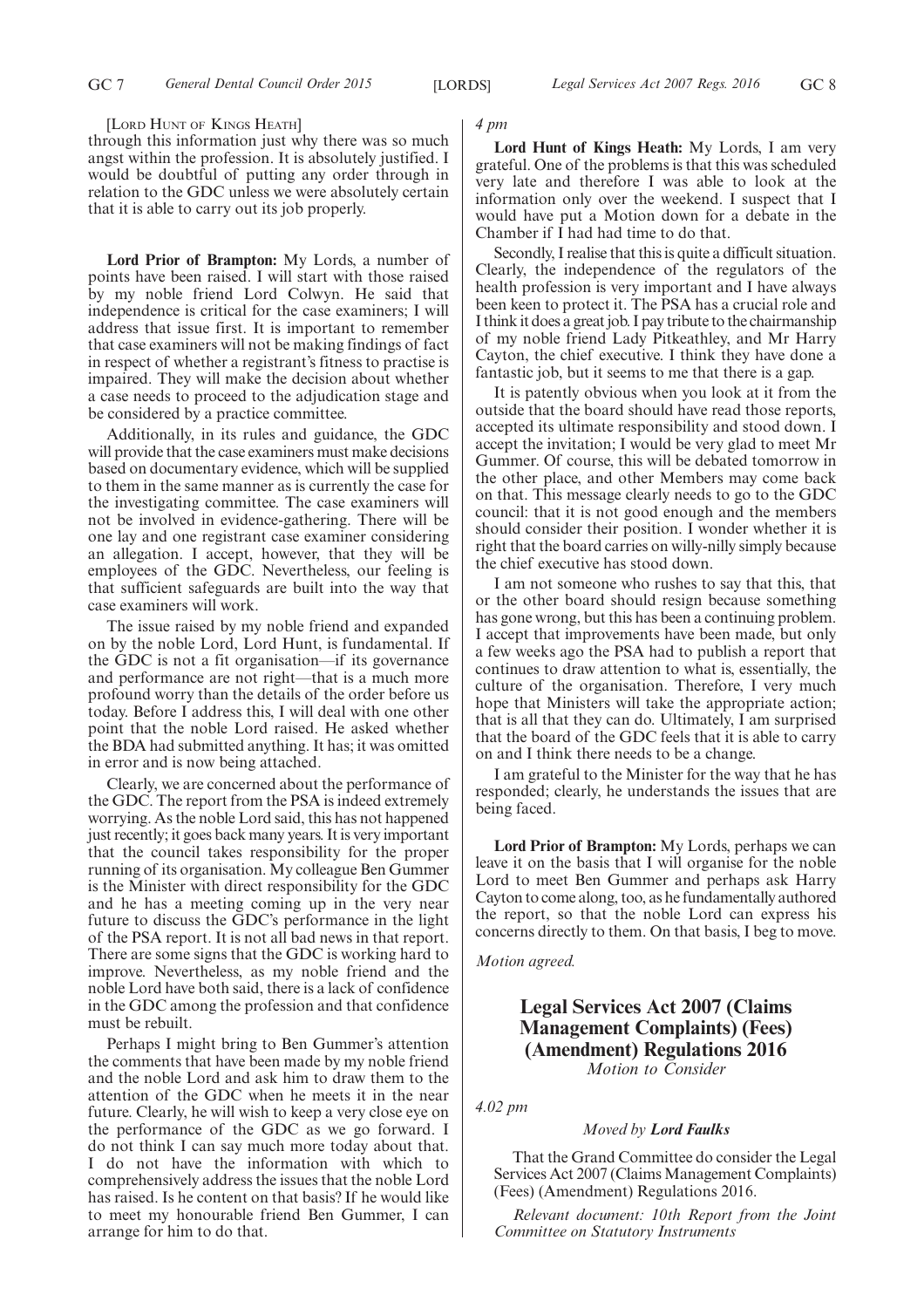[Lord Hunt of Kings Heath]

through this information just why there was so much angst within the profession. It is absolutely justified. I would be doubtful of putting any order through in relation to the GDC unless we were absolutely certain that it is able to carry out its job properly.

**Lord Prior of Brampton:** My Lords, a number of points have been raised. I will start with those raised by my noble friend Lord Colwyn. He said that independence is critical for the case examiners; I will address that issue first. It is important to remember that case examiners will not be making findings of fact in respect of whether a registrant's fitness to practise is impaired. They will make the decision about whether a case needs to proceed to the adjudication stage and be considered by a practice committee.

Additionally, in its rules and guidance, the GDC will provide that the case examiners must make decisions based on documentary evidence, which will be supplied to them in the same manner as is currently the case for the investigating committee. The case examiners will not be involved in evidence-gathering. There will be one lay and one registrant case examiner considering an allegation. I accept, however, that they will be employees of the GDC. Nevertheless, our feeling is that sufficient safeguards are built into the way that case examiners will work.

The issue raised by my noble friend and expanded on by the noble Lord, Lord Hunt, is fundamental. If the GDC is not a fit organisation—if its governance and performance are not right—that is a much more profound worry than the details of the order before us today. Before I address this, I will deal with one other point that the noble Lord raised. He asked whether the BDA had submitted anything. It has; it was omitted in error and is now being attached.

Clearly, we are concerned about the performance of the GDC. The report from the PSA is indeed extremely worrying. As the noble Lord said, this has not happened just recently; it goes back many years. It is very important that the council takes responsibility for the proper running of its organisation. My colleague Ben Gummer is the Minister with direct responsibility for the GDC and he has a meeting coming up in the very near future to discuss the GDC's performance in the light of the PSA report. It is not all bad news in that report. There are some signs that the GDC is working hard to improve. Nevertheless, as my noble friend and the noble Lord have both said, there is a lack of confidence in the GDC among the profession and that confidence must be rebuilt.

Perhaps I might bring to Ben Gummer's attention the comments that have been made by my noble friend and the noble Lord and ask him to draw them to the attention of the GDC when he meets it in the near future. Clearly, he will wish to keep a very close eye on the performance of the GDC as we go forward. I do not think I can say much more today about that. I do not have the information with which to comprehensively address the issues that the noble Lord has raised. Is he content on that basis? If he would like to meet my honourable friend Ben Gummer, I can arrange for him to do that.

*4 pm*

**Lord Hunt of Kings Heath:** My Lords, I am very grateful. One of the problems is that this was scheduled very late and therefore I was able to look at the information only over the weekend. I suspect that I would have put a Motion down for a debate in the Chamber if I had had time to do that.

Secondly, I realise that this is quite a difficult situation. Clearly, the independence of the regulators of the health profession is very important and I have always been keen to protect it. The PSA has a crucial role and I think it does a great job. I pay tribute to the chairmanship of my noble friend Lady Pitkeathley, and Mr Harry Cayton, the chief executive. I think they have done a fantastic job, but it seems to me that there is a gap.

It is patently obvious when you look at it from the outside that the board should have read those reports, accepted its ultimate responsibility and stood down. I accept the invitation; I would be very glad to meet Mr Gummer. Of course, this will be debated tomorrow in the other place, and other Members may come back on that. This message clearly needs to go to the GDC council: that it is not good enough and the members should consider their position. I wonder whether it is right that the board carries on willy-nilly simply because the chief executive has stood down.

I am not someone who rushes to say that this, that or the other board should resign because something has gone wrong, but this has been a continuing problem. I accept that improvements have been made, but only a few weeks ago the PSA had to publish a report that continues to draw attention to what is, essentially, the culture of the organisation. Therefore, I very much hope that Ministers will take the appropriate action; that is all that they can do. Ultimately, I am surprised that the board of the GDC feels that it is able to carry on and I think there needs to be a change.

I am grateful to the Minister for the way that he has responded; clearly, he understands the issues that are being faced.

**Lord Prior of Brampton:** My Lords, perhaps we can leave it on the basis that I will organise for the noble Lord to meet Ben Gummer and perhaps ask Harry Cayton to come along, too, as he fundamentally authored the report, so that the noble Lord can express his concerns directly to them. On that basis, I beg to move.

*Motion agreed.*

## Legal Services Act 2007 (Claims Management Complaints) (Fees) (Amendment) Regulations 2016

*Motion to Consider*

*4.02 pm*

*Moved by **Lord Faulks***

That the Grand Committee do consider the Legal Services Act 2007 (Claims Management Complaints) (Fees) (Amendment) Regulations 2016.

*Relevant document: 10th Report from the Joint Committee on Statutory Instruments*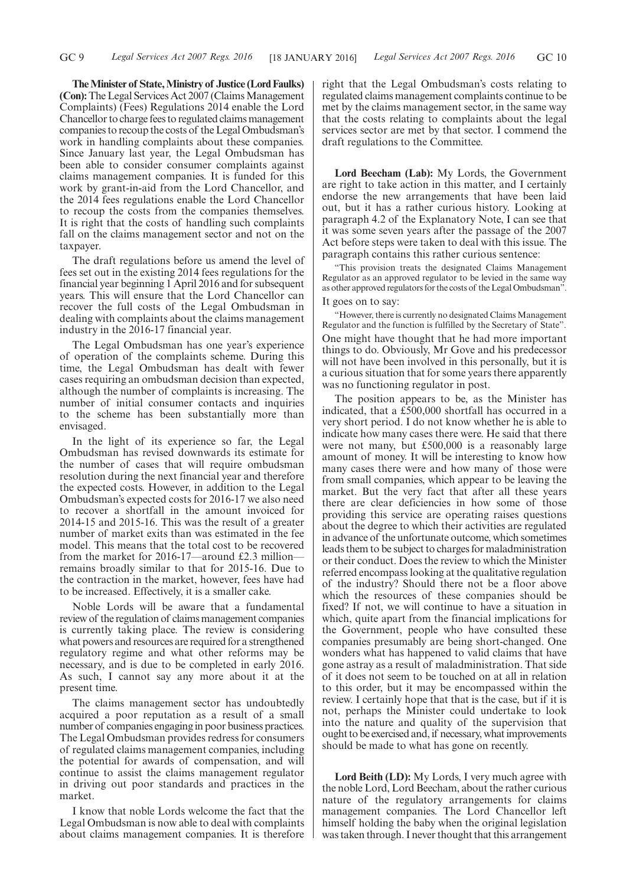**The Minister of State, Ministry of Justice (Lord Faulks) (Con):** The Legal Services Act 2007 (Claims Management Complaints) (Fees) Regulations 2014 enable the Lord Chancellor to charge fees to regulated claims management companies to recoup the costs of the Legal Ombudsman's work in handling complaints about these companies. Since January last year, the Legal Ombudsman has been able to consider consumer complaints against claims management companies. It is funded for this work by grant-in-aid from the Lord Chancellor, and the 2014 fees regulations enable the Lord Chancellor to recoup the costs from the companies themselves. It is right that the costs of handling such complaints fall on the claims management sector and not on the taxpayer.

The draft regulations before us amend the level of fees set out in the existing 2014 fees regulations for the financial year beginning 1 April 2016 and for subsequent years. This will ensure that the Lord Chancellor can recover the full costs of the Legal Ombudsman in dealing with complaints about the claims management industry in the 2016-17 financial year.

The Legal Ombudsman has one year's experience of operation of the complaints scheme. During this time, the Legal Ombudsman has dealt with fewer cases requiring an ombudsman decision than expected, although the number of complaints is increasing. The number of initial consumer contacts and inquiries to the scheme has been substantially more than envisaged.

In the light of its experience so far, the Legal Ombudsman has revised downwards its estimate for the number of cases that will require ombudsman resolution during the next financial year and therefore the expected costs. However, in addition to the Legal Ombudsman's expected costs for 2016-17 we also need to recover a shortfall in the amount invoiced for 2014-15 and 2015-16. This was the result of a greater number of market exits than was estimated in the fee model. This means that the total cost to be recovered from the market for 2016-17—around £2.3 million—remains broadly similar to that for 2015-16. Due to the contraction in the market, however, fees have had to be increased. Effectively, it is a smaller cake.

Noble Lords will be aware that a fundamental review of the regulation of claims management companies is currently taking place. The review is considering what powers and resources are required for a strengthened regulatory regime and what other reforms may be necessary, and is due to be completed in early 2016. As such, I cannot say any more about it at the present time.

The claims management sector has undoubtedly acquired a poor reputation as a result of a small number of companies engaging in poor business practices. The Legal Ombudsman provides redress for consumers of regulated claims management companies, including the potential for awards of compensation, and will continue to assist the claims management regulator in driving out poor standards and practices in the market.

I know that noble Lords welcome the fact that the Legal Ombudsman is now able to deal with complaints about claims management companies. It is therefore right that the Legal Ombudsman's costs relating to regulated claims management complaints continue to be met by the claims management sector, in the same way that the costs relating to complaints about the legal services sector are met by that sector. I commend the draft regulations to the Committee.

**Lord Beecham (Lab):** My Lords, the Government are right to take action in this matter, and I certainly endorse the new arrangements that have been laid out, but it has a rather curious history. Looking at paragraph 4.2 of the Explanatory Note, I can see that it was some seven years after the passage of the 2007 Act before steps were taken to deal with this issue. The paragraph contains this rather curious sentence:

"This provision treats the designated Claims Management Regulator as an approved regulator to be levied in the same way as other approved regulators for the costs of the Legal Ombudsman".

It goes on to say:

"However, there is currently no designated Claims Management Regulator and the function is fulfilled by the Secretary of State".

One might have thought that he had more important things to do. Obviously, Mr Gove and his predecessor will not have been involved in this personally, but it is a curious situation that for some years there apparently was no functioning regulator in post.

The position appears to be, as the Minister has indicated, that a £500,000 shortfall has occurred in a very short period. I do not know whether he is able to indicate how many cases there were. He said that there were not many, but £500,000 is a reasonably large amount of money. It will be interesting to know how many cases there were and how many of those were from small companies, which appear to be leaving the market. But the very fact that after all these years there are clear deficiencies in how some of those providing this service are operating raises questions about the degree to which their activities are regulated in advance of the unfortunate outcome, which sometimes leads them to be subject to charges for maladministration or their conduct. Does the review to which the Minister referred encompass looking at the qualitative regulation of the industry? Should there not be a floor above which the resources of these companies should be fixed? If not, we will continue to have a situation in which, quite apart from the financial implications for the Government, people who have consulted these companies presumably are being short-changed. One wonders what has happened to valid claims that have gone astray as a result of maladministration. That side of it does not seem to be touched on at all in relation to this order, but it may be encompassed within the review. I certainly hope that that is the case, but if it is not, perhaps the Minister could undertake to look into the nature and quality of the supervision that ought to be exercised and, if necessary, what improvements should be made to what has gone on recently.

**Lord Beith (LD):** My Lords, I very much agree with the noble Lord, Lord Beecham, about the rather curious nature of the regulatory arrangements for claims management companies. The Lord Chancellor left himself holding the baby when the original legislation was taken through. I never thought that this arrangement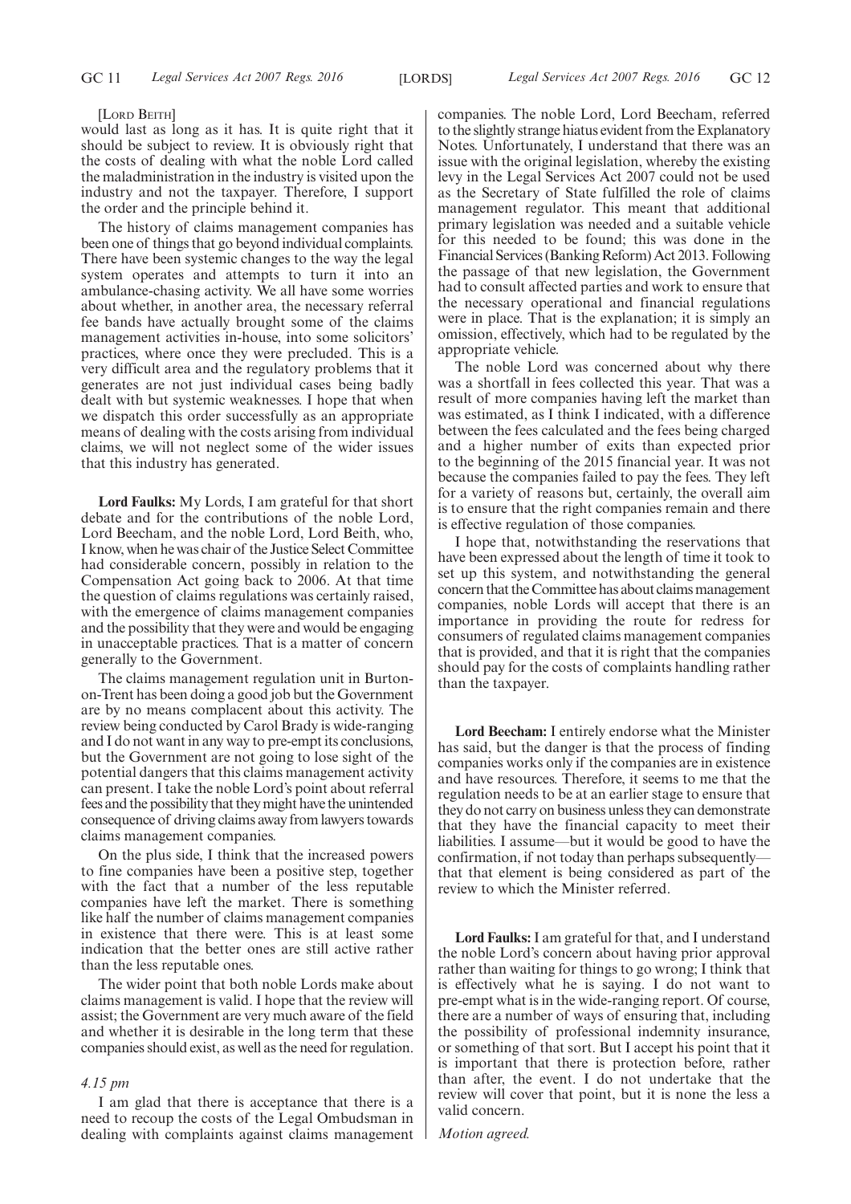[LORD BEITH]

would last as long as it has. It is quite right that it should be subject to review. It is obviously right that the costs of dealing with what the noble Lord called the maladministration in the industry is visited upon the industry and not the taxpayer. Therefore, I support the order and the principle behind it.

The history of claims management companies has been one of things that go beyond individual complaints. There have been systemic changes to the way the legal system operates and attempts to turn it into an ambulance-chasing activity. We all have some worries about whether, in another area, the necessary referral fee bands have actually brought some of the claims management activities in-house, into some solicitors' practices, where once they were precluded. This is a very difficult area and the regulatory problems that it generates are not just individual cases being badly dealt with but systemic weaknesses. I hope that when we dispatch this order successfully as an appropriate means of dealing with the costs arising from individual claims, we will not neglect some of the wider issues that this industry has generated.

**Lord Faulks:** My Lords, I am grateful for that short debate and for the contributions of the noble Lord, Lord Beecham, and the noble Lord, Lord Beith, who, I know, when he was chair of the Justice Select Committee had considerable concern, possibly in relation to the Compensation Act going back to 2006. At that time the question of claims regulations was certainly raised, with the emergence of claims management companies and the possibility that they were and would be engaging in unacceptable practices. That is a matter of concern generally to the Government.

The claims management regulation unit in Burton-on-Trent has been doing a good job but the Government are by no means complacent about this activity. The review being conducted by Carol Brady is wide-ranging and I do not want in any way to pre-empt its conclusions, but the Government are not going to lose sight of the potential dangers that this claims management activity can present. I take the noble Lord's point about referral fees and the possibility that they might have the unintended consequence of driving claims away from lawyers towards claims management companies.

On the plus side, I think that the increased powers to fine companies have been a positive step, together with the fact that a number of the less reputable companies have left the market. There is something like half the number of claims management companies in existence that there were. This is at least some indication that the better ones are still active rather than the less reputable ones.

The wider point that both noble Lords make about claims management is valid. I hope that the review will assist; the Government are very much aware of the field and whether it is desirable in the long term that these companies should exist, as well as the need for regulation.

*4.15 pm*

I am glad that there is acceptance that there is a need to recoup the costs of the Legal Ombudsman in dealing with complaints against claims management companies. The noble Lord, Lord Beecham, referred to the slightly strange hiatus evident from the Explanatory Notes. Unfortunately, I understand that there was an issue with the original legislation, whereby the existing levy in the Legal Services Act 2007 could not be used as the Secretary of State fulfilled the role of claims management regulator. This meant that additional primary legislation was needed and a suitable vehicle for this needed to be found; this was done in the Financial Services (Banking Reform) Act 2013. Following the passage of that new legislation, the Government had to consult affected parties and work to ensure that the necessary operational and financial regulations were in place. That is the explanation; it is simply an omission, effectively, which had to be regulated by the appropriate vehicle.

The noble Lord was concerned about why there was a shortfall in fees collected this year. That was a result of more companies having left the market than was estimated, as I think I indicated, with a difference between the fees calculated and the fees being charged and a higher number of exits than expected prior to the beginning of the 2015 financial year. It was not because the companies failed to pay the fees. They left for a variety of reasons but, certainly, the overall aim is to ensure that the right companies remain and there is effective regulation of those companies.

I hope that, notwithstanding the reservations that have been expressed about the length of time it took to set up this system, and notwithstanding the general concern that the Committee has about claims management companies, noble Lords will accept that there is an importance in providing the route for redress for consumers of regulated claims management companies that is provided, and that it is right that the companies should pay for the costs of complaints handling rather than the taxpayer.

**Lord Beecham:** I entirely endorse what the Minister has said, but the danger is that the process of finding companies works only if the companies are in existence and have resources. Therefore, it seems to me that the regulation needs to be at an earlier stage to ensure that they do not carry on business unless they can demonstrate that they have the financial capacity to meet their liabilities. I assume—but it would be good to have the confirmation, if not today than perhaps subsequently—that that element is being considered as part of the review to which the Minister referred.

**Lord Faulks:** I am grateful for that, and I understand the noble Lord's concern about having prior approval rather than waiting for things to go wrong; I think that is effectively what he is saying. I do not want to pre-empt what is in the wide-ranging report. Of course, there are a number of ways of ensuring that, including the possibility of professional indemnity insurance, or something of that sort. But I accept his point that it is important that there is protection before, rather than after, the event. I do not undertake that the review will cover that point, but it is none the less a valid concern.

*Motion agreed.*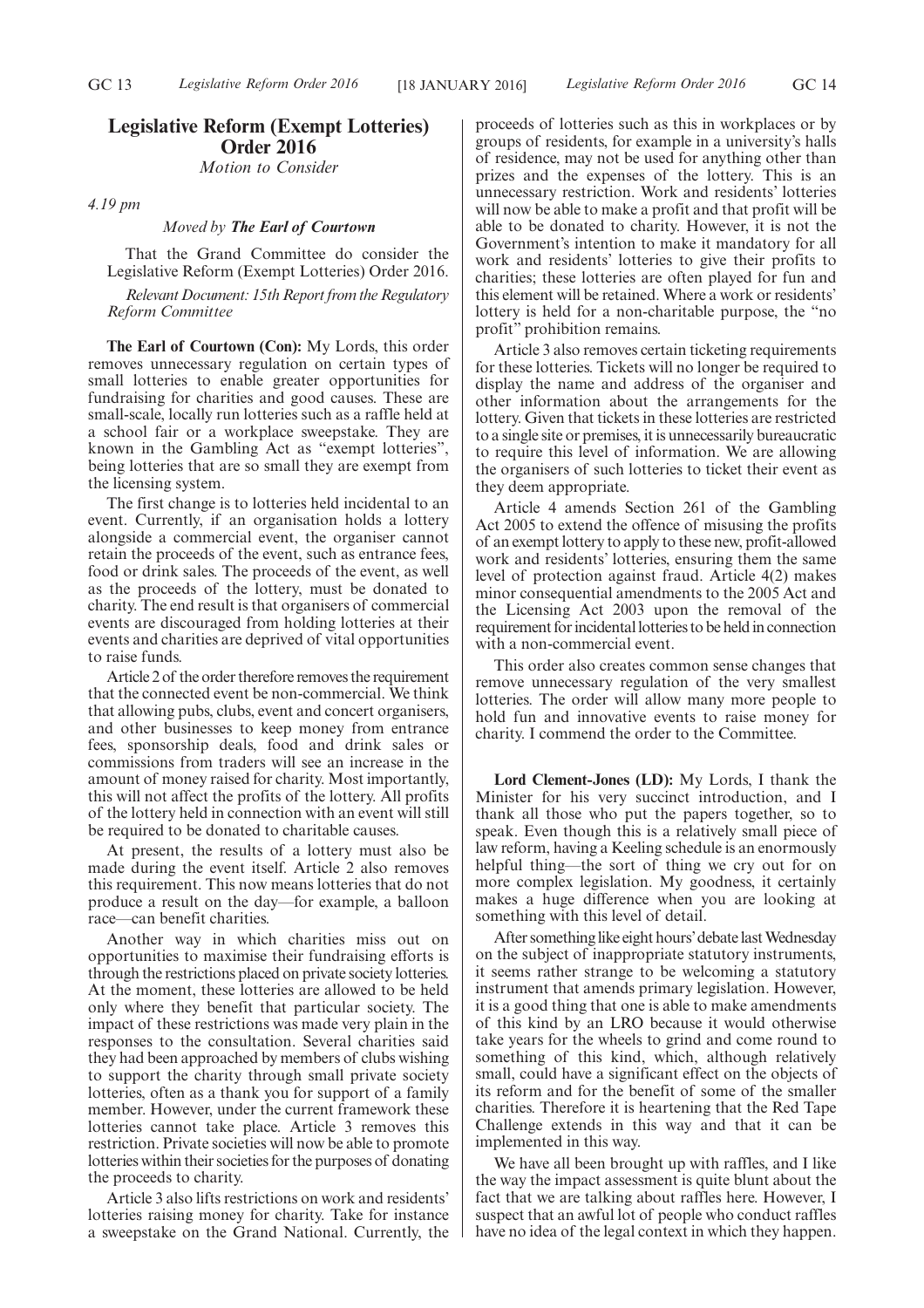## Legislative Reform (Exempt Lotteries) Order 2016

*Motion to Consider*

*4.19 pm*

*Moved by* ***The Earl of Courtown***

That the Grand Committee do consider the Legislative Reform (Exempt Lotteries) Order 2016.

*Relevant Document: 15th Report from the Regulatory Reform Committee*

**The Earl of Courtown (Con):** My Lords, this order removes unnecessary regulation on certain types of small lotteries to enable greater opportunities for fundraising for charities and good causes. These are small-scale, locally run lotteries such as a raffle held at a school fair or a workplace sweepstake. They are known in the Gambling Act as "exempt lotteries", being lotteries that are so small they are exempt from the licensing system.

The first change is to lotteries held incidental to an event. Currently, if an organisation holds a lottery alongside a commercial event, the organiser cannot retain the proceeds of the event, such as entrance fees, food or drink sales. The proceeds of the event, as well as the proceeds of the lottery, must be donated to charity. The end result is that organisers of commercial events are discouraged from holding lotteries at their events and charities are deprived of vital opportunities to raise funds.

Article 2 of the order therefore removes the requirement that the connected event be non-commercial. We think that allowing pubs, clubs, event and concert organisers, and other businesses to keep money from entrance fees, sponsorship deals, food and drink sales or commissions from traders will see an increase in the amount of money raised for charity. Most importantly, this will not affect the profits of the lottery. All profits of the lottery held in connection with an event will still be required to be donated to charitable causes.

At present, the results of a lottery must also be made during the event itself. Article 2 also removes this requirement. This now means lotteries that do not produce a result on the day—for example, a balloon race—can benefit charities.

Another way in which charities miss out on opportunities to maximise their fundraising efforts is through the restrictions placed on private society lotteries. At the moment, these lotteries are allowed to be held only where they benefit that particular society. The impact of these restrictions was made very plain in the responses to the consultation. Several charities said they had been approached by members of clubs wishing to support the charity through small private society lotteries, often as a thank you for support of a family member. However, under the current framework these lotteries cannot take place. Article 3 removes this restriction. Private societies will now be able to promote lotteries within their societies for the purposes of donating the proceeds to charity.

Article 3 also lifts restrictions on work and residents' lotteries raising money for charity. Take for instance a sweepstake on the Grand National. Currently, the proceeds of lotteries such as this in workplaces or by groups of residents, for example in a university's halls of residence, may not be used for anything other than prizes and the expenses of the lottery. This is an unnecessary restriction. Work and residents' lotteries will now be able to make a profit and that profit will be able to be donated to charity. However, it is not the Government's intention to make it mandatory for all work and residents' lotteries to give their profits to charities; these lotteries are often played for fun and this element will be retained. Where a work or residents' lottery is held for a non-charitable purpose, the "no profit" prohibition remains.

Article 3 also removes certain ticketing requirements for these lotteries. Tickets will no longer be required to display the name and address of the organiser and other information about the arrangements for the lottery. Given that tickets in these lotteries are restricted to a single site or premises, it is unnecessarily bureaucratic to require this level of information. We are allowing the organisers of such lotteries to ticket their event as they deem appropriate.

Article 4 amends Section 261 of the Gambling Act 2005 to extend the offence of misusing the profits of an exempt lottery to apply to these new, profit-allowed work and residents' lotteries, ensuring them the same level of protection against fraud. Article 4(2) makes minor consequential amendments to the 2005 Act and the Licensing Act 2003 upon the removal of the requirement for incidental lotteries to be held in connection with a non-commercial event.

This order also creates common sense changes that remove unnecessary regulation of the very smallest lotteries. The order will allow many more people to hold fun and innovative events to raise money for charity. I commend the order to the Committee.

**Lord Clement-Jones (LD):** My Lords, I thank the Minister for his very succinct introduction, and I thank all those who put the papers together, so to speak. Even though this is a relatively small piece of law reform, having a Keeling schedule is an enormously helpful thing—the sort of thing we cry out for on more complex legislation. My goodness, it certainly makes a huge difference when you are looking at something with this level of detail.

After something like eight hours' debate last Wednesday on the subject of inappropriate statutory instruments, it seems rather strange to be welcoming a statutory instrument that amends primary legislation. However, it is a good thing that one is able to make amendments of this kind by an LRO because it would otherwise take years for the wheels to grind and come round to something of this kind, which, although relatively small, could have a significant effect on the objects of its reform and for the benefit of some of the smaller charities. Therefore it is heartening that the Red Tape Challenge extends in this way and that it can be implemented in this way.

We have all been brought up with raffles, and I like the way the impact assessment is quite blunt about the fact that we are talking about raffles here. However, I suspect that an awful lot of people who conduct raffles have no idea of the legal context in which they happen.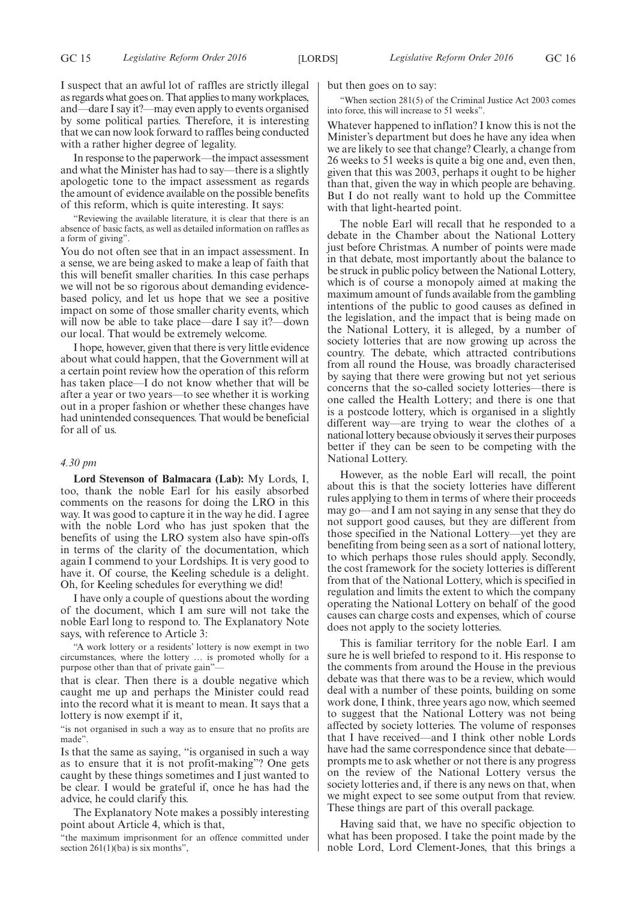I suspect that an awful lot of raffles are strictly illegal as regards what goes on. That applies to many workplaces, and—dare I say it?—may even apply to events organised by some political parties. Therefore, it is interesting that we can now look forward to raffles being conducted with a rather higher degree of legality.

In response to the paperwork—the impact assessment and what the Minister has had to say—there is a slightly apologetic tone to the impact assessment as regards the amount of evidence available on the possible benefits of this reform, which is quite interesting. It says:

"Reviewing the available literature, it is clear that there is an absence of basic facts, as well as detailed information on raffles as a form of giving".

You do not often see that in an impact assessment. In a sense, we are being asked to make a leap of faith that this will benefit smaller charities. In this case perhaps we will not be so rigorous about demanding evidence-based policy, and let us hope that we see a positive impact on some of those smaller charity events, which will now be able to take place—dare I say it?—down our local. That would be extremely welcome.

I hope, however, given that there is very little evidence about what could happen, that the Government will at a certain point review how the operation of this reform has taken place—I do not know whether that will be after a year or two years—to see whether it is working out in a proper fashion or whether these changes have had unintended consequences. That would be beneficial for all of us.

*4.30 pm*

**Lord Stevenson of Balmacara (Lab):** My Lords, I, too, thank the noble Earl for his easily absorbed comments on the reasons for doing the LRO in this way. It was good to capture it in the way he did. I agree with the noble Lord who has just spoken that the benefits of using the LRO system also have spin-offs in terms of the clarity of the documentation, which again I commend to your Lordships. It is very good to have it. Of course, the Keeling schedule is a delight. Oh, for Keeling schedules for everything we did!

I have only a couple of questions about the wording of the document, which I am sure will not take the noble Earl long to respond to. The Explanatory Note says, with reference to Article 3:

"A work lottery or a residents' lottery is now exempt in two circumstances, where the lottery … is promoted wholly for a purpose other than that of private gain"—

that is clear. Then there is a double negative which caught me up and perhaps the Minister could read into the record what it is meant to mean. It says that a lottery is now exempt if it,

"is not organised in such a way as to ensure that no profits are made".

Is that the same as saying, "is organised in such a way as to ensure that it is not profit-making"? One gets caught by these things sometimes and I just wanted to be clear. I would be grateful if, once he has had the advice, he could clarify this.

The Explanatory Note makes a possibly interesting point about Article 4, which is that,

"the maximum imprisonment for an offence committed under section 261(1)(ba) is six months",

but then goes on to say:

"When section 281(5) of the Criminal Justice Act 2003 comes into force, this will increase to 51 weeks".

Whatever happened to inflation? I know this is not the Minister's department but does he have any idea when we are likely to see that change? Clearly, a change from 26 weeks to 51 weeks is quite a big one and, even then, given that this was 2003, perhaps it ought to be higher than that, given the way in which people are behaving. But I do not really want to hold up the Committee with that light-hearted point.

The noble Earl will recall that he responded to a debate in the Chamber about the National Lottery just before Christmas. A number of points were made in that debate, most importantly about the balance to be struck in public policy between the National Lottery, which is of course a monopoly aimed at making the maximum amount of funds available from the gambling intentions of the public to good causes as defined in the legislation, and the impact that is being made on the National Lottery, it is alleged, by a number of society lotteries that are now growing up across the country. The debate, which attracted contributions from all round the House, was broadly characterised by saying that there were growing but not yet serious concerns that the so-called society lotteries—there is one called the Health Lottery; and there is one that is a postcode lottery, which is organised in a slightly different way—are trying to wear the clothes of a national lottery because obviously it serves their purposes better if they can be seen to be competing with the National Lottery.

However, as the noble Earl will recall, the point about this is that the society lotteries have different rules applying to them in terms of where their proceeds may go—and I am not saying in any sense that they do not support good causes, but they are different from those specified in the National Lottery—yet they are benefiting from being seen as a sort of national lottery, to which perhaps those rules should apply. Secondly, the cost framework for the society lotteries is different from that of the National Lottery, which is specified in regulation and limits the extent to which the company operating the National Lottery on behalf of the good causes can charge costs and expenses, which of course does not apply to the society lotteries.

This is familiar territory for the noble Earl. I am sure he is well briefed to respond to it. His response to the comments from around the House in the previous debate was that there was to be a review, which would deal with a number of these points, building on some work done, I think, three years ago now, which seemed to suggest that the National Lottery was not being affected by society lotteries. The volume of responses that I have received—and I think other noble Lords have had the same correspondence since that debate—prompts me to ask whether or not there is any progress on the review of the National Lottery versus the society lotteries and, if there is any news on that, when we might expect to see some output from that review. These things are part of this overall package.

Having said that, we have no specific objection to what has been proposed. I take the point made by the noble Lord, Lord Clement-Jones, that this brings a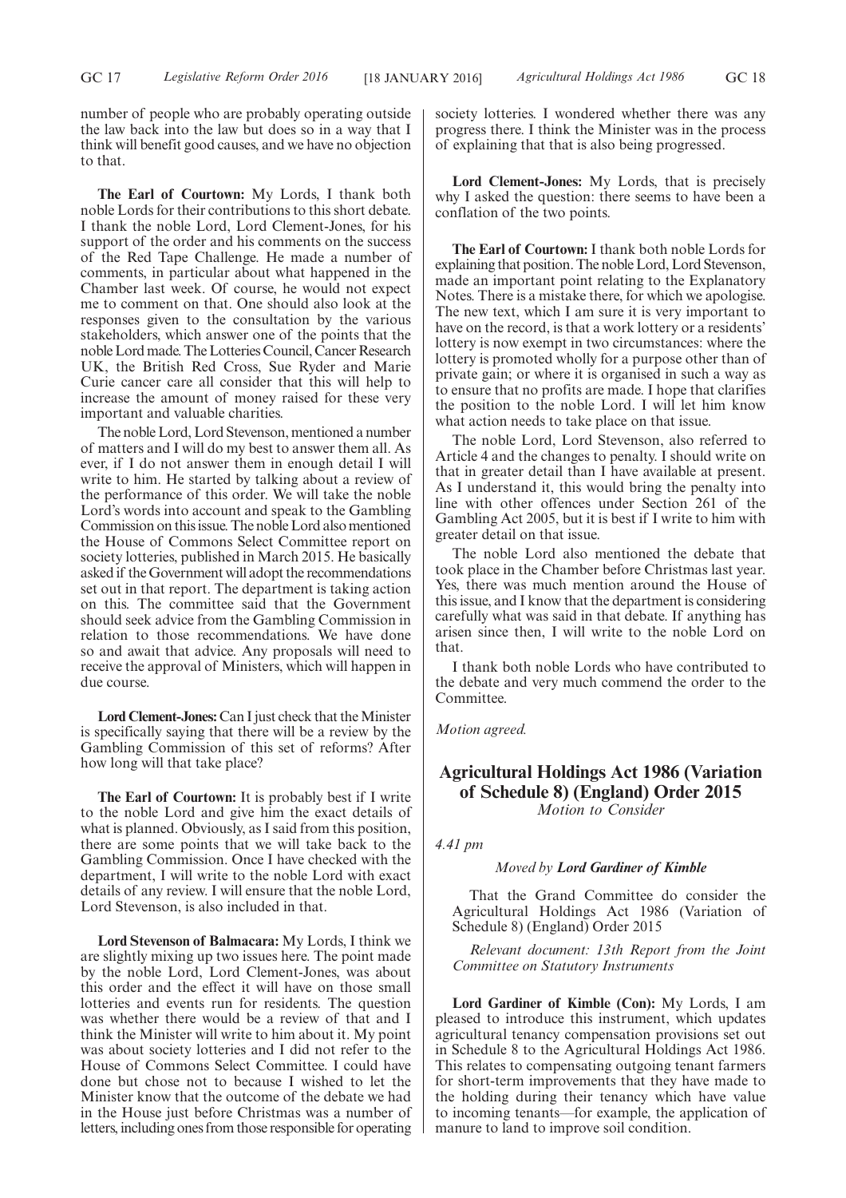number of people who are probably operating outside the law back into the law but does so in a way that I think will benefit good causes, and we have no objection to that.

**The Earl of Courtown:** My Lords, I thank both noble Lords for their contributions to this short debate. I thank the noble Lord, Lord Clement-Jones, for his support of the order and his comments on the success of the Red Tape Challenge. He made a number of comments, in particular about what happened in the Chamber last week. Of course, he would not expect me to comment on that. One should also look at the responses given to the consultation by the various stakeholders, which answer one of the points that the noble Lord made. The Lotteries Council, Cancer Research UK, the British Red Cross, Sue Ryder and Marie Curie cancer care all consider that this will help to increase the amount of money raised for these very important and valuable charities.

The noble Lord, Lord Stevenson, mentioned a number of matters and I will do my best to answer them all. As ever, if I do not answer them in enough detail I will write to him. He started by talking about a review of the performance of this order. We will take the noble Lord's words into account and speak to the Gambling Commission on this issue. The noble Lord also mentioned the House of Commons Select Committee report on society lotteries, published in March 2015. He basically asked if the Government will adopt the recommendations set out in that report. The department is taking action on this. The committee said that the Government should seek advice from the Gambling Commission in relation to those recommendations. We have done so and await that advice. Any proposals will need to receive the approval of Ministers, which will happen in due course.

**Lord Clement-Jones:** Can I just check that the Minister is specifically saying that there will be a review by the Gambling Commission of this set of reforms? After how long will that take place?

**The Earl of Courtown:** It is probably best if I write to the noble Lord and give him the exact details of what is planned. Obviously, as I said from this position, there are some points that we will take back to the Gambling Commission. Once I have checked with the department, I will write to the noble Lord with exact details of any review. I will ensure that the noble Lord, Lord Stevenson, is also included in that.

**Lord Stevenson of Balmacara:** My Lords, I think we are slightly mixing up two issues here. The point made by the noble Lord, Lord Clement-Jones, was about this order and the effect it will have on those small lotteries and events run for residents. The question was whether there would be a review of that and I think the Minister will write to him about it. My point was about society lotteries and I did not refer to the House of Commons Select Committee. I could have done but chose not to because I wished to let the Minister know that the outcome of the debate we had in the House just before Christmas was a number of letters, including ones from those responsible for operating society lotteries. I wondered whether there was any progress there. I think the Minister was in the process of explaining that that is also being progressed.

**Lord Clement-Jones:** My Lords, that is precisely why I asked the question: there seems to have been a conflation of the two points.

**The Earl of Courtown:** I thank both noble Lords for explaining that position. The noble Lord, Lord Stevenson, made an important point relating to the Explanatory Notes. There is a mistake there, for which we apologise. The new text, which I am sure it is very important to have on the record, is that a work lottery or a residents' lottery is now exempt in two circumstances: where the lottery is promoted wholly for a purpose other than of private gain; or where it is organised in such a way as to ensure that no profits are made. I hope that clarifies the position to the noble Lord. I will let him know what action needs to take place on that issue.

The noble Lord, Lord Stevenson, also referred to Article 4 and the changes to penalty. I should write on that in greater detail than I have available at present. As I understand it, this would bring the penalty into line with other offences under Section 261 of the Gambling Act 2005, but it is best if I write to him with greater detail on that issue.

The noble Lord also mentioned the debate that took place in the Chamber before Christmas last year. Yes, there was much mention around the House of this issue, and I know that the department is considering carefully what was said in that debate. If anything has arisen since then, I will write to the noble Lord on that.

I thank both noble Lords who have contributed to the debate and very much commend the order to the Committee.

*Motion agreed.*

## Agricultural Holdings Act 1986 (Variation of Schedule 8) (England) Order 2015

*Motion to Consider*

*4.41 pm*

*Moved by **Lord Gardiner of Kimble***

That the Grand Committee do consider the Agricultural Holdings Act 1986 (Variation of Schedule 8) (England) Order 2015

*Relevant document: 13th Report from the Joint Committee on Statutory Instruments*

**Lord Gardiner of Kimble (Con):** My Lords, I am pleased to introduce this instrument, which updates agricultural tenancy compensation provisions set out in Schedule 8 to the Agricultural Holdings Act 1986. This relates to compensating outgoing tenant farmers for short-term improvements that they have made to the holding during their tenancy which have value to incoming tenants—for example, the application of manure to land to improve soil condition.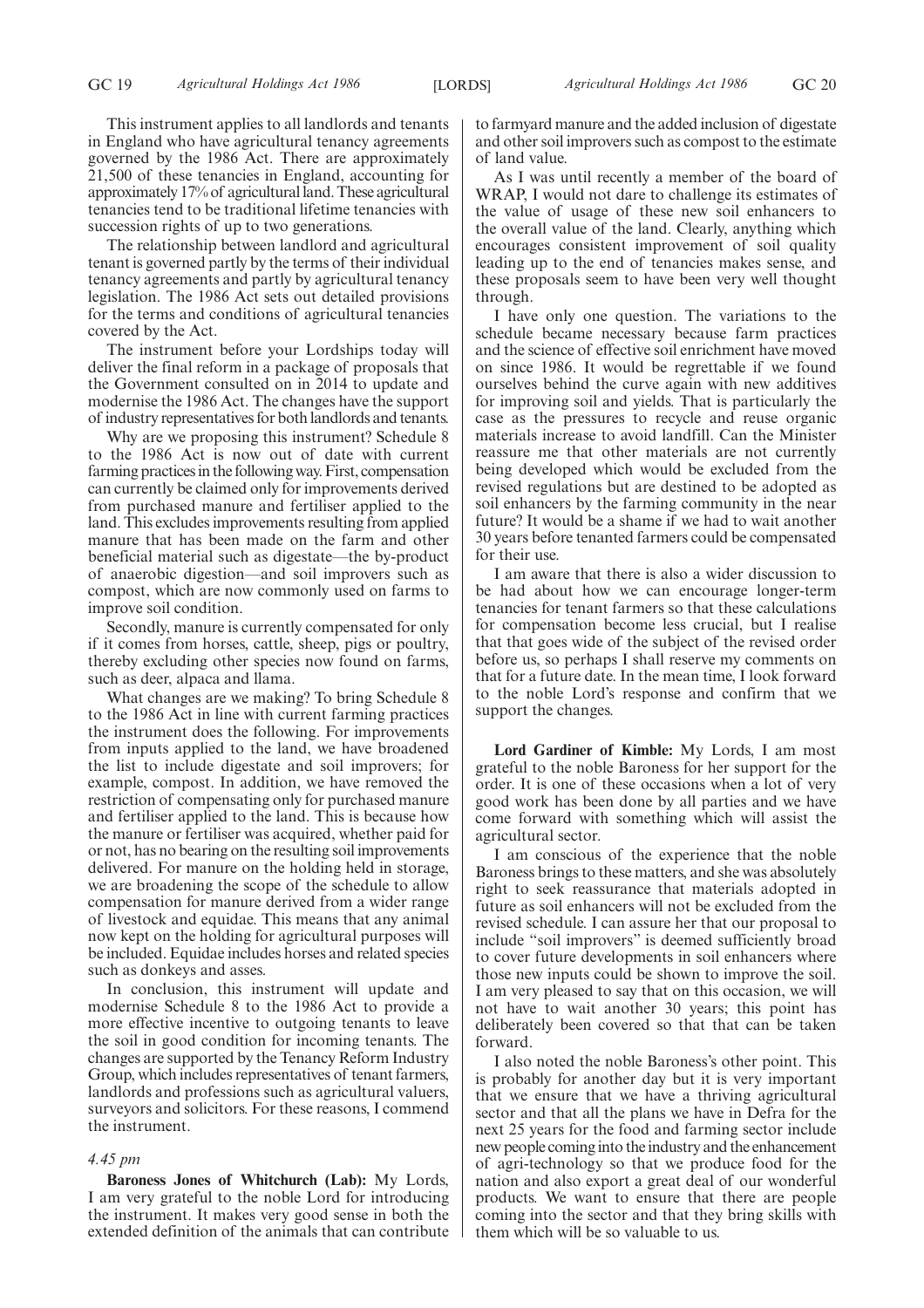This instrument applies to all landlords and tenants in England who have agricultural tenancy agreements governed by the 1986 Act. There are approximately 21,500 of these tenancies in England, accounting for approximately 17% of agricultural land. These agricultural tenancies tend to be traditional lifetime tenancies with succession rights of up to two generations.

The relationship between landlord and agricultural tenant is governed partly by the terms of their individual tenancy agreements and partly by agricultural tenancy legislation. The 1986 Act sets out detailed provisions for the terms and conditions of agricultural tenancies covered by the Act.

The instrument before your Lordships today will deliver the final reform in a package of proposals that the Government consulted on in 2014 to update and modernise the 1986 Act. The changes have the support of industry representatives for both landlords and tenants.

Why are we proposing this instrument? Schedule 8 to the 1986 Act is now out of date with current farming practices in the following way. First, compensation can currently be claimed only for improvements derived from purchased manure and fertiliser applied to the land. This excludes improvements resulting from applied manure that has been made on the farm and other beneficial material such as digestate—the by-product of anaerobic digestion—and soil improvers such as compost, which are now commonly used on farms to improve soil condition.

Secondly, manure is currently compensated for only if it comes from horses, cattle, sheep, pigs or poultry, thereby excluding other species now found on farms, such as deer, alpaca and llama.

What changes are we making? To bring Schedule 8 to the 1986 Act in line with current farming practices the instrument does the following. For improvements from inputs applied to the land, we have broadened the list to include digestate and soil improvers; for example, compost. In addition, we have removed the restriction of compensating only for purchased manure and fertiliser applied to the land. This is because how the manure or fertiliser was acquired, whether paid for or not, has no bearing on the resulting soil improvements delivered. For manure on the holding held in storage, we are broadening the scope of the schedule to allow compensation for manure derived from a wider range of livestock and equidae. This means that any animal now kept on the holding for agricultural purposes will be included. Equidae includes horses and related species such as donkeys and asses.

In conclusion, this instrument will update and modernise Schedule 8 to the 1986 Act to provide a more effective incentive to outgoing tenants to leave the soil in good condition for incoming tenants. The changes are supported by the Tenancy Reform Industry Group, which includes representatives of tenant farmers, landlords and professions such as agricultural valuers, surveyors and solicitors. For these reasons, I commend the instrument.

*4.45 pm*

**Baroness Jones of Whitchurch (Lab):** My Lords, I am very grateful to the noble Lord for introducing the instrument. It makes very good sense in both the extended definition of the animals that can contribute to farmyard manure and the added inclusion of digestate and other soil improvers such as compost to the estimate of land value.

As I was until recently a member of the board of WRAP, I would not dare to challenge its estimates of the value of usage of these new soil enhancers to the overall value of the land. Clearly, anything which encourages consistent improvement of soil quality leading up to the end of tenancies makes sense, and these proposals seem to have been very well thought through.

I have only one question. The variations to the schedule became necessary because farm practices and the science of effective soil enrichment have moved on since 1986. It would be regrettable if we found ourselves behind the curve again with new additives for improving soil and yields. That is particularly the case as the pressures to recycle and reuse organic materials increase to avoid landfill. Can the Minister reassure me that other materials are not currently being developed which would be excluded from the revised regulations but are destined to be adopted as soil enhancers by the farming community in the near future? It would be a shame if we had to wait another 30 years before tenanted farmers could be compensated for their use.

I am aware that there is also a wider discussion to be had about how we can encourage longer-term tenancies for tenant farmers so that these calculations for compensation become less crucial, but I realise that that goes wide of the subject of the revised order before us, so perhaps I shall reserve my comments on that for a future date. In the mean time, I look forward to the noble Lord's response and confirm that we support the changes.

**Lord Gardiner of Kimble:** My Lords, I am most grateful to the noble Baroness for her support for the order. It is one of these occasions when a lot of very good work has been done by all parties and we have come forward with something which will assist the agricultural sector.

I am conscious of the experience that the noble Baroness brings to these matters, and she was absolutely right to seek reassurance that materials adopted in future as soil enhancers will not be excluded from the revised schedule. I can assure her that our proposal to include "soil improvers" is deemed sufficiently broad to cover future developments in soil enhancers where those new inputs could be shown to improve the soil. I am very pleased to say that on this occasion, we will not have to wait another 30 years; this point has deliberately been covered so that that can be taken forward.

I also noted the noble Baroness's other point. This is probably for another day but it is very important that we ensure that we have a thriving agricultural sector and that all the plans we have in Defra for the next 25 years for the food and farming sector include new people coming into the industry and the enhancement of agri-technology so that we produce food for the nation and also export a great deal of our wonderful products. We want to ensure that there are people coming into the sector and that they bring skills with them which will be so valuable to us.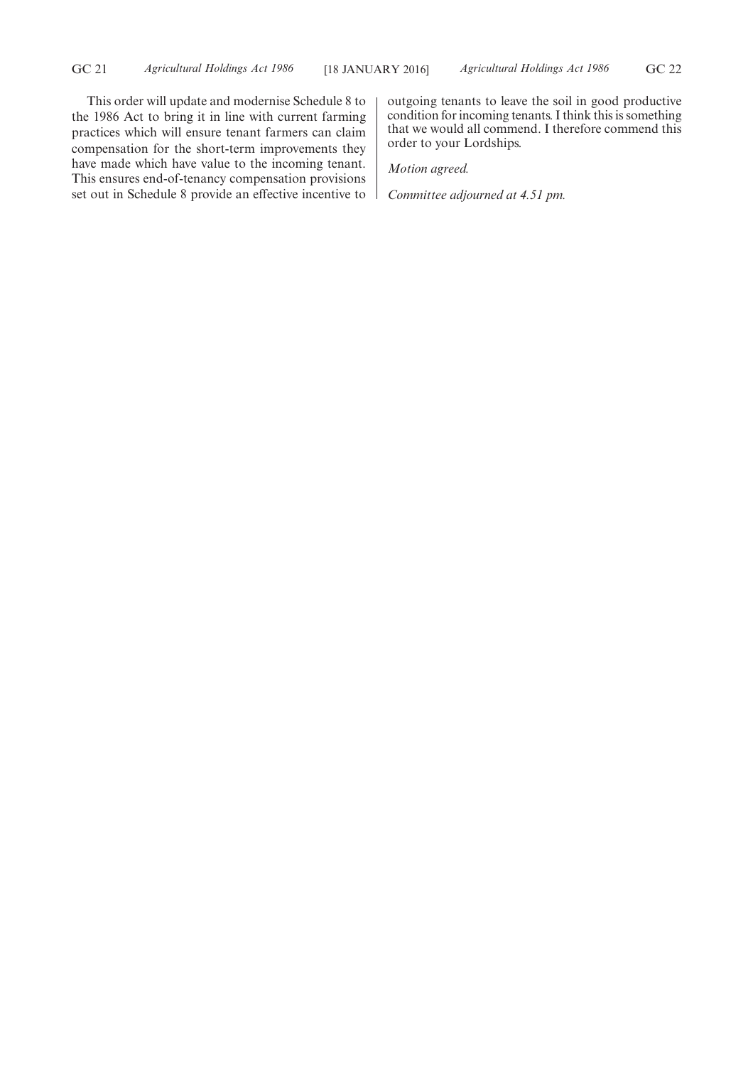This order will update and modernise Schedule 8 to the 1986 Act to bring it in line with current farming practices which will ensure tenant farmers can claim compensation for the short-term improvements they have made which have value to the incoming tenant. This ensures end-of-tenancy compensation provisions set out in Schedule 8 provide an effective incentive to outgoing tenants to leave the soil in good productive condition for incoming tenants. I think this is something that we would all commend. I therefore commend this order to your Lordships.

*Motion agreed.*

*Committee adjourned at 4.51 pm.*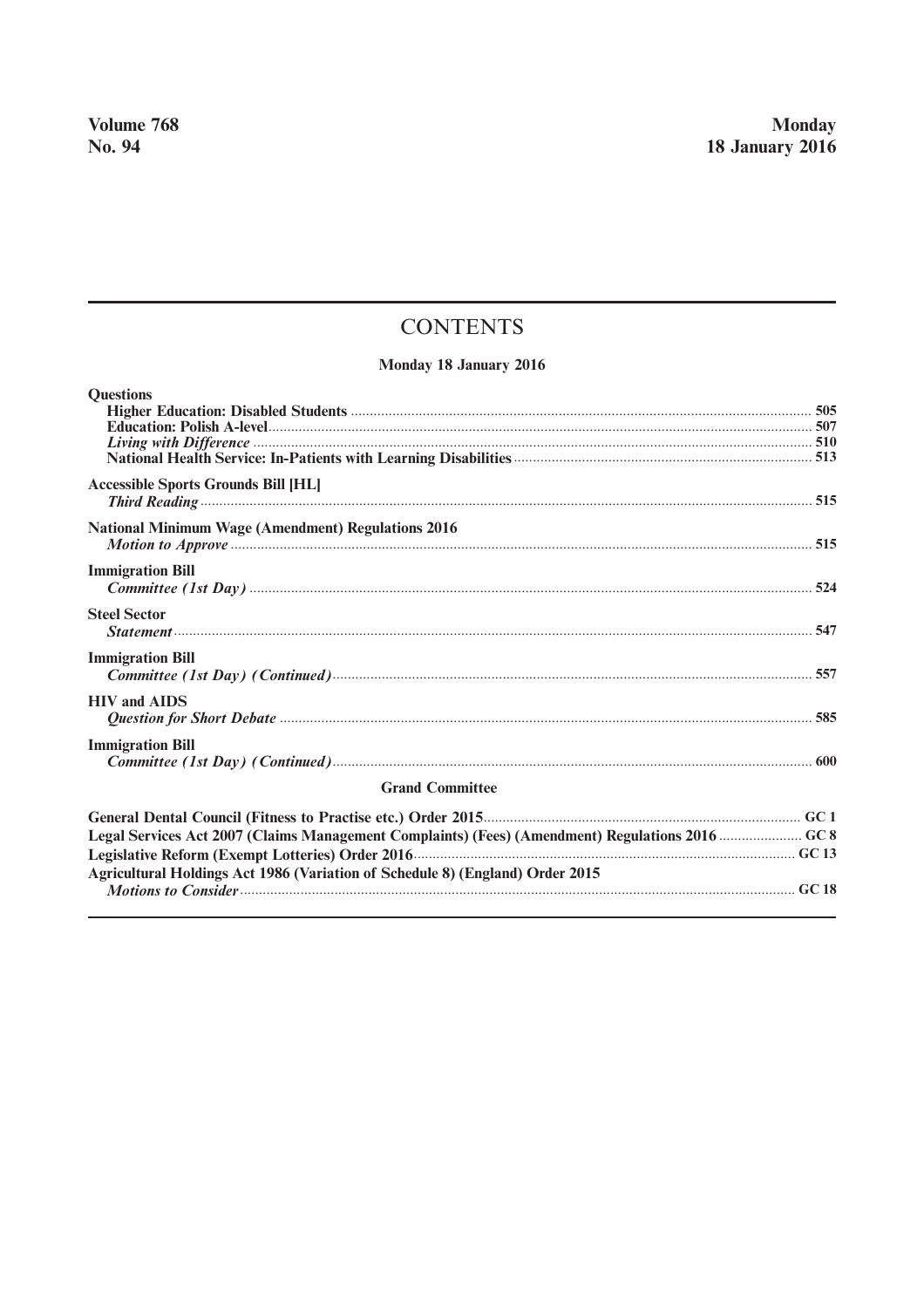**Volume 768**
**No. 94**

**Monday**
**18 January 2016**

# CONTENTS

**Monday 18 January 2016**

**Questions**

**Higher Education: Disabled Students** ........ 505
**Education: Polish A-level** ........ 507
***Living with Difference*** ........ 510
**National Health Service: In-Patients with Learning Disabilities** ........ 513

**Accessible Sports Grounds Bill [HL]**
***Third Reading*** ........ 515

**National Minimum Wage (Amendment) Regulations 2016**
***Motion to Approve*** ........ 515

**Immigration Bill**
***Committee (1st Day)*** ........ 524

**Steel Sector**
***Statement*** ........ 547

**Immigration Bill**
***Committee (1st Day) (Continued)*** ........ 557

**HIV and AIDS**
***Question for Short Debate*** ........ 585

**Immigration Bill**
***Committee (1st Day) (Continued)*** ........ 600

**Grand Committee**

**General Dental Council (Fitness to Practise etc.) Order 2015** ........ GC 1
**Legal Services Act 2007 (Claims Management Complaints) (Fees) (Amendment) Regulations 2016** ........ GC 8
**Legislative Reform (Exempt Lotteries) Order 2016** ........ GC 13
**Agricultural Holdings Act 1986 (Variation of Schedule 8) (England) Order 2015**
***Motions to Consider*** ........ GC 18